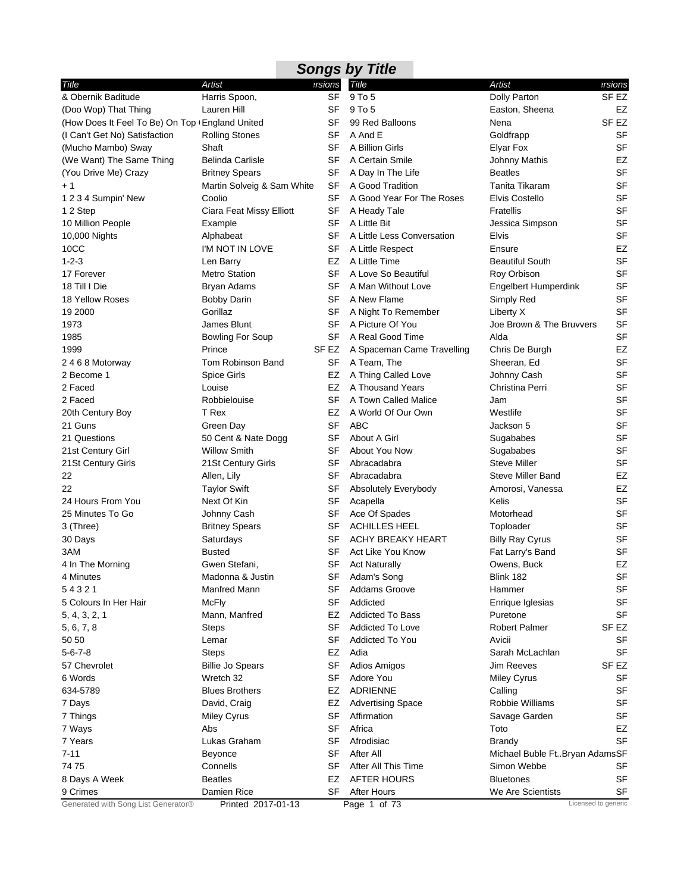## *Songs by Title*

| Title | Artist | Versions |
|---|---|---|
| & Obernik Baditude | Harris Spoon, | SF |
| (Doo Wop) That Thing | Lauren Hill | SF |
| (How Does It Feel To Be) On Top | England United | SF |
| (I Can't Get No) Satisfaction | Rolling Stones | SF |
| (Mucho Mambo) Sway | Shaft | SF |
| (We Want) The Same Thing | Belinda Carlisle | SF |
| (You Drive Me) Crazy | Britney Spears | SF |
| + 1 | Martin Solveig & Sam White | SF |
| 1 2 3 4 Sumpin' New | Coolio | SF |
| 1 2 Step | Ciara Feat Missy Elliott | SF |
| 10 Million People | Example | SF |
| 10,000 Nights | Alphabeat | SF |
| 10CC | I'M NOT IN LOVE | SF |
| 1-2-3 | Len Barry | EZ |
| 17 Forever | Metro Station | SF |
| 18 Till I Die | Bryan Adams | SF |
| 18 Yellow Roses | Bobby Darin | SF |
| 19 2000 | Gorillaz | SF |
| 1973 | James Blunt | SF |
| 1985 | Bowling For Soup | SF |
| 1999 | Prince | SF EZ |
| 2 4 6 8 Motorway | Tom Robinson Band | SF |
| 2 Become 1 | Spice Girls | EZ |
| 2 Faced | Louise | EZ |
| 2 Faced | Robbielouise | SF |
| 20th Century Boy | T Rex | EZ |
| 21 Guns | Green Day | SF |
| 21 Questions | 50 Cent & Nate Dogg | SF |
| 21st Century Girl | Willow Smith | SF |
| 21St Century Girls | 21St Century Girls | SF |
| 22 | Allen, Lily | SF |
| 22 | Taylor Swift | SF |
| 24 Hours From You | Next Of Kin | SF |
| 25 Minutes To Go | Johnny Cash | SF |
| 3 (Three) | Britney Spears | SF |
| 30 Days | Saturdays | SF |
| 3AM | Busted | SF |
| 4 In The Morning | Gwen Stefani, | SF |
| 4 Minutes | Madonna & Justin | SF |
| 5 4 3 2 1 | Manfred Mann | SF |
| 5 Colours In Her Hair | McFly | SF |
| 5, 4, 3, 2, 1 | Mann, Manfred | EZ |
| 5, 6, 7, 8 | Steps | SF |
| 50 50 | Lemar | SF |
| 5-6-7-8 | Steps | EZ |
| 57 Chevrolet | Billie Jo Spears | SF |
| 6 Words | Wretch 32 | SF |
| 634-5789 | Blues Brothers | EZ |
| 7 Days | David, Craig | EZ |
| 7 Things | Miley Cyrus | SF |
| 7 Ways | Abs | SF |
| 7 Years | Lukas Graham | SF |
| 7-11 | Beyonce | SF |
| 74 75 | Connells | SF |
| 8 Days A Week | Beatles | EZ |
| 9 Crimes | Damien Rice | SF |
| 9 To 5 | Dolly Parton | SF EZ |
| 9 To 5 | Easton, Sheena | EZ |
| 99 Red Balloons | Nena | SF EZ |
| A And E | Goldfrapp | SF |
| A Billion Girls | Elyar Fox | SF |
| A Certain Smile | Johnny Mathis | EZ |
| A Day In The Life | Beatles | SF |
| A Good Tradition | Tanita Tikaram | SF |
| A Good Year For The Roses | Elvis Costello | SF |
| A Heady Tale | Fratellis | SF |
| A Little Bit | Jessica Simpson | SF |
| A Little Less Conversation | Elvis | SF |
| A Little Respect | Ensure | EZ |
| A Little Time | Beautiful South | SF |
| A Love So Beautiful | Roy Orbison | SF |
| A Man Without Love | Engelbert Humperdink | SF |
| A New Flame | Simply Red | SF |
| A Night To Remember | Liberty X | SF |
| A Picture Of You | Joe Brown & The Bruvvers | SF |
| A Real Good Time | Alda | SF |
| A Spaceman Came Travelling | Chris De Burgh | EZ |
| A Team, The | Sheeran, Ed | SF |
| A Thing Called Love | Johnny Cash | SF |
| A Thousand Years | Christina Perri | SF |
| A Town Called Malice | Jam | SF |
| A World Of Our Own | Westlife | SF |
| ABC | Jackson 5 | SF |
| About A Girl | Sugababes | SF |
| About You Now | Sugababes | SF |
| Abracadabra | Steve Miller | SF |
| Abracadabra | Steve Miller Band | EZ |
| Absolutely Everybody | Amorosi, Vanessa | EZ |
| Acapella | Kelis | SF |
| Ace Of Spades | Motorhead | SF |
| ACHILLES HEEL | Toploader | SF |
| ACHY BREAKY HEART | Billy Ray Cyrus | SF |
| Act Like You Know | Fat Larry's Band | SF |
| Act Naturally | Owens, Buck | EZ |
| Adam's Song | Blink 182 | SF |
| Addams Groove | Hammer | SF |
| Addicted | Enrique Iglesias | SF |
| Addicted To Bass | Puretone | SF |
| Addicted To Love | Robert Palmer | SF EZ |
| Addicted To You | Avicii | SF |
| Adia | Sarah McLachlan | SF |
| Adios Amigos | Jim Reeves | SF EZ |
| Adore You | Miley Cyrus | SF |
| ADRIENNE | Calling | SF |
| Advertising Space | Robbie Williams | SF |
| Affirmation | Savage Garden | SF |
| Africa | Toto | EZ |
| Afrodisiac | Brandy | SF |
| After All | Michael Buble Ft..Bryan Adams | SF |
| After All This Time | Simon Webbe | SF |
| AFTER HOURS | Bluetones | SF |
| After Hours | We Are Scientists | SF |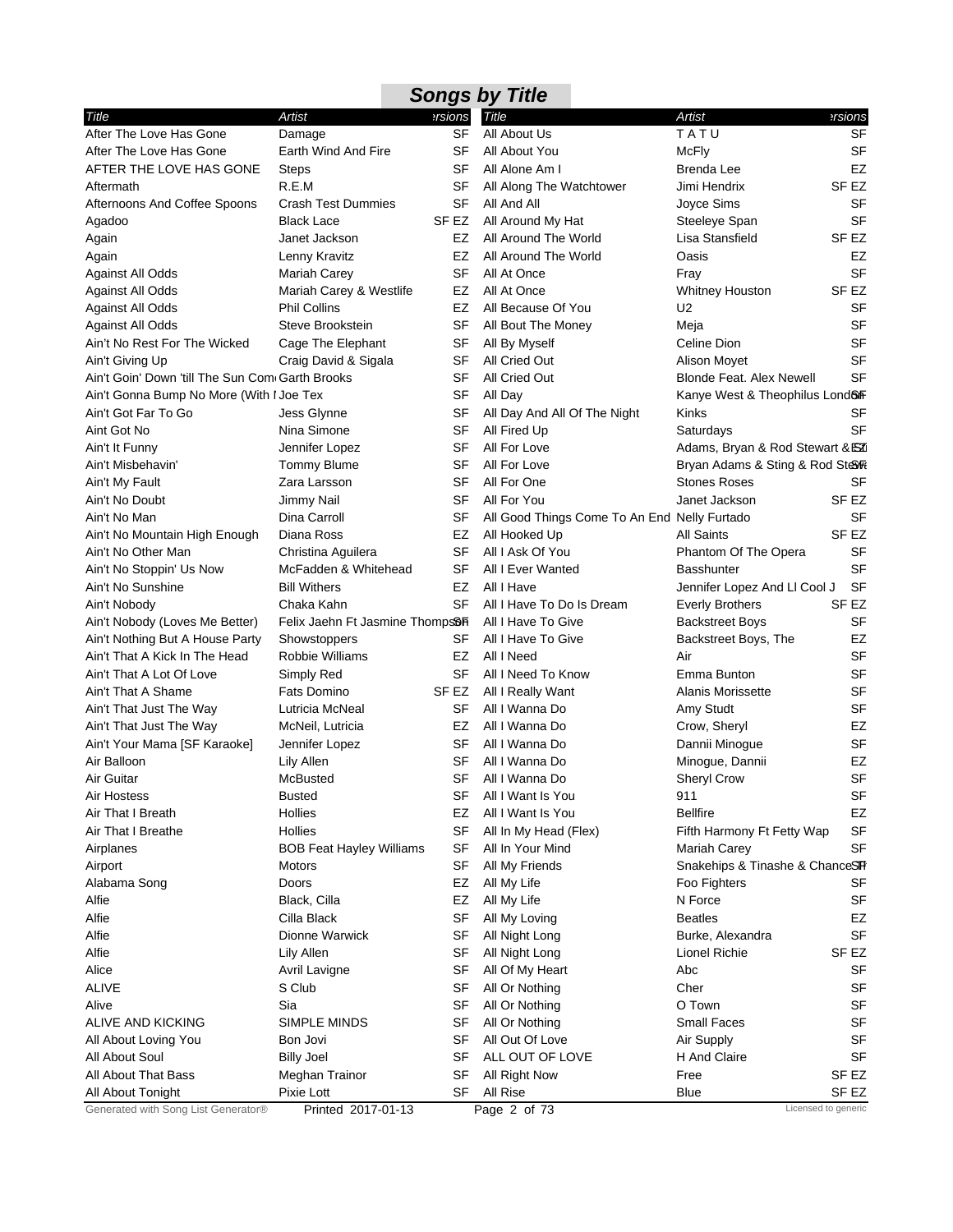# Songs by Title

| Title | Artist | Versions |
|---|---|---|
| After The Love Has Gone | Damage | SF |
| After The Love Has Gone | Earth Wind And Fire | SF |
| AFTER THE LOVE HAS GONE | Steps | SF |
| Aftermath | R.E.M | SF |
| Afternoons And Coffee Spoons | Crash Test Dummies | SF |
| Agadoo | Black Lace | SF EZ |
| Again | Janet Jackson | EZ |
| Again | Lenny Kravitz | EZ |
| Against All Odds | Mariah Carey | SF |
| Against All Odds | Mariah Carey & Westlife | EZ |
| Against All Odds | Phil Collins | EZ |
| Against All Odds | Steve Brookstein | SF |
| Ain't No Rest For The Wicked | Cage The Elephant | SF |
| Ain't Giving Up | Craig David & Sigala | SF |
| Ain't Goin' Down 'till The Sun Com | Garth Brooks | SF |
| Ain't Gonna Bump No More (With I | Joe Tex | SF |
| Ain't Got Far To Go | Jess Glynne | SF |
| Aint Got No | Nina Simone | SF |
| Ain't It Funny | Jennifer Lopez | SF |
| Ain't Misbehavin' | Tommy Blume | SF |
| Ain't My Fault | Zara Larsson | SF |
| Ain't No Doubt | Jimmy Nail | SF |
| Ain't No Man | Dina Carroll | SF |
| Ain't No Mountain High Enough | Diana Ross | EZ |
| Ain't No Other Man | Christina Aguilera | SF |
| Ain't No Stoppin' Us Now | McFadden & Whitehead | SF |
| Ain't No Sunshine | Bill Withers | EZ |
| Ain't Nobody | Chaka Kahn | SF |
| Ain't Nobody (Loves Me Better) | Felix Jaehn Ft Jasmine Thompson | SF |
| Ain't Nothing But A House Party | Showstoppers | SF |
| Ain't That A Kick In The Head | Robbie Williams | EZ |
| Ain't That A Lot Of Love | Simply Red | SF |
| Ain't That A Shame | Fats Domino | SF EZ |
| Ain't That Just The Way | Lutricia McNeal | SF |
| Ain't That Just The Way | McNeil, Lutricia | EZ |
| Ain't Your Mama [SF Karaoke] | Jennifer Lopez | SF |
| Air Balloon | Lily Allen | SF |
| Air Guitar | McBusted | SF |
| Air Hostess | Busted | SF |
| Air That I Breath | Hollies | EZ |
| Air That I Breathe | Hollies | SF |
| Airplanes | BOB Feat Hayley Williams | SF |
| Airport | Motors | SF |
| Alabama Song | Doors | EZ |
| Alfie | Black, Cilla | EZ |
| Alfie | Cilla Black | SF |
| Alfie | Dionne Warwick | SF |
| Alfie | Lily Allen | SF |
| Alice | Avril Lavigne | SF |
| ALIVE | S Club | SF |
| Alive | Sia | SF |
| ALIVE AND KICKING | SIMPLE MINDS | SF |
| All About Loving You | Bon Jovi | SF |
| All About Soul | Billy Joel | SF |
| All About That Bass | Meghan Trainor | SF |
| All About Tonight | Pixie Lott | SF |
| All About Us | T A T U | SF |
| All About You | McFly | SF |
| All Alone Am I | Brenda Lee | EZ |
| All Along The Watchtower | Jimi Hendrix | SF EZ |
| All And All | Joyce Sims | SF |
| All Around My Hat | Steeleye Span | SF |
| All Around The World | Lisa Stansfield | SF EZ |
| All Around The World | Oasis | EZ |
| All At Once | Fray | SF |
| All At Once | Whitney Houston | SF EZ |
| All Because Of You | U2 | SF |
| All Bout The Money | Meja | SF |
| All By Myself | Celine Dion | SF |
| All Cried Out | Alison Moyet | SF |
| All Cried Out | Blonde Feat. Alex Newell | SF |
| All Day | Kanye West & Theophilus London | SF |
| All Day And All Of The Night | Kinks | SF |
| All Fired Up | Saturdays | SF |
| All For Love | Adams, Bryan & Rod Stewart & S | EZ |
| All For Love | Bryan Adams & Sting & Rod Stew | SF |
| All For One | Stones Roses | SF |
| All For You | Janet Jackson | SF EZ |
| All Good Things Come To An End | Nelly Furtado | SF |
| All Hooked Up | All Saints | SF EZ |
| All I Ask Of You | Phantom Of The Opera | SF |
| All I Ever Wanted | Basshunter | SF |
| All I Have | Jennifer Lopez And Ll Cool J | SF |
| All I Have To Do Is Dream | Everly Brothers | SF EZ |
| All I Have To Give | Backstreet Boys | SF |
| All I Have To Give | Backstreet Boys, The | EZ |
| All I Need | Air | SF |
| All I Need To Know | Emma Bunton | SF |
| All I Really Want | Alanis Morissette | SF |
| All I Wanna Do | Amy Studt | SF |
| All I Wanna Do | Crow, Sheryl | EZ |
| All I Wanna Do | Dannii Minogue | SF |
| All I Wanna Do | Minogue, Dannii | EZ |
| All I Wanna Do | Sheryl Crow | SF |
| All I Want Is You | 911 | SF |
| All I Want Is You | Bellfire | EZ |
| All In My Head (Flex) | Fifth Harmony Ft Fetty Wap | SF |
| All In Your Mind | Mariah Carey | SF |
| All My Friends | Snakehips & Tinashe & Chance Th | SF |
| All My Life | Foo Fighters | SF |
| All My Life | N Force | SF |
| All My Loving | Beatles | EZ |
| All Night Long | Burke, Alexandra | SF |
| All Night Long | Lionel Richie | SF EZ |
| All Of My Heart | Abc | SF |
| All Or Nothing | Cher | SF |
| All Or Nothing | O Town | SF |
| All Or Nothing | Small Faces | SF |
| All Out Of Love | Air Supply | SF |
| ALL OUT OF LOVE | H And Claire | SF |
| All Right Now | Free | SF EZ |
| All Rise | Blue | SF EZ |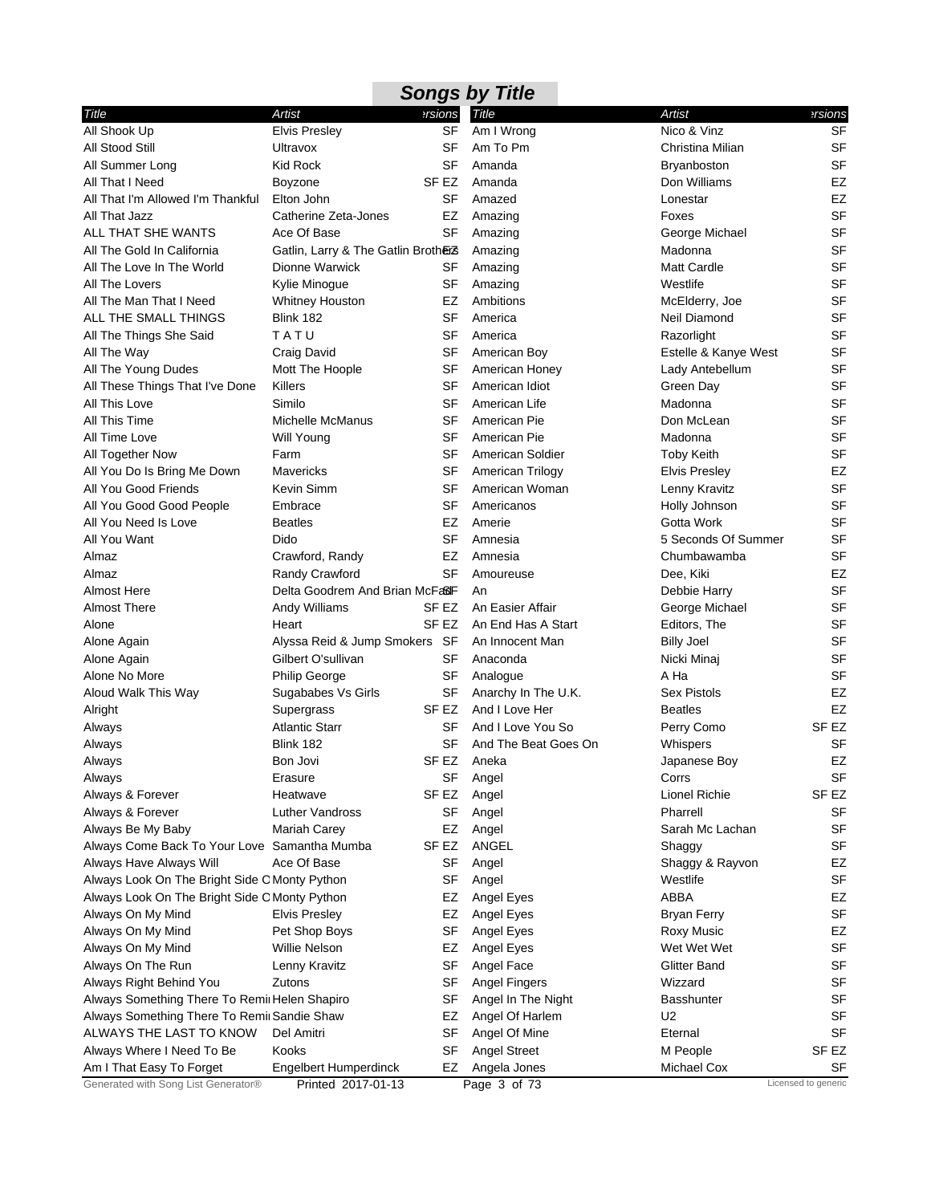# Songs by Title

| Title | Artist | Versions |
|---|---|---|
| All Shook Up | Elvis Presley | SF |
| All Stood Still | Ultravox | SF |
| All Summer Long | Kid Rock | SF |
| All That I Need | Boyzone | SF EZ |
| All That I'm Allowed I'm Thankful | Elton John | SF |
| All That Jazz | Catherine Zeta-Jones | EZ |
| ALL THAT SHE WANTS | Ace Of Base | SF |
| All The Gold In California | Gatlin, Larry & The Gatlin Brothers | EZ |
| All The Love In The World | Dionne Warwick | SF |
| All The Lovers | Kylie Minogue | SF |
| All The Man That I Need | Whitney Houston | EZ |
| ALL THE SMALL THINGS | Blink 182 | SF |
| All The Things She Said | T A T U | SF |
| All The Way | Craig David | SF |
| All The Young Dudes | Mott The Hoople | SF |
| All These Things That I've Done | Killers | SF |
| All This Love | Similo | SF |
| All This Time | Michelle McManus | SF |
| All Time Love | Will Young | SF |
| All Together Now | Farm | SF |
| All You Do Is Bring Me Down | Mavericks | SF |
| All You Good Friends | Kevin Simm | SF |
| All You Good Good People | Embrace | SF |
| All You Need Is Love | Beatles | EZ |
| All You Want | Dido | SF |
| Almaz | Crawford, Randy | EZ |
| Almaz | Randy Crawford | SF |
| Almost Here | Delta Goodrem And Brian McFadden | SF |
| Almost There | Andy Williams | SF EZ |
| Alone | Heart | SF EZ |
| Alone Again | Alyssa Reid & Jump Smokers | SF |
| Alone Again | Gilbert O'sullivan | SF |
| Alone No More | Philip George | SF |
| Aloud Walk This Way | Sugababes Vs Girls | SF |
| Alright | Supergrass | SF EZ |
| Always | Atlantic Starr | SF |
| Always | Blink 182 | SF |
| Always | Bon Jovi | SF EZ |
| Always | Erasure | SF |
| Always & Forever | Heatwave | SF EZ |
| Always & Forever | Luther Vandross | SF |
| Always Be My Baby | Mariah Carey | EZ |
| Always Come Back To Your Love | Samantha Mumba | SF EZ |
| Always Have Always Will | Ace Of Base | SF |
| Always Look On The Bright Side Of Life | Monty Python | SF |
| Always Look On The Bright Side Of Life | Monty Python | EZ |
| Always On My Mind | Elvis Presley | EZ |
| Always On My Mind | Pet Shop Boys | SF |
| Always On My Mind | Willie Nelson | EZ |
| Always On The Run | Lenny Kravitz | SF |
| Always Right Behind You | Zutons | SF |
| Always Something There To Remind Me | Helen Shapiro | SF |
| Always Something There To Remind Me | Sandie Shaw | EZ |
| ALWAYS THE LAST TO KNOW | Del Amitri | SF |
| Always Where I Need To Be | Kooks | SF |
| Am I That Easy To Forget | Engelbert Humperdinck | EZ |
| Am I Wrong | Nico & Vinz | SF |
| Am To Pm | Christina Milian | SF |
| Amanda | Bryanboston | SF |
| Amanda | Don Williams | EZ |
| Amazed | Lonestar | EZ |
| Amazing | Foxes | SF |
| Amazing | George Michael | SF |
| Amazing | Madonna | SF |
| Amazing | Matt Cardle | SF |
| Amazing | Westlife | SF |
| Ambitions | McElderry, Joe | SF |
| America | Neil Diamond | SF |
| America | Razorlight | SF |
| American Boy | Estelle & Kanye West | SF |
| American Honey | Lady Antebellum | SF |
| American Idiot | Green Day | SF |
| American Life | Madonna | SF |
| American Pie | Don McLean | SF |
| American Pie | Madonna | SF |
| American Soldier | Toby Keith | SF |
| American Trilogy | Elvis Presley | EZ |
| American Woman | Lenny Kravitz | SF |
| Americanos | Holly Johnson | SF |
| Amerie | Gotta Work | SF |
| Amnesia | 5 Seconds Of Summer | SF |
| Amnesia | Chumbawamba | SF |
| Amoureuse | Dee, Kiki | EZ |
| An | Debbie Harry | SF |
| An Easier Affair | George Michael | SF |
| An End Has A Start | Editors, The | SF |
| An Innocent Man | Billy Joel | SF |
| Anaconda | Nicki Minaj | SF |
| Analogue | A Ha | SF |
| Anarchy In The U.K. | Sex Pistols | EZ |
| And I Love Her | Beatles | EZ |
| And I Love You So | Perry Como | SF EZ |
| And The Beat Goes On | Whispers | SF |
| Aneka | Japanese Boy | EZ |
| Angel | Corrs | SF |
| Angel | Lionel Richie | SF EZ |
| Angel | Pharrell | SF |
| Angel | Sarah Mc Lachan | SF |
| ANGEL | Shaggy | SF |
| Angel | Shaggy & Rayvon | EZ |
| Angel | Westlife | SF |
| Angel Eyes | ABBA | EZ |
| Angel Eyes | Bryan Ferry | SF |
| Angel Eyes | Roxy Music | EZ |
| Angel Eyes | Wet Wet Wet | SF |
| Angel Face | Glitter Band | SF |
| Angel Fingers | Wizzard | SF |
| Angel In The Night | Basshunter | SF |
| Angel Of Harlem | U2 | SF |
| Angel Of Mine | Eternal | SF |
| Angel Street | M People | SF EZ |
| Angela Jones | Michael Cox | SF |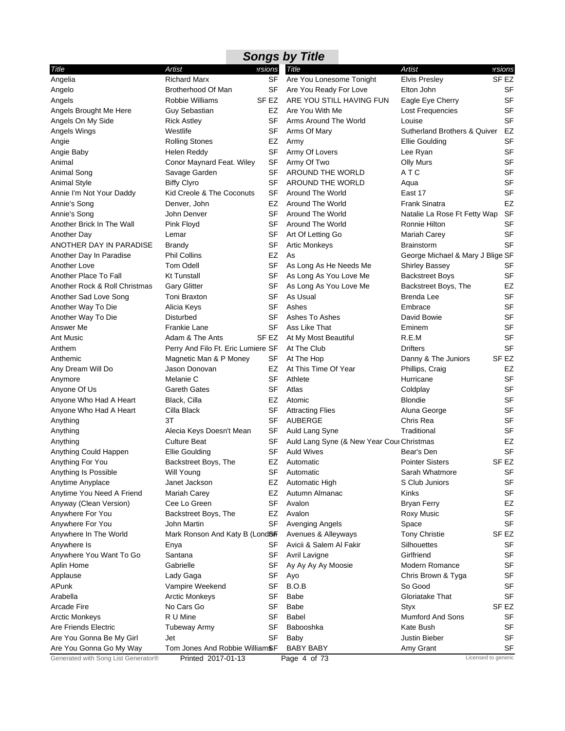## Songs by Title

| Title | Artist | Versions |
|---|---|---|
| Angelia | Richard Marx | SF |
| Angelo | Brotherhood Of Man | SF |
| Angels | Robbie Williams | SF EZ |
| Angels Brought Me Here | Guy Sebastian | EZ |
| Angels On My Side | Rick Astley | SF |
| Angels Wings | Westlife | SF |
| Angie | Rolling Stones | EZ |
| Angie Baby | Helen Reddy | SF |
| Animal | Conor Maynard Feat. Wiley | SF |
| Animal Song | Savage Garden | SF |
| Animal Style | Biffy Clyro | SF |
| Annie I'm Not Your Daddy | Kid Creole & The Coconuts | SF |
| Annie's Song | Denver, John | EZ |
| Annie's Song | John Denver | SF |
| Another Brick In The Wall | Pink Floyd | SF |
| Another Day | Lemar | SF |
| ANOTHER DAY IN PARADISE | Brandy | SF |
| Another Day In Paradise | Phil Collins | EZ |
| Another Love | Tom Odell | SF |
| Another Place To Fall | Kt Tunstall | SF |
| Another Rock & Roll Christmas | Gary Glitter | SF |
| Another Sad Love Song | Toni Braxton | SF |
| Another Way To Die | Alicia Keys | SF |
| Another Way To Die | Disturbed | SF |
| Answer Me | Frankie Lane | SF |
| Ant Music | Adam & The Ants | SF EZ |
| Anthem | Perry And Filo Ft. Eric Lumiere | SF |
| Anthemic | Magnetic Man & P Money | SF |
| Any Dream Will Do | Jason Donovan | EZ |
| Anymore | Melanie C | SF |
| Anyone Of Us | Gareth Gates | SF |
| Anyone Who Had A Heart | Black, Cilla | EZ |
| Anyone Who Had A Heart | Cilla Black | SF |
| Anything | 3T | SF |
| Anything | Alecia Keys Doesn't Mean | SF |
| Anything | Culture Beat | SF |
| Anything Could Happen | Ellie Goulding | SF |
| Anything For You | Backstreet Boys, The | EZ |
| Anything Is Possible | Will Young | SF |
| Anytime Anyplace | Janet Jackson | EZ |
| Anytime You Need A Friend | Mariah Carey | EZ |
| Anyway (Clean Version) | Cee Lo Green | SF |
| Anywhere For You | Backstreet Boys, The | EZ |
| Anywhere For You | John Martin | SF |
| Anywhere In The World | Mark Ronson And Katy B (London | SF |
| Anywhere Is | Enya | SF |
| Anywhere You Want To Go | Santana | SF |
| Aplin Home | Gabrielle | SF |
| Applause | Lady Gaga | SF |
| APunk | Vampire Weekend | SF |
| Arabella | Arctic Monkeys | SF |
| Arcade Fire | No Cars Go | SF |
| Arctic Monkeys | R U Mine | SF |
| Are Friends Electric | Tubeway Army | SF |
| Are You Gonna Be My Girl | Jet | SF |
| Are You Gonna Go My Way | Tom Jones And Robbie Williams | SF |
| Are You Lonesome Tonight | Elvis Presley | SF EZ |
| Are You Ready For Love | Elton John | SF |
| ARE YOU STILL HAVING FUN | Eagle Eye Cherry | SF |
| Are You With Me | Lost Frequencies | SF |
| Arms Around The World | Louise | SF |
| Arms Of Mary | Sutherland Brothers & Quiver | EZ |
| Army | Ellie Goulding | SF |
| Army Of Lovers | Lee Ryan | SF |
| Army Of Two | Olly Murs | SF |
| AROUND THE WORLD | A T C | SF |
| AROUND THE WORLD | Aqua | SF |
| Around The World | East 17 | SF |
| Around The World | Frank Sinatra | EZ |
| Around The World | Natalie La Rose Ft Fetty Wap | SF |
| Around The World | Ronnie Hilton | SF |
| Art Of Letting Go | Mariah Carey | SF |
| Artic Monkeys | Brainstorm | SF |
| As | George Michael & Mary J Blige | SF |
| As Long As He Needs Me | Shirley Bassey | SF |
| As Long As You Love Me | Backstreet Boys | SF |
| As Long As You Love Me | Backstreet Boys, The | EZ |
| As Usual | Brenda Lee | SF |
| Ashes | Embrace | SF |
| Ashes To Ashes | David Bowie | SF |
| Ass Like That | Eminem | SF |
| At My Most Beautiful | R.E.M | SF |
| At The Club | Drifters | SF |
| At The Hop | Danny & The Juniors | SF EZ |
| At This Time Of Year | Phillips, Craig | EZ |
| Athlete | Hurricane | SF |
| Atlas | Coldplay | SF |
| Atomic | Blondie | SF |
| Attracting Flies | Aluna George | SF |
| AUBERGE | Chris Rea | SF |
| Auld Lang Syne | Traditional | SF |
| Auld Lang Syne (& New Year Cou | Christmas | EZ |
| Auld Wives | Bear's Den | SF |
| Automatic | Pointer Sisters | SF EZ |
| Automatic | Sarah Whatmore | SF |
| Automatic High | S Club Juniors | SF |
| Autumn Almanac | Kinks | SF |
| Avalon | Bryan Ferry | EZ |
| Avalon | Roxy Music | SF |
| Avenging Angels | Space | SF |
| Avenues & Alleyways | Tony Christie | SF EZ |
| Avicii & Salem Al Fakir | Silhouettes | SF |
| Avril Lavigne | Girlfriend | SF |
| Ay Ay Ay Ay Moosie | Modern Romance | SF |
| Ayo | Chris Brown & Tyga | SF |
| B.O.B | So Good | SF |
| Babe | Gloriatake That | SF |
| Babe | Styx | SF EZ |
| Babel | Mumford And Sons | SF |
| Babooshka | Kate Bush | SF |
| Baby | Justin Bieber | SF |
| BABY BABY | Amy Grant | SF |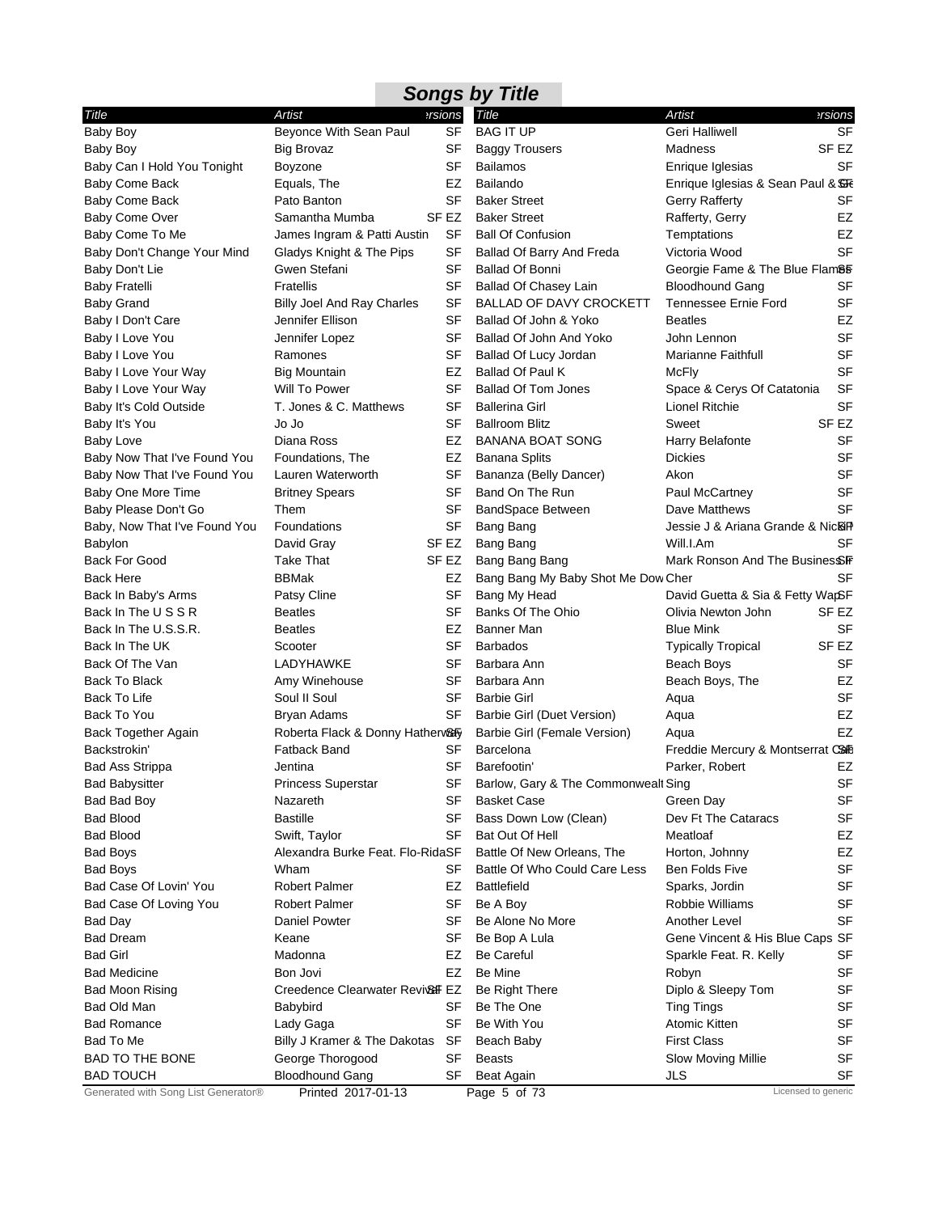## Songs by Title

| Title | Artist | Versions |
|---|---|---|
| Baby Boy | Beyonce With Sean Paul | SF |
| Baby Boy | Big Brovaz | SF |
| Baby Can I Hold You Tonight | Boyzone | SF |
| Baby Come Back | Equals, The | EZ |
| Baby Come Back | Pato Banton | SF |
| Baby Come Over | Samantha Mumba | SF EZ |
| Baby Come To Me | James Ingram & Patti Austin | SF |
| Baby Don't Change Your Mind | Gladys Knight & The Pips | SF |
| Baby Don't Lie | Gwen Stefani | SF |
| Baby Fratelli | Fratellis | SF |
| Baby Grand | Billy Joel And Ray Charles | SF |
| Baby I Don't Care | Jennifer Ellison | SF |
| Baby I Love You | Jennifer Lopez | SF |
| Baby I Love You | Ramones | SF |
| Baby I Love Your Way | Big Mountain | EZ |
| Baby I Love Your Way | Will To Power | SF |
| Baby It's Cold Outside | T. Jones & C. Matthews | SF |
| Baby It's You | Jo Jo | SF |
| Baby Love | Diana Ross | EZ |
| Baby Now That I've Found You | Foundations, The | EZ |
| Baby Now That I've Found You | Lauren Waterworth | SF |
| Baby One More Time | Britney Spears | SF |
| Baby Please Don't Go | Them | SF |
| Baby, Now That I've Found You | Foundations | SF |
| Babylon | David Gray | SF EZ |
| Back For Good | Take That | SF EZ |
| Back Here | BBMak | EZ |
| Back In Baby's Arms | Patsy Cline | SF |
| Back In The U S S R | Beatles | SF |
| Back In The U.S.S.R. | Beatles | EZ |
| Back In The UK | Scooter | SF |
| Back Of The Van | LADYHAWKE | SF |
| Back To Black | Amy Winehouse | SF |
| Back To Life | Soul II Soul | SF |
| Back To You | Bryan Adams | SF |
| Back Together Again | Roberta Flack & Donny Hathaway | SF |
| Backstrokin' | Fatback Band | SF |
| Bad Ass Strippa | Jentina | SF |
| Bad Babysitter | Princess Superstar | SF |
| Bad Bad Boy | Nazareth | SF |
| Bad Blood | Bastille | SF |
| Bad Blood | Swift, Taylor | SF |
| Bad Boys | Alexandra Burke Feat. Flo-Rida | SF |
| Bad Boys | Wham | SF |
| Bad Case Of Lovin' You | Robert Palmer | EZ |
| Bad Case Of Loving You | Robert Palmer | SF |
| Bad Day | Daniel Powter | SF |
| Bad Dream | Keane | SF |
| Bad Girl | Madonna | EZ |
| Bad Medicine | Bon Jovi | EZ |
| Bad Moon Rising | Creedence Clearwater Revival | SF EZ |
| Bad Old Man | Babybird | SF |
| Bad Romance | Lady Gaga | SF |
| Bad To Me | Billy J Kramer & The Dakotas | SF |
| BAD TO THE BONE | George Thorogood | SF |
| BAD TOUCH | Bloodhound Gang | SF |
| BAG IT UP | Geri Halliwell | SF |
| Baggy Trousers | Madness | SF EZ |
| Bailamos | Enrique Iglesias | SF |
| Bailando | Enrique Iglesias & Sean Paul & Ge | SF |
| Baker Street | Gerry Rafferty | SF |
| Baker Street | Rafferty, Gerry | EZ |
| Ball Of Confusion | Temptations | EZ |
| Ballad Of Barry And Freda | Victoria Wood | SF |
| Ballad Of Bonni | Georgie Fame & The Blue Flames | SF |
| Ballad Of Chasey Lain | Bloodhound Gang | SF |
| BALLAD OF DAVY CROCKETT | Tennessee Ernie Ford | SF |
| Ballad Of John & Yoko | Beatles | EZ |
| Ballad Of John And Yoko | John Lennon | SF |
| Ballad Of Lucy Jordan | Marianne Faithfull | SF |
| Ballad Of Paul K | McFly | SF |
| Ballad Of Tom Jones | Space & Cerys Of Catatonia | SF |
| Ballerina Girl | Lionel Ritchie | SF |
| Ballroom Blitz | Sweet | SF EZ |
| BANANA BOAT SONG | Harry Belafonte | SF |
| Banana Splits | Dickies | SF |
| Bananza (Belly Dancer) | Akon | SF |
| Band On The Run | Paul McCartney | SF |
| BandSpace Between | Dave Matthews | SF |
| Bang Bang | Jessie J & Ariana Grande & Nicki M | SF |
| Bang Bang | Will.I.Am | SF |
| Bang Bang Bang | Mark Ronson And The Business I | SF |
| Bang Bang My Baby Shot Me Dow | Cher | SF |
| Bang My Head | David Guetta & Sia & Fetty Wap | SF |
| Banks Of The Ohio | Olivia Newton John | SF EZ |
| Banner Man | Blue Mink | SF |
| Barbados | Typically Tropical | SF EZ |
| Barbara Ann | Beach Boys | SF |
| Barbara Ann | Beach Boys, The | EZ |
| Barbie Girl | Aqua | SF |
| Barbie Girl (Duet Version) | Aqua | EZ |
| Barbie Girl (Female Version) | Aqua | EZ |
| Barcelona | Freddie Mercury & Montserrat Ca | SF |
| Barefootin' | Parker, Robert | EZ |
| Barlow, Gary & The Commonwealt | Sing | SF |
| Basket Case | Green Day | SF |
| Bass Down Low (Clean) | Dev Ft The Cataracs | SF |
| Bat Out Of Hell | Meatloaf | EZ |
| Battle Of New Orleans, The | Horton, Johnny | EZ |
| Battle Of Who Could Care Less | Ben Folds Five | SF |
| Battlefield | Sparks, Jordin | SF |
| Be A Boy | Robbie Williams | SF |
| Be Alone No More | Another Level | SF |
| Be Bop A Lula | Gene Vincent & His Blue Caps | SF |
| Be Careful | Sparkle Feat. R. Kelly | SF |
| Be Mine | Robyn | SF |
| Be Right There | Diplo & Sleepy Tom | SF |
| Be The One | Ting Tings | SF |
| Be With You | Atomic Kitten | SF |
| Beach Baby | First Class | SF |
| Beasts | Slow Moving Millie | SF |
| Beat Again | JLS | SF |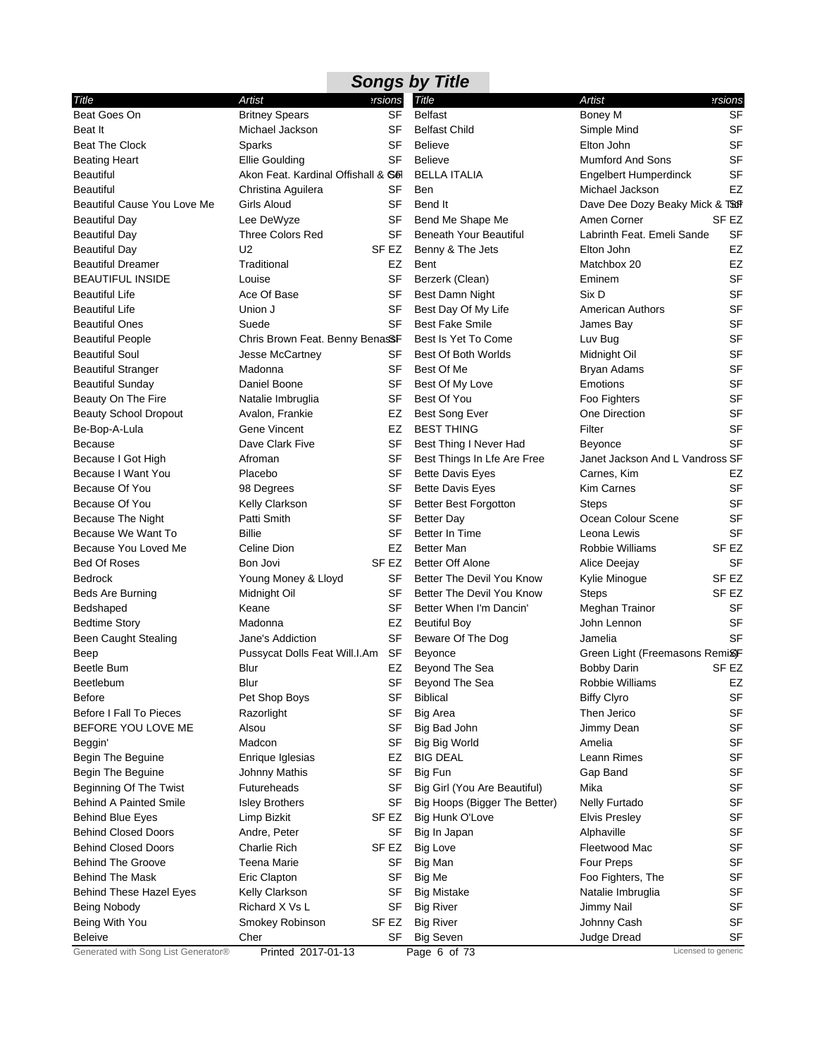## Songs by Title

| Title | Artist | Versions |
|---|---|---|
| Beat Goes On | Britney Spears | SF |
| Beat It | Michael Jackson | SF |
| Beat The Clock | Sparks | SF |
| Beating Heart | Ellie Goulding | SF |
| Beautiful | Akon Feat. Kardinal Offishall & Col | SF |
| Beautiful | Christina Aguilera | SF |
| Beautiful Cause You Love Me | Girls Aloud | SF |
| Beautiful Day | Lee DeWyze | SF |
| Beautiful Day | Three Colors Red | SF |
| Beautiful Day | U2 | SF EZ |
| Beautiful Dreamer | Traditional | EZ |
| BEAUTIFUL INSIDE | Louise | SF |
| Beautiful Life | Ace Of Base | SF |
| Beautiful Life | Union J | SF |
| Beautiful Ones | Suede | SF |
| Beautiful People | Chris Brown Feat. Benny Benassi | SF |
| Beautiful Soul | Jesse McCartney | SF |
| Beautiful Stranger | Madonna | SF |
| Beautiful Sunday | Daniel Boone | SF |
| Beauty On The Fire | Natalie Imbruglia | SF |
| Beauty School Dropout | Avalon, Frankie | EZ |
| Be-Bop-A-Lula | Gene Vincent | EZ |
| Because | Dave Clark Five | SF |
| Because I Got High | Afroman | SF |
| Because I Want You | Placebo | SF |
| Because Of You | 98 Degrees | SF |
| Because Of You | Kelly Clarkson | SF |
| Because The Night | Patti Smith | SF |
| Because We Want To | Billie | SF |
| Because You Loved Me | Celine Dion | EZ |
| Bed Of Roses | Bon Jovi | SF EZ |
| Bedrock | Young Money & Lloyd | SF |
| Beds Are Burning | Midnight Oil | SF |
| Bedshaped | Keane | SF |
| Bedtime Story | Madonna | EZ |
| Been Caught Stealing | Jane's Addiction | SF |
| Beep | Pussycat Dolls Feat Will.I.Am | SF |
| Beetle Bum | Blur | EZ |
| Beetlebum | Blur | SF |
| Before | Pet Shop Boys | SF |
| Before I Fall To Pieces | Razorlight | SF |
| BEFORE YOU LOVE ME | Alsou | SF |
| Beggin' | Madcon | SF |
| Begin The Beguine | Enrique Iglesias | EZ |
| Begin The Beguine | Johnny Mathis | SF |
| Beginning Of The Twist | Futureheads | SF |
| Behind A Painted Smile | Isley Brothers | SF |
| Behind Blue Eyes | Limp Bizkit | SF EZ |
| Behind Closed Doors | Andre, Peter | SF |
| Behind Closed Doors | Charlie Rich | SF EZ |
| Behind The Groove | Teena Marie | SF |
| Behind The Mask | Eric Clapton | SF |
| Behind These Hazel Eyes | Kelly Clarkson | SF |
| Being Nobody | Richard X Vs L | SF |
| Being With You | Smokey Robinson | SF EZ |
| Beleive | Cher | SF |
| Belfast | Boney M | SF |
| Belfast Child | Simple Mind | SF |
| Believe | Elton John | SF |
| Believe | Mumford And Sons | SF |
| BELLA ITALIA | Engelbert Humperdinck | SF |
| Ben | Michael Jackson | EZ |
| Bend It | Dave Dee Dozy Beaky Mick & Tich | SF |
| Bend Me Shape Me | Amen Corner | SF EZ |
| Beneath Your Beautiful | Labrinth Feat. Emeli Sande | SF |
| Benny & The Jets | Elton John | EZ |
| Bent | Matchbox 20 | EZ |
| Berzerk (Clean) | Eminem | SF |
| Best Damn Night | Six D | SF |
| Best Day Of My Life | American Authors | SF |
| Best Fake Smile | James Bay | SF |
| Best Is Yet To Come | Luv Bug | SF |
| Best Of Both Worlds | Midnight Oil | SF |
| Best Of Me | Bryan Adams | SF |
| Best Of My Love | Emotions | SF |
| Best Of You | Foo Fighters | SF |
| Best Song Ever | One Direction | SF |
| BEST THING | Filter | SF |
| Best Thing I Never Had | Beyonce | SF |
| Best Things In Lfe Are Free | Janet Jackson And L Vandross | SF |
| Bette Davis Eyes | Carnes, Kim | EZ |
| Bette Davis Eyes | Kim Carnes | SF |
| Better Best Forgotton | Steps | SF |
| Better Day | Ocean Colour Scene | SF |
| Better In Time | Leona Lewis | SF |
| Better Man | Robbie Williams | SF EZ |
| Better Off Alone | Alice Deejay | SF |
| Better The Devil You Know | Kylie Minogue | SF EZ |
| Better The Devil You Know | Steps | SF EZ |
| Better When I'm Dancin' | Meghan Trainor | SF |
| Beutiful Boy | John Lennon | SF |
| Beware Of The Dog | Jamelia | SF |
| Beyonce | Green Light (Freemasons Remix) | SF |
| Beyond The Sea | Bobby Darin | SF EZ |
| Beyond The Sea | Robbie Williams | EZ |
| Biblical | Biffy Clyro | SF |
| Big Area | Then Jerico | SF |
| Big Bad John | Jimmy Dean | SF |
| Big Big World | Amelia | SF |
| BIG DEAL | Leann Rimes | SF |
| Big Fun | Gap Band | SF |
| Big Girl (You Are Beautiful) | Mika | SF |
| Big Hoops (Bigger The Better) | Nelly Furtado | SF |
| Big Hunk O'Love | Elvis Presley | SF |
| Big In Japan | Alphaville | SF |
| Big Love | Fleetwood Mac | SF |
| Big Man | Four Preps | SF |
| Big Me | Foo Fighters, The | SF |
| Big Mistake | Natalie Imbruglia | SF |
| Big River | Jimmy Nail | SF |
| Big River | Johnny Cash | SF |
| Big Seven | Judge Dread | SF |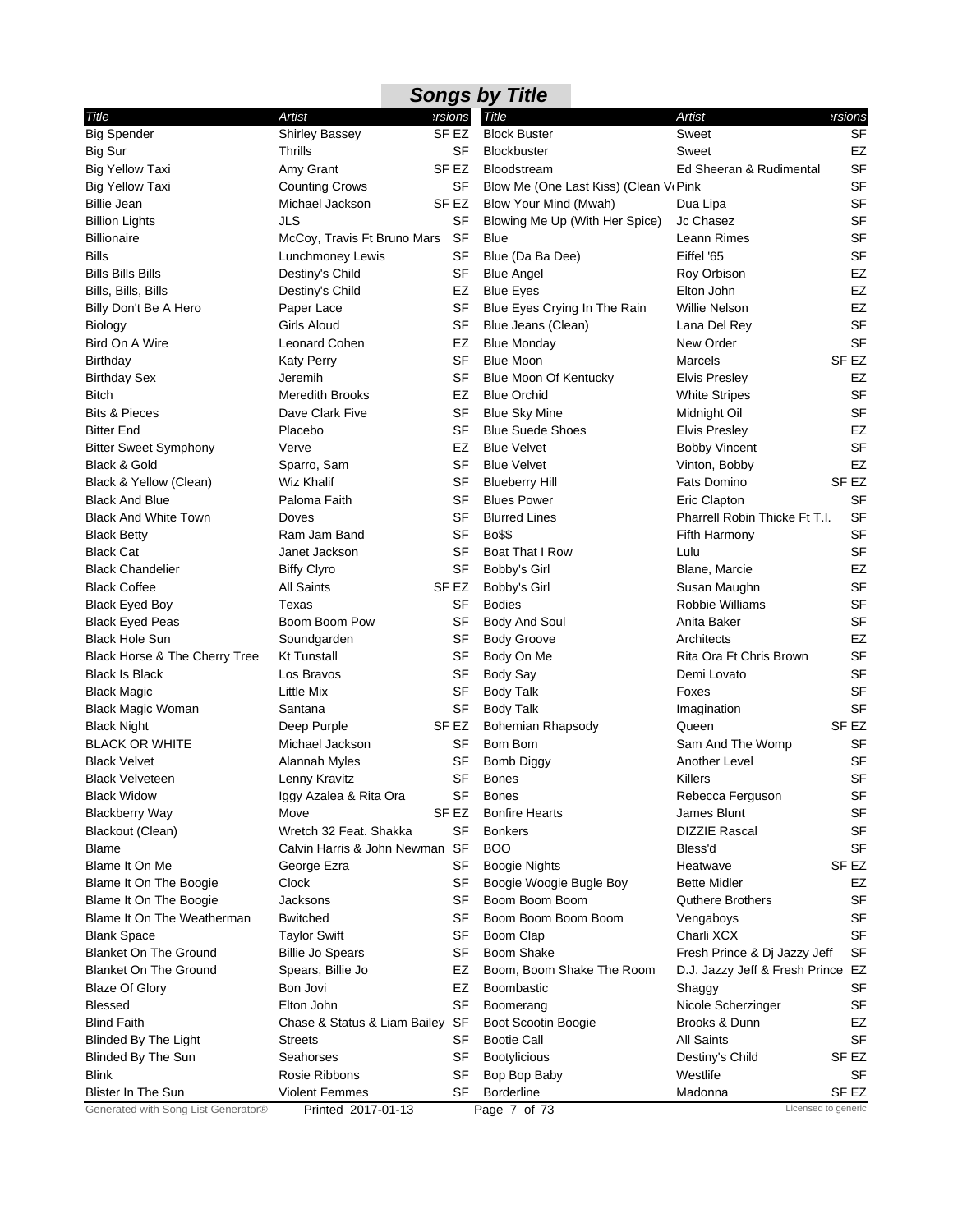# Songs by Title

| Title | Artist | Versions |
|---|---|---|
| Big Spender | Shirley Bassey | SF EZ |
| Big Sur | Thrills | SF |
| Big Yellow Taxi | Amy Grant | SF EZ |
| Big Yellow Taxi | Counting Crows | SF |
| Billie Jean | Michael Jackson | SF EZ |
| Billion Lights | JLS | SF |
| Billionaire | McCoy, Travis Ft Bruno Mars | SF |
| Bills | Lunchmoney Lewis | SF |
| Bills Bills Bills | Destiny's Child | SF |
| Bills, Bills, Bills | Destiny's Child | EZ |
| Billy Don't Be A Hero | Paper Lace | SF |
| Biology | Girls Aloud | SF |
| Bird On A Wire | Leonard Cohen | EZ |
| Birthday | Katy Perry | SF |
| Birthday Sex | Jeremih | SF |
| Bitch | Meredith Brooks | EZ |
| Bits & Pieces | Dave Clark Five | SF |
| Bitter End | Placebo | SF |
| Bitter Sweet Symphony | Verve | EZ |
| Black & Gold | Sparro, Sam | SF |
| Black & Yellow (Clean) | Wiz Khalif | SF |
| Black And Blue | Paloma Faith | SF |
| Black And White Town | Doves | SF |
| Black Betty | Ram Jam Band | SF |
| Black Cat | Janet Jackson | SF |
| Black Chandelier | Biffy Clyro | SF |
| Black Coffee | All Saints | SF EZ |
| Black Eyed Boy | Texas | SF |
| Black Eyed Peas | Boom Boom Pow | SF |
| Black Hole Sun | Soundgarden | SF |
| Black Horse & The Cherry Tree | Kt Tunstall | SF |
| Black Is Black | Los Bravos | SF |
| Black Magic | Little Mix | SF |
| Black Magic Woman | Santana | SF |
| Black Night | Deep Purple | SF EZ |
| BLACK OR WHITE | Michael Jackson | SF |
| Black Velvet | Alannah Myles | SF |
| Black Velveteen | Lenny Kravitz | SF |
| Black Widow | Iggy Azalea & Rita Ora | SF |
| Blackberry Way | Move | SF EZ |
| Blackout (Clean) | Wretch 32 Feat. Shakka | SF |
| Blame | Calvin Harris & John Newman | SF |
| Blame It On Me | George Ezra | SF |
| Blame It On The Boogie | Clock | SF |
| Blame It On The Boogie | Jacksons | SF |
| Blame It On The Weatherman | Bwitched | SF |
| Blank Space | Taylor Swift | SF |
| Blanket On The Ground | Billie Jo Spears | SF |
| Blanket On The Ground | Spears, Billie Jo | EZ |
| Blaze Of Glory | Bon Jovi | EZ |
| Blessed | Elton John | SF |
| Blind Faith | Chase & Status & Liam Bailey | SF |
| Blinded By The Light | Streets | SF |
| Blinded By The Sun | Seahorses | SF |
| Blink | Rosie Ribbons | SF |
| Blister In The Sun | Violent Femmes | SF |
| Block Buster | Sweet | SF |
| Blockbuster | Sweet | EZ |
| Bloodstream | Ed Sheeran & Rudimental | SF |
| Blow Me (One Last Kiss) (Clean V | Pink | SF |
| Blow Your Mind (Mwah) | Dua Lipa | SF |
| Blowing Me Up (With Her Spice) | Jc Chasez | SF |
| Blue | Leann Rimes | SF |
| Blue (Da Ba Dee) | Eiffel '65 | SF |
| Blue Angel | Roy Orbison | EZ |
| Blue Eyes | Elton John | EZ |
| Blue Eyes Crying In The Rain | Willie Nelson | EZ |
| Blue Jeans (Clean) | Lana Del Rey | SF |
| Blue Monday | New Order | SF |
| Blue Moon | Marcels | SF EZ |
| Blue Moon Of Kentucky | Elvis Presley | EZ |
| Blue Orchid | White Stripes | SF |
| Blue Sky Mine | Midnight Oil | SF |
| Blue Suede Shoes | Elvis Presley | EZ |
| Blue Velvet | Bobby Vincent | SF |
| Blue Velvet | Vinton, Bobby | EZ |
| Blueberry Hill | Fats Domino | SF EZ |
| Blues Power | Eric Clapton | SF |
| Blurred Lines | Pharrell Robin Thicke Ft T.I. | SF |
| Bo$$ | Fifth Harmony | SF |
| Boat That I Row | Lulu | SF |
| Bobby's Girl | Blane, Marcie | EZ |
| Bobby's Girl | Susan Maughn | SF |
| Bodies | Robbie Williams | SF |
| Body And Soul | Anita Baker | SF |
| Body Groove | Architects | EZ |
| Body On Me | Rita Ora Ft Chris Brown | SF |
| Body Say | Demi Lovato | SF |
| Body Talk | Foxes | SF |
| Body Talk | Imagination | SF |
| Bohemian Rhapsody | Queen | SF EZ |
| Bom Bom | Sam And The Womp | SF |
| Bomb Diggy | Another Level | SF |
| Bones | Killers | SF |
| Bones | Rebecca Ferguson | SF |
| Bonfire Hearts | James Blunt | SF |
| Bonkers | DIZZIE Rascal | SF |
| BOO | Bless'd | SF |
| Boogie Nights | Heatwave | SF EZ |
| Boogie Woogie Bugle Boy | Bette Midler | EZ |
| Boom Boom Boom | Quthere Brothers | SF |
| Boom Boom Boom Boom | Vengaboys | SF |
| Boom Clap | Charli XCX | SF |
| Boom Shake | Fresh Prince & Dj Jazzy Jeff | SF |
| Boom, Boom Shake The Room | D.J. Jazzy Jeff & Fresh Prince | EZ |
| Boombastic | Shaggy | SF |
| Boomerang | Nicole Scherzinger | SF |
| Boot Scootin Boogie | Brooks & Dunn | EZ |
| Bootie Call | All Saints | SF |
| Bootylicious | Destiny's Child | SF EZ |
| Bop Bop Baby | Westlife | SF |
| Borderline | Madonna | SF EZ |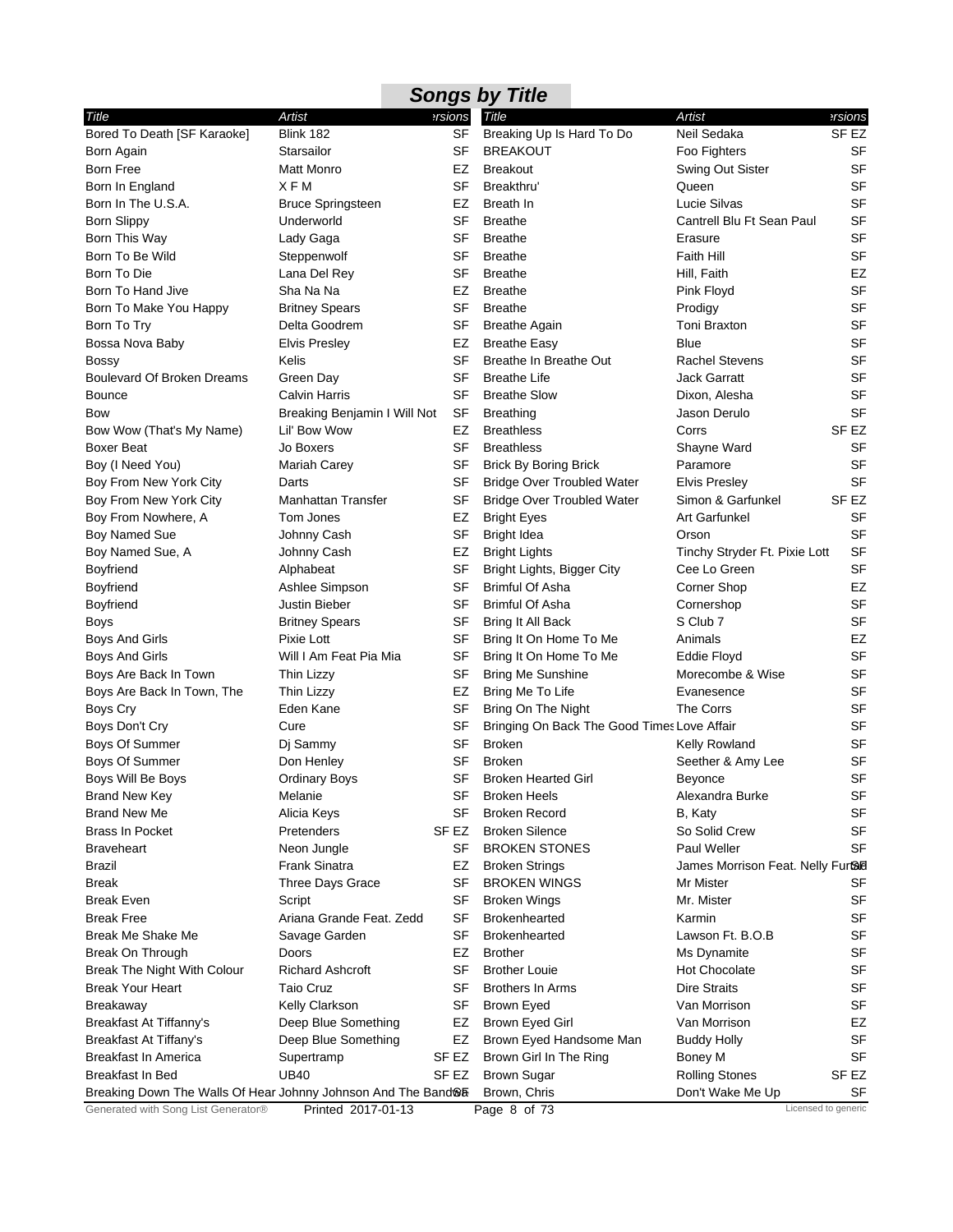# Songs by Title

| Title | Artist | Versions |
|---|---|---|
| Bored To Death [SF Karaoke] | Blink 182 | SF |
| Born Again | Starsailor | SF |
| Born Free | Matt Monro | EZ |
| Born In England | X F M | SF |
| Born In The U.S.A. | Bruce Springsteen | EZ |
| Born Slippy | Underworld | SF |
| Born This Way | Lady Gaga | SF |
| Born To Be Wild | Steppenwolf | SF |
| Born To Die | Lana Del Rey | SF |
| Born To Hand Jive | Sha Na Na | EZ |
| Born To Make You Happy | Britney Spears | SF |
| Born To Try | Delta Goodrem | SF |
| Bossa Nova Baby | Elvis Presley | EZ |
| Bossy | Kelis | SF |
| Boulevard Of Broken Dreams | Green Day | SF |
| Bounce | Calvin Harris | SF |
| Bow | Breaking Benjamin I Will Not | SF |
| Bow Wow (That's My Name) | Lil' Bow Wow | EZ |
| Boxer Beat | Jo Boxers | SF |
| Boy (I Need You) | Mariah Carey | SF |
| Boy From New York City | Darts | SF |
| Boy From New York City | Manhattan Transfer | SF |
| Boy From Nowhere, A | Tom Jones | EZ |
| Boy Named Sue | Johnny Cash | SF |
| Boy Named Sue, A | Johnny Cash | EZ |
| Boyfriend | Alphabeat | SF |
| Boyfriend | Ashlee Simpson | SF |
| Boyfriend | Justin Bieber | SF |
| Boys | Britney Spears | SF |
| Boys And Girls | Pixie Lott | SF |
| Boys And Girls | Will I Am Feat Pia Mia | SF |
| Boys Are Back In Town | Thin Lizzy | SF |
| Boys Are Back In Town, The | Thin Lizzy | EZ |
| Boys Cry | Eden Kane | SF |
| Boys Don't Cry | Cure | SF |
| Boys Of Summer | Dj Sammy | SF |
| Boys Of Summer | Don Henley | SF |
| Boys Will Be Boys | Ordinary Boys | SF |
| Brand New Key | Melanie | SF |
| Brand New Me | Alicia Keys | SF |
| Brass In Pocket | Pretenders | SF EZ |
| Braveheart | Neon Jungle | SF |
| Brazil | Frank Sinatra | EZ |
| Break | Three Days Grace | SF |
| Break Even | Script | SF |
| Break Free | Ariana Grande Feat. Zedd | SF |
| Break Me Shake Me | Savage Garden | SF |
| Break On Through | Doors | EZ |
| Break The Night With Colour | Richard Ashcroft | SF |
| Break Your Heart | Taio Cruz | SF |
| Breakaway | Kelly Clarkson | SF |
| Breakfast At Tiffanny's | Deep Blue Something | EZ |
| Breakfast At Tiffany's | Deep Blue Something | EZ |
| Breakfast In America | Supertramp | SF EZ |
| Breakfast In Bed | UB40 | SF EZ |
| Breaking Down The Walls Of Hear | Johnny Johnson And The Bandwa | SF |
| Breaking Up Is Hard To Do | Neil Sedaka | SF EZ |
| BREAKOUT | Foo Fighters | SF |
| Breakout | Swing Out Sister | SF |
| Breakthru' | Queen | SF |
| Breath In | Lucie Silvas | SF |
| Breathe | Cantrell Blu Ft Sean Paul | SF |
| Breathe | Erasure | SF |
| Breathe | Faith Hill | SF |
| Breathe | Hill, Faith | EZ |
| Breathe | Pink Floyd | SF |
| Breathe | Prodigy | SF |
| Breathe Again | Toni Braxton | SF |
| Breathe Easy | Blue | SF |
| Breathe In Breathe Out | Rachel Stevens | SF |
| Breathe Life | Jack Garratt | SF |
| Breathe Slow | Dixon, Alesha | SF |
| Breathing | Jason Derulo | SF |
| Breathless | Corrs | SF EZ |
| Breathless | Shayne Ward | SF |
| Brick By Boring Brick | Paramore | SF |
| Bridge Over Troubled Water | Elvis Presley | SF |
| Bridge Over Troubled Water | Simon & Garfunkel | SF EZ |
| Bright Eyes | Art Garfunkel | SF |
| Bright Idea | Orson | SF |
| Bright Lights | Tinchy Stryder Ft. Pixie Lott | SF |
| Bright Lights, Bigger City | Cee Lo Green | SF |
| Brimful Of Asha | Corner Shop | EZ |
| Brimful Of Asha | Cornershop | SF |
| Bring It All Back | S Club 7 | SF |
| Bring It On Home To Me | Animals | EZ |
| Bring It On Home To Me | Eddie Floyd | SF |
| Bring Me Sunshine | Morecombe & Wise | SF |
| Bring Me To Life | Evanesence | SF |
| Bring On The Night | The Corrs | SF |
| Bringing On Back The Good Times | Love Affair | SF |
| Broken | Kelly Rowland | SF |
| Broken | Seether & Amy Lee | SF |
| Broken Hearted Girl | Beyonce | SF |
| Broken Heels | Alexandra Burke | SF |
| Broken Record | B, Katy | SF |
| Broken Silence | So Solid Crew | SF |
| BROKEN STONES | Paul Weller | SF |
| Broken Strings | James Morrison Feat. Nelly Furtado | SF |
| BROKEN WINGS | Mr Mister | SF |
| Broken Wings | Mr. Mister | SF |
| Brokenhearted | Karmin | SF |
| Brokenhearted | Lawson Ft. B.O.B | SF |
| Brother | Ms Dynamite | SF |
| Brother Louie | Hot Chocolate | SF |
| Brothers In Arms | Dire Straits | SF |
| Brown Eyed | Van Morrison | SF |
| Brown Eyed Girl | Van Morrison | EZ |
| Brown Eyed Handsome Man | Buddy Holly | SF |
| Brown Girl In The Ring | Boney M | SF |
| Brown Sugar | Rolling Stones | SF EZ |
| Brown, Chris | Don't Wake Me Up | SF |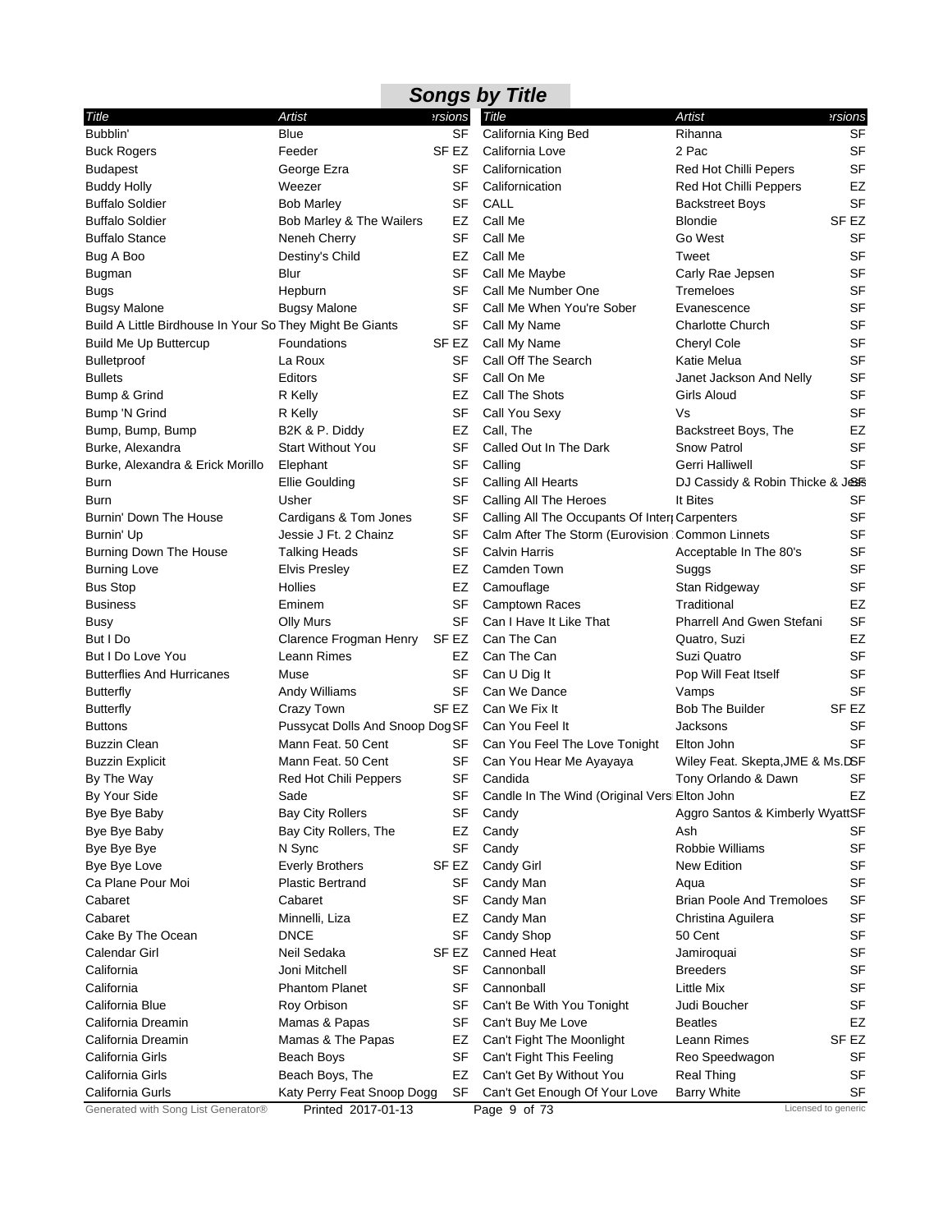## Songs by Title

| Title | Artist | Versions |
|---|---|---|
| Bubblin' | Blue | SF |
| Buck Rogers | Feeder | SF EZ |
| Budapest | George Ezra | SF |
| Buddy Holly | Weezer | SF |
| Buffalo Soldier | Bob Marley | SF |
| Buffalo Soldier | Bob Marley & The Wailers | EZ |
| Buffalo Stance | Neneh Cherry | SF |
| Bug A Boo | Destiny's Child | EZ |
| Bugman | Blur | SF |
| Bugs | Hepburn | SF |
| Bugsy Malone | Bugsy Malone | SF |
| Build A Little Birdhouse In Your So | They Might Be Giants | SF |
| Build Me Up Buttercup | Foundations | SF EZ |
| Bulletproof | La Roux | SF |
| Bullets | Editors | SF |
| Bump & Grind | R Kelly | EZ |
| Bump 'N Grind | R Kelly | SF |
| Bump, Bump, Bump | B2K & P. Diddy | EZ |
| Burke, Alexandra | Start Without You | SF |
| Burke, Alexandra & Erick Morillo | Elephant | SF |
| Burn | Ellie Goulding | SF |
| Burn | Usher | SF |
| Burnin' Down The House | Cardigans & Tom Jones | SF |
| Burnin' Up | Jessie J Ft. 2 Chainz | SF |
| Burning Down The House | Talking Heads | SF |
| Burning Love | Elvis Presley | EZ |
| Bus Stop | Hollies | EZ |
| Business | Eminem | SF |
| Busy | Olly Murs | SF |
| But I Do | Clarence Frogman Henry | SF EZ |
| But I Do Love You | Leann Rimes | EZ |
| Butterflies And Hurricanes | Muse | SF |
| Butterfly | Andy Williams | SF |
| Butterfly | Crazy Town | SF EZ |
| Buttons | Pussycat Dolls And Snoop Dog | SF |
| Buzzin Clean | Mann Feat. 50 Cent | SF |
| Buzzin Explicit | Mann Feat. 50 Cent | SF |
| By The Way | Red Hot Chili Peppers | SF |
| By Your Side | Sade | SF |
| Bye Bye Baby | Bay City Rollers | SF |
| Bye Bye Baby | Bay City Rollers, The | EZ |
| Bye Bye Bye | N Sync | SF |
| Bye Bye Love | Everly Brothers | SF EZ |
| Ca Plane Pour Moi | Plastic Bertrand | SF |
| Cabaret | Cabaret | SF |
| Cabaret | Minnelli, Liza | EZ |
| Cake By The Ocean | DNCE | SF |
| Calendar Girl | Neil Sedaka | SF EZ |
| California | Joni Mitchell | SF |
| California | Phantom Planet | SF |
| California Blue | Roy Orbison | SF |
| California Dreamin | Mamas & Papas | SF |
| California Dreamin | Mamas & The Papas | EZ |
| California Girls | Beach Boys | SF |
| California Girls | Beach Boys, The | EZ |
| California Gurls | Katy Perry Feat Snoop Dogg | SF |
| California King Bed | Rihanna | SF |
| California Love | 2 Pac | SF |
| Californication | Red Hot Chilli Pepers | SF |
| Californication | Red Hot Chilli Peppers | EZ |
| CALL | Backstreet Boys | SF |
| Call Me | Blondie | SF EZ |
| Call Me | Go West | SF |
| Call Me | Tweet | SF |
| Call Me Maybe | Carly Rae Jepsen | SF |
| Call Me Number One | Tremeloes | SF |
| Call Me When You're Sober | Evanescence | SF |
| Call My Name | Charlotte Church | SF |
| Call My Name | Cheryl Cole | SF |
| Call Off The Search | Katie Melua | SF |
| Call On Me | Janet Jackson And Nelly | SF |
| Call The Shots | Girls Aloud | SF |
| Call You Sexy | Vs | SF |
| Call, The | Backstreet Boys, The | EZ |
| Called Out In The Dark | Snow Patrol | SF |
| Calling | Gerri Halliwell | SF |
| Calling All Hearts | DJ Cassidy & Robin Thicke & Jess | SF |
| Calling All The Heroes | It Bites | SF |
| Calling All The Occupants Of Interp | Carpenters | SF |
| Calm After The Storm (Eurovision | Common Linnets | SF |
| Calvin Harris | Acceptable In The 80's | SF |
| Camden Town | Suggs | SF |
| Camouflage | Stan Ridgeway | SF |
| Camptown Races | Traditional | EZ |
| Can I Have It Like That | Pharrell And Gwen Stefani | SF |
| Can The Can | Quatro, Suzi | EZ |
| Can The Can | Suzi Quatro | SF |
| Can U Dig It | Pop Will Feat Itself | SF |
| Can We Dance | Vamps | SF |
| Can We Fix It | Bob The Builder | SF EZ |
| Can You Feel It | Jacksons | SF |
| Can You Feel The Love Tonight | Elton John | SF |
| Can You Hear Me Ayayaya | Wiley Feat. Skepta,JME & Ms.D | SF |
| Candida | Tony Orlando & Dawn | SF |
| Candle In The Wind (Original Versi | Elton John | EZ |
| Candy | Aggro Santos & Kimberly Wyatt | SF |
| Candy | Ash | SF |
| Candy | Robbie Williams | SF |
| Candy Girl | New Edition | SF |
| Candy Man | Aqua | SF |
| Candy Man | Brian Poole And Tremoloes | SF |
| Candy Man | Christina Aguilera | SF |
| Candy Shop | 50 Cent | SF |
| Canned Heat | Jamiroquai | SF |
| Cannonball | Breeders | SF |
| Cannonball | Little Mix | SF |
| Can't Be With You Tonight | Judi Boucher | SF |
| Can't Buy Me Love | Beatles | EZ |
| Can't Fight The Moonlight | Leann Rimes | SF EZ |
| Can't Fight This Feeling | Reo Speedwagon | SF |
| Can't Get By Without You | Real Thing | SF |
| Can't Get Enough Of Your Love | Barry White | SF |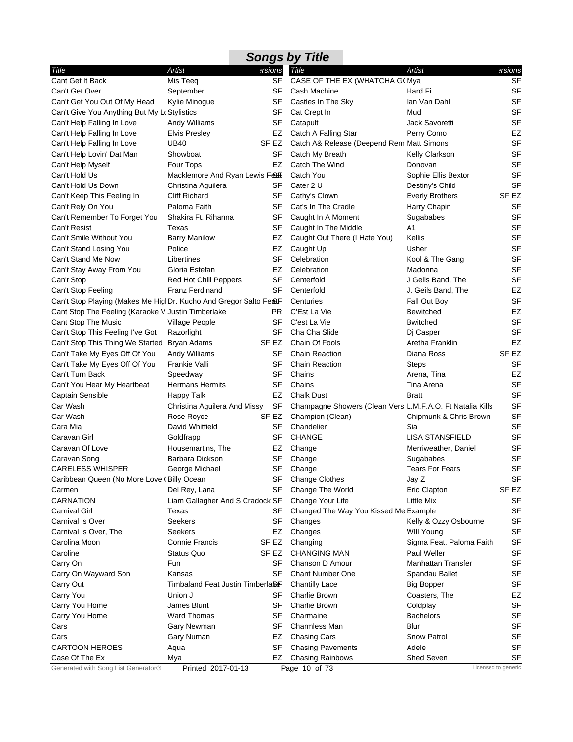## Songs by Title

| Title | Artist | Versions |
|---|---|---|
| Cant Get It Back | Mis Teeq | SF |
| Can't Get Over | September | SF |
| Can't Get You Out Of My Head | Kylie Minogue | SF |
| Can't Give You Anything But My Lo | Stylistics | SF |
| Can't Help Falling In Love | Andy Williams | SF |
| Can't Help Falling In Love | Elvis Presley | EZ |
| Can't Help Falling In Love | UB40 | SF EZ |
| Can't Help Lovin' Dat Man | Showboat | SF |
| Can't Help Myself | Four Tops | EZ |
| Can't Hold Us | Macklemore And Ryan Lewis Feat | SF |
| Can't Hold Us Down | Christina Aguilera | SF |
| Can't Keep This Feeling In | Cliff Richard | SF |
| Can't Rely On You | Paloma Faith | SF |
| Can't Remember To Forget You | Shakira Ft. Rihanna | SF |
| Can't Resist | Texas | SF |
| Can't Smile Without You | Barry Manilow | EZ |
| Can't Stand Losing You | Police | EZ |
| Can't Stand Me Now | Libertines | SF |
| Can't Stay Away From You | Gloria Estefan | EZ |
| Can't Stop | Red Hot Chili Peppers | SF |
| Can't Stop Feeling | Franz Ferdinand | SF |
| Can't Stop Playing (Makes Me High | Dr. Kucho And Gregor Salto Feat | SF |
| Cant Stop The Feeling (Karaoke V | Justin Timberlake | PR |
| Cant Stop The Music | Village People | SF |
| Can't Stop This Feeling I've Got | Razorlight | SF |
| Can't Stop This Thing We Started | Bryan Adams | SF EZ |
| Can't Take My Eyes Off Of You | Andy Williams | SF |
| Can't Take My Eyes Off Of You | Frankie Valli | SF |
| Can't Turn Back | Speedway | SF |
| Can't You Hear My Heartbeat | Hermans Hermits | SF |
| Captain Sensible | Happy Talk | EZ |
| Car Wash | Christina Aguilera And Missy | SF |
| Car Wash | Rose Royce | SF EZ |
| Cara Mia | David Whitfield | SF |
| Caravan Girl | Goldfrapp | SF |
| Caravan Of Love | Housemartins, The | EZ |
| Caravan Song | Barbara Dickson | SF |
| CARELESS WHISPER | George Michael | SF |
| Caribbean Queen (No More Love ( | Billy Ocean | SF |
| Carmen | Del Rey, Lana | SF |
| CARNATION | Liam Gallagher And S Cradock | SF |
| Carnival Girl | Texas | SF |
| Carnival Is Over | Seekers | SF |
| Carnival Is Over, The | Seekers | EZ |
| Carolina Moon | Connie Francis | SF EZ |
| Caroline | Status Quo | SF EZ |
| Carry On | Fun | SF |
| Carry On Wayward Son | Kansas | SF |
| Carry Out | Timbaland Feat Justin Timberlake | SF |
| Carry You | Union J | SF |
| Carry You Home | James Blunt | SF |
| Carry You Home | Ward Thomas | SF |
| Cars | Gary Newman | SF |
| Cars | Gary Numan | EZ |
| CARTOON HEROES | Aqua | SF |
| Case Of The Ex | Mya | EZ |
| CASE OF THE EX (WHATCHA GO | Mya | SF |
| Cash Machine | Hard Fi | SF |
| Castles In The Sky | Ian Van Dahl | SF |
| Cat Crept In | Mud | SF |
| Catapult | Jack Savoretti | SF |
| Catch A Falling Star | Perry Como | EZ |
| Catch A& Release (Deepend Remi | Matt Simons | SF |
| Catch My Breath | Kelly Clarkson | SF |
| Catch The Wind | Donovan | SF |
| Catch You | Sophie Ellis Bextor | SF |
| Cater 2 U | Destiny's Child | SF |
| Cathy's Clown | Everly Brothers | SF EZ |
| Cat's In The Cradle | Harry Chapin | SF |
| Caught In A Moment | Sugababes | SF |
| Caught In The Middle | A1 | SF |
| Caught Out There (I Hate You) | Kellis | SF |
| Caught Up | Usher | SF |
| Celebration | Kool & The Gang | SF |
| Celebration | Madonna | SF |
| Centerfold | J Geils Band, The | SF |
| Centerfold | J. Geils Band, The | EZ |
| Centuries | Fall Out Boy | SF |
| C'Est La Vie | Bewitched | EZ |
| C'est La Vie | Bwitched | SF |
| Cha Cha Slide | Dj Casper | SF |
| Chain Of Fools | Aretha Franklin | EZ |
| Chain Reaction | Diana Ross | SF EZ |
| Chain Reaction | Steps | SF |
| Chains | Arena, Tina | EZ |
| Chains | Tina Arena | SF |
| Chalk Dust | Bratt | SF |
| Champagne Showers (Clean Versi | L.M.F.A.O. Ft Natalia Kills | SF |
| Champion (Clean) | Chipmunk & Chris Brown | SF |
| Chandelier | Sia | SF |
| CHANGE | LISA STANSFIELD | SF |
| Change | Merriweather, Daniel | SF |
| Change | Sugababes | SF |
| Change | Tears For Fears | SF |
| Change Clothes | Jay Z | SF |
| Change The World | Eric Clapton | SF EZ |
| Change Your Life | Little Mix | SF |
| Changed The Way You Kissed Me | Example | SF |
| Changes | Kelly & Ozzy Osbourne | SF |
| Changes | WIll Young | SF |
| Changing | Sigma Feat. Paloma Faith | SF |
| CHANGING MAN | Paul Weller | SF |
| Chanson D Amour | Manhattan Transfer | SF |
| Chant Number One | Spandau Ballet | SF |
| Chantilly Lace | Big Bopper | SF |
| Charlie Brown | Coasters, The | EZ |
| Charlie Brown | Coldplay | SF |
| Charmaine | Bachelors | SF |
| Charmless Man | Blur | SF |
| Chasing Cars | Snow Patrol | SF |
| Chasing Pavements | Adele | SF |
| Chasing Rainbows | Shed Seven | SF |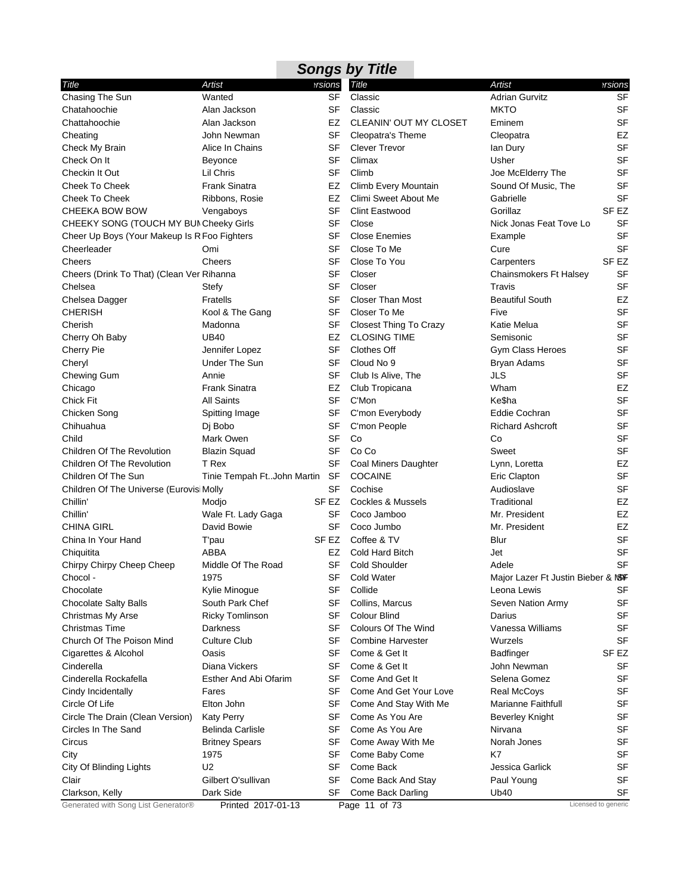## Songs by Title

| Title | Artist | Versions |
|---|---|---|
| Chasing The Sun | Wanted | SF |
| Chatahoochie | Alan Jackson | SF |
| Chattahoochie | Alan Jackson | EZ |
| Cheating | John Newman | SF |
| Check My Brain | Alice In Chains | SF |
| Check On It | Beyonce | SF |
| Checkin It Out | Lil Chris | SF |
| Cheek To Cheek | Frank Sinatra | EZ |
| Cheek To Cheek | Ribbons, Rosie | EZ |
| CHEEKA BOW BOW | Vengaboys | SF |
| CHEEKY SONG (TOUCH MY BUM | Cheeky Girls | SF |
| Cheer Up Boys (Your Makeup Is R | Foo Fighters | SF |
| Cheerleader | Omi | SF |
| Cheers | Cheers | SF |
| Cheers (Drink To That) (Clean Ver | Rihanna | SF |
| Chelsea | Stefy | SF |
| Chelsea Dagger | Fratells | SF |
| CHERISH | Kool & The Gang | SF |
| Cherish | Madonna | SF |
| Cherry Oh Baby | UB40 | EZ |
| Cherry Pie | Jennifer Lopez | SF |
| Cheryl | Under The Sun | SF |
| Chewing Gum | Annie | SF |
| Chicago | Frank Sinatra | EZ |
| Chick Fit | All Saints | SF |
| Chicken Song | Spitting Image | SF |
| Chihuahua | Dj Bobo | SF |
| Child | Mark Owen | SF |
| Children Of The Revolution | Blazin Squad | SF |
| Children Of The Revolution | T Rex | SF |
| Children Of The Sun | Tinie Tempah Ft..John Martin | SF |
| Children Of The Universe (Eurovisi | Molly | SF |
| Chillin' | Modjo | SF EZ |
| Chillin' | Wale Ft. Lady Gaga | SF |
| CHINA GIRL | David Bowie | SF |
| China In Your Hand | T'pau | SF EZ |
| Chiquitita | ABBA | EZ |
| Chirpy Chirpy Cheep Cheep | Middle Of The Road | SF |
| Chocol - | 1975 | SF |
| Chocolate | Kylie Minogue | SF |
| Chocolate Salty Balls | South Park Chef | SF |
| Christmas My Arse | Ricky Tomlinson | SF |
| Christmas Time | Darkness | SF |
| Church Of The Poison Mind | Culture Club | SF |
| Cigarettes & Alcohol | Oasis | SF |
| Cinderella | Diana Vickers | SF |
| Cinderella Rockafella | Esther And Abi Ofarim | SF |
| Cindy Incidentally | Fares | SF |
| Circle Of Life | Elton John | SF |
| Circle The Drain (Clean Version) | Katy Perry | SF |
| Circles In The Sand | Belinda Carlisle | SF |
| Circus | Britney Spears | SF |
| City | 1975 | SF |
| City Of Blinding Lights | U2 | SF |
| Clair | Gilbert O'sullivan | SF |
| Clarkson, Kelly | Dark Side | SF |
| Classic | Adrian Gurvitz | SF |
| Classic | MKTO | SF |
| CLEANIN' OUT MY CLOSET | Eminem | SF |
| Cleopatra's Theme | Cleopatra | EZ |
| Clever Trevor | Ian Dury | SF |
| Climax | Usher | SF |
| Climb | Joe McElderry The | SF |
| Climb Every Mountain | Sound Of Music, The | SF |
| Climi Sweet About Me | Gabrielle | SF |
| Clint Eastwood | Gorillaz | SF EZ |
| Close | Nick Jonas Feat Tove Lo | SF |
| Close Enemies | Example | SF |
| Close To Me | Cure | SF |
| Close To You | Carpenters | SF EZ |
| Closer | Chainsmokers Ft Halsey | SF |
| Closer | Travis | SF |
| Closer Than Most | Beautiful South | EZ |
| Closer To Me | Five | SF |
| Closest Thing To Crazy | Katie Melua | SF |
| CLOSING TIME | Semisonic | SF |
| Clothes Off | Gym Class Heroes | SF |
| Cloud No 9 | Bryan Adams | SF |
| Club Is Alive, The | JLS | SF |
| Club Tropicana | Wham | EZ |
| C'Mon | Ke$ha | SF |
| C'mon Everybody | Eddie Cochran | SF |
| C'mon People | Richard Ashcroft | SF |
| Co | Co | SF |
| Co Co | Sweet | SF |
| Coal Miners Daughter | Lynn, Loretta | EZ |
| COCAINE | Eric Clapton | SF |
| Cochise | Audioslave | SF |
| Cockles & Mussels | Traditional | EZ |
| Coco Jamboo | Mr. President | EZ |
| Coco Jumbo | Mr. President | EZ |
| Coffee & TV | Blur | SF |
| Cold Hard Bitch | Jet | SF |
| Cold Shoulder | Adele | SF |
| Cold Water | Major Lazer Ft Justin Bieber & MØ | SF |
| Collide | Leona Lewis | SF |
| Collins, Marcus | Seven Nation Army | SF |
| Colour Blind | Darius | SF |
| Colours Of The Wind | Vanessa Williams | SF |
| Combine Harvester | Wurzels | SF |
| Come & Get It | Badfinger | SF EZ |
| Come & Get It | John Newman | SF |
| Come And Get It | Selena Gomez | SF |
| Come And Get Your Love | Real McCoys | SF |
| Come And Stay With Me | Marianne Faithfull | SF |
| Come As You Are | Beverley Knight | SF |
| Come As You Are | Nirvana | SF |
| Come Away With Me | Norah Jones | SF |
| Come Baby Come | K7 | SF |
| Come Back | Jessica Garlick | SF |
| Come Back And Stay | Paul Young | SF |
| Come Back Darling | Ub40 | SF |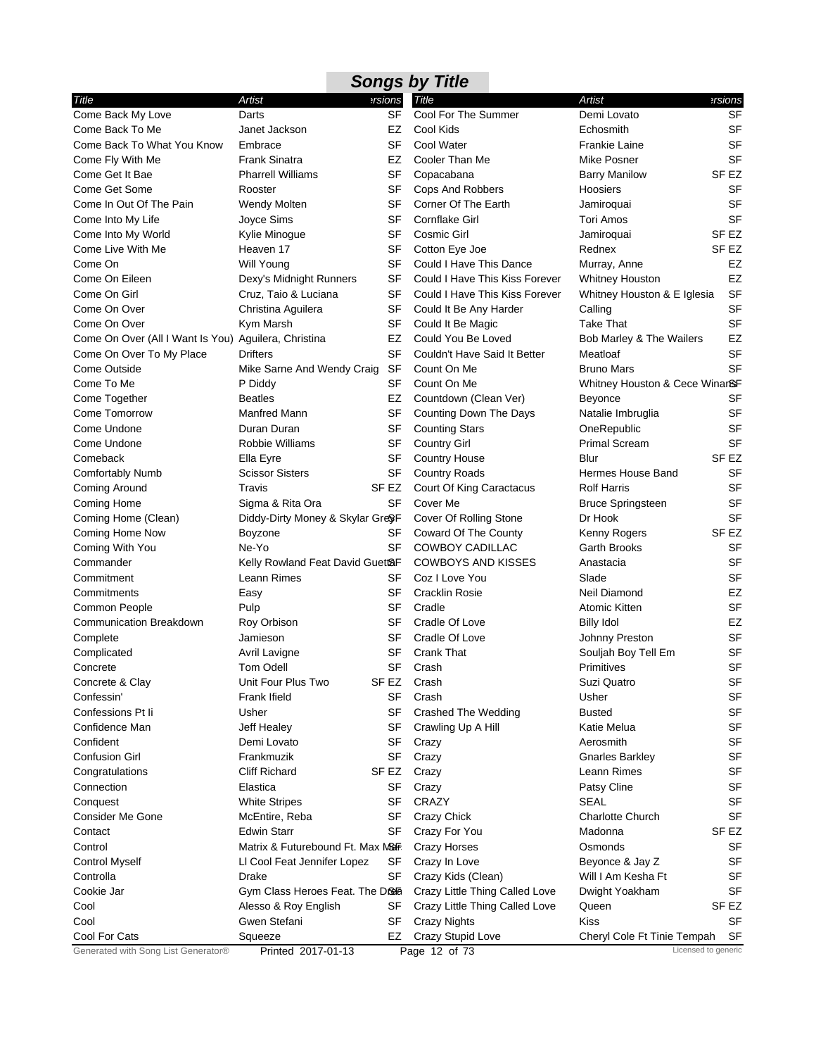## Songs by Title

| Title | Artist | Versions |
|---|---|---|
| Come Back My Love | Darts | SF |
| Come Back To Me | Janet Jackson | EZ |
| Come Back To What You Know | Embrace | SF |
| Come Fly With Me | Frank Sinatra | EZ |
| Come Get It Bae | Pharrell Williams | SF |
| Come Get Some | Rooster | SF |
| Come In Out Of The Pain | Wendy Molten | SF |
| Come Into My Life | Joyce Sims | SF |
| Come Into My World | Kylie Minogue | SF |
| Come Live With Me | Heaven 17 | SF |
| Come On | Will Young | SF |
| Come On Eileen | Dexy's Midnight Runners | SF |
| Come On Girl | Cruz, Taio & Luciana | SF |
| Come On Over | Christina Aguilera | SF |
| Come On Over | Kym Marsh | SF |
| Come On Over (All I Want Is You) | Aguilera, Christina | EZ |
| Come On Over To My Place | Drifters | SF |
| Come Outside | Mike Sarne And Wendy Craig | SF |
| Come To Me | P Diddy | SF |
| Come Together | Beatles | EZ |
| Come Tomorrow | Manfred Mann | SF |
| Come Undone | Duran Duran | SF |
| Come Undone | Robbie Williams | SF |
| Comeback | Ella Eyre | SF |
| Comfortably Numb | Scissor Sisters | SF |
| Coming Around | Travis | SF EZ |
| Coming Home | Sigma & Rita Ora | SF |
| Coming Home (Clean) | Diddy-Dirty Money & Skylar Grey | SF |
| Coming Home Now | Boyzone | SF |
| Coming With You | Ne-Yo | SF |
| Commander | Kelly Rowland Feat David Guetta | SF |
| Commitment | Leann Rimes | SF |
| Commitments | Easy | SF |
| Common People | Pulp | SF |
| Communication Breakdown | Roy Orbison | SF |
| Complete | Jamieson | SF |
| Complicated | Avril Lavigne | SF |
| Concrete | Tom Odell | SF |
| Concrete & Clay | Unit Four Plus Two | SF EZ |
| Confessin' | Frank Ifield | SF |
| Confessions Pt Ii | Usher | SF |
| Confidence Man | Jeff Healey | SF |
| Confident | Demi Lovato | SF |
| Confusion Girl | Frankmuzik | SF |
| Congratulations | Cliff Richard | SF EZ |
| Connection | Elastica | SF |
| Conquest | White Stripes | SF |
| Consider Me Gone | McEntire, Reba | SF |
| Contact | Edwin Starr | SF |
| Control | Matrix & Futurebound Ft. Max Marr | SF |
| Control Myself | Ll Cool Feat Jennifer Lopez | SF |
| Controlla | Drake | SF |
| Cookie Jar | Gym Class Heroes Feat. The Dream | SF |
| Cool | Alesso & Roy English | SF |
| Cool | Gwen Stefani | SF |
| Cool For Cats | Squeeze | EZ |
| Cool For The Summer | Demi Lovato | SF |
| Cool Kids | Echosmith | SF |
| Cool Water | Frankie Laine | SF |
| Cooler Than Me | Mike Posner | SF |
| Copacabana | Barry Manilow | SF EZ |
| Cops And Robbers | Hoosiers | SF |
| Corner Of The Earth | Jamiroquai | SF |
| Cornflake Girl | Tori Amos | SF |
| Cosmic Girl | Jamiroquai | SF EZ |
| Cotton Eye Joe | Rednex | SF EZ |
| Could I Have This Dance | Murray, Anne | EZ |
| Could I Have This Kiss Forever | Whitney Houston | EZ |
| Could I Have This Kiss Forever | Whitney Houston & E Iglesia | SF |
| Could It Be Any Harder | Calling | SF |
| Could It Be Magic | Take That | SF |
| Could You Be Loved | Bob Marley & The Wailers | EZ |
| Couldn't Have Said It Better | Meatloaf | SF |
| Count On Me | Bruno Mars | SF |
| Count On Me | Whitney Houston & Cece Winans | SF |
| Countdown (Clean Ver) | Beyonce | SF |
| Counting Down The Days | Natalie Imbruglia | SF |
| Counting Stars | OneRepublic | SF |
| Country Girl | Primal Scream | SF |
| Country House | Blur | SF EZ |
| Country Roads | Hermes House Band | SF |
| Court Of King Caractacus | Rolf Harris | SF |
| Cover Me | Bruce Springsteen | SF |
| Cover Of Rolling Stone | Dr Hook | SF |
| Coward Of The County | Kenny Rogers | SF EZ |
| COWBOY CADILLAC | Garth Brooks | SF |
| COWBOYS AND KISSES | Anastacia | SF |
| Coz I Love You | Slade | SF |
| Cracklin Rosie | Neil Diamond | EZ |
| Cradle | Atomic Kitten | SF |
| Cradle Of Love | Billy Idol | EZ |
| Cradle Of Love | Johnny Preston | SF |
| Crank That | Souljah Boy Tell Em | SF |
| Crash | Primitives | SF |
| Crash | Suzi Quatro | SF |
| Crash | Usher | SF |
| Crashed The Wedding | Busted | SF |
| Crawling Up A Hill | Katie Melua | SF |
| Crazy | Aerosmith | SF |
| Crazy | Gnarles Barkley | SF |
| Crazy | Leann Rimes | SF |
| Crazy | Patsy Cline | SF |
| CRAZY | SEAL | SF |
| Crazy Chick | Charlotte Church | SF |
| Crazy For You | Madonna | SF EZ |
| Crazy Horses | Osmonds | SF |
| Crazy In Love | Beyonce & Jay Z | SF |
| Crazy Kids (Clean) | Will I Am Kesha Ft | SF |
| Crazy Little Thing Called Love | Dwight Yoakham | SF |
| Crazy Little Thing Called Love | Queen | SF EZ |
| Crazy Nights | Kiss | SF |
| Crazy Stupid Love | Cheryl Cole Ft Tinie Tempah | SF |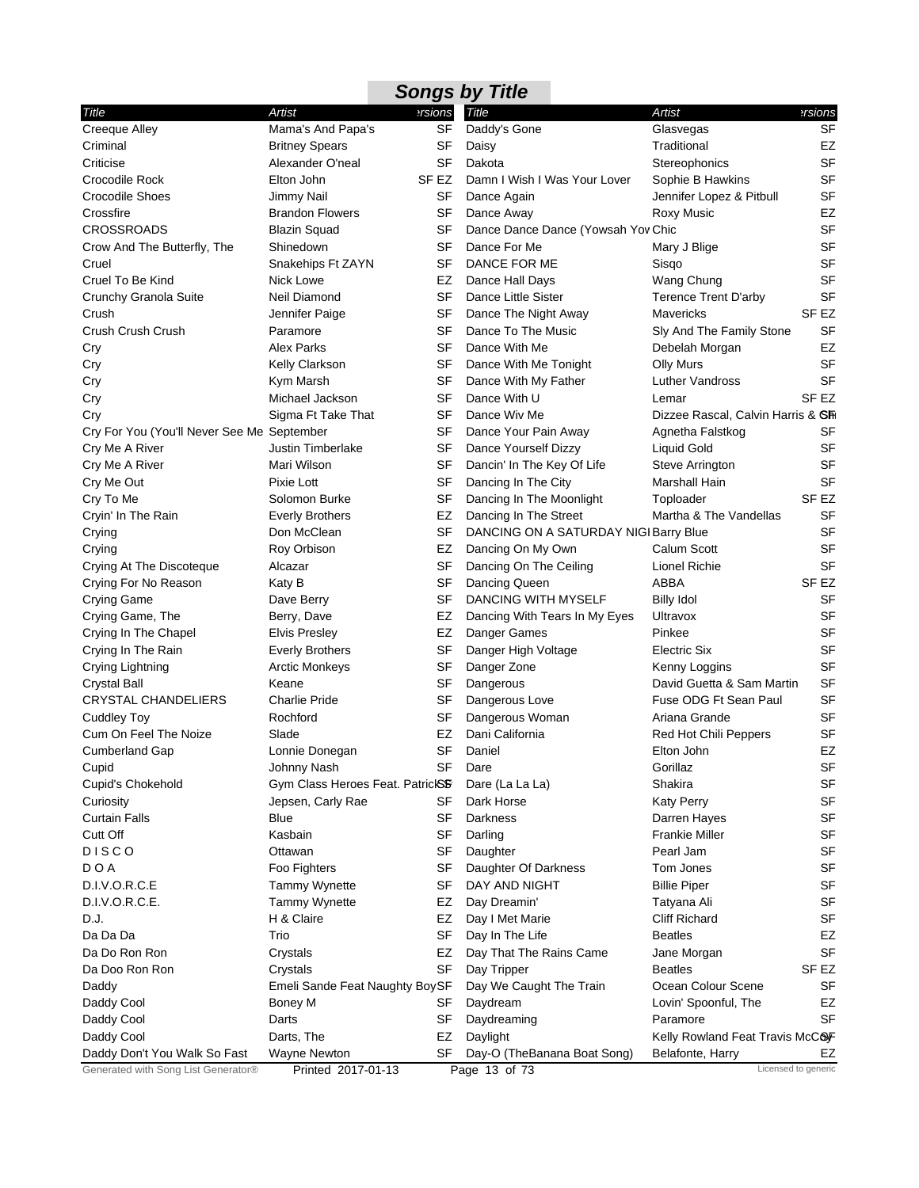## Songs by Title

| Title | Artist | Versions |
|---|---|---|
| Creeque Alley | Mama's And Papa's | SF |
| Criminal | Britney Spears | SF |
| Criticise | Alexander O'neal | SF |
| Crocodile Rock | Elton John | SF EZ |
| Crocodile Shoes | Jimmy Nail | SF |
| Crossfire | Brandon Flowers | SF |
| CROSSROADS | Blazin Squad | SF |
| Crow And The Butterfly, The | Shinedown | SF |
| Cruel | Snakehips Ft ZAYN | SF |
| Cruel To Be Kind | Nick Lowe | EZ |
| Crunchy Granola Suite | Neil Diamond | SF |
| Crush | Jennifer Paige | SF |
| Crush Crush Crush | Paramore | SF |
| Cry | Alex Parks | SF |
| Cry | Kelly Clarkson | SF |
| Cry | Kym Marsh | SF |
| Cry | Michael Jackson | SF |
| Cry | Sigma Ft Take That | SF |
| Cry For You (You'll Never See Me | September | SF |
| Cry Me A River | Justin Timberlake | SF |
| Cry Me A River | Mari Wilson | SF |
| Cry Me Out | Pixie Lott | SF |
| Cry To Me | Solomon Burke | SF |
| Cryin' In The Rain | Everly Brothers | EZ |
| Crying | Don McClean | SF |
| Crying | Roy Orbison | EZ |
| Crying At The Discoteque | Alcazar | SF |
| Crying For No Reason | Katy B | SF |
| Crying Game | Dave Berry | SF |
| Crying Game, The | Berry, Dave | EZ |
| Crying In The Chapel | Elvis Presley | EZ |
| Crying In The Rain | Everly Brothers | SF |
| Crying Lightning | Arctic Monkeys | SF |
| Crystal Ball | Keane | SF |
| CRYSTAL CHANDELIERS | Charlie Pride | SF |
| Cuddley Toy | Rochford | SF |
| Cum On Feel The Noize | Slade | EZ |
| Cumberland Gap | Lonnie Donegan | SF |
| Cupid | Johnny Nash | SF |
| Cupid's Chokehold | Gym Class Heroes Feat. Patrick | SF |
| Curiosity | Jepsen, Carly Rae | SF |
| Curtain Falls | Blue | SF |
| Cutt Off | Kasbain | SF |
| D I S C O | Ottawan | SF |
| D O A | Foo Fighters | SF |
| D.I.V.O.R.C.E | Tammy Wynette | SF |
| D.I.V.O.R.C.E. | Tammy Wynette | EZ |
| D.J. | H & Claire | EZ |
| Da Da Da | Trio | SF |
| Da Do Ron Ron | Crystals | EZ |
| Da Doo Ron Ron | Crystals | SF |
| Daddy | Emeli Sande Feat Naughty Boy | SF |
| Daddy Cool | Boney M | SF |
| Daddy Cool | Darts | SF |
| Daddy Cool | Darts, The | EZ |
| Daddy Don't You Walk So Fast | Wayne Newton | SF |
| Daddy's Gone | Glasvegas | SF |
| Daisy | Traditional | EZ |
| Dakota | Stereophonics | SF |
| Damn I Wish I Was Your Lover | Sophie B Hawkins | SF |
| Dance Again | Jennifer Lopez & Pitbull | SF |
| Dance Away | Roxy Music | EZ |
| Dance Dance Dance (Yowsah Yow | Chic | SF |
| Dance For Me | Mary J Blige | SF |
| DANCE FOR ME | Sisqo | SF |
| Dance Hall Days | Wang Chung | SF |
| Dance Little Sister | Terence Trent D'arby | SF |
| Dance The Night Away | Mavericks | SF EZ |
| Dance To The Music | Sly And The Family Stone | SF |
| Dance With Me | Debelah Morgan | EZ |
| Dance With Me Tonight | Olly Murs | SF |
| Dance With My Father | Luther Vandross | SF |
| Dance With U | Lemar | SF EZ |
| Dance Wiv Me | Dizzee Rascal, Calvin Harris & Chr | SF |
| Dance Your Pain Away | Agnetha Falstkog | SF |
| Dance Yourself Dizzy | Liquid Gold | SF |
| Dancin' In The Key Of Life | Steve Arrington | SF |
| Dancing In The City | Marshall Hain | SF |
| Dancing In The Moonlight | Toploader | SF EZ |
| Dancing In The Street | Martha & The Vandellas | SF |
| DANCING ON A SATURDAY NIGI | Barry Blue | SF |
| Dancing On My Own | Calum Scott | SF |
| Dancing On The Ceiling | Lionel Richie | SF |
| Dancing Queen | ABBA | SF EZ |
| DANCING WITH MYSELF | Billy Idol | SF |
| Dancing With Tears In My Eyes | Ultravox | SF |
| Danger Games | Pinkee | SF |
| Danger High Voltage | Electric Six | SF |
| Danger Zone | Kenny Loggins | SF |
| Dangerous | David Guetta & Sam Martin | SF |
| Dangerous Love | Fuse ODG Ft Sean Paul | SF |
| Dangerous Woman | Ariana Grande | SF |
| Dani California | Red Hot Chili Peppers | SF |
| Daniel | Elton John | EZ |
| Dare | Gorillaz | SF |
| Dare (La La La) | Shakira | SF |
| Dark Horse | Katy Perry | SF |
| Darkness | Darren Hayes | SF |
| Darling | Frankie Miller | SF |
| Daughter | Pearl Jam | SF |
| Daughter Of Darkness | Tom Jones | SF |
| DAY AND NIGHT | Billie Piper | SF |
| Day Dreamin' | Tatyana Ali | SF |
| Day I Met Marie | Cliff Richard | SF |
| Day In The Life | Beatles | EZ |
| Day That The Rains Came | Jane Morgan | SF |
| Day Tripper | Beatles | SF EZ |
| Day We Caught The Train | Ocean Colour Scene | SF |
| Daydream | Lovin' Spoonful, The | EZ |
| Daydreaming | Paramore | SF |
| Daylight | Kelly Rowland Feat Travis McCoy | SF |
| Day-O (TheBanana Boat Song) | Belafonte, Harry | EZ |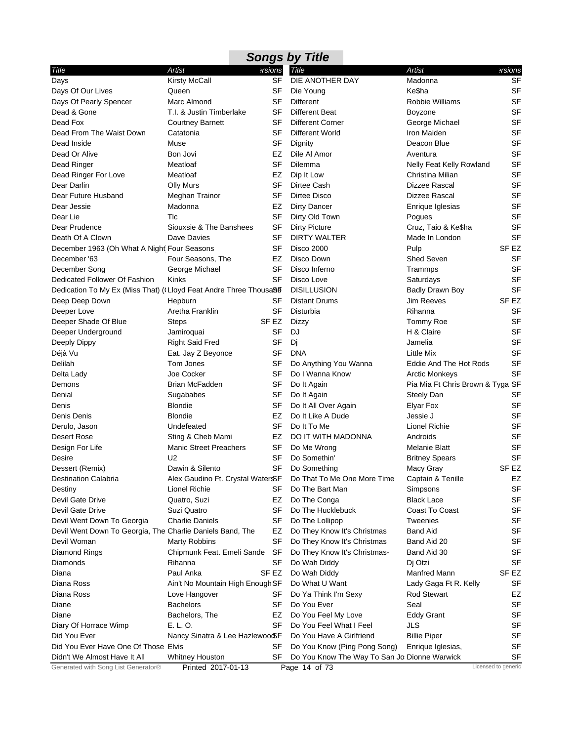# Songs by Title

| Title | Artist | Versions |
|---|---|---|
| Days | Kirsty McCall | SF |
| Days Of Our Lives | Queen | SF |
| Days Of Pearly Spencer | Marc Almond | SF |
| Dead & Gone | T.I. & Justin Timberlake | SF |
| Dead Fox | Courtney Barnett | SF |
| Dead From The Waist Down | Catatonia | SF |
| Dead Inside | Muse | SF |
| Dead Or Alive | Bon Jovi | EZ |
| Dead Ringer | Meatloaf | SF |
| Dead Ringer For Love | Meatloaf | EZ |
| Dear Darlin | Olly Murs | SF |
| Dear Future Husband | Meghan Trainor | SF |
| Dear Jessie | Madonna | EZ |
| Dear Lie | Tlc | SF |
| Dear Prudence | Siouxsie & The Banshees | SF |
| Death Of A Clown | Dave Davies | SF |
| December 1963 (Oh What A Night | Four Seasons | SF |
| December '63 | Four Seasons, The | EZ |
| December Song | George Michael | SF |
| Dedicated Follower Of Fashion | Kinks | SF |
| Dedication To My Ex (Miss That) ( | Lloyd Feat Andre Three Thousand | SF |
| Deep Deep Down | Hepburn | SF |
| Deeper Love | Aretha Franklin | SF |
| Deeper Shade Of Blue | Steps | SF EZ |
| Deeper Underground | Jamiroquai | SF |
| Deeply Dippy | Right Said Fred | SF |
| Déjà Vu | Eat. Jay Z Beyonce | SF |
| Delilah | Tom Jones | SF |
| Delta Lady | Joe Cocker | SF |
| Demons | Brian McFadden | SF |
| Denial | Sugababes | SF |
| Denis | Blondie | SF |
| Denis Denis | Blondie | EZ |
| Derulo, Jason | Undefeated | SF |
| Desert Rose | Sting & Cheb Mami | EZ |
| Design For Life | Manic Street Preachers | SF |
| Desire | U2 | SF |
| Dessert (Remix) | Dawin & Silento | SF |
| Destination Calabria | Alex Gaudino Ft. Crystal Waters | SF |
| Destiny | Lionel Richie | SF |
| Devil Gate Drive | Quatro, Suzi | EZ |
| Devil Gate Drive | Suzi Quatro | SF |
| Devil Went Down To Georgia | Charlie Daniels | SF |
| Devil Went Down To Georgia, The | Charlie Daniels Band, The | EZ |
| Devil Woman | Marty Robbins | SF |
| Diamond Rings | Chipmunk Feat. Emeli Sande | SF |
| Diamonds | Rihanna | SF |
| Diana | Paul Anka | SF EZ |
| Diana Ross | Ain't No Mountain High Enough | SF |
| Diana Ross | Love Hangover | SF |
| Diane | Bachelors | SF |
| Diane | Bachelors, The | EZ |
| Diary Of Horrace Wimp | E. L. O. | SF |
| Did You Ever | Nancy Sinatra & Lee Hazlewood | SF |
| Did You Ever Have One Of Those | Elvis | SF |
| Didn't We Almost Have It All | Whitney Houston | SF |
| DIE ANOTHER DAY | Madonna | SF |
| Die Young | Ke$ha | SF |
| Different | Robbie Williams | SF |
| Different Beat | Boyzone | SF |
| Different Corner | George Michael | SF |
| Different World | Iron Maiden | SF |
| Dignity | Deacon Blue | SF |
| Dile Al Amor | Aventura | SF |
| Dilemma | Nelly Feat Kelly Rowland | SF |
| Dip It Low | Christina Milian | SF |
| Dirtee Cash | Dizzee Rascal | SF |
| Dirtee Disco | Dizzee Rascal | SF |
| Dirty Dancer | Enrique Iglesias | SF |
| Dirty Old Town | Pogues | SF |
| Dirty Picture | Cruz, Taio & Ke$ha | SF |
| DIRTY WALTER | Made In London | SF |
| Disco 2000 | Pulp | SF EZ |
| Disco Down | Shed Seven | SF |
| Disco Inferno | Trammps | SF |
| Disco Love | Saturdays | SF |
| DISILLUSION | Badly Drawn Boy | SF |
| Distant Drums | Jim Reeves | SF EZ |
| Disturbia | Rihanna | SF |
| Dizzy | Tommy Roe | SF |
| DJ | H & Claire | SF |
| Dj | Jamelia | SF |
| DNA | Little Mix | SF |
| Do Anything You Wanna | Eddie And The Hot Rods | SF |
| Do I Wanna Know | Arctic Monkeys | SF |
| Do It Again | Pia Mia Ft Chris Brown & Tyga | SF |
| Do It Again | Steely Dan | SF |
| Do It All Over Again | Elyar Fox | SF |
| Do It Like A Dude | Jessie J | SF |
| Do It To Me | Lionel Richie | SF |
| DO IT WITH MADONNA | Androids | SF |
| Do Me Wrong | Melanie Blatt | SF |
| Do Somethin' | Britney Spears | SF |
| Do Something | Macy Gray | SF EZ |
| Do That To Me One More Time | Captain & Tenille | EZ |
| Do The Bart Man | Simpsons | SF |
| Do The Conga | Black Lace | SF |
| Do The Hucklebuck | Coast To Coast | SF |
| Do The Lollipop | Tweenies | SF |
| Do They Know It's Christmas | Band Aid | SF |
| Do They Know It's Christmas | Band Aid 20 | SF |
| Do They Know It's Christmas- | Band Aid 30 | SF |
| Do Wah Diddy | Dj Otzi | SF |
| Do Wah Diddy | Manfred Mann | SF EZ |
| Do What U Want | Lady Gaga Ft R. Kelly | SF |
| Do Ya Think I'm Sexy | Rod Stewart | EZ |
| Do You Ever | Seal | SF |
| Do You Feel My Love | Eddy Grant | SF |
| Do You Feel What I Feel | JLS | SF |
| Do You Have A Girlfriend | Billie Piper | SF |
| Do You Know (Ping Pong Song) | Enrique Iglesias, | SF |
| Do You Know The Way To San Jo | Dionne Warwick | SF |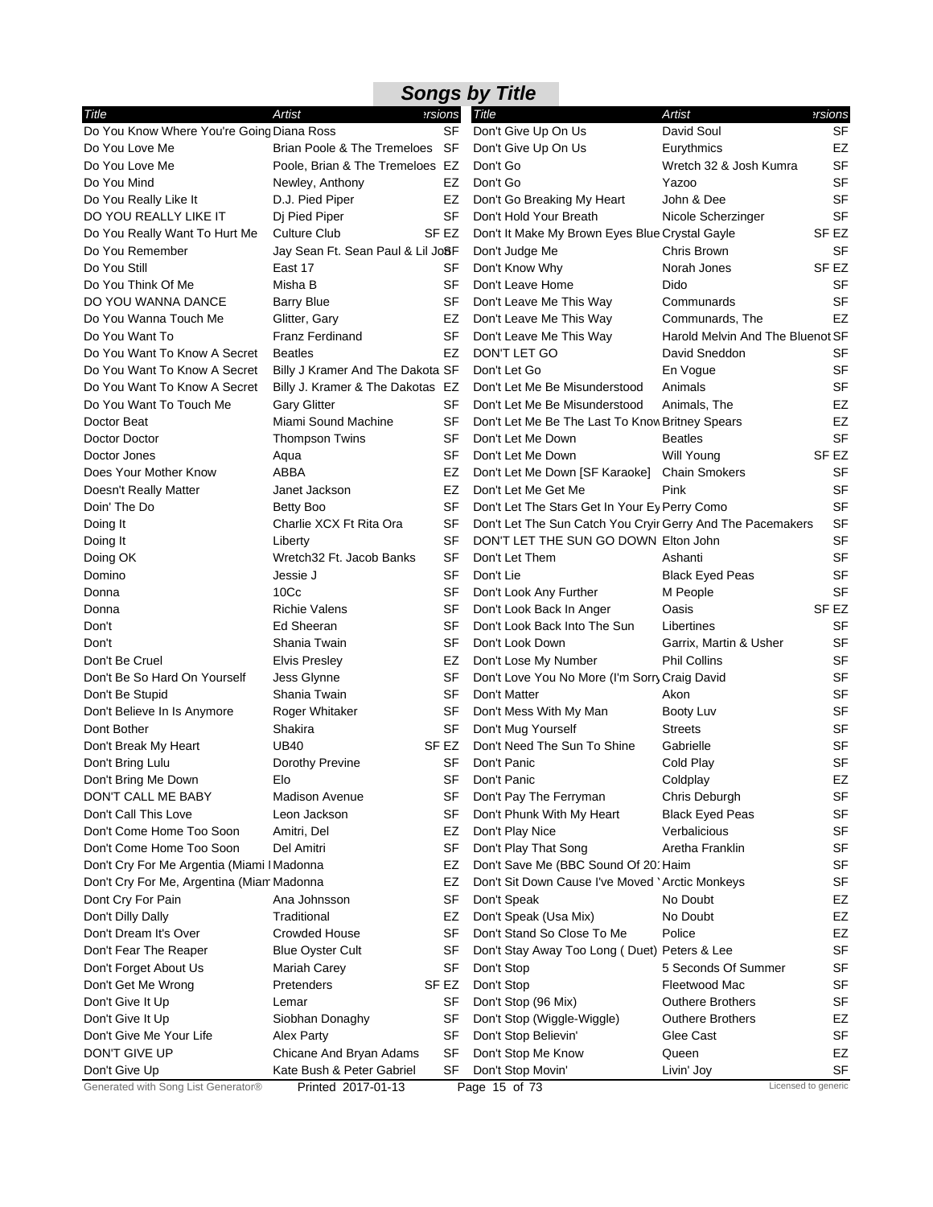## Songs by Title

| Title | Artist | Versions |
|---|---|---|
| Do You Know Where You're Going | Diana Ross | SF |
| Do You Love Me | Brian Poole & The Tremeloes | SF |
| Do You Love Me | Poole, Brian & The Tremeloes | EZ |
| Do You Mind | Newley, Anthony | EZ |
| Do You Really Like It | D.J. Pied Piper | EZ |
| DO YOU REALLY LIKE IT | Dj Pied Piper | SF |
| Do You Really Want To Hurt Me | Culture Club | SF EZ |
| Do You Remember | Jay Sean Ft. Sean Paul & Lil Jon | SF |
| Do You Still | East 17 | SF |
| Do You Think Of Me | Misha B | SF |
| DO YOU WANNA DANCE | Barry Blue | SF |
| Do You Wanna Touch Me | Glitter, Gary | EZ |
| Do You Want To | Franz Ferdinand | SF |
| Do You Want To Know A Secret | Beatles | EZ |
| Do You Want To Know A Secret | Billy J Kramer And The Dakota | SF |
| Do You Want To Know A Secret | Billy J. Kramer & The Dakotas | EZ |
| Do You Want To Touch Me | Gary Glitter | SF |
| Doctor Beat | Miami Sound Machine | SF |
| Doctor Doctor | Thompson Twins | SF |
| Doctor Jones | Aqua | SF |
| Does Your Mother Know | ABBA | EZ |
| Doesn't Really Matter | Janet Jackson | EZ |
| Doin' The Do | Betty Boo | SF |
| Doing It | Charlie XCX Ft Rita Ora | SF |
| Doing It | Liberty | SF |
| Doing OK | Wretch32 Ft. Jacob Banks | SF |
| Domino | Jessie J | SF |
| Donna | 10Cc | SF |
| Donna | Richie Valens | SF |
| Don't | Ed Sheeran | SF |
| Don't | Shania Twain | SF |
| Don't Be Cruel | Elvis Presley | EZ |
| Don't Be So Hard On Yourself | Jess Glynne | SF |
| Don't Be Stupid | Shania Twain | SF |
| Don't Believe In Is Anymore | Roger Whitaker | SF |
| Dont Bother | Shakira | SF |
| Don't Break My Heart | UB40 | SF EZ |
| Don't Bring Lulu | Dorothy Previne | SF |
| Don't Bring Me Down | Elo | SF |
| DON'T CALL ME BABY | Madison Avenue | SF |
| Don't Call This Love | Leon Jackson | SF |
| Don't Come Home Too Soon | Amitri, Del | EZ |
| Don't Come Home Too Soon | Del Amitri | SF |
| Don't Cry For Me Argentia (Miami I | Madonna | EZ |
| Don't Cry For Me, Argentina (Miam | Madonna | EZ |
| Dont Cry For Pain | Ana Johnsson | SF |
| Don't Dilly Dally | Traditional | EZ |
| Don't Dream It's Over | Crowded House | SF |
| Don't Fear The Reaper | Blue Oyster Cult | SF |
| Don't Forget About Us | Mariah Carey | SF |
| Don't Get Me Wrong | Pretenders | SF EZ |
| Don't Give It Up | Lemar | SF |
| Don't Give It Up | Siobhan Donaghy | SF |
| Don't Give Me Your Life | Alex Party | SF |
| DON'T GIVE UP | Chicane And Bryan Adams | SF |
| Don't Give Up | Kate Bush & Peter Gabriel | SF |
| Don't Give Up On Us | David Soul | SF |
| Don't Give Up On Us | Eurythmics | EZ |
| Don't Go | Wretch 32 & Josh Kumra | SF |
| Don't Go | Yazoo | SF |
| Don't Go Breaking My Heart | John & Dee | SF |
| Don't Hold Your Breath | Nicole Scherzinger | SF |
| Don't It Make My Brown Eyes Blue | Crystal Gayle | SF EZ |
| Don't Judge Me | Chris Brown | SF |
| Don't Know Why | Norah Jones | SF EZ |
| Don't Leave Home | Dido | SF |
| Don't Leave Me This Way | Communards | SF |
| Don't Leave Me This Way | Communards, The | EZ |
| Don't Leave Me This Way | Harold Melvin And The Bluenot | SF |
| DON'T LET GO | David Sneddon | SF |
| Don't Let Go | En Vogue | SF |
| Don't Let Me Be Misunderstood | Animals | SF |
| Don't Let Me Be Misunderstood | Animals, The | EZ |
| Don't Let Me Be The Last To Know | Britney Spears | EZ |
| Don't Let Me Down | Beatles | SF |
| Don't Let Me Down | Will Young | SF EZ |
| Don't Let Me Down [SF Karaoke] | Chain Smokers | SF |
| Don't Let Me Get Me | Pink | SF |
| Don't Let The Stars Get In Your Ey | Perry Como | SF |
| Don't Let The Sun Catch You Cryir | Gerry And The Pacemakers | SF |
| DON'T LET THE SUN GO DOWN | Elton John | SF |
| Don't Let Them | Ashanti | SF |
| Don't Lie | Black Eyed Peas | SF |
| Don't Look Any Further | M People | SF |
| Don't Look Back In Anger | Oasis | SF EZ |
| Don't Look Back Into The Sun | Libertines | SF |
| Don't Look Down | Garrix, Martin & Usher | SF |
| Don't Lose My Number | Phil Collins | SF |
| Don't Love You No More (I'm Sorry | Craig David | SF |
| Don't Matter | Akon | SF |
| Don't Mess With My Man | Booty Luv | SF |
| Don't Mug Yourself | Streets | SF |
| Don't Need The Sun To Shine | Gabrielle | SF |
| Don't Panic | Cold Play | SF |
| Don't Panic | Coldplay | EZ |
| Don't Pay The Ferryman | Chris Deburgh | SF |
| Don't Phunk With My Heart | Black Eyed Peas | SF |
| Don't Play Nice | Verbalicious | SF |
| Don't Play That Song | Aretha Franklin | SF |
| Don't Save Me (BBC Sound Of 20: | Haim | SF |
| Don't Sit Down Cause I've Moved ' | Arctic Monkeys | SF |
| Don't Speak | No Doubt | EZ |
| Don't Speak (Usa Mix) | No Doubt | EZ |
| Don't Stand So Close To Me | Police | EZ |
| Don't Stay Away Too Long ( Duet) | Peters & Lee | SF |
| Don't Stop | 5 Seconds Of Summer | SF |
| Don't Stop | Fleetwood Mac | SF |
| Don't Stop (96 Mix) | Outhere Brothers | SF |
| Don't Stop (Wiggle-Wiggle) | Outhere Brothers | EZ |
| Don't Stop Believin' | Glee Cast | SF |
| Don't Stop Me Know | Queen | EZ |
| Don't Stop Movin' | Livin' Joy | SF |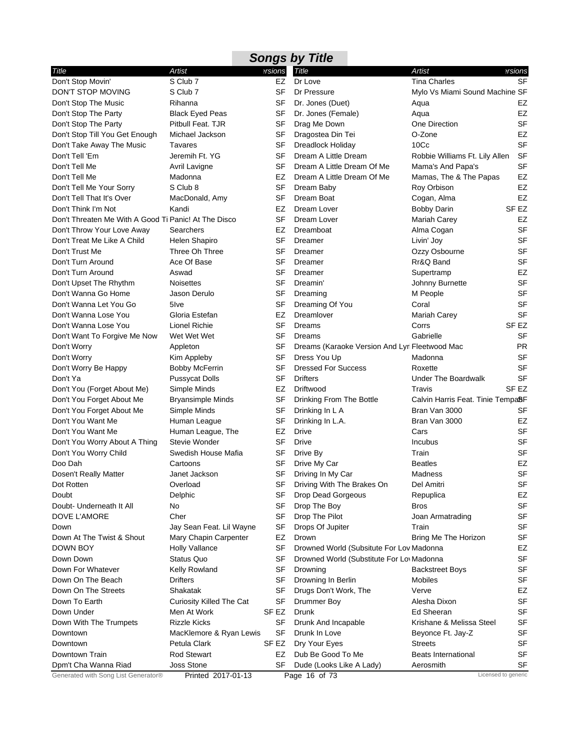# Songs by Title

| Title | Artist | Versions |
|---|---|---|
| Don't Stop Movin' | S Club 7 | EZ |
| DON'T STOP MOVING | S Club 7 | SF |
| Don't Stop The Music | Rihanna | SF |
| Don't Stop The Party | Black Eyed Peas | SF |
| Don't Stop The Party | Pitbull Feat. TJR | SF |
| Don't Stop Till You Get Enough | Michael Jackson | SF |
| Don't Take Away The Music | Tavares | SF |
| Don't Tell 'Em | Jeremih Ft. YG | SF |
| Don't Tell Me | Avril Lavigne | SF |
| Don't Tell Me | Madonna | EZ |
| Don't Tell Me Your Sorry | S Club 8 | SF |
| Don't Tell That It's Over | MacDonald, Amy | SF |
| Don't Think I'm Not | Kandi | EZ |
| Don't Threaten Me With A Good Ti | Panic! At The Disco | SF |
| Don't Throw Your Love Away | Searchers | EZ |
| Don't Treat Me Like A Child | Helen Shapiro | SF |
| Don't Trust Me | Three Oh Three | SF |
| Don't Turn Around | Ace Of Base | SF |
| Don't Turn Around | Aswad | SF |
| Don't Upset The Rhythm | Noisettes | SF |
| Don't Wanna Go Home | Jason Derulo | SF |
| Don't Wanna Let You Go | 5Ive | SF |
| Don't Wanna Lose You | Gloria Estefan | EZ |
| Don't Wanna Lose You | Lionel Richie | SF |
| Don't Want To Forgive Me Now | Wet Wet Wet | SF |
| Don't Worry | Appleton | SF |
| Don't Worry | Kim Appleby | SF |
| Don't Worry Be Happy | Bobby McFerrin | SF |
| Don't Ya | Pussycat Dolls | SF |
| Don't You (Forget About Me) | Simple Minds | EZ |
| Don't You Forget About Me | Bryansimple Minds | SF |
| Don't You Forget About Me | Simple Minds | SF |
| Don't You Want Me | Human League | SF |
| Don't You Want Me | Human League, The | EZ |
| Don't You Worry About A Thing | Stevie Wonder | SF |
| Don't You Worry Child | Swedish House Mafia | SF |
| Doo Dah | Cartoons | SF |
| Dosen't Really Matter | Janet Jackson | SF |
| Dot Rotten | Overload | SF |
| Doubt | Delphic | SF |
| Doubt- Underneath It All | No | SF |
| DOVE L'AMORE | Cher | SF |
| Down | Jay Sean Feat. Lil Wayne | SF |
| Down At The Twist & Shout | Mary Chapin Carpenter | EZ |
| DOWN BOY | Holly Vallance | SF |
| Down Down | Status Quo | SF |
| Down For Whatever | Kelly Rowland | SF |
| Down On The Beach | Drifters | SF |
| Down On The Streets | Shakatak | SF |
| Down To Earth | Curiosity Killed The Cat | SF |
| Down Under | Men At Work | SF EZ |
| Down With The Trumpets | Rizzle Kicks | SF |
| Downtown | MacKlemore & Ryan Lewis | SF |
| Downtown | Petula Clark | SF EZ |
| Downtown Train | Rod Stewart | EZ |
| Dpm't Cha Wanna Riad | Joss Stone | SF |
| Dr Love | Tina Charles | SF |
| Dr Pressure | Mylo Vs Miami Sound Machine | SF |
| Dr. Jones (Duet) | Aqua | EZ |
| Dr. Jones (Female) | Aqua | EZ |
| Drag Me Down | One Direction | SF |
| Dragostea Din Tei | O-Zone | EZ |
| Dreadlock Holiday | 10Cc | SF |
| Dream A Little Dream | Robbie Williams Ft. Lily Allen | SF |
| Dream A Little Dream Of Me | Mama's And Papa's | SF |
| Dream A Little Dream Of Me | Mamas, The & The Papas | EZ |
| Dream Baby | Roy Orbison | EZ |
| Dream Boat | Cogan, Alma | EZ |
| Dream Lover | Bobby Darin | SF EZ |
| Dream Lover | Mariah Carey | EZ |
| Dreamboat | Alma Cogan | SF |
| Dreamer | Livin' Joy | SF |
| Dreamer | Ozzy Osbourne | SF |
| Dreamer | Rr&Q Band | SF |
| Dreamer | Supertramp | EZ |
| Dreamin' | Johnny Burnette | SF |
| Dreaming | M People | SF |
| Dreaming Of You | Coral | SF |
| Dreamlover | Mariah Carey | SF |
| Dreams | Corrs | SF EZ |
| Dreams | Gabrielle | SF |
| Dreams (Karaoke Version And Lyr | Fleetwood Mac | PR |
| Dress You Up | Madonna | SF |
| Dressed For Success | Roxette | SF |
| Drifters | Under The Boardwalk | SF |
| Driftwood | Travis | SF EZ |
| Drinking From The Bottle | Calvin Harris Feat. Tinie Tempah | SF |
| Drinking In L A | Bran Van 3000 | SF |
| Drinking In L.A. | Bran Van 3000 | EZ |
| Drive | Cars | SF |
| Drive | Incubus | SF |
| Drive By | Train | SF |
| Drive My Car | Beatles | EZ |
| Driving In My Car | Madness | SF |
| Driving With The Brakes On | Del Amitri | SF |
| Drop Dead Gorgeous | Repuplica | EZ |
| Drop The Boy | Bros | SF |
| Drop The Pilot | Joan Armatrading | SF |
| Drops Of Jupiter | Train | SF |
| Drown | Bring Me The Horizon | SF |
| Drowned World (Subsitute For Lov | Madonna | EZ |
| Drowned World (Substitute For Lo | Madonna | SF |
| Drowning | Backstreet Boys | SF |
| Drowning In Berlin | Mobiles | SF |
| Drugs Don't Work, The | Verve | EZ |
| Drummer Boy | Alesha Dixon | SF |
| Drunk | Ed Sheeran | SF |
| Drunk And Incapable | Krishane & Melissa Steel | SF |
| Drunk In Love | Beyonce Ft. Jay-Z | SF |
| Dry Your Eyes | Streets | SF |
| Dub Be Good To Me | Beats International | SF |
| Dude (Looks Like A Lady) | Aerosmith | SF |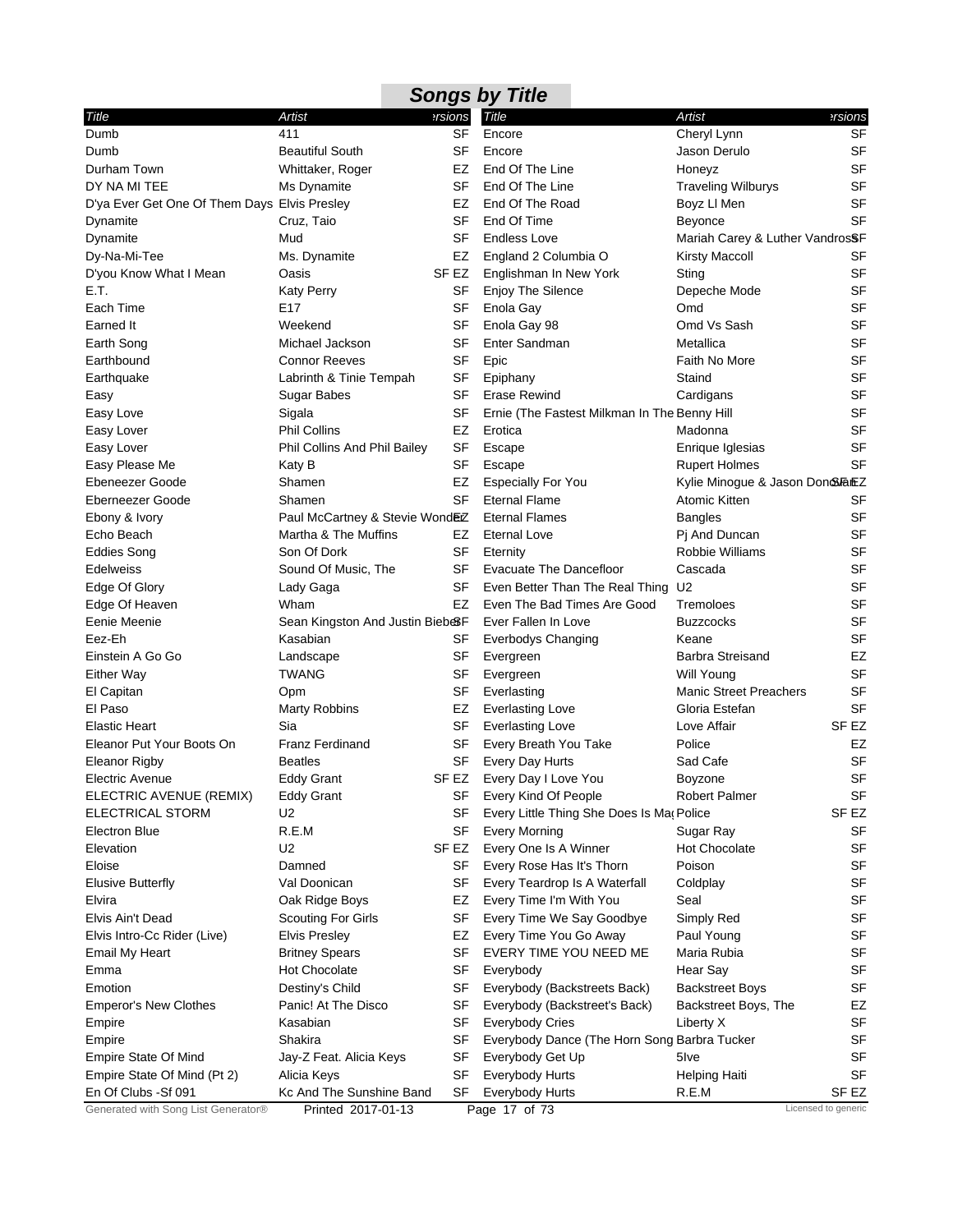## Songs by Title

| Title | Artist | Versions |
|---|---|---|
| Dumb | 411 | SF |
| Dumb | Beautiful South | SF |
| Durham Town | Whittaker, Roger | EZ |
| DY NA MI TEE | Ms Dynamite | SF |
| D'ya Ever Get One Of Them Days | Elvis Presley | EZ |
| Dynamite | Cruz, Taio | SF |
| Dynamite | Mud | SF |
| Dy-Na-Mi-Tee | Ms. Dynamite | EZ |
| D'you Know What I Mean | Oasis | SF EZ |
| E.T. | Katy Perry | SF |
| Each Time | E17 | SF |
| Earned It | Weekend | SF |
| Earth Song | Michael Jackson | SF |
| Earthbound | Connor Reeves | SF |
| Earthquake | Labrinth & Tinie Tempah | SF |
| Easy | Sugar Babes | SF |
| Easy Love | Sigala | SF |
| Easy Lover | Phil Collins | EZ |
| Easy Lover | Phil Collins And Phil Bailey | SF |
| Easy Please Me | Katy B | SF |
| Ebeneezer Goode | Shamen | EZ |
| Eberneezer Goode | Shamen | SF |
| Ebony & Ivory | Paul McCartney & Stevie Wonder | EZ |
| Echo Beach | Martha & The Muffins | EZ |
| Eddies Song | Son Of Dork | SF |
| Edelweiss | Sound Of Music, The | SF |
| Edge Of Glory | Lady Gaga | SF |
| Edge Of Heaven | Wham | EZ |
| Eenie Meenie | Sean Kingston And Justin Bieber | SF |
| Eez-Eh | Kasabian | SF |
| Einstein A Go Go | Landscape | SF |
| Either Way | TWANG | SF |
| El Capitan | Opm | SF |
| El Paso | Marty Robbins | EZ |
| Elastic Heart | Sia | SF |
| Eleanor Put Your Boots On | Franz Ferdinand | SF |
| Eleanor Rigby | Beatles | SF |
| Electric Avenue | Eddy Grant | SF EZ |
| ELECTRIC AVENUE (REMIX) | Eddy Grant | SF |
| ELECTRICAL STORM | U2 | SF |
| Electron Blue | R.E.M | SF |
| Elevation | U2 | SF EZ |
| Eloise | Damned | SF |
| Elusive Butterfly | Val Doonican | SF |
| Elvira | Oak Ridge Boys | EZ |
| Elvis Ain't Dead | Scouting For Girls | SF |
| Elvis Intro-Cc Rider (Live) | Elvis Presley | EZ |
| Email My Heart | Britney Spears | SF |
| Emma | Hot Chocolate | SF |
| Emotion | Destiny's Child | SF |
| Emperor's New Clothes | Panic! At The Disco | SF |
| Empire | Kasabian | SF |
| Empire | Shakira | SF |
| Empire State Of Mind | Jay-Z Feat. Alicia Keys | SF |
| Empire State Of Mind (Pt 2) | Alicia Keys | SF |
| En Of Clubs -Sf 091 | Kc And The Sunshine Band | SF |
| Encore | Cheryl Lynn | SF |
| Encore | Jason Derulo | SF |
| End Of The Line | Honeyz | SF |
| End Of The Line | Traveling Wilburys | SF |
| End Of The Road | Boyz Ll Men | SF |
| End Of Time | Beyonce | SF |
| Endless Love | Mariah Carey & Luther Vandross | SF |
| England 2 Columbia O | Kirsty Maccoll | SF |
| Englishman In New York | Sting | SF |
| Enjoy The Silence | Depeche Mode | SF |
| Enola Gay | Omd | SF |
| Enola Gay 98 | Omd Vs Sash | SF |
| Enter Sandman | Metallica | SF |
| Epic | Faith No More | SF |
| Epiphany | Staind | SF |
| Erase Rewind | Cardigans | SF |
| Ernie (The Fastest Milkman In The | Benny Hill | SF |
| Erotica | Madonna | SF |
| Escape | Enrique Iglesias | SF |
| Escape | Rupert Holmes | SF |
| Especially For You | Kylie Minogue & Jason Donovan | SF EZ |
| Eternal Flame | Atomic Kitten | SF |
| Eternal Flames | Bangles | SF |
| Eternal Love | Pj And Duncan | SF |
| Eternity | Robbie Williams | SF |
| Evacuate The Dancefloor | Cascada | SF |
| Even Better Than The Real Thing | U2 | SF |
| Even The Bad Times Are Good | Tremoloes | SF |
| Ever Fallen In Love | Buzzcocks | SF |
| Everbodys Changing | Keane | SF |
| Evergreen | Barbra Streisand | EZ |
| Evergreen | Will Young | SF |
| Everlasting | Manic Street Preachers | SF |
| Everlasting Love | Gloria Estefan | SF |
| Everlasting Love | Love Affair | SF EZ |
| Every Breath You Take | Police | EZ |
| Every Day Hurts | Sad Cafe | SF |
| Every Day I Love You | Boyzone | SF |
| Every Kind Of People | Robert Palmer | SF |
| Every Little Thing She Does Is Ma | Police | SF EZ |
| Every Morning | Sugar Ray | SF |
| Every One Is A Winner | Hot Chocolate | SF |
| Every Rose Has It's Thorn | Poison | SF |
| Every Teardrop Is A Waterfall | Coldplay | SF |
| Every Time I'm With You | Seal | SF |
| Every Time We Say Goodbye | Simply Red | SF |
| Every Time You Go Away | Paul Young | SF |
| EVERY TIME YOU NEED ME | Maria Rubia | SF |
| Everybody | Hear Say | SF |
| Everybody (Backstreets Back) | Backstreet Boys | SF |
| Everybody (Backstreet's Back) | Backstreet Boys, The | EZ |
| Everybody Cries | Liberty X | SF |
| Everybody Dance (The Horn Song | Barbra Tucker | SF |
| Everybody Get Up | 5ive | SF |
| Everybody Hurts | Helping Haiti | SF |
| Everybody Hurts | R.E.M | SF EZ |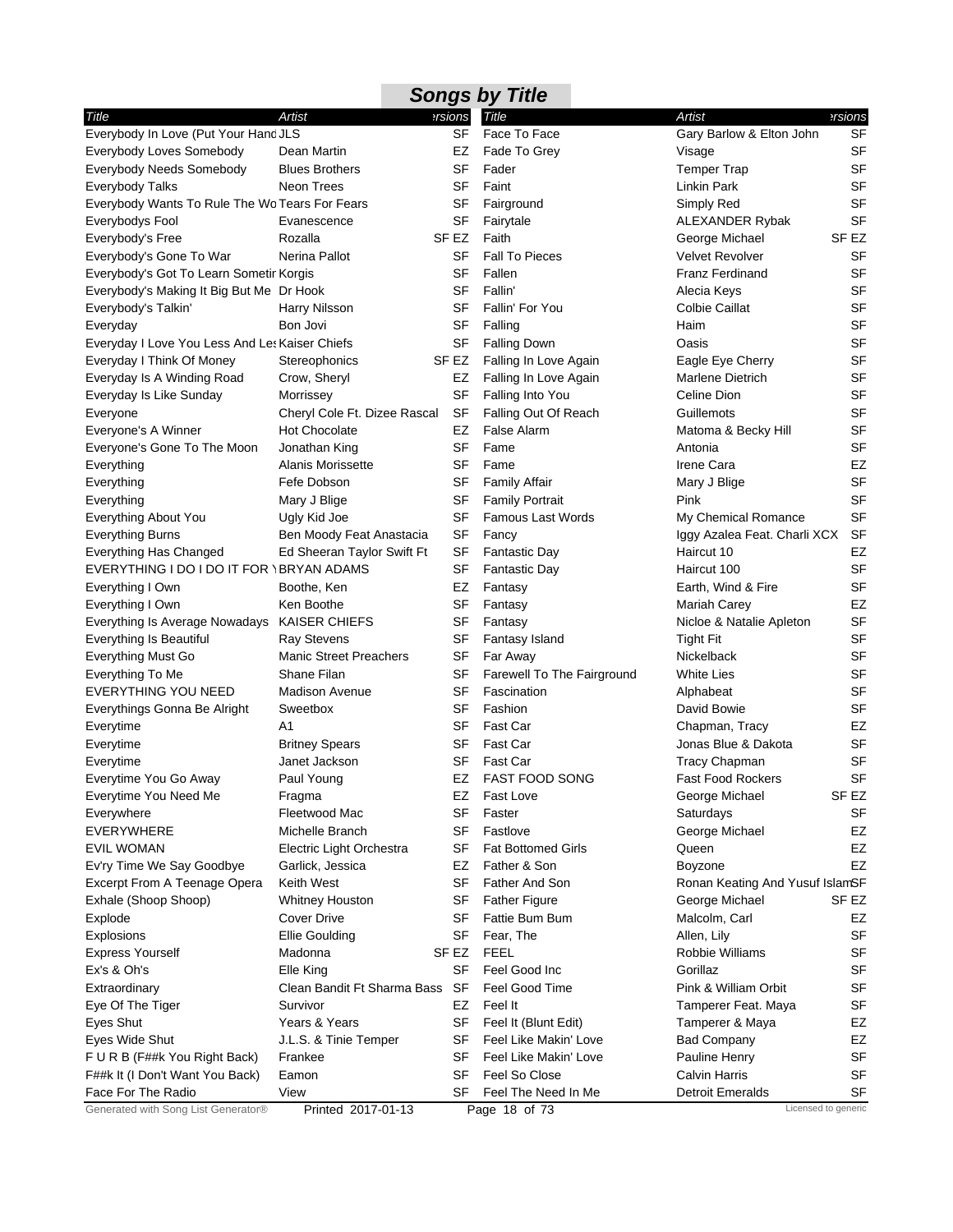## *Songs by Title*

| Title | Artist | Versions |
|---|---|---|
| Everybody In Love (Put Your Hand | JLS | SF |
| Everybody Loves Somebody | Dean Martin | EZ |
| Everybody Needs Somebody | Blues Brothers | SF |
| Everybody Talks | Neon Trees | SF |
| Everybody Wants To Rule The Wo | Tears For Fears | SF |
| Everybodys Fool | Evanescence | SF |
| Everybody's Free | Rozalla | SF EZ |
| Everybody's Gone To War | Nerina Pallot | SF |
| Everybody's Got To Learn Sometir | Korgis | SF |
| Everybody's Making It Big But Me | Dr Hook | SF |
| Everybody's Talkin' | Harry Nilsson | SF |
| Everyday | Bon Jovi | SF |
| Everyday I Love You Less And Les | Kaiser Chiefs | SF |
| Everyday I Think Of Money | Stereophonics | SF EZ |
| Everyday Is A Winding Road | Crow, Sheryl | EZ |
| Everyday Is Like Sunday | Morrissey | SF |
| Everyone | Cheryl Cole Ft. Dizee Rascal | SF |
| Everyone's A Winner | Hot Chocolate | EZ |
| Everyone's Gone To The Moon | Jonathan King | SF |
| Everything | Alanis Morissette | SF |
| Everything | Fefe Dobson | SF |
| Everything | Mary J Blige | SF |
| Everything About You | Ugly Kid Joe | SF |
| Everything Burns | Ben Moody Feat Anastacia | SF |
| Everything Has Changed | Ed Sheeran Taylor Swift Ft | SF |
| EVERYTHING I DO I DO IT FOR \ | BRYAN ADAMS | SF |
| Everything I Own | Boothe, Ken | EZ |
| Everything I Own | Ken Boothe | SF |
| Everything Is Average Nowadays | KAISER CHIEFS | SF |
| Everything Is Beautiful | Ray Stevens | SF |
| Everything Must Go | Manic Street Preachers | SF |
| Everything To Me | Shane Filan | SF |
| EVERYTHING YOU NEED | Madison Avenue | SF |
| Everythings Gonna Be Alright | Sweetbox | SF |
| Everytime | A1 | SF |
| Everytime | Britney Spears | SF |
| Everytime | Janet Jackson | SF |
| Everytime You Go Away | Paul Young | EZ |
| Everytime You Need Me | Fragma | EZ |
| Everywhere | Fleetwood Mac | SF |
| EVERYWHERE | Michelle Branch | SF |
| EVIL WOMAN | Electric Light Orchestra | SF |
| Ev'ry Time We Say Goodbye | Garlick, Jessica | EZ |
| Excerpt From A Teenage Opera | Keith West | SF |
| Exhale (Shoop Shoop) | Whitney Houston | SF |
| Explode | Cover Drive | SF |
| Explosions | Ellie Goulding | SF |
| Express Yourself | Madonna | SF EZ |
| Ex's & Oh's | Elle King | SF |
| Extraordinary | Clean Bandit Ft Sharma Bass | SF |
| Eye Of The Tiger | Survivor | EZ |
| Eyes Shut | Years & Years | SF |
| Eyes Wide Shut | J.L.S. & Tinie Temper | SF |
| F U R B (F##k You Right Back) | Frankee | SF |
| F##k It (I Don't Want You Back) | Eamon | SF |
| Face For The Radio | View | SF |
| Face To Face | Gary Barlow & Elton John | SF |
| Fade To Grey | Visage | SF |
| Fader | Temper Trap | SF |
| Faint | Linkin Park | SF |
| Fairground | Simply Red | SF |
| Fairytale | ALEXANDER Rybak | SF |
| Faith | George Michael | SF EZ |
| Fall To Pieces | Velvet Revolver | SF |
| Fallen | Franz Ferdinand | SF |
| Fallin' | Alecia Keys | SF |
| Fallin' For You | Colbie Caillat | SF |
| Falling | Haim | SF |
| Falling Down | Oasis | SF |
| Falling In Love Again | Eagle Eye Cherry | SF |
| Falling In Love Again | Marlene Dietrich | SF |
| Falling Into You | Celine Dion | SF |
| Falling Out Of Reach | Guillemots | SF |
| False Alarm | Matoma & Becky Hill | SF |
| Fame | Antonia | SF |
| Fame | Irene Cara | EZ |
| Family Affair | Mary J Blige | SF |
| Family Portrait | Pink | SF |
| Famous Last Words | My Chemical Romance | SF |
| Fancy | Iggy Azalea Feat. Charli XCX | SF |
| Fantastic Day | Haircut 10 | EZ |
| Fantastic Day | Haircut 100 | SF |
| Fantasy | Earth, Wind & Fire | SF |
| Fantasy | Mariah Carey | EZ |
| Fantasy | Nicloe & Natalie Apleton | SF |
| Fantasy Island | Tight Fit | SF |
| Far Away | Nickelback | SF |
| Farewell To The Fairground | White Lies | SF |
| Fascination | Alphabeat | SF |
| Fashion | David Bowie | SF |
| Fast Car | Chapman, Tracy | EZ |
| Fast Car | Jonas Blue & Dakota | SF |
| Fast Car | Tracy Chapman | SF |
| FAST FOOD SONG | Fast Food Rockers | SF |
| Fast Love | George Michael | SF EZ |
| Faster | Saturdays | SF |
| Fastlove | George Michael | EZ |
| Fat Bottomed Girls | Queen | EZ |
| Father & Son | Boyzone | EZ |
| Father And Son | Ronan Keating And Yusuf Islam | SF |
| Father Figure | George Michael | SF EZ |
| Fattie Bum Bum | Malcolm, Carl | EZ |
| Fear, The | Allen, Lily | SF |
| FEEL | Robbie Williams | SF |
| Feel Good Inc | Gorillaz | SF |
| Feel Good Time | Pink & William Orbit | SF |
| Feel It | Tamperer Feat. Maya | SF |
| Feel It (Blunt Edit) | Tamperer & Maya | EZ |
| Feel Like Makin' Love | Bad Company | EZ |
| Feel Like Makin' Love | Pauline Henry | SF |
| Feel So Close | Calvin Harris | SF |
| Feel The Need In Me | Detroit Emeralds | SF |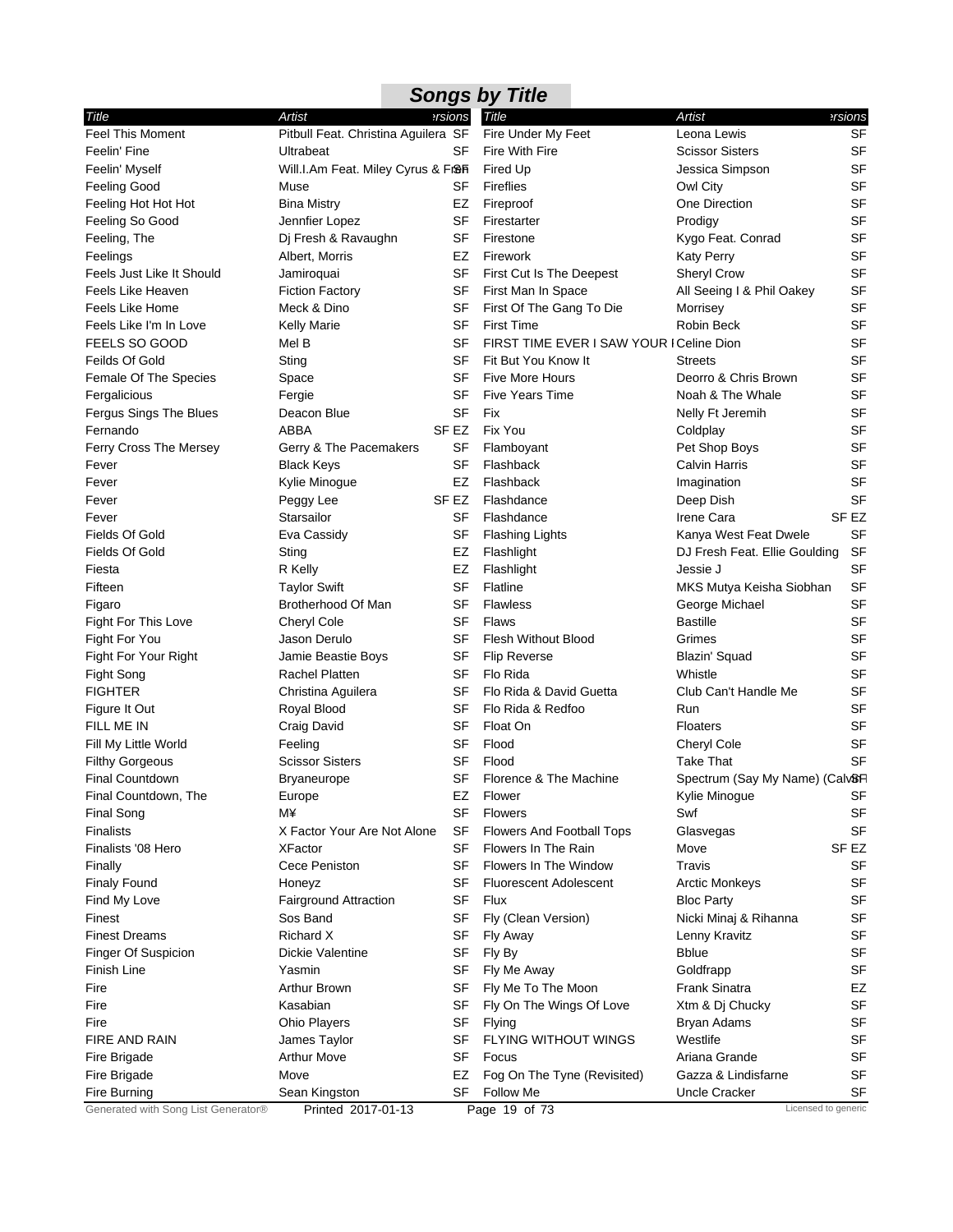## Songs by Title

| Title | Artist | Versions |
|---|---|---|
| Feel This Moment | Pitbull Feat. Christina Aguilera | SF |
| Feelin' Fine | Ultrabeat | SF |
| Feelin' Myself | Will.I.Am Feat. Miley Cyrus & Fren | SF |
| Feeling Good | Muse | SF |
| Feeling Hot Hot Hot | Bina Mistry | EZ |
| Feeling So Good | Jennfier Lopez | SF |
| Feeling, The | Dj Fresh & Ravaughn | SF |
| Feelings | Albert, Morris | EZ |
| Feels Just Like It Should | Jamiroquai | SF |
| Feels Like Heaven | Fiction Factory | SF |
| Feels Like Home | Meck & Dino | SF |
| Feels Like I'm In Love | Kelly Marie | SF |
| FEELS SO GOOD | Mel B | SF |
| Feilds Of Gold | Sting | SF |
| Female Of The Species | Space | SF |
| Fergalicious | Fergie | SF |
| Fergus Sings The Blues | Deacon Blue | SF |
| Fernando | ABBA | SF EZ |
| Ferry Cross The Mersey | Gerry & The Pacemakers | SF |
| Fever | Black Keys | SF |
| Fever | Kylie Minogue | EZ |
| Fever | Peggy Lee | SF EZ |
| Fever | Starsailor | SF |
| Fields Of Gold | Eva Cassidy | SF |
| Fields Of Gold | Sting | EZ |
| Fiesta | R Kelly | EZ |
| Fifteen | Taylor Swift | SF |
| Figaro | Brotherhood Of Man | SF |
| Fight For This Love | Cheryl Cole | SF |
| Fight For You | Jason Derulo | SF |
| Fight For Your Right | Jamie Beastie Boys | SF |
| Fight Song | Rachel Platten | SF |
| FIGHTER | Christina Aguilera | SF |
| Figure It Out | Royal Blood | SF |
| FILL ME IN | Craig David | SF |
| Fill My Little World | Feeling | SF |
| Filthy Gorgeous | Scissor Sisters | SF |
| Final Countdown | Bryaneurope | SF |
| Final Countdown, The | Europe | EZ |
| Final Song | M¥ | SF |
| Finalists | X Factor Your Are Not Alone | SF |
| Finalists '08 Hero | XFactor | SF |
| Finally | Cece Peniston | SF |
| Finaly Found | Honeyz | SF |
| Find My Love | Fairground Attraction | SF |
| Finest | Sos Band | SF |
| Finest Dreams | Richard X | SF |
| Finger Of Suspicion | Dickie Valentine | SF |
| Finish Line | Yasmin | SF |
| Fire | Arthur Brown | SF |
| Fire | Kasabian | SF |
| Fire | Ohio Players | SF |
| FIRE AND RAIN | James Taylor | SF |
| Fire Brigade | Arthur Move | SF |
| Fire Brigade | Move | EZ |
| Fire Burning | Sean Kingston | SF |
| Fire Under My Feet | Leona Lewis | SF |
| Fire With Fire | Scissor Sisters | SF |
| Fired Up | Jessica Simpson | SF |
| Fireflies | Owl City | SF |
| Fireproof | One Direction | SF |
| Firestarter | Prodigy | SF |
| Firestone | Kygo Feat. Conrad | SF |
| Firework | Katy Perry | SF |
| First Cut Is The Deepest | Sheryl Crow | SF |
| First Man In Space | All Seeing I & Phil Oakey | SF |
| First Of The Gang To Die | Morrisey | SF |
| First Time | Robin Beck | SF |
| FIRST TIME EVER I SAW YOUR I | Celine Dion | SF |
| Fit But You Know It | Streets | SF |
| Five More Hours | Deorro & Chris Brown | SF |
| Five Years Time | Noah & The Whale | SF |
| Fix | Nelly Ft Jeremih | SF |
| Fix You | Coldplay | SF |
| Flamboyant | Pet Shop Boys | SF |
| Flashback | Calvin Harris | SF |
| Flashback | Imagination | SF |
| Flashdance | Deep Dish | SF |
| Flashdance | Irene Cara | SF EZ |
| Flashing Lights | Kanya West Feat Dwele | SF |
| Flashlight | DJ Fresh Feat. Ellie Goulding | SF |
| Flashlight | Jessie J | SF |
| Flatline | MKS Mutya Keisha Siobhan | SF |
| Flawless | George Michael | SF |
| Flaws | Bastille | SF |
| Flesh Without Blood | Grimes | SF |
| Flip Reverse | Blazin' Squad | SF |
| Flo Rida | Whistle | SF |
| Flo Rida & David Guetta | Club Can't Handle Me | SF |
| Flo Rida & Redfoo | Run | SF |
| Float On | Floaters | SF |
| Flood | Cheryl Cole | SF |
| Flood | Take That | SF |
| Florence & The Machine | Spectrum (Say My Name) (Calvin | SF |
| Flower | Kylie Minogue | SF |
| Flowers | Swf | SF |
| Flowers And Football Tops | Glasvegas | SF |
| Flowers In The Rain | Move | SF EZ |
| Flowers In The Window | Travis | SF |
| Fluorescent Adolescent | Arctic Monkeys | SF |
| Flux | Bloc Party | SF |
| Fly (Clean Version) | Nicki Minaj & Rihanna | SF |
| Fly Away | Lenny Kravitz | SF |
| Fly By | Bblue | SF |
| Fly Me Away | Goldfrapp | SF |
| Fly Me To The Moon | Frank Sinatra | EZ |
| Fly On The Wings Of Love | Xtm & Dj Chucky | SF |
| Flying | Bryan Adams | SF |
| FLYING WITHOUT WINGS | Westlife | SF |
| Focus | Ariana Grande | SF |
| Fog On The Tyne (Revisited) | Gazza & Lindisfarne | SF |
| Follow Me | Uncle Cracker | SF |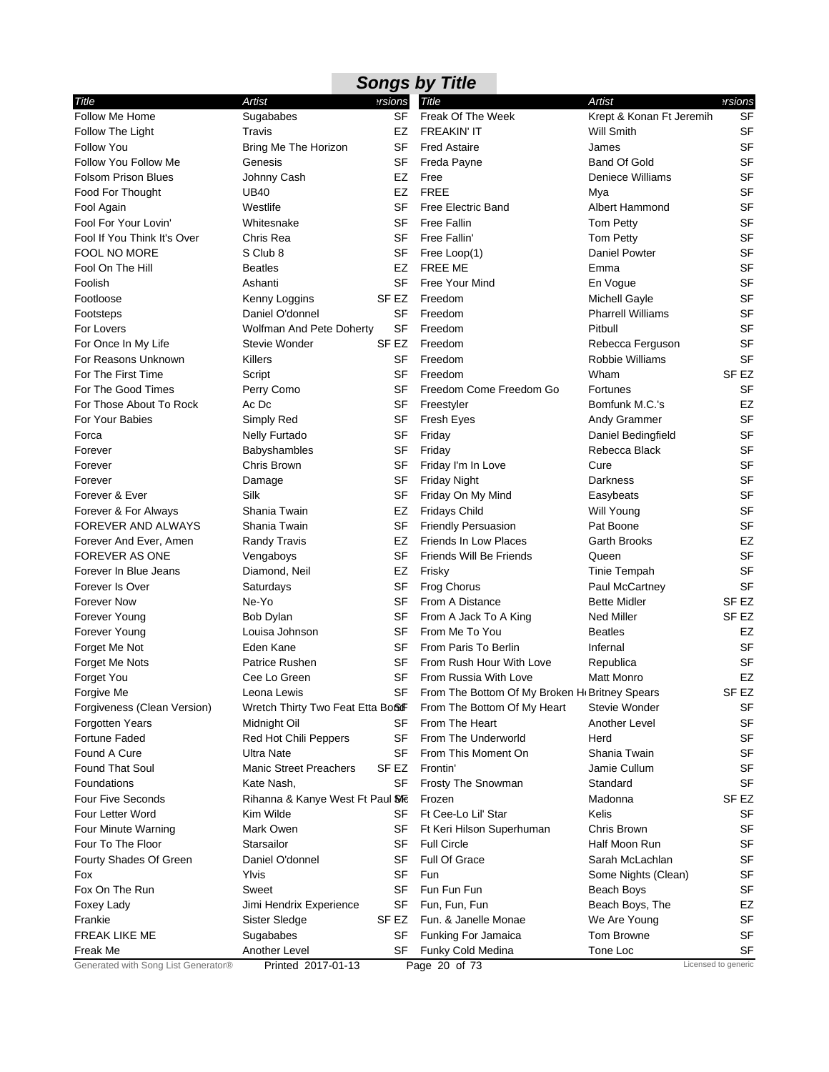# Songs by Title

| Title | Artist | Versions |
| --- | --- | --- |
| Follow Me Home | Sugababes | SF |
| Follow The Light | Travis | EZ |
| Follow You | Bring Me The Horizon | SF |
| Follow You Follow Me | Genesis | SF |
| Folsom Prison Blues | Johnny Cash | EZ |
| Food For Thought | UB40 | EZ |
| Fool Again | Westlife | SF |
| Fool For Your Lovin' | Whitesnake | SF |
| Fool If You Think It's Over | Chris Rea | SF |
| FOOL NO MORE | S Club 8 | SF |
| Fool On The Hill | Beatles | EZ |
| Foolish | Ashanti | SF |
| Footloose | Kenny Loggins | SF EZ |
| Footsteps | Daniel O'donnel | SF |
| For Lovers | Wolfman And Pete Doherty | SF |
| For Once In My Life | Stevie Wonder | SF EZ |
| For Reasons Unknown | Killers | SF |
| For The First Time | Script | SF |
| For The Good Times | Perry Como | SF |
| For Those About To Rock | Ac Dc | SF |
| For Your Babies | Simply Red | SF |
| Forca | Nelly Furtado | SF |
| Forever | Babyshambles | SF |
| Forever | Chris Brown | SF |
| Forever | Damage | SF |
| Forever & Ever | Silk | SF |
| Forever & For Always | Shania Twain | EZ |
| FOREVER AND ALWAYS | Shania Twain | SF |
| Forever And Ever, Amen | Randy Travis | EZ |
| FOREVER AS ONE | Vengaboys | SF |
| Forever In Blue Jeans | Diamond, Neil | EZ |
| Forever Is Over | Saturdays | SF |
| Forever Now | Ne-Yo | SF |
| Forever Young | Bob Dylan | SF |
| Forever Young | Louisa Johnson | SF |
| Forget Me Not | Eden Kane | SF |
| Forget Me Nots | Patrice Rushen | SF |
| Forget You | Cee Lo Green | SF |
| Forgive Me | Leona Lewis | SF |
| Forgiveness (Clean Version) | Wretch Thirty Two Feat Etta Bond | SF |
| Forgotten Years | Midnight Oil | SF |
| Fortune Faded | Red Hot Chili Peppers | SF |
| Found A Cure | Ultra Nate | SF |
| Found That Soul | Manic Street Preachers | SF EZ |
| Foundations | Kate Nash, | SF |
| Four Five Seconds | Rihanna & Kanye West Ft Paul Mc | SF |
| Four Letter Word | Kim Wilde | SF |
| Four Minute Warning | Mark Owen | SF |
| Four To The Floor | Starsailor | SF |
| Fourty Shades Of Green | Daniel O'donnel | SF |
| Fox | Ylvis | SF |
| Fox On The Run | Sweet | SF |
| Foxey Lady | Jimi Hendrix Experience | SF |
| Frankie | Sister Sledge | SF EZ |
| FREAK LIKE ME | Sugababes | SF |
| Freak Me | Another Level | SF |
| Freak Of The Week | Krept & Konan Ft Jeremih | SF |
| FREAKIN' IT | Will Smith | SF |
| Fred Astaire | James | SF |
| Freda Payne | Band Of Gold | SF |
| Free | Deniece Williams | SF |
| FREE | Mya | SF |
| Free Electric Band | Albert Hammond | SF |
| Free Fallin | Tom Petty | SF |
| Free Fallin' | Tom Petty | SF |
| Free Loop(1) | Daniel Powter | SF |
| FREE ME | Emma | SF |
| Free Your Mind | En Vogue | SF |
| Freedom | Michell Gayle | SF |
| Freedom | Pharrell Williams | SF |
| Freedom | Pitbull | SF |
| Freedom | Rebecca Ferguson | SF |
| Freedom | Robbie Williams | SF |
| Freedom | Wham | SF EZ |
| Freedom Come Freedom Go | Fortunes | SF |
| Freestyler | Bomfunk M.C.'s | EZ |
| Fresh Eyes | Andy Grammer | SF |
| Friday | Daniel Bedingfield | SF |
| Friday | Rebecca Black | SF |
| Friday I'm In Love | Cure | SF |
| Friday Night | Darkness | SF |
| Friday On My Mind | Easybeats | SF |
| Fridays Child | Will Young | SF |
| Friendly Persuasion | Pat Boone | SF |
| Friends In Low Places | Garth Brooks | EZ |
| Friends Will Be Friends | Queen | SF |
| Frisky | Tinie Tempah | SF |
| Frog Chorus | Paul McCartney | SF |
| From A Distance | Bette Midler | SF EZ |
| From A Jack To A King | Ned Miller | SF EZ |
| From Me To You | Beatles | EZ |
| From Paris To Berlin | Infernal | SF |
| From Rush Hour With Love | Republica | SF |
| From Russia With Love | Matt Monro | EZ |
| From The Bottom Of My Broken He | Britney Spears | SF EZ |
| From The Bottom Of My Heart | Stevie Wonder | SF |
| From The Heart | Another Level | SF |
| From The Underworld | Herd | SF |
| From This Moment On | Shania Twain | SF |
| Frontin' | Jamie Cullum | SF |
| Frosty The Snowman | Standard | SF |
| Frozen | Madonna | SF EZ |
| Ft Cee-Lo Lil' Star | Kelis | SF |
| Ft Keri Hilson Superhuman | Chris Brown | SF |
| Full Circle | Half Moon Run | SF |
| Full Of Grace | Sarah McLachlan | SF |
| Fun | Some Nights (Clean) | SF |
| Fun Fun Fun | Beach Boys | SF |
| Fun, Fun, Fun | Beach Boys, The | EZ |
| Fun. & Janelle Monae | We Are Young | SF |
| Funking For Jamaica | Tom Browne | SF |
| Funky Cold Medina | Tone Loc | SF |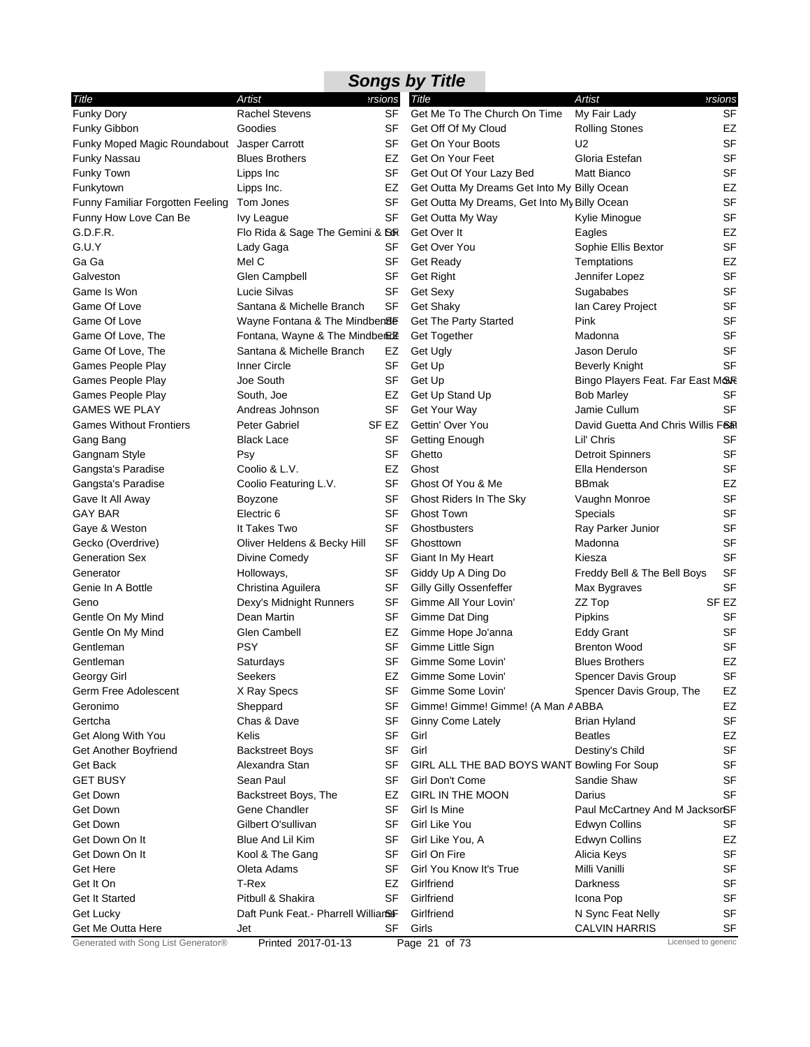# Songs by Title

| Title | Artist | Versions |
|---|---|---|
| Funky Dory | Rachel Stevens | SF |
| Funky Gibbon | Goodies | SF |
| Funky Moped Magic Roundabout | Jasper Carrott | SF |
| Funky Nassau | Blues Brothers | EZ |
| Funky Town | Lipps Inc | SF |
| Funkytown | Lipps Inc. | EZ |
| Funny Familiar Forgotten Feeling | Tom Jones | SF |
| Funny How Love Can Be | Ivy League | SF |
| G.D.F.R. | Flo Rida & Sage The Gemini & Lookas | SF |
| G.U.Y | Lady Gaga | SF |
| Ga Ga | Mel C | SF |
| Galveston | Glen Campbell | SF |
| Game Is Won | Lucie Silvas | SF |
| Game Of Love | Santana & Michelle Branch | SF |
| Game Of Love | Wayne Fontana & The Mindbenders | SF |
| Game Of Love, The | Fontana, Wayne & The Mindbenders | EZ |
| Game Of Love, The | Santana & Michelle Branch | EZ |
| Games People Play | Inner Circle | SF |
| Games People Play | Joe South | SF |
| Games People Play | South, Joe | EZ |
| GAMES WE PLAY | Andreas Johnson | SF |
| Games Without Frontiers | Peter Gabriel | SF EZ |
| Gang Bang | Black Lace | SF |
| Gangnam Style | Psy | SF |
| Gangsta's Paradise | Coolio & L.V. | EZ |
| Gangsta's Paradise | Coolio Featuring L.V. | SF |
| Gave It All Away | Boyzone | SF |
| GAY BAR | Electric 6 | SF |
| Gaye & Weston | It Takes Two | SF |
| Gecko (Overdrive) | Oliver Heldens & Becky Hill | SF |
| Generation Sex | Divine Comedy | SF |
| Generator | Holloways, | SF |
| Genie In A Bottle | Christina Aguilera | SF |
| Geno | Dexy's Midnight Runners | SF |
| Gentle On My Mind | Dean Martin | SF |
| Gentle On My Mind | Glen Cambell | EZ |
| Gentleman | PSY | SF |
| Gentleman | Saturdays | SF |
| Georgy Girl | Seekers | EZ |
| Germ Free Adolescent | X Ray Specs | SF |
| Geronimo | Sheppard | SF |
| Gertcha | Chas & Dave | SF |
| Get Along With You | Kelis | SF |
| Get Another Boyfriend | Backstreet Boys | SF |
| Get Back | Alexandra Stan | SF |
| GET BUSY | Sean Paul | SF |
| Get Down | Backstreet Boys, The | EZ |
| Get Down | Gene Chandler | SF |
| Get Down | Gilbert O'sullivan | SF |
| Get Down On It | Blue And Lil Kim | SF |
| Get Down On It | Kool & The Gang | SF |
| Get Here | Oleta Adams | SF |
| Get It On | T-Rex | EZ |
| Get It Started | Pitbull & Shakira | SF |
| Get Lucky | Daft Punk Feat.- Pharrell Williams | SF |
| Get Me Outta Here | Jet | SF |
| Get Me To The Church On Time | My Fair Lady | SF |
| Get Off Of My Cloud | Rolling Stones | EZ |
| Get On Your Boots | U2 | SF |
| Get On Your Feet | Gloria Estefan | SF |
| Get Out Of Your Lazy Bed | Matt Bianco | SF |
| Get Outta My Dreams Get Into My | Billy Ocean | EZ |
| Get Outta My Dreams, Get Into My | Billy Ocean | SF |
| Get Outta My Way | Kylie Minogue | SF |
| Get Over It | Eagles | EZ |
| Get Over You | Sophie Ellis Bextor | SF |
| Get Ready | Temptations | EZ |
| Get Right | Jennifer Lopez | SF |
| Get Sexy | Sugababes | SF |
| Get Shaky | Ian Carey Project | SF |
| Get The Party Started | Pink | SF |
| Get Together | Madonna | SF |
| Get Ugly | Jason Derulo | SF |
| Get Up | Beverly Knight | SF |
| Get Up | Bingo Players Feat. Far East Move | SF |
| Get Up Stand Up | Bob Marley | SF |
| Get Your Way | Jamie Cullum | SF |
| Gettin' Over You | David Guetta And Chris Willis Feat | SF |
| Getting Enough | Lil' Chris | SF |
| Ghetto | Detroit Spinners | SF |
| Ghost | Ella Henderson | SF |
| Ghost Of You & Me | BBmak | EZ |
| Ghost Riders In The Sky | Vaughn Monroe | SF |
| Ghost Town | Specials | SF |
| Ghostbusters | Ray Parker Junior | SF |
| Ghosttown | Madonna | SF |
| Giant In My Heart | Kiesza | SF |
| Giddy Up A Ding Do | Freddy Bell & The Bell Boys | SF |
| Gilly Gilly Ossenfeffer | Max Bygraves | SF |
| Gimme All Your Lovin' | ZZ Top | SF EZ |
| Gimme Dat Ding | Pipkins | SF |
| Gimme Hope Jo'anna | Eddy Grant | SF |
| Gimme Little Sign | Brenton Wood | SF |
| Gimme Some Lovin' | Blues Brothers | EZ |
| Gimme Some Lovin' | Spencer Davis Group | SF |
| Gimme Some Lovin' | Spencer Davis Group, The | EZ |
| Gimme! Gimme! Gimme! (A Man A | ABBA | EZ |
| Ginny Come Lately | Brian Hyland | SF |
| Girl | Beatles | EZ |
| Girl | Destiny's Child | SF |
| GIRL ALL THE BAD BOYS WANT | Bowling For Soup | SF |
| Girl Don't Come | Sandie Shaw | SF |
| GIRL IN THE MOON | Darius | SF |
| Girl Is Mine | Paul McCartney And M Jackson | SF |
| Girl Like You | Edwyn Collins | SF |
| Girl Like You, A | Edwyn Collins | EZ |
| Girl On Fire | Alicia Keys | SF |
| Girl You Know It's True | Milli Vanilli | SF |
| Girlfriend | Darkness | SF |
| Girlfriend | Icona Pop | SF |
| Girlfriend | N Sync Feat Nelly | SF |
| Girls | CALVIN HARRIS | SF |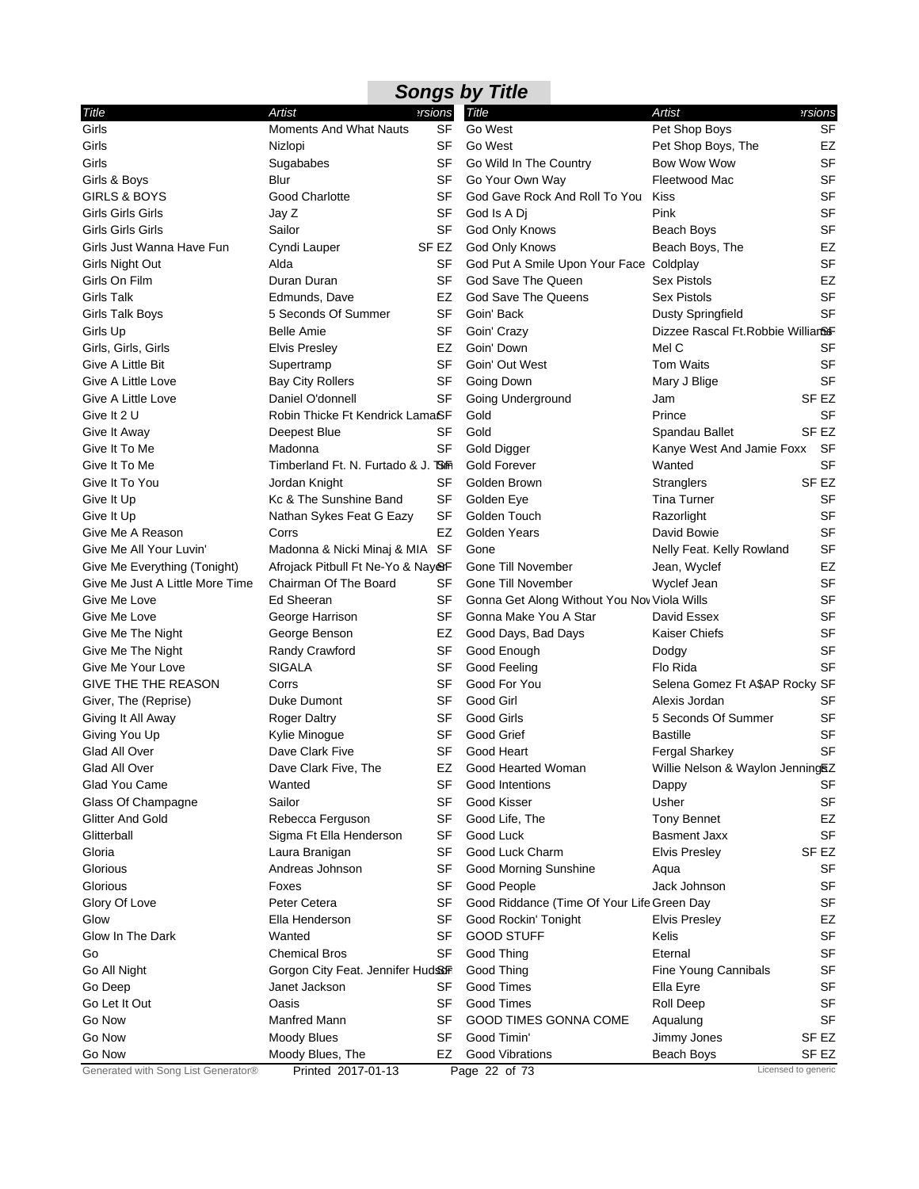# Songs by Title

| Title | Artist | Versions |
|---|---|---|
| Girls | Moments And What Nauts | SF |
| Girls | Nizlopi | SF |
| Girls | Sugababes | SF |
| Girls & Boys | Blur | SF |
| GIRLS & BOYS | Good Charlotte | SF |
| Girls Girls Girls | Jay Z | SF |
| Girls Girls Girls | Sailor | SF |
| Girls Just Wanna Have Fun | Cyndi Lauper | SF EZ |
| Girls Night Out | Alda | SF |
| Girls On Film | Duran Duran | SF |
| Girls Talk | Edmunds, Dave | EZ |
| Girls Talk Boys | 5 Seconds Of Summer | SF |
| Girls Up | Belle Amie | SF |
| Girls, Girls, Girls | Elvis Presley | EZ |
| Give A Little Bit | Supertramp | SF |
| Give A Little Love | Bay City Rollers | SF |
| Give A Little Love | Daniel O'donnell | SF |
| Give It 2 U | Robin Thicke Ft Kendrick Lamar | SF |
| Give It Away | Deepest Blue | SF |
| Give It To Me | Madonna | SF |
| Give It To Me | Timberland Ft. N. Furtado & J. Tim | SF |
| Give It To You | Jordan Knight | SF |
| Give It Up | Kc & The Sunshine Band | SF |
| Give It Up | Nathan Sykes Feat G Eazy | SF |
| Give Me A Reason | Corrs | EZ |
| Give Me All Your Luvin' | Madonna & Nicki Minaj & MIA | SF |
| Give Me Everything (Tonight) | Afrojack Pitbull Ft Ne-Yo & Nayer | SF |
| Give Me Just A Little More Time | Chairman Of The Board | SF |
| Give Me Love | Ed Sheeran | SF |
| Give Me Love | George Harrison | SF |
| Give Me The Night | George Benson | EZ |
| Give Me The Night | Randy Crawford | SF |
| Give Me Your Love | SIGALA | SF |
| GIVE THE THE REASON | Corrs | SF |
| Giver, The (Reprise) | Duke Dumont | SF |
| Giving It All Away | Roger Daltry | SF |
| Giving You Up | Kylie Minogue | SF |
| Glad All Over | Dave Clark Five | SF |
| Glad All Over | Dave Clark Five, The | EZ |
| Glad You Came | Wanted | SF |
| Glass Of Champagne | Sailor | SF |
| Glitter And Gold | Rebecca Ferguson | SF |
| Glitterball | Sigma Ft Ella Henderson | SF |
| Gloria | Laura Branigan | SF |
| Glorious | Andreas Johnson | SF |
| Glorious | Foxes | SF |
| Glory Of Love | Peter Cetera | SF |
| Glow | Ella Henderson | SF |
| Glow In The Dark | Wanted | SF |
| Go | Chemical Bros | SF |
| Go All Night | Gorgon City Feat. Jennifer Hudson | SF |
| Go Deep | Janet Jackson | SF |
| Go Let It Out | Oasis | SF |
| Go Now | Manfred Mann | SF |
| Go Now | Moody Blues | SF |
| Go Now | Moody Blues, The | EZ |
| Go West | Pet Shop Boys | SF |
| Go West | Pet Shop Boys, The | EZ |
| Go Wild In The Country | Bow Wow Wow | SF |
| Go Your Own Way | Fleetwood Mac | SF |
| God Gave Rock And Roll To You | Kiss | SF |
| God Is A Dj | Pink | SF |
| God Only Knows | Beach Boys | SF |
| God Only Knows | Beach Boys, The | EZ |
| God Put A Smile Upon Your Face | Coldplay | SF |
| God Save The Queen | Sex Pistols | EZ |
| God Save The Queens | Sex Pistols | SF |
| Goin' Back | Dusty Springfield | SF |
| Goin' Crazy | Dizzee Rascal Ft.Robbie Williams | SF |
| Goin' Down | Mel C | SF |
| Goin' Out West | Tom Waits | SF |
| Going Down | Mary J Blige | SF |
| Going Underground | Jam | SF EZ |
| Gold | Prince | SF |
| Gold | Spandau Ballet | SF EZ |
| Gold Digger | Kanye West And Jamie Foxx | SF |
| Gold Forever | Wanted | SF |
| Golden Brown | Stranglers | SF EZ |
| Golden Eye | Tina Turner | SF |
| Golden Touch | Razorlight | SF |
| Golden Years | David Bowie | SF |
| Gone | Nelly Feat. Kelly Rowland | SF |
| Gone Till November | Jean, Wyclef | EZ |
| Gone Till November | Wyclef Jean | SF |
| Gonna Get Along Without You Now | Viola Wills | SF |
| Gonna Make You A Star | David Essex | SF |
| Good Days, Bad Days | Kaiser Chiefs | SF |
| Good Enough | Dodgy | SF |
| Good Feeling | Flo Rida | SF |
| Good For You | Selena Gomez Ft A$AP Rocky | SF |
| Good Girl | Alexis Jordan | SF |
| Good Girls | 5 Seconds Of Summer | SF |
| Good Grief | Bastille | SF |
| Good Heart | Fergal Sharkey | SF |
| Good Hearted Woman | Willie Nelson & Waylon Jennings | EZ |
| Good Intentions | Dappy | SF |
| Good Kisser | Usher | SF |
| Good Life, The | Tony Bennet | EZ |
| Good Luck | Basment Jaxx | SF |
| Good Luck Charm | Elvis Presley | SF EZ |
| Good Morning Sunshine | Aqua | SF |
| Good People | Jack Johnson | SF |
| Good Riddance (Time Of Your Life | Green Day | SF |
| Good Rockin' Tonight | Elvis Presley | EZ |
| GOOD STUFF | Kelis | SF |
| Good Thing | Eternal | SF |
| Good Thing | Fine Young Cannibals | SF |
| Good Times | Ella Eyre | SF |
| Good Times | Roll Deep | SF |
| GOOD TIMES GONNA COME | Aqualung | SF |
| Good Timin' | Jimmy Jones | SF EZ |
| Good Vibrations | Beach Boys | SF EZ |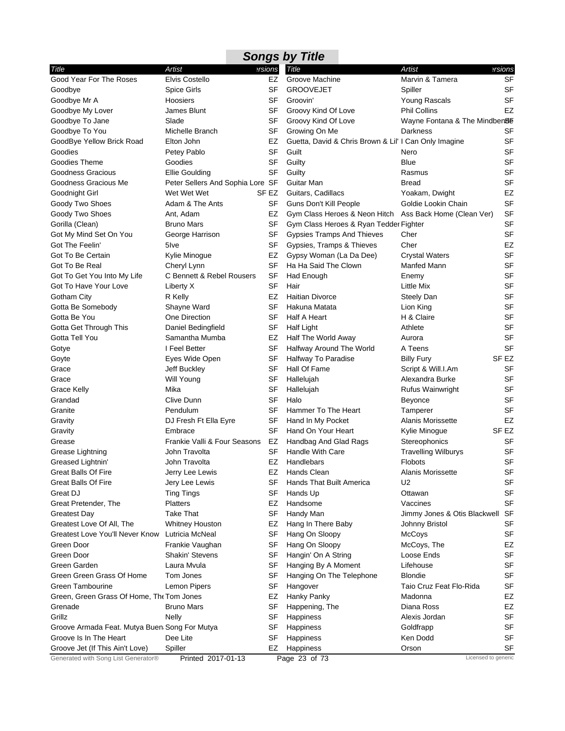# Songs by Title

| Title | Artist | Versions |
|---|---|---|
| Good Year For The Roses | Elvis Costello | EZ |
| Goodbye | Spice Girls | SF |
| Goodbye Mr A | Hoosiers | SF |
| Goodbye My Lover | James Blunt | SF |
| Goodbye To Jane | Slade | SF |
| Goodbye To You | Michelle Branch | SF |
| GoodBye Yellow Brick Road | Elton John | EZ |
| Goodies | Petey Pablo | SF |
| Goodies Theme | Goodies | SF |
| Goodness Gracious | Ellie Goulding | SF |
| Goodness Gracious Me | Peter Sellers And Sophia Lore | SF |
| Goodnight Girl | Wet Wet Wet | SF EZ |
| Goody Two Shoes | Adam & The Ants | SF |
| Goody Two Shoes | Ant, Adam | EZ |
| Gorilla (Clean) | Bruno Mars | SF |
| Got My Mind Set On You | George Harrison | SF |
| Got The Feelin' | 5Ive | SF |
| Got To Be Certain | Kylie Minogue | EZ |
| Got To Be Real | Cheryl Lynn | SF |
| Got To Get You Into My Life | C Bennett & Rebel Rousers | SF |
| Got To Have Your Love | Liberty X | SF |
| Gotham City | R Kelly | EZ |
| Gotta Be Somebody | Shayne Ward | SF |
| Gotta Be You | One Direction | SF |
| Gotta Get Through This | Daniel Bedingfield | SF |
| Gotta Tell You | Samantha Mumba | EZ |
| Gotye | I Feel Better | SF |
| Goyte | Eyes Wide Open | SF |
| Grace | Jeff Buckley | SF |
| Grace | Will Young | SF |
| Grace Kelly | Mika | SF |
| Grandad | Clive Dunn | SF |
| Granite | Pendulum | SF |
| Gravity | DJ Fresh Ft Ella Eyre | SF |
| Gravity | Embrace | SF |
| Grease | Frankie Valli & Four Seasons | EZ |
| Grease Lightning | John Travolta | SF |
| Greased Lightnin' | John Travolta | EZ |
| Great Balls Of Fire | Jerry Lee Lewis | EZ |
| Great Balls Of Fire | Jery Lee Lewis | SF |
| Great DJ | Ting Tings | SF |
| Great Pretender, The | Platters | EZ |
| Greatest Day | Take That | SF |
| Greatest Love Of All, The | Whitney Houston | EZ |
| Greatest Love You'll Never Know | Lutricia McNeal | SF |
| Green Door | Frankie Vaughan | SF |
| Green Door | Shakin' Stevens | SF |
| Green Garden | Laura Mvula | SF |
| Green Green Grass Of Home | Tom Jones | SF |
| Green Tambourine | Lemon Pipers | SF |
| Green, Green Grass Of Home, The | Tom Jones | EZ |
| Grenade | Bruno Mars | SF |
| Grillz | Nelly | SF |
| Groove Armada Feat. Mutya Buena | Song For Mutya | SF |
| Groove Is In The Heart | Dee Lite | SF |
| Groove Jet (If This Ain't Love) | Spiller | EZ |
| Groove Machine | Marvin & Tamera | SF |
| GROOVEJET | Spiller | SF |
| Groovin' | Young Rascals | SF |
| Groovy Kind Of Love | Phil Collins | EZ |
| Groovy Kind Of Love | Wayne Fontana & The Mindbenders | SF |
| Growing On Me | Darkness | SF |
| Guetta, David & Chris Brown & Lil' | I Can Only Imagine | SF |
| Guilt | Nero | SF |
| Guilty | Blue | SF |
| Guilty | Rasmus | SF |
| Guitar Man | Bread | SF |
| Guitars, Cadillacs | Yoakam, Dwight | EZ |
| Guns Don't Kill People | Goldie Lookin Chain | SF |
| Gym Class Heroes & Neon Hitch | Ass Back Home (Clean Ver) | SF |
| Gym Class Heroes & Ryan Tedder | Fighter | SF |
| Gypsies Tramps And Thieves | Cher | SF |
| Gypsies, Tramps & Thieves | Cher | EZ |
| Gypsy Woman (La Da Dee) | Crystal Waters | SF |
| Ha Ha Said The Clown | Manfed Mann | SF |
| Had Enough | Enemy | SF |
| Hair | Little Mix | SF |
| Haitian Divorce | Steely Dan | SF |
| Hakuna Matata | Lion King | SF |
| Half A Heart | H & Claire | SF |
| Half Light | Athlete | SF |
| Half The World Away | Aurora | SF |
| Halfway Around The World | A Teens | SF |
| Halfway To Paradise | Billy Fury | SF EZ |
| Hall Of Fame | Script & Will.I.Am | SF |
| Hallelujah | Alexandra Burke | SF |
| Hallelujah | Rufus Wainwright | SF |
| Halo | Beyonce | SF |
| Hammer To The Heart | Tamperer | SF |
| Hand In My Pocket | Alanis Morissette | EZ |
| Hand On Your Heart | Kylie Minogue | SF EZ |
| Handbag And Glad Rags | Stereophonics | SF |
| Handle With Care | Travelling Wilburys | SF |
| Handlebars | Flobots | SF |
| Hands Clean | Alanis Morissette | SF |
| Hands That Built America | U2 | SF |
| Hands Up | Ottawan | SF |
| Handsome | Vaccines | SF |
| Handy Man | Jimmy Jones & Otis Blackwell | SF |
| Hang In There Baby | Johnny Bristol | SF |
| Hang On Sloopy | McCoys | SF |
| Hang On Sloopy | McCoys, The | EZ |
| Hangin' On A String | Loose Ends | SF |
| Hanging By A Moment | Lifehouse | SF |
| Hanging On The Telephone | Blondie | SF |
| Hangover | Taio Cruz Feat Flo-Rida | SF |
| Hanky Panky | Madonna | EZ |
| Happening, The | Diana Ross | EZ |
| Happiness | Alexis Jordan | SF |
| Happiness | Goldfrapp | SF |
| Happiness | Ken Dodd | SF |
| Happiness | Orson | SF |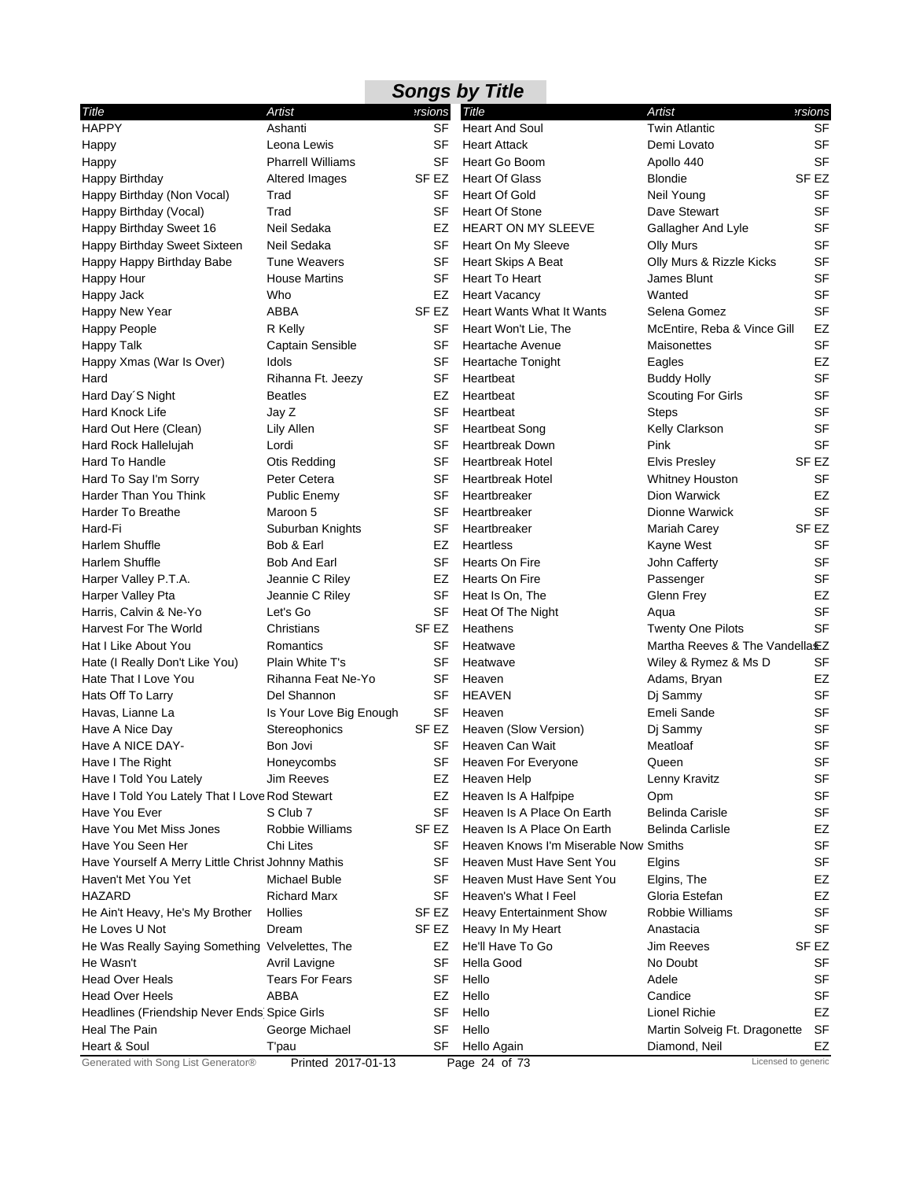## Songs by Title

| Title | Artist | Versions |
|---|---|---|
| HAPPY | Ashanti | SF |
| Happy | Leona Lewis | SF |
| Happy | Pharrell Williams | SF |
| Happy Birthday | Altered Images | SF EZ |
| Happy Birthday (Non Vocal) | Trad | SF |
| Happy Birthday (Vocal) | Trad | SF |
| Happy Birthday Sweet 16 | Neil Sedaka | EZ |
| Happy Birthday Sweet Sixteen | Neil Sedaka | SF |
| Happy Happy Birthday Babe | Tune Weavers | SF |
| Happy Hour | House Martins | SF |
| Happy Jack | Who | EZ |
| Happy New Year | ABBA | SF EZ |
| Happy People | R Kelly | SF |
| Happy Talk | Captain Sensible | SF |
| Happy Xmas (War Is Over) | Idols | SF |
| Hard | Rihanna Ft. Jeezy | SF |
| Hard Day´S Night | Beatles | EZ |
| Hard Knock Life | Jay Z | SF |
| Hard Out Here (Clean) | Lily Allen | SF |
| Hard Rock Hallelujah | Lordi | SF |
| Hard To Handle | Otis Redding | SF |
| Hard To Say I'm Sorry | Peter Cetera | SF |
| Harder Than You Think | Public Enemy | SF |
| Harder To Breathe | Maroon 5 | SF |
| Hard-Fi | Suburban Knights | SF |
| Harlem Shuffle | Bob & Earl | EZ |
| Harlem Shuffle | Bob And Earl | SF |
| Harper Valley P.T.A. | Jeannie C Riley | EZ |
| Harper Valley Pta | Jeannie C Riley | SF |
| Harris, Calvin & Ne-Yo | Let's Go | SF |
| Harvest For The World | Christians | SF EZ |
| Hat I Like About You | Romantics | SF |
| Hate (I Really Don't Like You) | Plain White T's | SF |
| Hate That I Love You | Rihanna Feat Ne-Yo | SF |
| Hats Off To Larry | Del Shannon | SF |
| Havas, Lianne La | Is Your Love Big Enough | SF |
| Have A Nice Day | Stereophonics | SF EZ |
| Have A NICE DAY- | Bon Jovi | SF |
| Have I The Right | Honeycombs | SF |
| Have I Told You Lately | Jim Reeves | EZ |
| Have I Told You Lately That I Love | Rod Stewart | EZ |
| Have You Ever | S Club 7 | SF |
| Have You Met Miss Jones | Robbie Williams | SF EZ |
| Have You Seen Her | Chi Lites | SF |
| Have Yourself A Merry Little Christ | Johnny Mathis | SF |
| Haven't Met You Yet | Michael Buble | SF |
| HAZARD | Richard Marx | SF |
| He Ain't Heavy, He's My Brother | Hollies | SF EZ |
| He Loves U Not | Dream | SF EZ |
| He Was Really Saying Something | Velvelettes, The | EZ |
| He Wasn't | Avril Lavigne | SF |
| Head Over Heals | Tears For Fears | SF |
| Head Over Heels | ABBA | EZ |
| Headlines (Friendship Never Ends) | Spice Girls | SF |
| Heal The Pain | George Michael | SF |
| Heart & Soul | T'pau | SF |
| Heart And Soul | Twin Atlantic | SF |
| Heart Attack | Demi Lovato | SF |
| Heart Go Boom | Apollo 440 | SF |
| Heart Of Glass | Blondie | SF EZ |
| Heart Of Gold | Neil Young | SF |
| Heart Of Stone | Dave Stewart | SF |
| HEART ON MY SLEEVE | Gallagher And Lyle | SF |
| Heart On My Sleeve | Olly Murs | SF |
| Heart Skips A Beat | Olly Murs & Rizzle Kicks | SF |
| Heart To Heart | James Blunt | SF |
| Heart Vacancy | Wanted | SF |
| Heart Wants What It Wants | Selena Gomez | SF |
| Heart Won't Lie, The | McEntire, Reba & Vince Gill | EZ |
| Heartache Avenue | Maisonettes | SF |
| Heartache Tonight | Eagles | EZ |
| Heartbeat | Buddy Holly | SF |
| Heartbeat | Scouting For Girls | SF |
| Heartbeat | Steps | SF |
| Heartbeat Song | Kelly Clarkson | SF |
| Heartbreak Down | Pink | SF |
| Heartbreak Hotel | Elvis Presley | SF EZ |
| Heartbreak Hotel | Whitney Houston | SF |
| Heartbreaker | Dion Warwick | EZ |
| Heartbreaker | Dionne Warwick | SF |
| Heartbreaker | Mariah Carey | SF EZ |
| Heartless | Kayne West | SF |
| Hearts On Fire | John Cafferty | SF |
| Hearts On Fire | Passenger | SF |
| Heat Is On, The | Glenn Frey | EZ |
| Heat Of The Night | Aqua | SF |
| Heathens | Twenty One Pilots | SF |
| Heatwave | Martha Reeves & The Vandellas | EZ |
| Heatwave | Wiley & Rymez & Ms D | SF |
| Heaven | Adams, Bryan | EZ |
| HEAVEN | Dj Sammy | SF |
| Heaven | Emeli Sande | SF |
| Heaven (Slow Version) | Dj Sammy | SF |
| Heaven Can Wait | Meatloaf | SF |
| Heaven For Everyone | Queen | SF |
| Heaven Help | Lenny Kravitz | SF |
| Heaven Is A Halfpipe | Opm | SF |
| Heaven Is A Place On Earth | Belinda Carisle | SF |
| Heaven Is A Place On Earth | Belinda Carlisle | EZ |
| Heaven Knows I'm Miserable Now | Smiths | SF |
| Heaven Must Have Sent You | Elgins | SF |
| Heaven Must Have Sent You | Elgins, The | EZ |
| Heaven's What I Feel | Gloria Estefan | EZ |
| Heavy Entertainment Show | Robbie Williams | SF |
| Heavy In My Heart | Anastacia | SF |
| He'll Have To Go | Jim Reeves | SF EZ |
| Hella Good | No Doubt | SF |
| Hello | Adele | SF |
| Hello | Candice | SF |
| Hello | Lionel Richie | EZ |
| Hello | Martin Solveig Ft. Dragonette | SF |
| Hello Again | Diamond, Neil | EZ |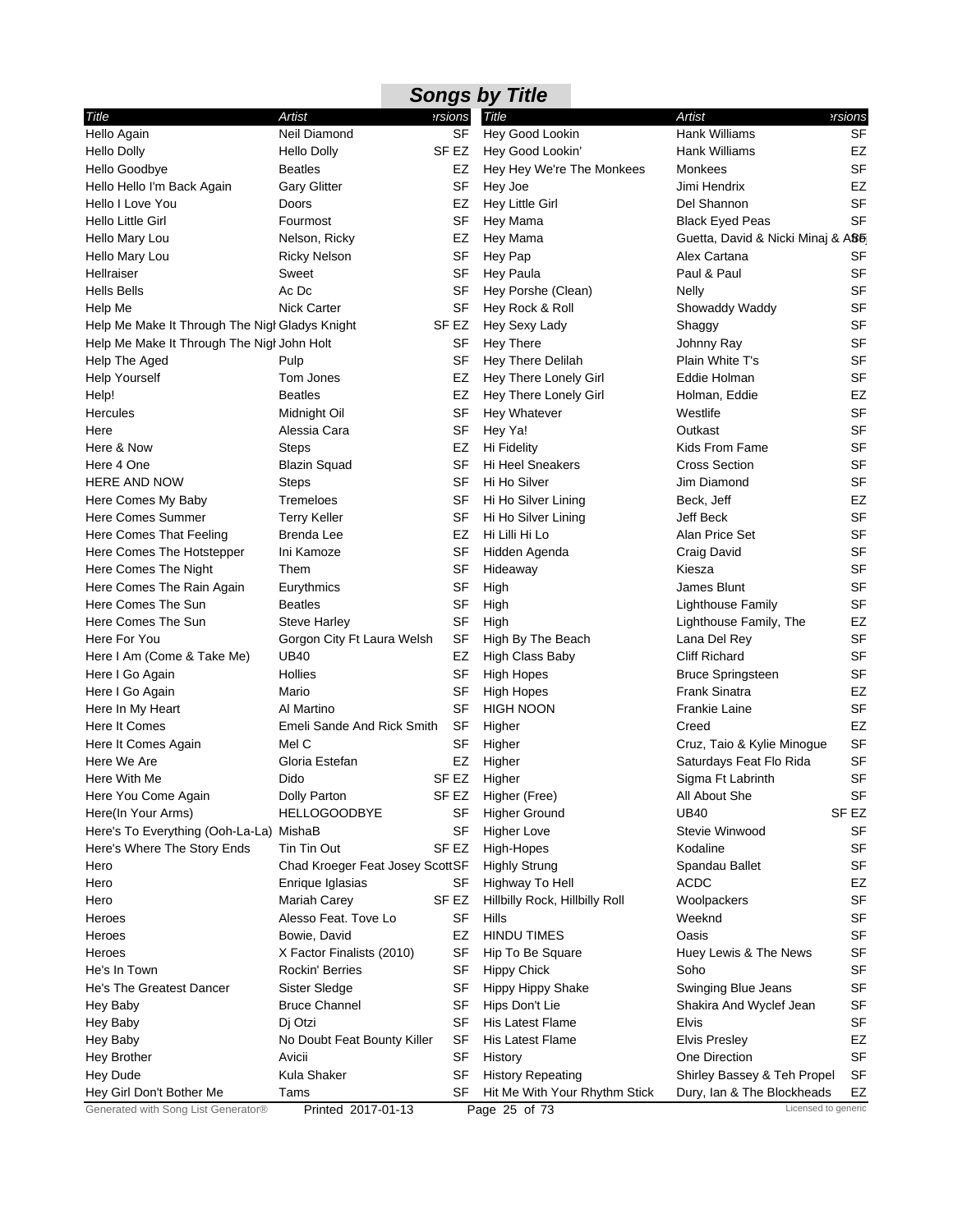## Songs by Title

| Title | Artist | Versions |
|---|---|---|
| Hello Again | Neil Diamond | SF |
| Hello Dolly | Hello Dolly | SF EZ |
| Hello Goodbye | Beatles | EZ |
| Hello Hello I'm Back Again | Gary Glitter | SF |
| Hello I Love You | Doors | EZ |
| Hello Little Girl | Fourmost | SF |
| Hello Mary Lou | Nelson, Ricky | EZ |
| Hello Mary Lou | Ricky Nelson | SF |
| Hellraiser | Sweet | SF |
| Hells Bells | Ac Dc | SF |
| Help Me | Nick Carter | SF |
| Help Me Make It Through The Nigh | Gladys Knight | SF EZ |
| Help Me Make It Through The Nigh | John Holt | SF |
| Help The Aged | Pulp | SF |
| Help Yourself | Tom Jones | EZ |
| Help! | Beatles | EZ |
| Hercules | Midnight Oil | SF |
| Here | Alessia Cara | SF |
| Here & Now | Steps | EZ |
| Here 4 One | Blazin Squad | SF |
| HERE AND NOW | Steps | SF |
| Here Comes My Baby | Tremeloes | SF |
| Here Comes Summer | Terry Keller | SF |
| Here Comes That Feeling | Brenda Lee | EZ |
| Here Comes The Hotstepper | Ini Kamoze | SF |
| Here Comes The Night | Them | SF |
| Here Comes The Rain Again | Eurythmics | SF |
| Here Comes The Sun | Beatles | SF |
| Here Comes The Sun | Steve Harley | SF |
| Here For You | Gorgon City Ft Laura Welsh | SF |
| Here I Am (Come & Take Me) | UB40 | EZ |
| Here I Go Again | Hollies | SF |
| Here I Go Again | Mario | SF |
| Here In My Heart | Al Martino | SF |
| Here It Comes | Emeli Sande And Rick Smith | SF |
| Here It Comes Again | Mel C | SF |
| Here We Are | Gloria Estefan | EZ |
| Here With Me | Dido | SF EZ |
| Here You Come Again | Dolly Parton | SF EZ |
| Here(In Your Arms) | HELLOGOODBYE | SF |
| Here's To Everything (Ooh-La-La) | MishaB | SF |
| Here's Where The Story Ends | Tin Tin Out | SF EZ |
| Hero | Chad Kroeger Feat Josey Scott | SF |
| Hero | Enrique Iglasias | SF |
| Hero | Mariah Carey | SF EZ |
| Heroes | Alesso Feat. Tove Lo | SF |
| Heroes | Bowie, David | EZ |
| Heroes | X Factor Finalists (2010) | SF |
| He's In Town | Rockin' Berries | SF |
| He's The Greatest Dancer | Sister Sledge | SF |
| Hey Baby | Bruce Channel | SF |
| Hey Baby | Dj Otzi | SF |
| Hey Baby | No Doubt Feat Bounty Killer | SF |
| Hey Brother | Avicii | SF |
| Hey Dude | Kula Shaker | SF |
| Hey Girl Don't Bother Me | Tams | SF |
| Hey Good Lookin | Hank Williams | SF |
| Hey Good Lookin' | Hank Williams | EZ |
| Hey Hey We're The Monkees | Monkees | SF |
| Hey Joe | Jimi Hendrix | EZ |
| Hey Little Girl | Del Shannon | SF |
| Hey Mama | Black Eyed Peas | SF |
| Hey Mama | Guetta, David & Nicki Minaj & Afr | SF |
| Hey Pap | Alex Cartana | SF |
| Hey Paula | Paul & Paul | SF |
| Hey Porshe (Clean) | Nelly | SF |
| Hey Rock & Roll | Showaddy Waddy | SF |
| Hey Sexy Lady | Shaggy | SF |
| Hey There | Johnny Ray | SF |
| Hey There Delilah | Plain White T's | SF |
| Hey There Lonely Girl | Eddie Holman | SF |
| Hey There Lonely Girl | Holman, Eddie | EZ |
| Hey Whatever | Westlife | SF |
| Hey Ya! | Outkast | SF |
| Hi Fidelity | Kids From Fame | SF |
| Hi Heel Sneakers | Cross Section | SF |
| Hi Ho Silver | Jim Diamond | SF |
| Hi Ho Silver Lining | Beck, Jeff | EZ |
| Hi Ho Silver Lining | Jeff Beck | SF |
| Hi Lilli Hi Lo | Alan Price Set | SF |
| Hidden Agenda | Craig David | SF |
| Hideaway | Kiesza | SF |
| High | James Blunt | SF |
| High | Lighthouse Family | SF |
| High | Lighthouse Family, The | EZ |
| High By The Beach | Lana Del Rey | SF |
| High Class Baby | Cliff Richard | SF |
| High Hopes | Bruce Springsteen | SF |
| High Hopes | Frank Sinatra | EZ |
| HIGH NOON | Frankie Laine | SF |
| Higher | Creed | EZ |
| Higher | Cruz, Taio & Kylie Minogue | SF |
| Higher | Saturdays Feat Flo Rida | SF |
| Higher | Sigma Ft Labrinth | SF |
| Higher (Free) | All About She | SF |
| Higher Ground | UB40 | SF EZ |
| Higher Love | Stevie Winwood | SF |
| High-Hopes | Kodaline | SF |
| Highly Strung | Spandau Ballet | SF |
| Highway To Hell | ACDC | EZ |
| Hillbilly Rock, Hillbilly Roll | Woolpackers | SF |
| Hills | Weeknd | SF |
| HINDU TIMES | Oasis | SF |
| Hip To Be Square | Huey Lewis & The News | SF |
| Hippy Chick | Soho | SF |
| Hippy Hippy Shake | Swinging Blue Jeans | SF |
| Hips Don't Lie | Shakira And Wyclef Jean | SF |
| His Latest Flame | Elvis | SF |
| His Latest Flame | Elvis Presley | EZ |
| History | One Direction | SF |
| History Repeating | Shirley Bassey & Teh Propel | SF |
| Hit Me With Your Rhythm Stick | Dury, Ian & The Blockheads | EZ |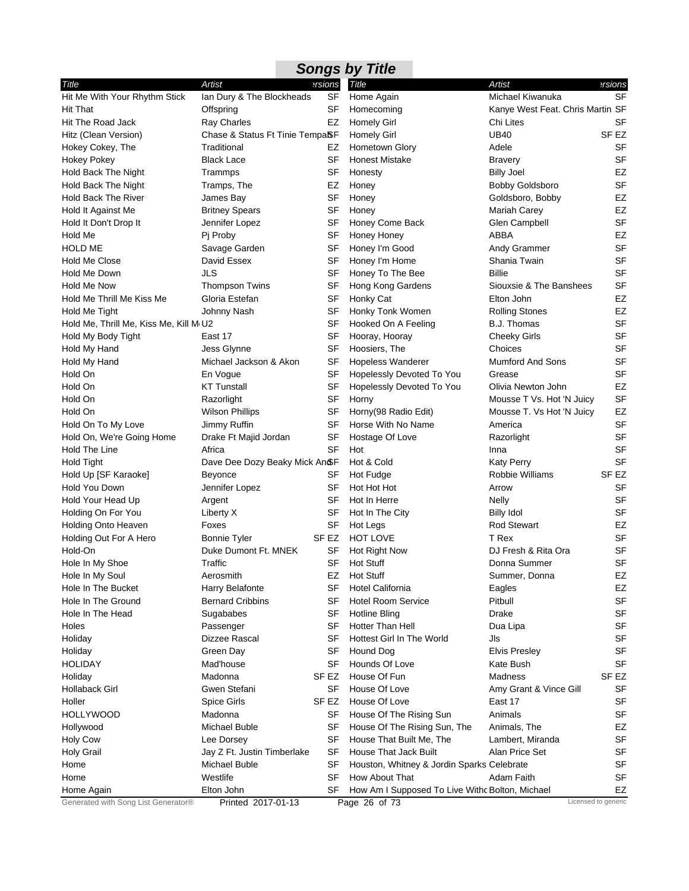## Songs by Title

| Title | Artist | Versions |
|---|---|---|
| Hit Me With Your Rhythm Stick | Ian Dury & The Blockheads | SF |
| Hit That | Offspring | SF |
| Hit The Road Jack | Ray Charles | EZ |
| Hitz (Clean Version) | Chase & Status Ft Tinie Tempah | SF |
| Hokey Cokey, The | Traditional | EZ |
| Hokey Pokey | Black Lace | SF |
| Hold Back The Night | Trammps | SF |
| Hold Back The Night | Tramps, The | EZ |
| Hold Back The River | James Bay | SF |
| Hold It Against Me | Britney Spears | SF |
| Hold It Don't Drop It | Jennifer Lopez | SF |
| Hold Me | Pj Proby | SF |
| HOLD ME | Savage Garden | SF |
| Hold Me Close | David Essex | SF |
| Hold Me Down | JLS | SF |
| Hold Me Now | Thompson Twins | SF |
| Hold Me Thrill Me Kiss Me | Gloria Estefan | SF |
| Hold Me Tight | Johnny Nash | SF |
| Hold Me, Thrill Me, Kiss Me, Kill Me | U2 | SF |
| Hold My Body Tight | East 17 | SF |
| Hold My Hand | Jess Glynne | SF |
| Hold My Hand | Michael Jackson & Akon | SF |
| Hold On | En Vogue | SF |
| Hold On | KT Tunstall | SF |
| Hold On | Razorlight | SF |
| Hold On | Wilson Phillips | SF |
| Hold On To My Love | Jimmy Ruffin | SF |
| Hold On, We're Going Home | Drake Ft Majid Jordan | SF |
| Hold The Line | Africa | SF |
| Hold Tight | Dave Dee Dozy Beaky Mick And | SF |
| Hold Up [SF Karaoke] | Beyonce | SF |
| Hold You Down | Jennifer Lopez | SF |
| Hold Your Head Up | Argent | SF |
| Holding On For You | Liberty X | SF |
| Holding Onto Heaven | Foxes | SF |
| Holding Out For A Hero | Bonnie Tyler | SF EZ |
| Hold-On | Duke Dumont Ft. MNEK | SF |
| Hole In My Shoe | Traffic | SF |
| Hole In My Soul | Aerosmith | EZ |
| Hole In The Bucket | Harry Belafonte | SF |
| Hole In The Ground | Bernard Cribbins | SF |
| Hole In The Head | Sugababes | SF |
| Holes | Passenger | SF |
| Holiday | Dizzee Rascal | SF |
| Holiday | Green Day | SF |
| HOLIDAY | Mad'house | SF |
| Holiday | Madonna | SF EZ |
| Hollaback Girl | Gwen Stefani | SF |
| Holler | Spice Girls | SF EZ |
| HOLLYWOOD | Madonna | SF |
| Hollywood | Michael Buble | SF |
| Holy Cow | Lee Dorsey | SF |
| Holy Grail | Jay Z Ft. Justin Timberlake | SF |
| Home | Michael Buble | SF |
| Home | Westlife | SF |
| Home Again | Elton John | SF |
| Home Again | Michael Kiwanuka | SF |
| Homecoming | Kanye West Feat. Chris Martin | SF |
| Homely Girl | Chi Lites | SF |
| Homely Girl | UB40 | SF EZ |
| Hometown Glory | Adele | SF |
| Honest Mistake | Bravery | SF |
| Honesty | Billy Joel | EZ |
| Honey | Bobby Goldsboro | SF |
| Honey | Goldsboro, Bobby | EZ |
| Honey | Mariah Carey | EZ |
| Honey Come Back | Glen Campbell | SF |
| Honey Honey | ABBA | EZ |
| Honey I'm Good | Andy Grammer | SF |
| Honey I'm Home | Shania Twain | SF |
| Honey To The Bee | Billie | SF |
| Hong Kong Gardens | Siouxsie & The Banshees | SF |
| Honky Cat | Elton John | EZ |
| Honky Tonk Women | Rolling Stones | EZ |
| Hooked On A Feeling | B.J. Thomas | SF |
| Hooray, Hooray | Cheeky Girls | SF |
| Hoosiers, The | Choices | SF |
| Hopeless Wanderer | Mumford And Sons | SF |
| Hopelessly Devoted To You | Grease | SF |
| Hopelessly Devoted To You | Olivia Newton John | EZ |
| Horny | Mousse T Vs. Hot 'N Juicy | SF |
| Horny(98 Radio Edit) | Mousse T. Vs Hot 'N Juicy | EZ |
| Horse With No Name | America | SF |
| Hostage Of Love | Razorlight | SF |
| Hot | Inna | SF |
| Hot & Cold | Katy Perry | SF |
| Hot Fudge | Robbie Williams | SF EZ |
| Hot Hot Hot | Arrow | SF |
| Hot In Herre | Nelly | SF |
| Hot In The City | Billy Idol | SF |
| Hot Legs | Rod Stewart | EZ |
| HOT LOVE | T Rex | SF |
| Hot Right Now | DJ Fresh & Rita Ora | SF |
| Hot Stuff | Donna Summer | SF |
| Hot Stuff | Summer, Donna | EZ |
| Hotel California | Eagles | EZ |
| Hotel Room Service | Pitbull | SF |
| Hotline Bling | Drake | SF |
| Hotter Than Hell | Dua Lipa | SF |
| Hottest Girl In The World | Jls | SF |
| Hound Dog | Elvis Presley | SF |
| Hounds Of Love | Kate Bush | SF |
| House Of Fun | Madness | SF EZ |
| House Of Love | Amy Grant & Vince Gill | SF |
| House Of Love | East 17 | SF |
| House Of The Rising Sun | Animals | SF |
| House Of The Rising Sun, The | Animals, The | EZ |
| House That Built Me, The | Lambert, Miranda | SF |
| House That Jack Built | Alan Price Set | SF |
| Houston, Whitney & Jordin Sparks | Celebrate | SF |
| How About That | Adam Faith | SF |
| How Am I Supposed To Live Without | Bolton, Michael | EZ |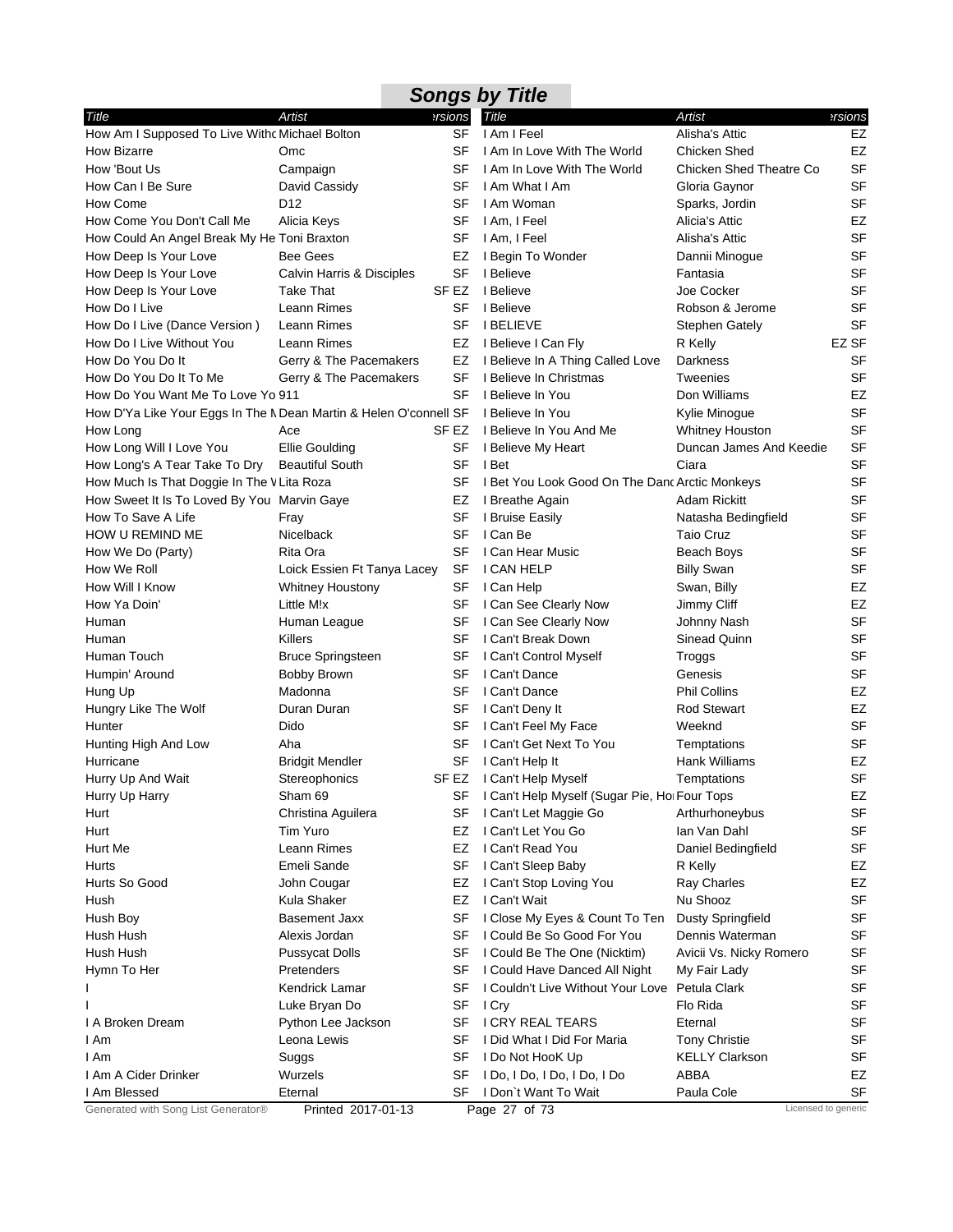# Songs by Title

| Title | Artist | Versions |
|---|---|---|
| How Am I Supposed To Live Witho | Michael Bolton | SF |
| How Bizarre | Omc | SF |
| How 'Bout Us | Campaign | SF |
| How Can I Be Sure | David Cassidy | SF |
| How Come | D12 | SF |
| How Come You Don't Call Me | Alicia Keys | SF |
| How Could An Angel Break My He | Toni Braxton | SF |
| How Deep Is Your Love | Bee Gees | EZ |
| How Deep Is Your Love | Calvin Harris & Disciples | SF |
| How Deep Is Your Love | Take That | SF EZ |
| How Do I Live | Leann Rimes | SF |
| How Do I Live (Dance Version ) | Leann Rimes | SF |
| How Do I Live Without You | Leann Rimes | EZ |
| How Do You Do It | Gerry & The Pacemakers | EZ |
| How Do You Do It To Me | Gerry & The Pacemakers | SF |
| How Do You Want Me To Love Yo | 911 | SF |
| How D'Ya Like Your Eggs In The M | Dean Martin & Helen O'connell | SF |
| How Long | Ace | SF EZ |
| How Long Will I Love You | Ellie Goulding | SF |
| How Long's A Tear Take To Dry | Beautiful South | SF |
| How Much Is That Doggie In The W | Lita Roza | SF |
| How Sweet It Is To Loved By You | Marvin Gaye | EZ |
| How To Save A Life | Fray | SF |
| HOW U REMIND ME | Nicelback | SF |
| How We Do (Party) | Rita Ora | SF |
| How We Roll | Loick Essien Ft Tanya Lacey | SF |
| How Will I Know | Whitney Houstony | SF |
| How Ya Doin' | Little M!x | SF |
| Human | Human League | SF |
| Human | Killers | SF |
| Human Touch | Bruce Springsteen | SF |
| Humpin' Around | Bobby Brown | SF |
| Hung Up | Madonna | SF |
| Hungry Like The Wolf | Duran Duran | SF |
| Hunter | Dido | SF |
| Hunting High And Low | Aha | SF |
| Hurricane | Bridgit Mendler | SF |
| Hurry Up And Wait | Stereophonics | SF EZ |
| Hurry Up Harry | Sham 69 | SF |
| Hurt | Christina Aguilera | SF |
| Hurt | Tim Yuro | EZ |
| Hurt Me | Leann Rimes | EZ |
| Hurts | Emeli Sande | SF |
| Hurts So Good | John Cougar | EZ |
| Hush | Kula Shaker | EZ |
| Hush Boy | Basement Jaxx | SF |
| Hush Hush | Alexis Jordan | SF |
| Hush Hush | Pussycat Dolls | SF |
| Hymn To Her | Pretenders | SF |
| I | Kendrick Lamar | SF |
| I | Luke Bryan Do | SF |
| I A Broken Dream | Python Lee Jackson | SF |
| I Am | Leona Lewis | SF |
| I Am | Suggs | SF |
| I Am A Cider Drinker | Wurzels | SF |
| I Am Blessed | Eternal | SF |
| I Am I Feel | Alisha's Attic | EZ |
| I Am In Love With The World | Chicken Shed | EZ |
| I Am In Love With The World | Chicken Shed Theatre Co | SF |
| I Am What I Am | Gloria Gaynor | SF |
| I Am Woman | Sparks, Jordin | SF |
| I Am, I Feel | Alicia's Attic | EZ |
| I Am, I Feel | Alisha's Attic | SF |
| I Begin To Wonder | Dannii Minogue | SF |
| I Believe | Fantasia | SF |
| I Believe | Joe Cocker | SF |
| I Believe | Robson & Jerome | SF |
| I BELIEVE | Stephen Gately | SF |
| I Believe I Can Fly | R Kelly | EZ SF |
| I Believe In A Thing Called Love | Darkness | SF |
| I Believe In Christmas | Tweenies | SF |
| I Believe In You | Don Williams | EZ |
| I Believe In You | Kylie Minogue | SF |
| I Believe In You And Me | Whitney Houston | SF |
| I Believe My Heart | Duncan James And Keedie | SF |
| I Bet | Ciara | SF |
| I Bet You Look Good On The Danc | Arctic Monkeys | SF |
| I Breathe Again | Adam Rickitt | SF |
| I Bruise Easily | Natasha Bedingfield | SF |
| I Can Be | Taio Cruz | SF |
| I Can Hear Music | Beach Boys | SF |
| I CAN HELP | Billy Swan | SF |
| I Can Help | Swan, Billy | EZ |
| I Can See Clearly Now | Jimmy Cliff | EZ |
| I Can See Clearly Now | Johnny Nash | SF |
| I Can't Break Down | Sinead Quinn | SF |
| I Can't Control Myself | Troggs | SF |
| I Can't Dance | Genesis | SF |
| I Can't Dance | Phil Collins | EZ |
| I Can't Deny It | Rod Stewart | EZ |
| I Can't Feel My Face | Weeknd | SF |
| I Can't Get Next To You | Temptations | SF |
| I Can't Help It | Hank Williams | EZ |
| I Can't Help Myself | Temptations | SF |
| I Can't Help Myself (Sugar Pie, Ho | Four Tops | EZ |
| I Can't Let Maggie Go | Arthurhoneybus | SF |
| I Can't Let You Go | Ian Van Dahl | SF |
| I Can't Read You | Daniel Bedingfield | SF |
| I Can't Sleep Baby | R Kelly | EZ |
| I Can't Stop Loving You | Ray Charles | EZ |
| I Can't Wait | Nu Shooz | SF |
| I Close My Eyes & Count To Ten | Dusty Springfield | SF |
| I Could Be So Good For You | Dennis Waterman | SF |
| I Could Be The One (Nicktim) | Avicii Vs. Nicky Romero | SF |
| I Could Have Danced All Night | My Fair Lady | SF |
| I Couldn't Live Without Your Love | Petula Clark | SF |
| I Cry | Flo Rida | SF |
| I CRY REAL TEARS | Eternal | SF |
| I Did What I Did For Maria | Tony Christie | SF |
| I Do Not HooK Up | KELLY Clarkson | SF |
| I Do, I Do, I Do, I Do, I Do | ABBA | EZ |
| I Don`t Want To Wait | Paula Cole | SF |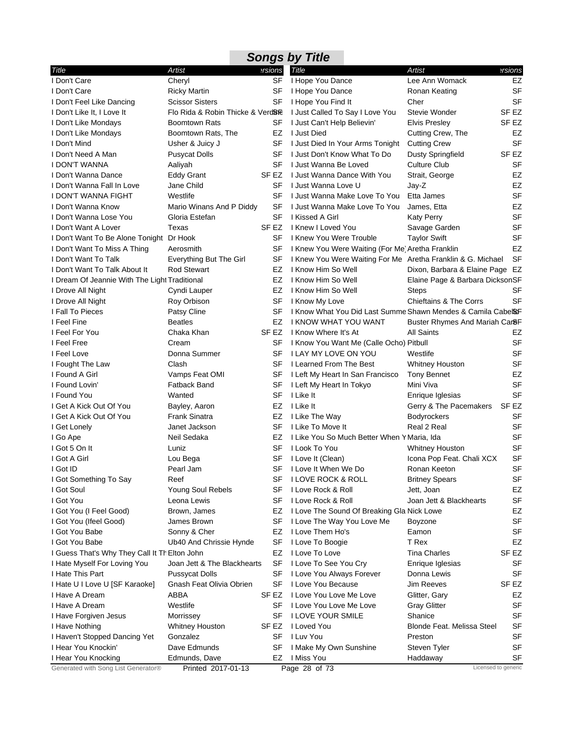## Songs by Title

| Title | Artist | Versions |
|---|---|---|
| I Don't Care | Cheryl | SF |
| I Don't Care | Ricky Martin | SF |
| I Don't Feel Like Dancing | Scissor Sisters | SF |
| I Don't Like It, I Love It | Flo Rida & Robin Thicke & Verdine | SF |
| I Don't Like Mondays | Boomtown Rats | SF |
| I Don't Like Mondays | Boomtown Rats, The | EZ |
| I Don't Mind | Usher & Juicy J | SF |
| I Don't Need A Man | Pusycat Dolls | SF |
| I DON'T WANNA | Aaliyah | SF |
| I Don't Wanna Dance | Eddy Grant | SF EZ |
| I Don't Wanna Fall In Love | Jane Child | SF |
| I DON'T WANNA FIGHT | Westlife | SF |
| I Don't Wanna Know | Mario Winans And P Diddy | SF |
| I Don't Wanna Lose You | Gloria Estefan | SF |
| I Don't Want A Lover | Texas | SF EZ |
| I Don't Want To Be Alone Tonight | Dr Hook | SF |
| I Don't Want To Miss A Thing | Aerosmith | SF |
| I Don't Want To Talk | Everything But The Girl | SF |
| I Don't Want To Talk About It | Rod Stewart | EZ |
| I Dream Of Jeannie With The Light | Traditional | EZ |
| I Drove All Night | Cyndi Lauper | EZ |
| I Drove All Night | Roy Orbison | SF |
| I Fall To Pieces | Patsy Cline | SF |
| I Feel Fine | Beatles | EZ |
| I Feel For You | Chaka Khan | SF EZ |
| I Feel Free | Cream | SF |
| I Feel Love | Donna Summer | SF |
| I Fought The Law | Clash | SF |
| I Found A Girl | Vamps Feat OMI | SF |
| I Found Lovin' | Fatback Band | SF |
| I Found You | Wanted | SF |
| I Get A Kick Out Of You | Bayley, Aaron | EZ |
| I Get A Kick Out Of You | Frank Sinatra | EZ |
| I Get Lonely | Janet Jackson | SF |
| I Go Ape | Neil Sedaka | EZ |
| I Got 5 On It | Luniz | SF |
| I Got A Girl | Lou Bega | SF |
| I Got ID | Pearl Jam | SF |
| I Got Something To Say | Reef | SF |
| I Got Soul | Young Soul Rebels | SF |
| I Got You | Leona Lewis | SF |
| I Got You (I Feel Good) | Brown, James | EZ |
| I Got You (Ifeel Good) | James Brown | SF |
| I Got You Babe | Sonny & Cher | EZ |
| I Got You Babe | Ub40 And Chrissie Hynde | SF |
| I Guess That's Why They Call It Th | Elton John | EZ |
| I Hate Myself For Loving You | Joan Jett & The Blackhearts | SF |
| I Hate This Part | Pussycat Dolls | SF |
| I Hate U I Love U [SF Karaoke] | Gnash Feat Olivia Obrien | SF |
| I Have A Dream | ABBA | SF EZ |
| I Have A Dream | Westlife | SF |
| I Have Forgiven Jesus | Morrissey | SF |
| I Have Nothing | Whitney Houston | SF EZ |
| I Haven't Stopped Dancing Yet | Gonzalez | SF |
| I Hear You Knockin' | Dave Edmunds | SF |
| I Hear You Knocking | Edmunds, Dave | EZ |
| I Hope You Dance | Lee Ann Womack | EZ |
| I Hope You Dance | Ronan Keating | SF |
| I Hope You Find It | Cher | SF |
| I Just Called To Say I Love You | Stevie Wonder | SF EZ |
| I Just Can't Help Believin' | Elvis Presley | SF EZ |
| I Just Died | Cutting Crew, The | EZ |
| I Just Died In Your Arms Tonight | Cutting Crew | SF |
| I Just Don't Know What To Do | Dusty Springfield | SF EZ |
| I Just Wanna Be Loved | Culture Club | SF |
| I Just Wanna Dance With You | Strait, George | EZ |
| I Just Wanna Love U | Jay-Z | EZ |
| I Just Wanna Make Love To You | Etta James | SF |
| I Just Wanna Make Love To You | James, Etta | EZ |
| I Kissed A Girl | Katy Perry | SF |
| I Knew I Loved You | Savage Garden | SF |
| I Knew You Were Trouble | Taylor Swift | SF |
| I Knew You Were Waiting (For Me) | Aretha Franklin | EZ |
| I Knew You Were Waiting For Me | Aretha Franklin & G. Michael | SF |
| I Know Him So Well | Dixon, Barbara & Elaine Page | EZ |
| I Know Him So Well | Elaine Page & Barbara Dickson | SF |
| I Know Him So Well | Steps | SF |
| I Know My Love | Chieftains & The Corrs | SF |
| I Know What You Did Last Summe | Shawn Mendes & Camila Cabello | SF |
| I KNOW WHAT YOU WANT | Buster Rhymes And Mariah Carey | SF |
| I Know Where It's At | All Saints | EZ |
| I Know You Want Me (Calle Ocho) | Pitbull | SF |
| I LAY MY LOVE ON YOU | Westlife | SF |
| I Learned From The Best | Whitney Houston | SF |
| I Left My Heart In San Francisco | Tony Bennet | EZ |
| I Left My Heart In Tokyo | Mini Viva | SF |
| I Like It | Enrique Iglesias | SF |
| I Like It | Gerry & The Pacemakers | SF EZ |
| I Like The Way | Bodyrockers | SF |
| I Like To Move It | Real 2 Real | SF |
| I Like You So Much Better When Y | Maria, Ida | SF |
| I Look To You | Whitney Houston | SF |
| I Love It (Clean) | Icona Pop Feat. Chali XCX | SF |
| I Love It When We Do | Ronan Keeton | SF |
| I LOVE ROCK & ROLL | Britney Spears | SF |
| I Love Rock & Roll | Jett, Joan | EZ |
| I Love Rock & Roll | Joan Jett & Blackhearts | SF |
| I Love The Sound Of Breaking Gla | Nick Lowe | EZ |
| I Love The Way You Love Me | Boyzone | SF |
| I Love Them Ho's | Eamon | SF |
| I Love To Boogie | T Rex | EZ |
| I Love To Love | Tina Charles | SF EZ |
| I Love To See You Cry | Enrique Iglesias | SF |
| I Love You Always Forever | Donna Lewis | SF |
| I Love You Because | Jim Reeves | SF EZ |
| I Love You Love Me Love | Glitter, Gary | EZ |
| I Love You Love Me Love | Gray Glitter | SF |
| I LOVE YOUR SMILE | Shanice | SF |
| I Loved You | Blonde Feat. Melissa Steel | SF |
| I Luv You | Preston | SF |
| I Make My Own Sunshine | Steven Tyler | SF |
| I Miss You | Haddaway | SF |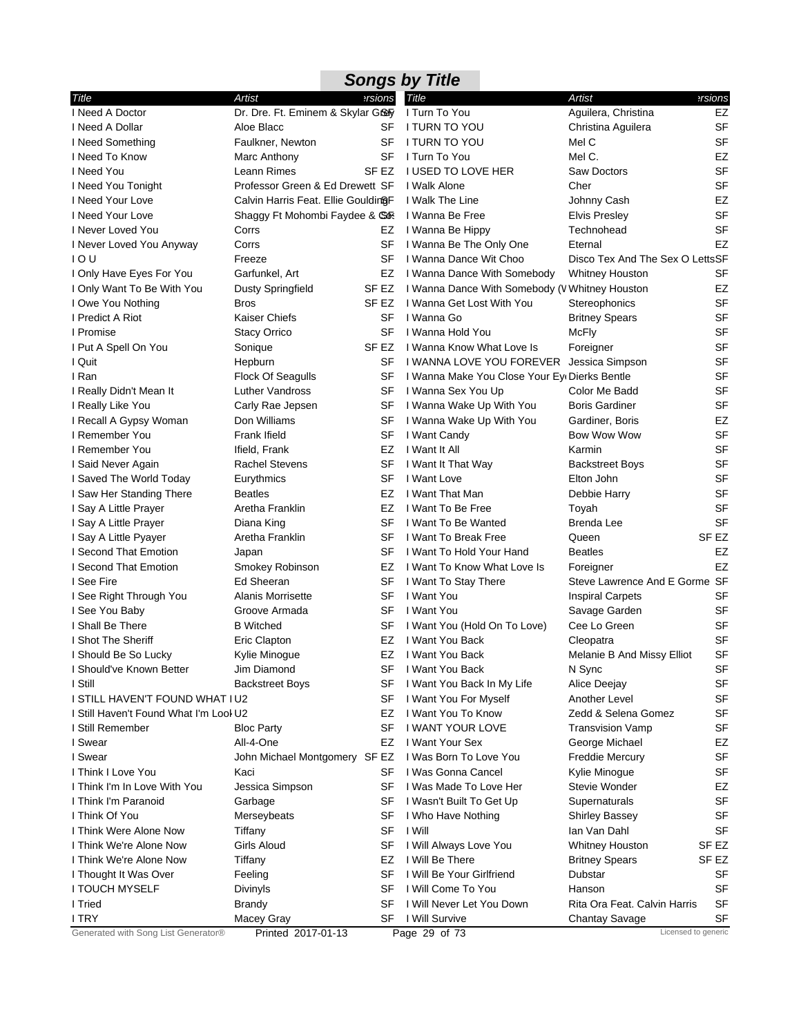## Songs by Title

| Title | Artist | Versions |
|---|---|---|
| I Need A Doctor | Dr. Dre. Ft. Eminem & Skylar Grey | SF |
| I Need A Dollar | Aloe Blacc | SF |
| I Need Something | Faulkner, Newton | SF |
| I Need To Know | Marc Anthony | SF |
| I Need You | Leann Rimes | SF EZ |
| I Need You Tonight | Professor Green & Ed Drewett | SF |
| I Need Your Love | Calvin Harris Feat. Ellie Goulding | SF |
| I Need Your Love | Shaggy Ft Mohombi Faydee & Cos | SF |
| I Never Loved You | Corrs | EZ |
| I Never Loved You Anyway | Corrs | SF |
| I O U | Freeze | SF |
| I Only Have Eyes For You | Garfunkel, Art | EZ |
| I Only Want To Be With You | Dusty Springfield | SF EZ |
| I Owe You Nothing | Bros | SF EZ |
| I Predict A Riot | Kaiser Chiefs | SF |
| I Promise | Stacy Orrico | SF |
| I Put A Spell On You | Sonique | SF EZ |
| I Quit | Hepburn | SF |
| I Ran | Flock Of Seagulls | SF |
| I Really Didn't Mean It | Luther Vandross | SF |
| I Really Like You | Carly Rae Jepsen | SF |
| I Recall A Gypsy Woman | Don Williams | SF |
| I Remember You | Frank Ifield | SF |
| I Remember You | Ifield, Frank | EZ |
| I Said Never Again | Rachel Stevens | SF |
| I Saved The World Today | Eurythmics | SF |
| I Saw Her Standing There | Beatles | EZ |
| I Say A Little Prayer | Aretha Franklin | EZ |
| I Say A Little Prayer | Diana King | SF |
| I Say A Little Pyayer | Aretha Franklin | SF |
| I Second That Emotion | Japan | SF |
| I Second That Emotion | Smokey Robinson | EZ |
| I See Fire | Ed Sheeran | SF |
| I See Right Through You | Alanis Morrisette | SF |
| I See You Baby | Groove Armada | SF |
| I Shall Be There | B Witched | SF |
| I Shot The Sheriff | Eric Clapton | EZ |
| I Should Be So Lucky | Kylie Minogue | EZ |
| I Should've Known Better | Jim Diamond | SF |
| I Still | Backstreet Boys | SF |
| I STILL HAVEN'T FOUND WHAT I | U2 | SF |
| I Still Haven't Found What I'm Look | U2 | EZ |
| I Still Remember | Bloc Party | SF |
| I Swear | All-4-One | EZ |
| I Swear | John Michael Montgomery | SF EZ |
| I Think I Love You | Kaci | SF |
| I Think I'm In Love With You | Jessica Simpson | SF |
| I Think I'm Paranoid | Garbage | SF |
| I Think Of You | Merseybeats | SF |
| I Think Were Alone Now | Tiffany | SF |
| I Think We're Alone Now | Girls Aloud | SF |
| I Think We're Alone Now | Tiffany | EZ |
| I Thought It Was Over | Feeling | SF |
| I TOUCH MYSELF | Divinyls | SF |
| I Tried | Brandy | SF |
| I TRY | Macey Gray | SF |
| I Turn To You | Aguilera, Christina | EZ |
| I TURN TO YOU | Christina Aguilera | SF |
| I TURN TO YOU | Mel C | SF |
| I Turn To You | Mel C. | EZ |
| I USED TO LOVE HER | Saw Doctors | SF |
| I Walk Alone | Cher | SF |
| I Walk The Line | Johnny Cash | EZ |
| I Wanna Be Free | Elvis Presley | SF |
| I Wanna Be Hippy | Technohead | SF |
| I Wanna Be The Only One | Eternal | EZ |
| I Wanna Dance Wit Choo | Disco Tex And The Sex O Letts | SF |
| I Wanna Dance With Somebody | Whitney Houston | SF |
| I Wanna Dance With Somebody (W | Whitney Houston | EZ |
| I Wanna Get Lost With You | Stereophonics | SF |
| I Wanna Go | Britney Spears | SF |
| I Wanna Hold You | McFly | SF |
| I Wanna Know What Love Is | Foreigner | SF |
| I WANNA LOVE YOU FOREVER | Jessica Simpson | SF |
| I Wanna Make You Close Your Ey | Dierks Bentle | SF |
| I Wanna Sex You Up | Color Me Badd | SF |
| I Wanna Wake Up With You | Boris Gardiner | SF |
| I Wanna Wake Up With You | Gardiner, Boris | EZ |
| I Want Candy | Bow Wow Wow | SF |
| I Want It All | Karmin | SF |
| I Want It That Way | Backstreet Boys | SF |
| I Want Love | Elton John | SF |
| I Want That Man | Debbie Harry | SF |
| I Want To Be Free | Toyah | SF |
| I Want To Be Wanted | Brenda Lee | SF |
| I Want To Break Free | Queen | SF EZ |
| I Want To Hold Your Hand | Beatles | EZ |
| I Want To Know What Love Is | Foreigner | EZ |
| I Want To Stay There | Steve Lawrence And E Gorme | SF |
| I Want You | Inspiral Carpets | SF |
| I Want You | Savage Garden | SF |
| I Want You (Hold On To Love) | Cee Lo Green | SF |
| I Want You Back | Cleopatra | SF |
| I Want You Back | Melanie B And Missy Elliot | SF |
| I Want You Back | N Sync | SF |
| I Want You Back In My Life | Alice Deejay | SF |
| I Want You For Myself | Another Level | SF |
| I Want You To Know | Zedd & Selena Gomez | SF |
| I WANT YOUR LOVE | Transvision Vamp | SF |
| I Want Your Sex | George Michael | EZ |
| I Was Born To Love You | Freddie Mercury | SF |
| I Was Gonna Cancel | Kylie Minogue | SF |
| I Was Made To Love Her | Stevie Wonder | EZ |
| I Wasn't Built To Get Up | Supernaturals | SF |
| I Who Have Nothing | Shirley Bassey | SF |
| I Will | Ian Van Dahl | SF |
| I Will Always Love You | Whitney Houston | SF EZ |
| I Will Be There | Britney Spears | SF EZ |
| I Will Be Your Girlfriend | Dubstar | SF |
| I Will Come To You | Hanson | SF |
| I Will Never Let You Down | Rita Ora Feat. Calvin Harris | SF |
| I Will Survive | Chantay Savage | SF |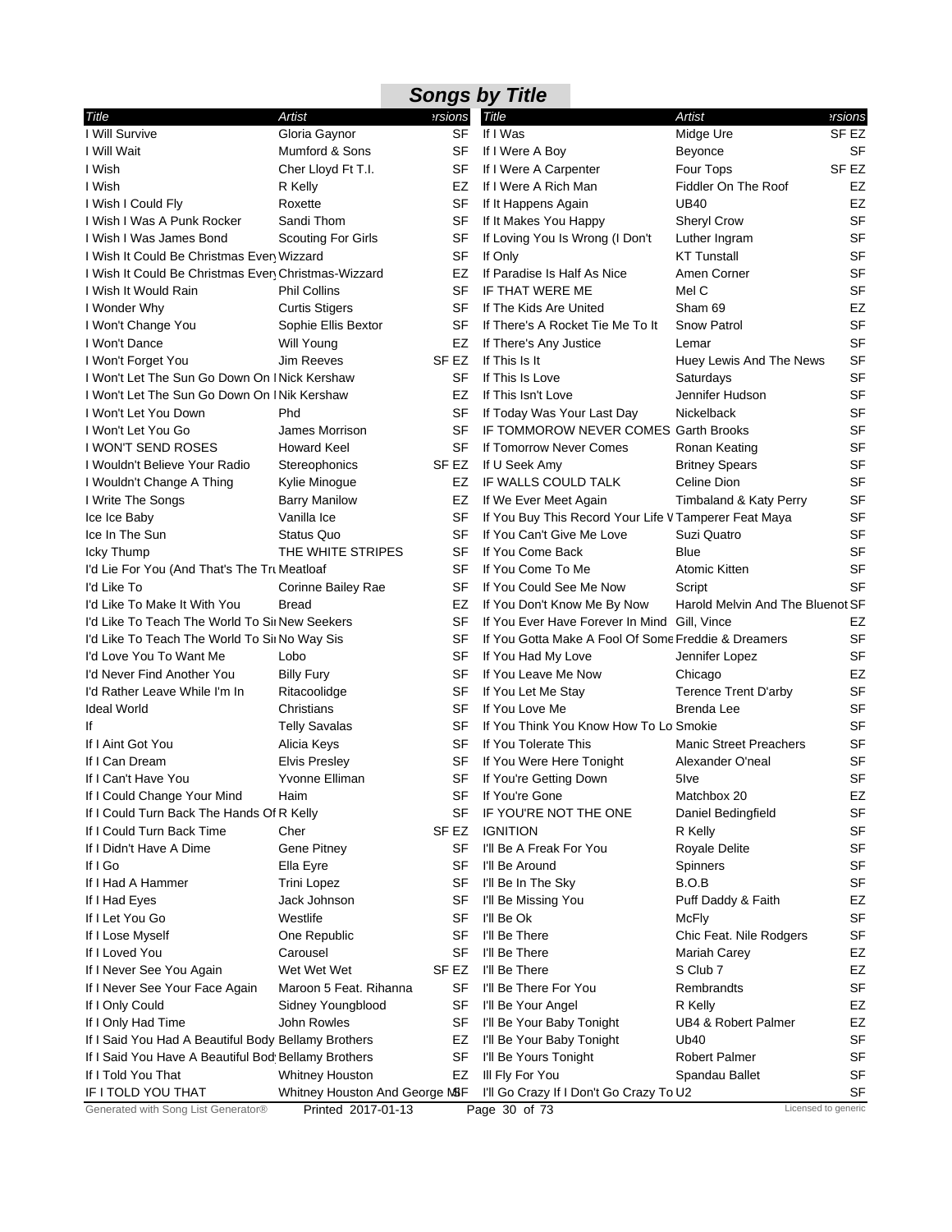## Songs by Title

| Title | Artist | Versions |
|---|---|---|
| I Will Survive | Gloria Gaynor | SF |
| I Will Wait | Mumford & Sons | SF |
| I Wish | Cher Lloyd Ft T.I. | SF |
| I Wish | R Kelly | EZ |
| I Wish I Could Fly | Roxette | SF |
| I Wish I Was A Punk Rocker | Sandi Thom | SF |
| I Wish I Was James Bond | Scouting For Girls | SF |
| I Wish It Could Be Christmas Every | Wizzard | SF |
| I Wish It Could Be Christmas Every | Christmas-Wizzard | EZ |
| I Wish It Would Rain | Phil Collins | SF |
| I Wonder Why | Curtis Stigers | SF |
| I Won't Change You | Sophie Ellis Bextor | SF |
| I Won't Dance | Will Young | EZ |
| I Won't Forget You | Jim Reeves | SF EZ |
| I Won't Let The Sun Go Down On I | Nick Kershaw | SF |
| I Won't Let The Sun Go Down On I | Nik Kershaw | EZ |
| I Won't Let You Down | Phd | SF |
| I Won't Let You Go | James Morrison | SF |
| I WON'T SEND ROSES | Howard Keel | SF |
| I Wouldn't Believe Your Radio | Stereophonics | SF EZ |
| I Wouldn't Change A Thing | Kylie Minogue | EZ |
| I Write The Songs | Barry Manilow | EZ |
| Ice Ice Baby | Vanilla Ice | SF |
| Ice In The Sun | Status Quo | SF |
| Icky Thump | THE WHITE STRIPES | SF |
| I'd Lie For You (And That's The Tru | Meatloaf | SF |
| I'd Like To | Corinne Bailey Rae | SF |
| I'd Like To Make It With You | Bread | EZ |
| I'd Like To Teach The World To Sin | New Seekers | SF |
| I'd Like To Teach The World To Sin | No Way Sis | SF |
| I'd Love You To Want Me | Lobo | SF |
| I'd Never Find Another You | Billy Fury | SF |
| I'd Rather Leave While I'm In | Ritacoolidge | SF |
| Ideal World | Christians | SF |
| If | Telly Savalas | SF |
| If I Aint Got You | Alicia Keys | SF |
| If I Can Dream | Elvis Presley | SF |
| If I Can't Have You | Yvonne Elliman | SF |
| If I Could Change Your Mind | Haim | SF |
| If I Could Turn Back The Hands Of | R Kelly | SF |
| If I Could Turn Back Time | Cher | SF EZ |
| If I Didn't Have A Dime | Gene Pitney | SF |
| If I Go | Ella Eyre | SF |
| If I Had A Hammer | Trini Lopez | SF |
| If I Had Eyes | Jack Johnson | SF |
| If I Let You Go | Westlife | SF |
| If I Lose Myself | One Republic | SF |
| If I Loved You | Carousel | SF |
| If I Never See You Again | Wet Wet Wet | SF EZ |
| If I Never See Your Face Again | Maroon 5 Feat. Rihanna | SF |
| If I Only Could | Sidney Youngblood | SF |
| If I Only Had Time | John Rowles | SF |
| If I Said You Had A Beautiful Body | Bellamy Brothers | EZ |
| If I Said You Have A Beautiful Body | Bellamy Brothers | SF |
| If I Told You That | Whitney Houston | EZ |
| IF I TOLD YOU THAT | Whitney Houston And George M | SF |
| If I Was | Midge Ure | SF EZ |
| If I Were A Boy | Beyonce | SF |
| If I Were A Carpenter | Four Tops | SF EZ |
| If I Were A Rich Man | Fiddler On The Roof | EZ |
| If It Happens Again | UB40 | EZ |
| If It Makes You Happy | Sheryl Crow | SF |
| If Loving You Is Wrong (I Don't | Luther Ingram | SF |
| If Only | KT Tunstall | SF |
| If Paradise Is Half As Nice | Amen Corner | SF |
| IF THAT WERE ME | Mel C | SF |
| If The Kids Are United | Sham 69 | EZ |
| If There's A Rocket Tie Me To It | Snow Patrol | SF |
| If There's Any Justice | Lemar | SF |
| If This Is It | Huey Lewis And The News | SF |
| If This Is Love | Saturdays | SF |
| If This Isn't Love | Jennifer Hudson | SF |
| If Today Was Your Last Day | Nickelback | SF |
| IF TOMMOROW NEVER COMES | Garth Brooks | SF |
| If Tomorrow Never Comes | Ronan Keating | SF |
| If U Seek Amy | Britney Spears | SF |
| IF WALLS COULD TALK | Celine Dion | SF |
| If We Ever Meet Again | Timbaland & Katy Perry | SF |
| If You Buy This Record Your Life W | Tamperer Feat Maya | SF |
| If You Can't Give Me Love | Suzi Quatro | SF |
| If You Come Back | Blue | SF |
| If You Come To Me | Atomic Kitten | SF |
| If You Could See Me Now | Script | SF |
| If You Don't Know Me By Now | Harold Melvin And The Bluenot | SF |
| If You Ever Have Forever In Mind | Gill, Vince | EZ |
| If You Gotta Make A Fool Of Some | Freddie & Dreamers | SF |
| If You Had My Love | Jennifer Lopez | SF |
| If You Leave Me Now | Chicago | EZ |
| If You Let Me Stay | Terence Trent D'arby | SF |
| If You Love Me | Brenda Lee | SF |
| If You Think You Know How To Lo | Smokie | SF |
| If You Tolerate This | Manic Street Preachers | SF |
| If You Were Here Tonight | Alexander O'neal | SF |
| If You're Getting Down | 5Ive | SF |
| If You're Gone | Matchbox 20 | EZ |
| IF YOU'RE NOT THE ONE | Daniel Bedingfield | SF |
| IGNITION | R Kelly | SF |
| I'll Be A Freak For You | Royale Delite | SF |
| I'll Be Around | Spinners | SF |
| I'll Be In The Sky | B.O.B | SF |
| I'll Be Missing You | Puff Daddy & Faith | EZ |
| I'll Be Ok | McFly | SF |
| I'll Be There | Chic Feat. Nile Rodgers | SF |
| I'll Be There | Mariah Carey | EZ |
| I'll Be There | S Club 7 | EZ |
| I'll Be There For You | Rembrandts | SF |
| I'll Be Your Angel | R Kelly | EZ |
| I'll Be Your Baby Tonight | UB4 & Robert Palmer | EZ |
| I'll Be Your Baby Tonight | Ub40 | SF |
| I'll Be Yours Tonight | Robert Palmer | SF |
| Ill Fly For You | Spandau Ballet | SF |
| I'll Go Crazy If I Don't Go Crazy To | U2 | SF |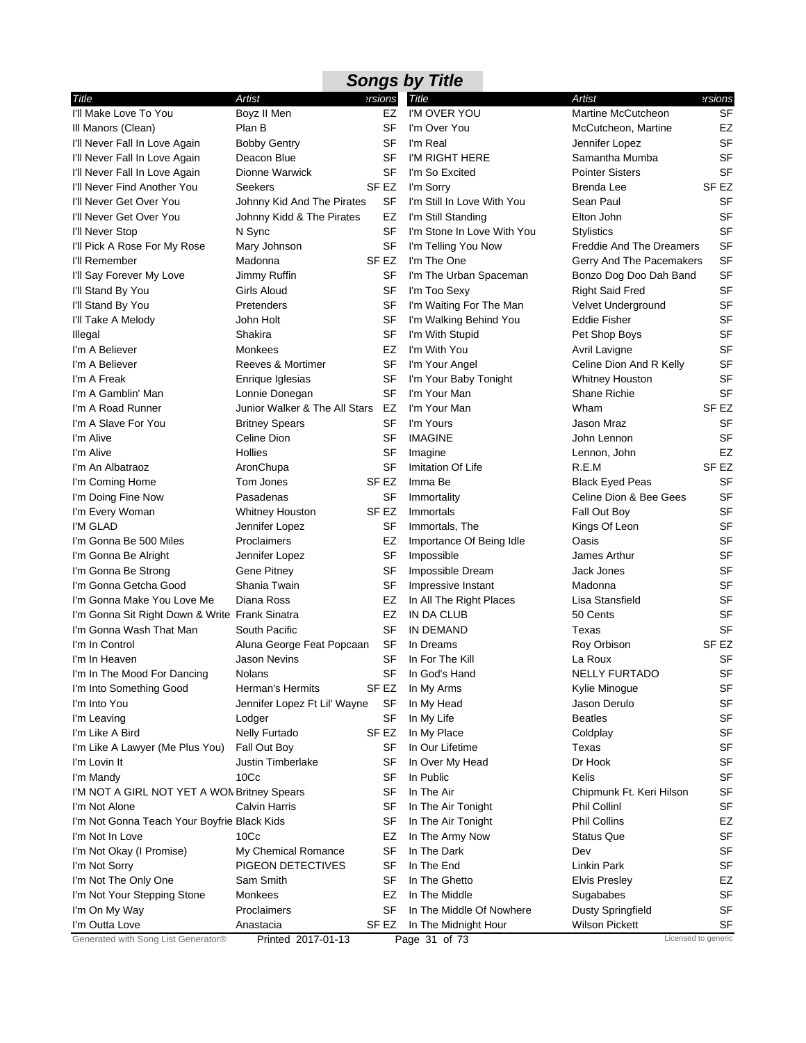# Songs by Title

| Title | Artist | Versions |
|---|---|---|
| I'll Make Love To You | Boyz II Men | EZ |
| Ill Manors (Clean) | Plan B | SF |
| I'll Never Fall In Love Again | Bobby Gentry | SF |
| I'll Never Fall In Love Again | Deacon Blue | SF |
| I'll Never Fall In Love Again | Dionne Warwick | SF |
| I'll Never Find Another You | Seekers | SF EZ |
| I'll Never Get Over You | Johnny Kid And The Pirates | SF |
| I'll Never Get Over You | Johnny Kidd & The Pirates | EZ |
| I'll Never Stop | N Sync | SF |
| I'll Pick A Rose For My Rose | Mary Johnson | SF |
| I'll Remember | Madonna | SF EZ |
| I'll Say Forever My Love | Jimmy Ruffin | SF |
| I'll Stand By You | Girls Aloud | SF |
| I'll Stand By You | Pretenders | SF |
| I'll Take A Melody | John Holt | SF |
| Illegal | Shakira | SF |
| I'm A Believer | Monkees | EZ |
| I'm A Believer | Reeves & Mortimer | SF |
| I'm A Freak | Enrique Iglesias | SF |
| I'm A Gamblin' Man | Lonnie Donegan | SF |
| I'm A Road Runner | Junior Walker & The All Stars | EZ |
| I'm A Slave For You | Britney Spears | SF |
| I'm Alive | Celine Dion | SF |
| I'm Alive | Hollies | SF |
| I'm An Albatraoz | AronChupa | SF |
| I'm Coming Home | Tom Jones | SF EZ |
| I'm Doing Fine Now | Pasadenas | SF |
| I'm Every Woman | Whitney Houston | SF EZ |
| I'M GLAD | Jennifer Lopez | SF |
| I'm Gonna Be 500 Miles | Proclaimers | EZ |
| I'm Gonna Be Alright | Jennifer Lopez | SF |
| I'm Gonna Be Strong | Gene Pitney | SF |
| I'm Gonna Getcha Good | Shania Twain | SF |
| I'm Gonna Make You Love Me | Diana Ross | EZ |
| I'm Gonna Sit Right Down & Write | Frank Sinatra | EZ |
| I'm Gonna Wash That Man | South Pacific | SF |
| I'm In Control | Aluna George Feat Popcaan | SF |
| I'm In Heaven | Jason Nevins | SF |
| I'm In The Mood For Dancing | Nolans | SF |
| I'm Into Something Good | Herman's Hermits | SF EZ |
| I'm Into You | Jennifer Lopez Ft Lil' Wayne | SF |
| I'm Leaving | Lodger | SF |
| I'm Like A Bird | Nelly Furtado | SF EZ |
| I'm Like A Lawyer (Me Plus You) | Fall Out Boy | SF |
| I'm Lovin It | Justin Timberlake | SF |
| I'm Mandy | 10Cc | SF |
| I'M NOT A GIRL NOT YET A WOM | Britney Spears | SF |
| I'm Not Alone | Calvin Harris | SF |
| I'm Not Gonna Teach Your Boyfrie | Black Kids | SF |
| I'm Not In Love | 10Cc | EZ |
| I'm Not Okay (I Promise) | My Chemical Romance | SF |
| I'm Not Sorry | PIGEON DETECTIVES | SF |
| I'm Not The Only One | Sam Smith | SF |
| I'm Not Your Stepping Stone | Monkees | EZ |
| I'm On My Way | Proclaimers | SF |
| I'm Outta Love | Anastacia | SF EZ |
| I'M OVER YOU | Martine McCutcheon | SF |
| I'm Over You | McCutcheon, Martine | EZ |
| I'm Real | Jennifer Lopez | SF |
| I'M RIGHT HERE | Samantha Mumba | SF |
| I'm So Excited | Pointer Sisters | SF |
| I'm Sorry | Brenda Lee | SF EZ |
| I'm Still In Love With You | Sean Paul | SF |
| I'm Still Standing | Elton John | SF |
| I'm Stone In Love With You | Stylistics | SF |
| I'm Telling You Now | Freddie And The Dreamers | SF |
| I'm The One | Gerry And The Pacemakers | SF |
| I'm The Urban Spaceman | Bonzo Dog Doo Dah Band | SF |
| I'm Too Sexy | Right Said Fred | SF |
| I'm Waiting For The Man | Velvet Underground | SF |
| I'm Walking Behind You | Eddie Fisher | SF |
| I'm With Stupid | Pet Shop Boys | SF |
| I'm With You | Avril Lavigne | SF |
| I'm Your Angel | Celine Dion And R Kelly | SF |
| I'm Your Baby Tonight | Whitney Houston | SF |
| I'm Your Man | Shane Richie | SF |
| I'm Your Man | Wham | SF EZ |
| I'm Yours | Jason Mraz | SF |
| IMAGINE | John Lennon | SF |
| Imagine | Lennon, John | EZ |
| Imitation Of Life | R.E.M | SF EZ |
| Imma Be | Black Eyed Peas | SF |
| Immortality | Celine Dion & Bee Gees | SF |
| Immortals | Fall Out Boy | SF |
| Immortals, The | Kings Of Leon | SF |
| Importance Of Being Idle | Oasis | SF |
| Impossible | James Arthur | SF |
| Impossible Dream | Jack Jones | SF |
| Impressive Instant | Madonna | SF |
| In All The Right Places | Lisa Stansfield | SF |
| IN DA CLUB | 50 Cents | SF |
| IN DEMAND | Texas | SF |
| In Dreams | Roy Orbison | SF EZ |
| In For The Kill | La Roux | SF |
| In God's Hand | NELLY FURTADO | SF |
| In My Arms | Kylie Minogue | SF |
| In My Head | Jason Derulo | SF |
| In My Life | Beatles | SF |
| In My Place | Coldplay | SF |
| In Our Lifetime | Texas | SF |
| In Over My Head | Dr Hook | SF |
| In Public | Kelis | SF |
| In The Air | Chipmunk Ft. Keri Hilson | SF |
| In The Air Tonight | Phil Collinl | SF |
| In The Air Tonight | Phil Collins | EZ |
| In The Army Now | Status Que | SF |
| In The Dark | Dev | SF |
| In The End | Linkin Park | SF |
| In The Ghetto | Elvis Presley | EZ |
| In The Middle | Sugababes | SF |
| In The Middle Of Nowhere | Dusty Springfield | SF |
| In The Midnight Hour | Wilson Pickett | SF |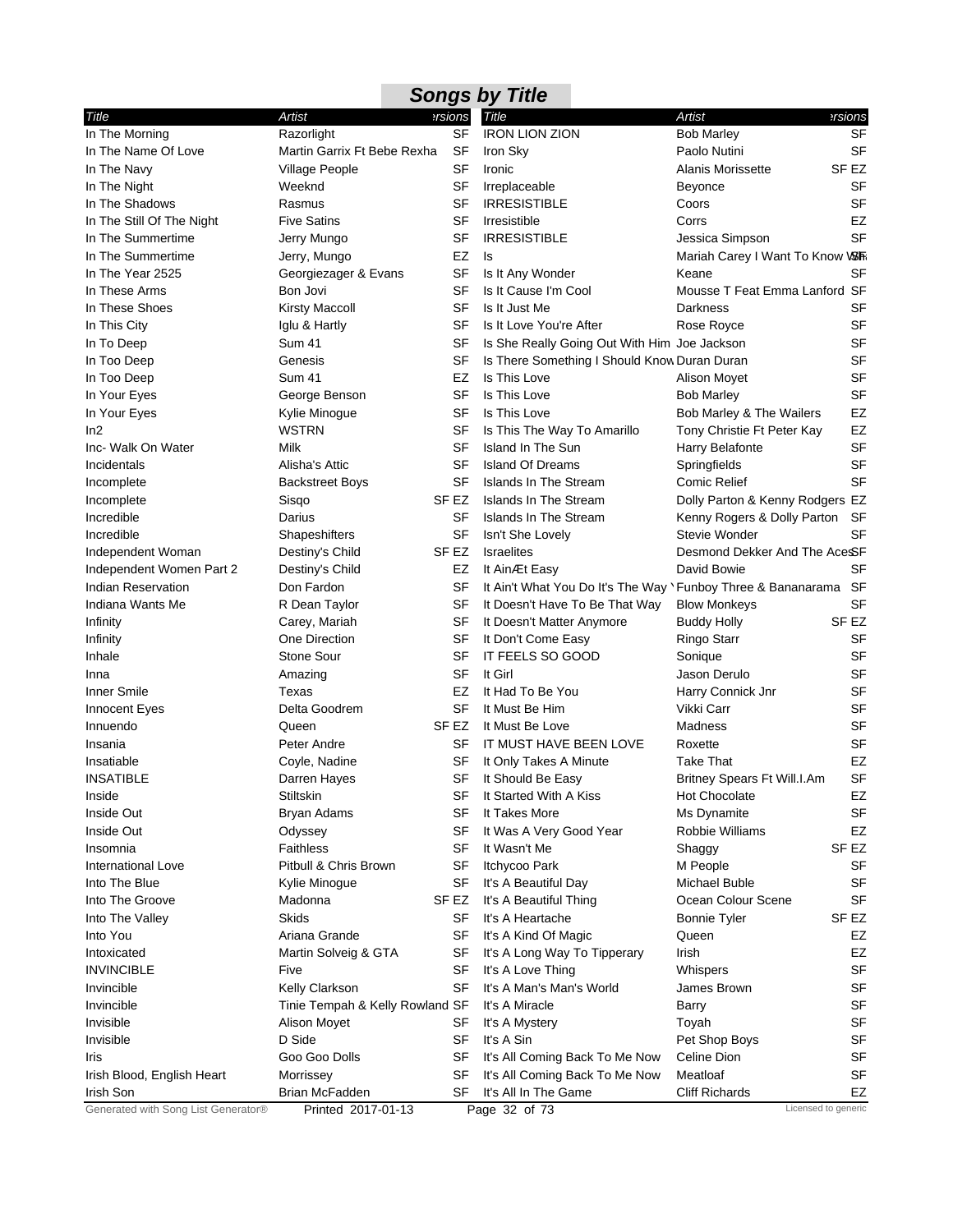## Songs by Title

| Title | Artist | Versions |
|---|---|---|
| In The Morning | Razorlight | SF |
| In The Name Of Love | Martin Garrix Ft Bebe Rexha | SF |
| In The Navy | Village People | SF |
| In The Night | Weeknd | SF |
| In The Shadows | Rasmus | SF |
| In The Still Of The Night | Five Satins | SF |
| In The Summertime | Jerry Mungo | SF |
| In The Summertime | Jerry, Mungo | EZ |
| In The Year 2525 | Georgiezager & Evans | SF |
| In These Arms | Bon Jovi | SF |
| In These Shoes | Kirsty Maccoll | SF |
| In This City | Iglu & Hartly | SF |
| In To Deep | Sum 41 | SF |
| In Too Deep | Genesis | SF |
| In Too Deep | Sum 41 | EZ |
| In Your Eyes | George Benson | SF |
| In Your Eyes | Kylie Minogue | SF |
| In2 | WSTRN | SF |
| Inc- Walk On Water | Milk | SF |
| Incidentals | Alisha's Attic | SF |
| Incomplete | Backstreet Boys | SF |
| Incomplete | Sisqo | SF EZ |
| Incredible | Darius | SF |
| Incredible | Shapeshifters | SF |
| Independent Woman | Destiny's Child | SF EZ |
| Independent Women Part 2 | Destiny's Child | EZ |
| Indian Reservation | Don Fardon | SF |
| Indiana Wants Me | R Dean Taylor | SF |
| Infinity | Carey, Mariah | SF |
| Infinity | One Direction | SF |
| Inhale | Stone Sour | SF |
| Inna | Amazing | SF |
| Inner Smile | Texas | EZ |
| Innocent Eyes | Delta Goodrem | SF |
| Innuendo | Queen | SF EZ |
| Insania | Peter Andre | SF |
| Insatiable | Coyle, Nadine | SF |
| INSATIBLE | Darren Hayes | SF |
| Inside | Stiltskin | SF |
| Inside Out | Bryan Adams | SF |
| Inside Out | Odyssey | SF |
| Insomnia | Faithless | SF |
| International Love | Pitbull & Chris Brown | SF |
| Into The Blue | Kylie Minogue | SF |
| Into The Groove | Madonna | SF EZ |
| Into The Valley | Skids | SF |
| Into You | Ariana Grande | SF |
| Intoxicated | Martin Solveig & GTA | SF |
| INVINCIBLE | Five | SF |
| Invincible | Kelly Clarkson | SF |
| Invincible | Tinie Tempah & Kelly Rowland | SF |
| Invisible | Alison Moyet | SF |
| Invisible | D Side | SF |
| Iris | Goo Goo Dolls | SF |
| Irish Blood, English Heart | Morrissey | SF |
| Irish Son | Brian McFadden | SF |
| IRON LION ZION | Bob Marley | SF |
| Iron Sky | Paolo Nutini | SF |
| Ironic | Alanis Morissette | SF EZ |
| Irreplaceable | Beyonce | SF |
| IRRESISTIBLE | Coors | SF |
| Irresistible | Corrs | EZ |
| IRRESISTIBLE | Jessica Simpson | SF |
| Is | Mariah Carey I Want To Know Wh | SF |
| Is It Any Wonder | Keane | SF |
| Is It Cause I'm Cool | Mousse T Feat Emma Lanford | SF |
| Is It Just Me | Darkness | SF |
| Is It Love You're After | Rose Royce | SF |
| Is She Really Going Out With Him | Joe Jackson | SF |
| Is There Something I Should Know | Duran Duran | SF |
| Is This Love | Alison Moyet | SF |
| Is This Love | Bob Marley | SF |
| Is This Love | Bob Marley & The Wailers | EZ |
| Is This The Way To Amarillo | Tony Christie Ft Peter Kay | EZ |
| Island In The Sun | Harry Belafonte | SF |
| Island Of Dreams | Springfields | SF |
| Islands In The Stream | Comic Relief | SF |
| Islands In The Stream | Dolly Parton & Kenny Rodgers | EZ |
| Islands In The Stream | Kenny Rogers & Dolly Parton | SF |
| Isn't She Lovely | Stevie Wonder | SF |
| Israelites | Desmond Dekker And The Aces | SF |
| It AinÆt Easy | David Bowie | SF |
| It Ain't What You Do It's The Way \ | Funboy Three & Bananarama | SF |
| It Doesn't Have To Be That Way | Blow Monkeys | SF |
| It Doesn't Matter Anymore | Buddy Holly | SF EZ |
| It Don't Come Easy | Ringo Starr | SF |
| IT FEELS SO GOOD | Sonique | SF |
| It Girl | Jason Derulo | SF |
| It Had To Be You | Harry Connick Jnr | SF |
| It Must Be Him | Vikki Carr | SF |
| It Must Be Love | Madness | SF |
| IT MUST HAVE BEEN LOVE | Roxette | SF |
| It Only Takes A Minute | Take That | EZ |
| It Should Be Easy | Britney Spears Ft Will.I.Am | SF |
| It Started With A Kiss | Hot Chocolate | EZ |
| It Takes More | Ms Dynamite | SF |
| It Was A Very Good Year | Robbie Williams | EZ |
| It Wasn't Me | Shaggy | SF EZ |
| Itchycoo Park | M People | SF |
| It's A Beautiful Day | Michael Buble | SF |
| It's A Beautiful Thing | Ocean Colour Scene | SF |
| It's A Heartache | Bonnie Tyler | SF EZ |
| It's A Kind Of Magic | Queen | EZ |
| It's A Long Way To Tipperary | Irish | EZ |
| It's A Love Thing | Whispers | SF |
| It's A Man's Man's World | James Brown | SF |
| It's A Miracle | Barry | SF |
| It's A Mystery | Toyah | SF |
| It's A Sin | Pet Shop Boys | SF |
| It's All Coming Back To Me Now | Celine Dion | SF |
| It's All Coming Back To Me Now | Meatloaf | SF |
| It's All In The Game | Cliff Richards | EZ |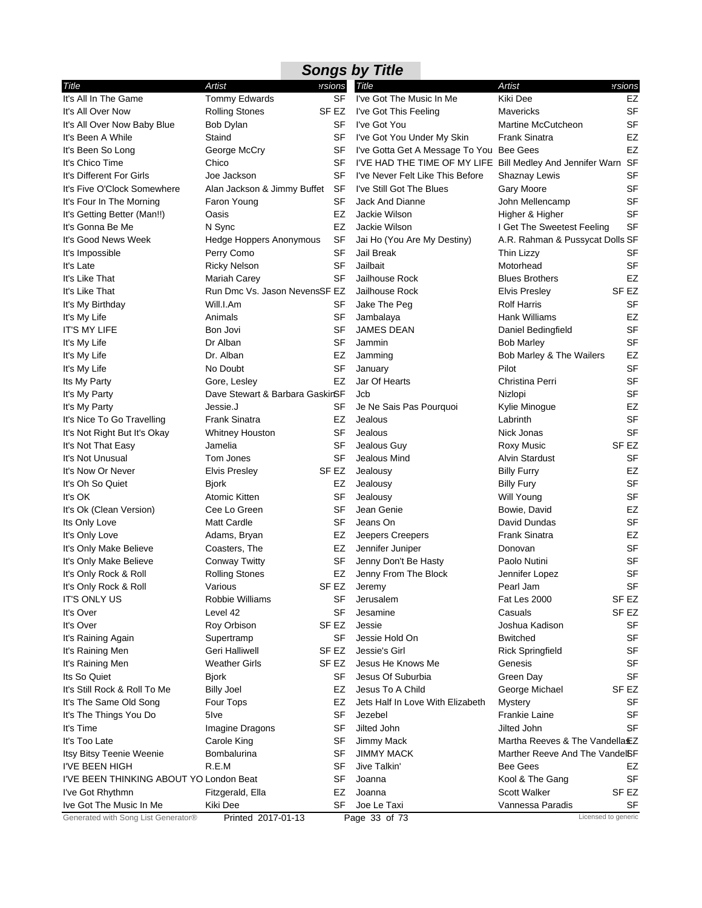## Songs by Title

| Title | Artist | Versions |
| --- | --- | --- |
| It's All In The Game | Tommy Edwards | SF |
| It's All Over Now | Rolling Stones | SF EZ |
| It's All Over Now Baby Blue | Bob Dylan | SF |
| It's Been A While | Staind | SF |
| It's Been So Long | George McCry | SF |
| It's Chico Time | Chico | SF |
| It's Different For Girls | Joe Jackson | SF |
| It's Five O'Clock Somewhere | Alan Jackson & Jimmy Buffet | SF |
| It's Four In The Morning | Faron Young | SF |
| It's Getting Better (Man!!) | Oasis | EZ |
| It's Gonna Be Me | N Sync | EZ |
| It's Good News Week | Hedge Hoppers Anonymous | SF |
| It's Impossible | Perry Como | SF |
| It's Late | Ricky Nelson | SF |
| It's Like That | Mariah Carey | SF |
| It's Like That | Run Dmc Vs. Jason Nevens | SF EZ |
| It's My Birthday | Will.I.Am | SF |
| It's My Life | Animals | SF |
| IT'S MY LIFE | Bon Jovi | SF |
| It's My Life | Dr Alban | SF |
| It's My Life | Dr. Alban | EZ |
| It's My Life | No Doubt | SF |
| Its My Party | Gore, Lesley | EZ |
| It's My Party | Dave Stewart & Barbara Gaskin | SF |
| It's My Party | Jessie.J | SF |
| It's Nice To Go Travelling | Frank Sinatra | EZ |
| It's Not Right But It's Okay | Whitney Houston | SF |
| It's Not That Easy | Jamelia | SF |
| It's Not Unusual | Tom Jones | SF |
| It's Now Or Never | Elvis Presley | SF EZ |
| It's Oh So Quiet | Bjork | EZ |
| It's OK | Atomic Kitten | SF |
| It's Ok (Clean Version) | Cee Lo Green | SF |
| Its Only Love | Matt Cardle | SF |
| It's Only Love | Adams, Bryan | EZ |
| It's Only Make Believe | Coasters, The | EZ |
| It's Only Make Believe | Conway Twitty | SF |
| It's Only Rock & Roll | Rolling Stones | EZ |
| It's Only Rock & Roll | Various | SF EZ |
| IT'S ONLY US | Robbie Williams | SF |
| It's Over | Level 42 | SF |
| It's Over | Roy Orbison | SF EZ |
| It's Raining Again | Supertramp | SF |
| It's Raining Men | Geri Halliwell | SF EZ |
| It's Raining Men | Weather Girls | SF EZ |
| Its So Quiet | Bjork | SF |
| It's Still Rock & Roll To Me | Billy Joel | EZ |
| It's The Same Old Song | Four Tops | EZ |
| It's The Things You Do | 5Ive | SF |
| It's Time | Imagine Dragons | SF |
| It's Too Late | Carole King | SF |
| Itsy Bitsy Teenie Weenie | Bombalurina | SF |
| I'VE BEEN HIGH | R.E.M | SF |
| I'VE BEEN THINKING ABOUT YO | London Beat | SF |
| I've Got Rhythmn | Fitzgerald, Ella | EZ |
| Ive Got The Music In Me | Kiki Dee | SF |
| I've Got The Music In Me | Kiki Dee | EZ |
| I've Got This Feeling | Mavericks | SF |
| I've Got You | Martine McCutcheon | SF |
| I've Got You Under My Skin | Frank Sinatra | EZ |
| I've Gotta Get A Message To You | Bee Gees | EZ |
| I'VE HAD THE TIME OF MY LIFE | Bill Medley And Jennifer Warn | SF |
| I've Never Felt Like This Before | Shaznay Lewis | SF |
| I've Still Got The Blues | Gary Moore | SF |
| Jack And Dianne | John Mellencamp | SF |
| Jackie Wilson | Higher & Higher | SF |
| Jackie Wilson | I Get The Sweetest Feeling | SF |
| Jai Ho (You Are My Destiny) | A.R. Rahman & Pussycat Dolls | SF |
| Jail Break | Thin Lizzy | SF |
| Jailbait | Motorhead | SF |
| Jailhouse Rock | Blues Brothers | EZ |
| Jailhouse Rock | Elvis Presley | SF EZ |
| Jake The Peg | Rolf Harris | SF |
| Jambalaya | Hank Williams | EZ |
| JAMES DEAN | Daniel Bedingfield | SF |
| Jammin | Bob Marley | SF |
| Jamming | Bob Marley & The Wailers | EZ |
| January | Pilot | SF |
| Jar Of Hearts | Christina Perri | SF |
| Jcb | Nizlopi | SF |
| Je Ne Sais Pas Pourquoi | Kylie Minogue | EZ |
| Jealous | Labrinth | SF |
| Jealous | Nick Jonas | SF |
| Jealous Guy | Roxy Music | SF EZ |
| Jealous Mind | Alvin Stardust | SF |
| Jealousy | Billy Furry | EZ |
| Jealousy | Billy Fury | SF |
| Jealousy | Will Young | SF |
| Jean Genie | Bowie, David | EZ |
| Jeans On | David Dundas | SF |
| Jeepers Creepers | Frank Sinatra | EZ |
| Jennifer Juniper | Donovan | SF |
| Jenny Don't Be Hasty | Paolo Nutini | SF |
| Jenny From The Block | Jennifer Lopez | SF |
| Jeremy | Pearl Jam | SF |
| Jerusalem | Fat Les 2000 | SF EZ |
| Jesamine | Casuals | SF EZ |
| Jessie | Joshua Kadison | SF |
| Jessie Hold On | Bwitched | SF |
| Jessie's Girl | Rick Springfield | SF |
| Jesus He Knows Me | Genesis | SF |
| Jesus Of Suburbia | Green Day | SF |
| Jesus To A Child | George Michael | SF EZ |
| Jets Half In Love With Elizabeth | Mystery | SF |
| Jezebel | Frankie Laine | SF |
| Jilted John | Jilted John | SF |
| Jimmy Mack | Martha Reeves & The Vandellas | EZ |
| JIMMY MACK | Marther Reeve And The Vandell | SF |
| Jive Talkin' | Bee Gees | EZ |
| Joanna | Kool & The Gang | SF |
| Joanna | Scott Walker | SF EZ |
| Joe Le Taxi | Vannessa Paradis | SF |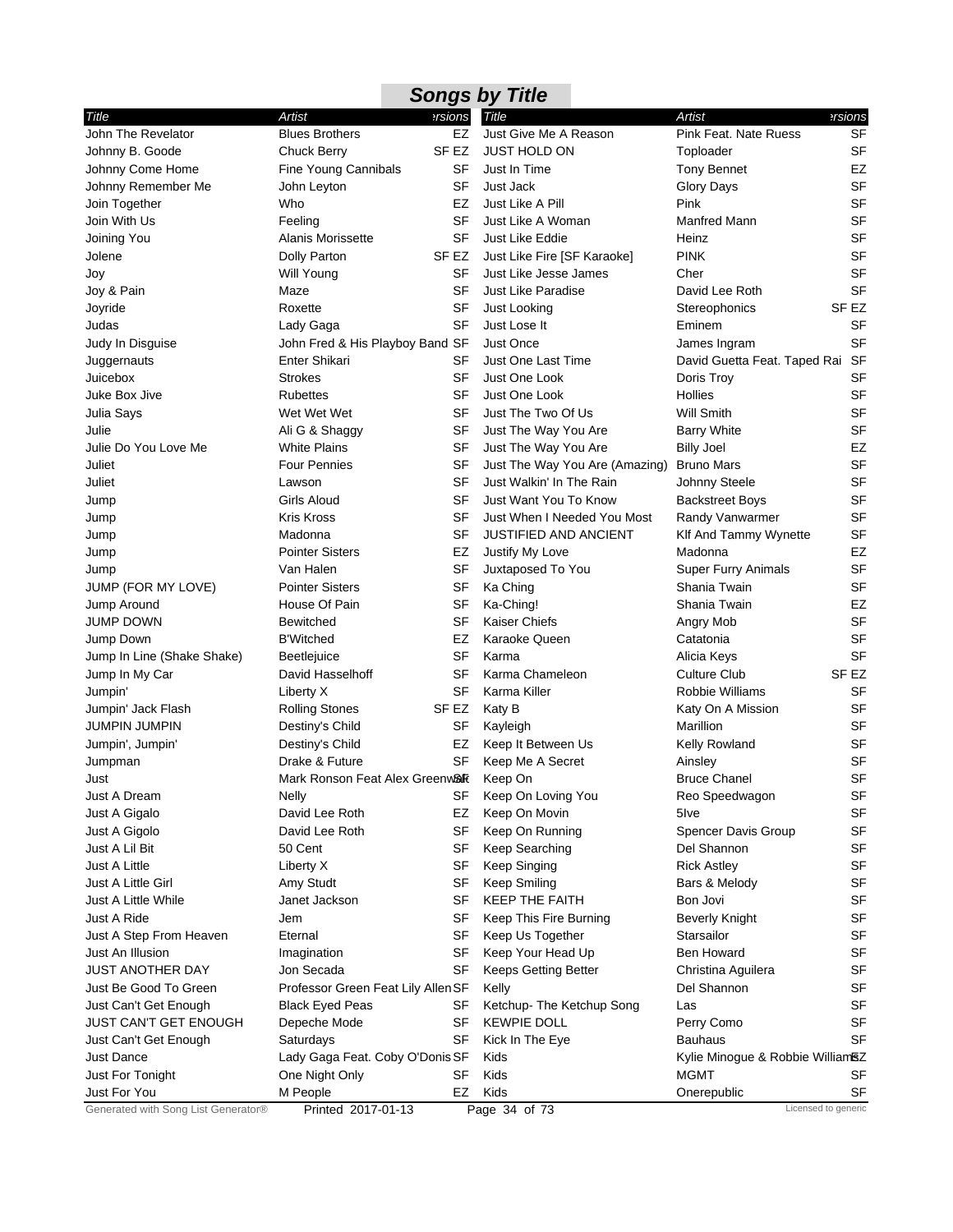# Songs by Title

| Title | Artist | Versions |
|---|---|---|
| John The Revelator | Blues Brothers | EZ |
| Johnny B. Goode | Chuck Berry | SF EZ |
| Johnny Come Home | Fine Young Cannibals | SF |
| Johnny Remember Me | John Leyton | SF |
| Join Together | Who | EZ |
| Join With Us | Feeling | SF |
| Joining You | Alanis Morissette | SF |
| Jolene | Dolly Parton | SF EZ |
| Joy | Will Young | SF |
| Joy & Pain | Maze | SF |
| Joyride | Roxette | SF |
| Judas | Lady Gaga | SF |
| Judy In Disguise | John Fred & His Playboy Band | SF |
| Juggernauts | Enter Shikari | SF |
| Juicebox | Strokes | SF |
| Juke Box Jive | Rubettes | SF |
| Julia Says | Wet Wet Wet | SF |
| Julie | Ali G & Shaggy | SF |
| Julie Do You Love Me | White Plains | SF |
| Juliet | Four Pennies | SF |
| Juliet | Lawson | SF |
| Jump | Girls Aloud | SF |
| Jump | Kris Kross | SF |
| Jump | Madonna | SF |
| Jump | Pointer Sisters | EZ |
| Jump | Van Halen | SF |
| JUMP (FOR MY LOVE) | Pointer Sisters | SF |
| Jump Around | House Of Pain | SF |
| JUMP DOWN | Bewitched | SF |
| Jump Down | B'Witched | EZ |
| Jump In Line (Shake Shake) | Beetlejuice | SF |
| Jump In My Car | David Hasselhoff | SF |
| Jumpin' | Liberty X | SF |
| Jumpin' Jack Flash | Rolling Stones | SF EZ |
| JUMPIN JUMPIN | Destiny's Child | SF |
| Jumpin', Jumpin' | Destiny's Child | EZ |
| Jumpman | Drake & Future | SF |
| Just | Mark Ronson Feat Alex Greenwald | SF |
| Just A Dream | Nelly | SF |
| Just A Gigalo | David Lee Roth | EZ |
| Just A Gigolo | David Lee Roth | SF |
| Just A Lil Bit | 50 Cent | SF |
| Just A Little | Liberty X | SF |
| Just A Little Girl | Amy Studt | SF |
| Just A Little While | Janet Jackson | SF |
| Just A Ride | Jem | SF |
| Just A Step From Heaven | Eternal | SF |
| Just An Illusion | Imagination | SF |
| JUST ANOTHER DAY | Jon Secada | SF |
| Just Be Good To Green | Professor Green Feat Lily Allen | SF |
| Just Can't Get Enough | Black Eyed Peas | SF |
| JUST CAN'T GET ENOUGH | Depeche Mode | SF |
| Just Can't Get Enough | Saturdays | SF |
| Just Dance | Lady Gaga Feat. Coby O'Donis | SF |
| Just For Tonight | One Night Only | SF |
| Just For You | M People | EZ |
| Just Give Me A Reason | Pink Feat. Nate Ruess | SF |
| JUST HOLD ON | Toploader | SF |
| Just In Time | Tony Bennet | EZ |
| Just Jack | Glory Days | SF |
| Just Like A Pill | Pink | SF |
| Just Like A Woman | Manfred Mann | SF |
| Just Like Eddie | Heinz | SF |
| Just Like Fire [SF Karaoke] | PINK | SF |
| Just Like Jesse James | Cher | SF |
| Just Like Paradise | David Lee Roth | SF |
| Just Looking | Stereophonics | SF EZ |
| Just Lose It | Eminem | SF |
| Just Once | James Ingram | SF |
| Just One Last Time | David Guetta Feat. Taped Rai | SF |
| Just One Look | Doris Troy | SF |
| Just One Look | Hollies | SF |
| Just The Two Of Us | Will Smith | SF |
| Just The Way You Are | Barry White | SF |
| Just The Way You Are | Billy Joel | EZ |
| Just The Way You Are (Amazing) | Bruno Mars | SF |
| Just Walkin' In The Rain | Johnny Steele | SF |
| Just Want You To Know | Backstreet Boys | SF |
| Just When I Needed You Most | Randy Vanwarmer | SF |
| JUSTIFIED AND ANCIENT | Klf And Tammy Wynette | SF |
| Justify My Love | Madonna | EZ |
| Juxtaposed To You | Super Furry Animals | SF |
| Ka Ching | Shania Twain | SF |
| Ka-Ching! | Shania Twain | EZ |
| Kaiser Chiefs | Angry Mob | SF |
| Karaoke Queen | Catatonia | SF |
| Karma | Alicia Keys | SF |
| Karma Chameleon | Culture Club | SF EZ |
| Karma Killer | Robbie Williams | SF |
| Katy B | Katy On A Mission | SF |
| Kayleigh | Marillion | SF |
| Keep It Between Us | Kelly Rowland | SF |
| Keep Me A Secret | Ainsley | SF |
| Keep On | Bruce Chanel | SF |
| Keep On Loving You | Reo Speedwagon | SF |
| Keep On Movin | 5Ive | SF |
| Keep On Running | Spencer Davis Group | SF |
| Keep Searching | Del Shannon | SF |
| Keep Singing | Rick Astley | SF |
| Keep Smiling | Bars & Melody | SF |
| KEEP THE FAITH | Bon Jovi | SF |
| Keep This Fire Burning | Beverly Knight | SF |
| Keep Us Together | Starsailor | SF |
| Keep Your Head Up | Ben Howard | SF |
| Keeps Getting Better | Christina Aguilera | SF |
| Kelly | Del Shannon | SF |
| Ketchup- The Ketchup Song | Las | SF |
| KEWPIE DOLL | Perry Como | SF |
| Kick In The Eye | Bauhaus | SF |
| Kids | Kylie Minogue & Robbie Williams | EZ |
| Kids | MGMT | SF |
| Kids | Onerepublic | SF |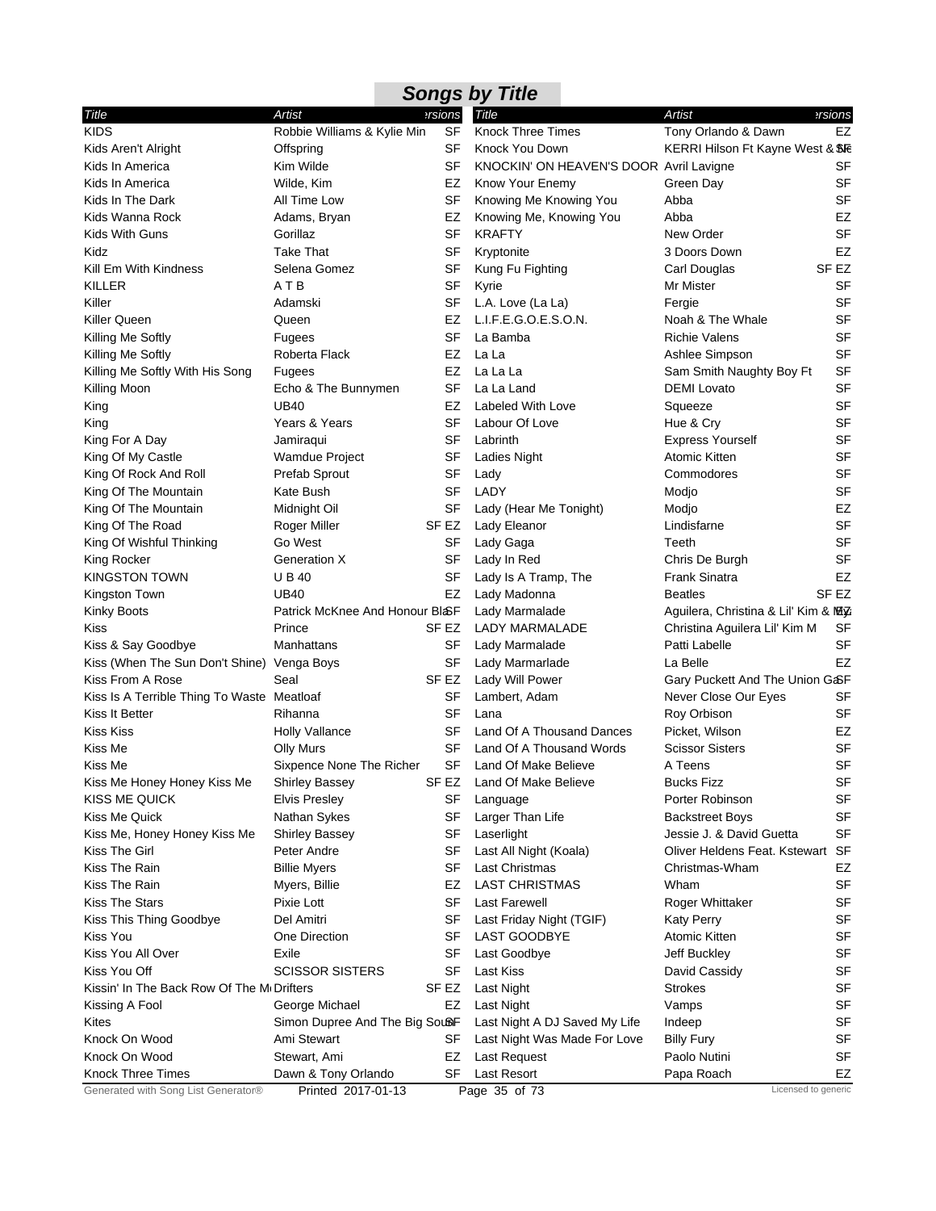# Songs by Title

| Title | Artist | Versions |
|---|---|---|
| KIDS | Robbie Williams & Kylie Min | SF |
| Kids Aren't Alright | Offspring | SF |
| Kids In America | Kim Wilde | SF |
| Kids In America | Wilde, Kim | EZ |
| Kids In The Dark | All Time Low | SF |
| Kids Wanna Rock | Adams, Bryan | EZ |
| Kids With Guns | Gorillaz | SF |
| Kidz | Take That | SF |
| Kill Em With Kindness | Selena Gomez | SF |
| KILLER | A T B | SF |
| Killer | Adamski | SF |
| Killer Queen | Queen | EZ |
| Killing Me Softly | Fugees | SF |
| Killing Me Softly | Roberta Flack | EZ |
| Killing Me Softly With His Song | Fugees | EZ |
| Killing Moon | Echo & The Bunnymen | SF |
| King | UB40 | EZ |
| King | Years & Years | SF |
| King For A Day | Jamiraqui | SF |
| King Of My Castle | Wamdue Project | SF |
| King Of Rock And Roll | Prefab Sprout | SF |
| King Of The Mountain | Kate Bush | SF |
| King Of The Mountain | Midnight Oil | SF |
| King Of The Road | Roger Miller | SF EZ |
| King Of Wishful Thinking | Go West | SF |
| King Rocker | Generation X | SF |
| KINGSTON TOWN | U B 40 | SF |
| Kingston Town | UB40 | EZ |
| Kinky Boots | Patrick McKnee And Honour Bla | SF |
| Kiss | Prince | SF EZ |
| Kiss & Say Goodbye | Manhattans | SF |
| Kiss (When The Sun Don't Shine) | Venga Boys | SF |
| Kiss From A Rose | Seal | SF EZ |
| Kiss Is A Terrible Thing To Waste | Meatloaf | SF |
| Kiss It Better | Rihanna | SF |
| Kiss Kiss | Holly Vallance | SF |
| Kiss Me | Olly Murs | SF |
| Kiss Me | Sixpence None The Richer | SF |
| Kiss Me Honey Honey Kiss Me | Shirley Bassey | SF EZ |
| KISS ME QUICK | Elvis Presley | SF |
| Kiss Me Quick | Nathan Sykes | SF |
| Kiss Me, Honey Honey Kiss Me | Shirley Bassey | SF |
| Kiss The Girl | Peter Andre | SF |
| Kiss The Rain | Billie Myers | SF |
| Kiss The Rain | Myers, Billie | EZ |
| Kiss The Stars | Pixie Lott | SF |
| Kiss This Thing Goodbye | Del Amitri | SF |
| Kiss You | One Direction | SF |
| Kiss You All Over | Exile | SF |
| Kiss You Off | SCISSOR SISTERS | SF |
| Kissin' In The Back Row Of The M | Drifters | SF EZ |
| Kissing A Fool | George Michael | EZ |
| Kites | Simon Dupree And The Big Sou | SF |
| Knock On Wood | Ami Stewart | SF |
| Knock On Wood | Stewart, Ami | EZ |
| Knock Three Times | Dawn & Tony Orlando | SF |
| Knock Three Times | Tony Orlando & Dawn | EZ |
| Knock You Down | KERRI Hilson Ft Kayne West & Ne | SF |
| KNOCKIN' ON HEAVEN'S DOOR | Avril Lavigne | SF |
| Know Your Enemy | Green Day | SF |
| Knowing Me Knowing You | Abba | SF |
| Knowing Me, Knowing You | Abba | EZ |
| KRAFTY | New Order | SF |
| Kryptonite | 3 Doors Down | EZ |
| Kung Fu Fighting | Carl Douglas | SF EZ |
| Kyrie | Mr Mister | SF |
| L.A. Love (La La) | Fergie | SF |
| L.I.F.E.G.O.E.S.O.N. | Noah & The Whale | SF |
| La Bamba | Richie Valens | SF |
| La La | Ashlee Simpson | SF |
| La La La | Sam Smith Naughty Boy Ft | SF |
| La La Land | DEMI Lovato | SF |
| Labeled With Love | Squeeze | SF |
| Labour Of Love | Hue & Cry | SF |
| Labrinth | Express Yourself | SF |
| Ladies Night | Atomic Kitten | SF |
| Lady | Commodores | SF |
| LADY | Modjo | SF |
| Lady (Hear Me Tonight) | Modjo | EZ |
| Lady Eleanor | Lindisfarne | SF |
| Lady Gaga | Teeth | SF |
| Lady In Red | Chris De Burgh | SF |
| Lady Is A Tramp, The | Frank Sinatra | EZ |
| Lady Madonna | Beatles | SF EZ |
| Lady Marmalade | Aguilera, Christina & Lil' Kim & My | EZ |
| LADY MARMALADE | Christina Aguilera Lil' Kim M | SF |
| Lady Marmalade | Patti Labelle | SF |
| Lady Marmarlade | La Belle | EZ |
| Lady Will Power | Gary Puckett And The Union Ga | SF |
| Lambert, Adam | Never Close Our Eyes | SF |
| Lana | Roy Orbison | SF |
| Land Of A Thousand Dances | Picket, Wilson | EZ |
| Land Of A Thousand Words | Scissor Sisters | SF |
| Land Of Make Believe | A Teens | SF |
| Land Of Make Believe | Bucks Fizz | SF |
| Language | Porter Robinson | SF |
| Larger Than Life | Backstreet Boys | SF |
| Laserlight | Jessie J. & David Guetta | SF |
| Last All Night (Koala) | Oliver Heldens Feat. Kstewart | SF |
| Last Christmas | Christmas-Wham | EZ |
| LAST CHRISTMAS | Wham | SF |
| Last Farewell | Roger Whittaker | SF |
| Last Friday Night (TGIF) | Katy Perry | SF |
| LAST GOODBYE | Atomic Kitten | SF |
| Last Goodbye | Jeff Buckley | SF |
| Last Kiss | David Cassidy | SF |
| Last Night | Strokes | SF |
| Last Night | Vamps | SF |
| Last Night A DJ Saved My Life | Indeep | SF |
| Last Night Was Made For Love | Billy Fury | SF |
| Last Request | Paolo Nutini | SF |
| Last Resort | Papa Roach | EZ |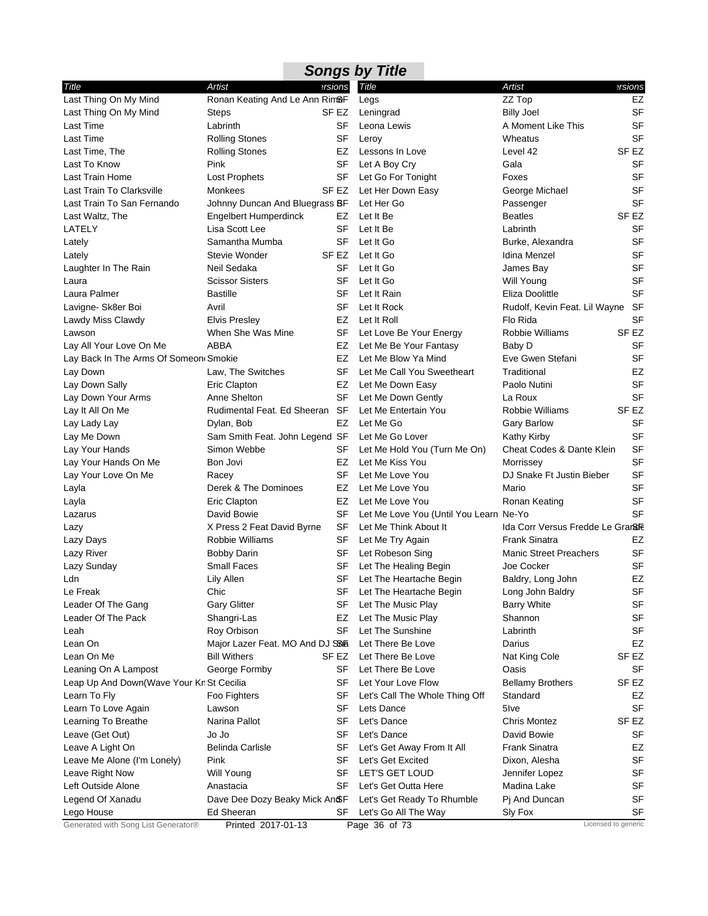# Songs by Title

| Title | Artist | Versions | Title | Artist | Versions |
|---|---|---|---|---|---|
| Last Thing On My Mind | Ronan Keating And Le Ann Rimes | SF | Legs | ZZ Top | EZ |
| Last Thing On My Mind | Steps | SF EZ | Leningrad | Billy Joel | SF |
| Last Time | Labrinth | SF | Leona Lewis | A Moment Like This | SF |
| Last Time | Rolling Stones | SF | Leroy | Wheatus | SF |
| Last Time, The | Rolling Stones | EZ | Lessons In Love | Level 42 | SF EZ |
| Last To Know | Pink | SF | Let A Boy Cry | Gala | SF |
| Last Train Home | Lost Prophets | SF | Let Go For Tonight | Foxes | SF |
| Last Train To Clarksville | Monkees | SF EZ | Let Her Down Easy | George Michael | SF |
| Last Train To San Fernando | Johnny Duncan And Bluegrass B | SF | Let Her Go | Passenger | SF |
| Last Waltz, The | Engelbert Humperdinck | EZ | Let It Be | Beatles | SF EZ |
| LATELY | Lisa Scott Lee | SF | Let It Be | Labrinth | SF |
| Lately | Samantha Mumba | SF | Let It Go | Burke, Alexandra | SF |
| Lately | Stevie Wonder | SF EZ | Let It Go | Idina Menzel | SF |
| Laughter In The Rain | Neil Sedaka | SF | Let It Go | James Bay | SF |
| Laura | Scissor Sisters | SF | Let It Go | Will Young | SF |
| Laura Palmer | Bastille | SF | Let It Rain | Eliza Doolittle | SF |
| Lavigne- Sk8er Boi | Avril | SF | Let It Rock | Rudolf, Kevin Feat. Lil Wayne | SF |
| Lawdy Miss Clawdy | Elvis Presley | EZ | Let It Roll | Flo Rida | SF |
| Lawson | When She Was Mine | SF | Let Love Be Your Energy | Robbie Williams | SF EZ |
| Lay All Your Love On Me | ABBA | EZ | Let Me Be Your Fantasy | Baby D | SF |
| Lay Back In The Arms Of Someone | Smokie | EZ | Let Me Blow Ya Mind | Eve Gwen Stefani | SF |
| Lay Down | Law, The Switches | SF | Let Me Call You Sweetheart | Traditional | EZ |
| Lay Down Sally | Eric Clapton | EZ | Let Me Down Easy | Paolo Nutini | SF |
| Lay Down Your Arms | Anne Shelton | SF | Let Me Down Gently | La Roux | SF |
| Lay It All On Me | Rudimental Feat. Ed Sheeran | SF | Let Me Entertain You | Robbie Williams | SF EZ |
| Lay Lady Lay | Dylan, Bob | EZ | Let Me Go | Gary Barlow | SF |
| Lay Me Down | Sam Smith Feat. John Legend | SF | Let Me Go Lover | Kathy Kirby | SF |
| Lay Your Hands | Simon Webbe | SF | Let Me Hold You (Turn Me On) | Cheat Codes & Dante Klein | SF |
| Lay Your Hands On Me | Bon Jovi | EZ | Let Me Kiss You | Morrissey | SF |
| Lay Your Love On Me | Racey | SF | Let Me Love You | DJ Snake Ft Justin Bieber | SF |
| Layla | Derek & The Dominoes | EZ | Let Me Love You | Mario | SF |
| Layla | Eric Clapton | EZ | Let Me Love You | Ronan Keating | SF |
| Lazarus | David Bowie | SF | Let Me Love You (Until You Learn | Ne-Yo | SF |
| Lazy | X Press 2 Feat David Byrne | SF | Let Me Think About It | Ida Corr Versus Fredde Le Grand | SF |
| Lazy Days | Robbie Williams | SF | Let Me Try Again | Frank Sinatra | EZ |
| Lazy River | Bobby Darin | SF | Let Robeson Sing | Manic Street Preachers | SF |
| Lazy Sunday | Small Faces | SF | Let The Healing Begin | Joe Cocker | SF |
| Ldn | Lily Allen | SF | Let The Heartache Begin | Baldry, Long John | EZ |
| Le Freak | Chic | SF | Let The Heartache Begin | Long John Baldry | SF |
| Leader Of The Gang | Gary Glitter | SF | Let The Music Play | Barry White | SF |
| Leader Of The Pack | Shangri-Las | EZ | Let The Music Play | Shannon | SF |
| Leah | Roy Orbison | SF | Let The Sunshine | Labrinth | SF |
| Lean On | Major Lazer Feat. MO And DJ Sna | SF | Let There Be Love | Darius | EZ |
| Lean On Me | Bill Withers | SF EZ | Let There Be Love | Nat King Cole | SF EZ |
| Leaning On A Lampost | George Formby | SF | Let There Be Love | Oasis | SF |
| Leap Up And Down(Wave Your Kn | St Cecilia | SF | Let Your Love Flow | Bellamy Brothers | SF EZ |
| Learn To Fly | Foo Fighters | SF | Let's Call The Whole Thing Off | Standard | EZ |
| Learn To Love Again | Lawson | SF | Lets Dance | 5Ive | SF |
| Learning To Breathe | Narina Pallot | SF | Let's Dance | Chris Montez | SF EZ |
| Leave (Get Out) | Jo Jo | SF | Let's Dance | David Bowie | SF |
| Leave A Light On | Belinda Carlisle | SF | Let's Get Away From It All | Frank Sinatra | EZ |
| Leave Me Alone (I'm Lonely) | Pink | SF | Let's Get Excited | Dixon, Alesha | SF |
| Leave Right Now | Will Young | SF | LET'S GET LOUD | Jennifer Lopez | SF |
| Left Outside Alone | Anastacia | SF | Let's Get Outta Here | Madina Lake | SF |
| Legend Of Xanadu | Dave Dee Dozy Beaky Mick And | SF | Let's Get Ready To Rhumble | Pj And Duncan | SF |
| Lego House | Ed Sheeran | SF | Let's Go All The Way | Sly Fox | SF |

Generated with Song List Generator® Printed 2017-01-13 Licensed to generic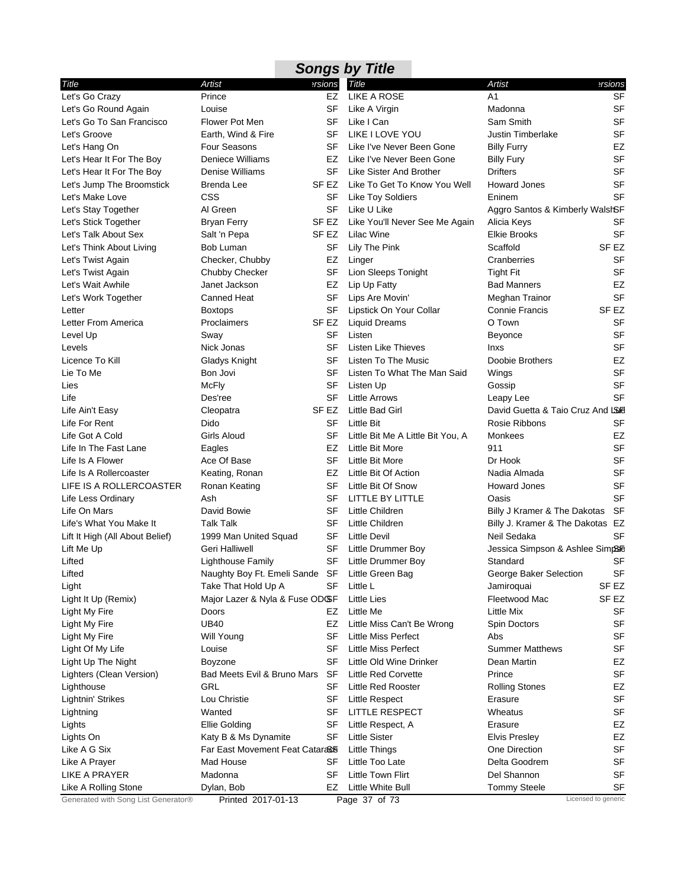# Songs by Title

| Title | Artist | Versions |
|---|---|---|
| Let's Go Crazy | Prince | EZ |
| Let's Go Round Again | Louise | SF |
| Let's Go To San Francisco | Flower Pot Men | SF |
| Let's Groove | Earth, Wind & Fire | SF |
| Let's Hang On | Four Seasons | SF |
| Let's Hear It For The Boy | Deniece Williams | EZ |
| Let's Hear It For The Boy | Denise Williams | SF |
| Let's Jump The Broomstick | Brenda Lee | SF EZ |
| Let's Make Love | CSS | SF |
| Let's Stay Together | Al Green | SF |
| Let's Stick Together | Bryan Ferry | SF EZ |
| Let's Talk About Sex | Salt 'n Pepa | SF EZ |
| Let's Think About Living | Bob Luman | SF |
| Let's Twist Again | Checker, Chubby | EZ |
| Let's Twist Again | Chubby Checker | SF |
| Let's Wait Awhile | Janet Jackson | EZ |
| Let's Work Together | Canned Heat | SF |
| Letter | Boxtops | SF |
| Letter From America | Proclaimers | SF EZ |
| Level Up | Sway | SF |
| Levels | Nick Jonas | SF |
| Licence To Kill | Gladys Knight | SF |
| Lie To Me | Bon Jovi | SF |
| Lies | McFly | SF |
| Life | Des'ree | SF |
| Life Ain't Easy | Cleopatra | SF EZ |
| Life For Rent | Dido | SF |
| Life Got A Cold | Girls Aloud | SF |
| Life In The Fast Lane | Eagles | EZ |
| Life Is A Flower | Ace Of Base | SF |
| Life Is A Rollercoaster | Keating, Ronan | EZ |
| LIFE IS A ROLLERCOASTER | Ronan Keating | SF |
| Life Less Ordinary | Ash | SF |
| Life On Mars | David Bowie | SF |
| Life's What You Make It | Talk Talk | SF |
| Lift It High (All About Belief) | 1999 Man United Squad | SF |
| Lift Me Up | Geri Halliwell | SF |
| Lifted | Lighthouse Family | SF |
| Lifted | Naughty Boy Ft. Emeli Sande | SF |
| Light | Take That Hold Up A | SF |
| Light It Up (Remix) | Major Lazer & Nyla & Fuse ODG | SF |
| Light My Fire | Doors | EZ |
| Light My Fire | UB40 | EZ |
| Light My Fire | Will Young | SF |
| Light Of My Life | Louise | SF |
| Light Up The Night | Boyzone | SF |
| Lighters (Clean Version) | Bad Meets Evil & Bruno Mars | SF |
| Lighthouse | GRL | SF |
| Lightnin' Strikes | Lou Christie | SF |
| Lightning | Wanted | SF |
| Lights | Ellie Golding | SF |
| Lights On | Katy B & Ms Dynamite | SF |
| Like A G Six | Far East Movement Feat Cataracs | SF |
| Like A Prayer | Mad House | SF |
| LIKE A PRAYER | Madonna | SF |
| Like A Rolling Stone | Dylan, Bob | EZ |
| LIKE A ROSE | A1 | SF |
| Like A Virgin | Madonna | SF |
| Like I Can | Sam Smith | SF |
| LIKE I LOVE YOU | Justin Timberlake | SF |
| Like I've Never Been Gone | Billy Furry | EZ |
| Like I've Never Been Gone | Billy Fury | SF |
| Like Sister And Brother | Drifters | SF |
| Like To Get To Know You Well | Howard Jones | SF |
| Like Toy Soldiers | Eninem | SF |
| Like U Like | Aggro Santos & Kimberly Walsh | SF |
| Like You'll Never See Me Again | Alicia Keys | SF |
| Lilac Wine | Elkie Brooks | SF |
| Lily The Pink | Scaffold | SF EZ |
| Linger | Cranberries | SF |
| Lion Sleeps Tonight | Tight Fit | SF |
| Lip Up Fatty | Bad Manners | EZ |
| Lips Are Movin' | Meghan Trainor | SF |
| Lipstick On Your Collar | Connie Francis | SF EZ |
| Liquid Dreams | O Town | SF |
| Listen | Beyonce | SF |
| Listen Like Thieves | Inxs | SF |
| Listen To The Music | Doobie Brothers | EZ |
| Listen To What The Man Said | Wings | SF |
| Listen Up | Gossip | SF |
| Little Arrows | Leapy Lee | SF |
| Little Bad Girl | David Guetta & Taio Cruz And Lud | SF |
| Little Bit | Rosie Ribbons | SF |
| Little Bit Me A Little Bit You, A | Monkees | EZ |
| Little Bit More | 911 | SF |
| Little Bit More | Dr Hook | SF |
| Little Bit Of Action | Nadia Almada | SF |
| Little Bit Of Snow | Howard Jones | SF |
| LITTLE BY LITTLE | Oasis | SF |
| Little Children | Billy J Kramer & The Dakotas | SF |
| Little Children | Billy J. Kramer & The Dakotas | EZ |
| Little Devil | Neil Sedaka | SF |
| Little Drummer Boy | Jessica Simpson & Ashlee Simpso | SF |
| Little Drummer Boy | Standard | SF |
| Little Green Bag | George Baker Selection | SF |
| Little L | Jamiroquai | SF EZ |
| Little Lies | Fleetwood Mac | SF EZ |
| Little Me | Little Mix | SF |
| Little Miss Can't Be Wrong | Spin Doctors | SF |
| Little Miss Perfect | Abs | SF |
| Little Miss Perfect | Summer Matthews | SF |
| Little Old Wine Drinker | Dean Martin | EZ |
| Little Red Corvette | Prince | SF |
| Little Red Rooster | Rolling Stones | EZ |
| Little Respect | Erasure | SF |
| LITTLE RESPECT | Wheatus | SF |
| Little Respect, A | Erasure | EZ |
| Little Sister | Elvis Presley | EZ |
| Little Things | One Direction | SF |
| Little Too Late | Delta Goodrem | SF |
| Little Town Flirt | Del Shannon | SF |
| Little White Bull | Tommy Steele | SF |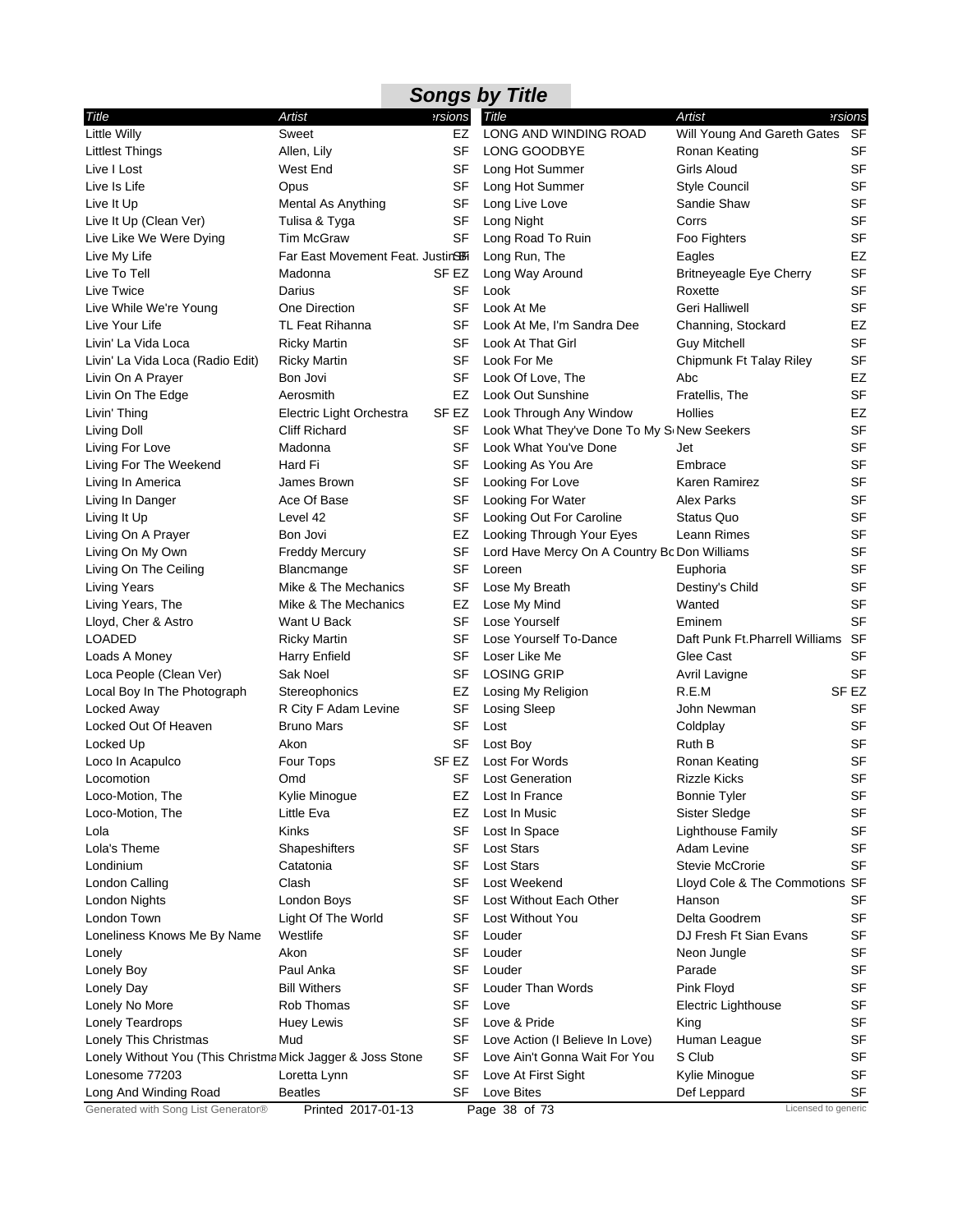## Songs by Title

| Title | Artist | Versions |
|---|---|---|
| Little Willy | Sweet | EZ |
| Littlest Things | Allen, Lily | SF |
| Live I Lost | West End | SF |
| Live Is Life | Opus | SF |
| Live It Up | Mental As Anything | SF |
| Live It Up (Clean Ver) | Tulisa & Tyga | SF |
| Live Like We Were Dying | Tim McGraw | SF |
| Live My Life | Far East Movement Feat. Justin Bi | SF |
| Live To Tell | Madonna | SF EZ |
| Live Twice | Darius | SF |
| Live While We're Young | One Direction | SF |
| Live Your Life | TL Feat Rihanna | SF |
| Livin' La Vida Loca | Ricky Martin | SF |
| Livin' La Vida Loca (Radio Edit) | Ricky Martin | SF |
| Livin On A Prayer | Bon Jovi | SF |
| Livin On The Edge | Aerosmith | EZ |
| Livin' Thing | Electric Light Orchestra | SF EZ |
| Living Doll | Cliff Richard | SF |
| Living For Love | Madonna | SF |
| Living For The Weekend | Hard Fi | SF |
| Living In America | James Brown | SF |
| Living In Danger | Ace Of Base | SF |
| Living It Up | Level 42 | SF |
| Living On A Prayer | Bon Jovi | EZ |
| Living On My Own | Freddy Mercury | SF |
| Living On The Ceiling | Blancmange | SF |
| Living Years | Mike & The Mechanics | SF |
| Living Years, The | Mike & The Mechanics | EZ |
| Lloyd, Cher & Astro | Want U Back | SF |
| LOADED | Ricky Martin | SF |
| Loads A Money | Harry Enfield | SF |
| Loca People (Clean Ver) | Sak Noel | SF |
| Local Boy In The Photograph | Stereophonics | EZ |
| Locked Away | R City F Adam Levine | SF |
| Locked Out Of Heaven | Bruno Mars | SF |
| Locked Up | Akon | SF |
| Loco In Acapulco | Four Tops | SF EZ |
| Locomotion | Omd | SF |
| Loco-Motion, The | Kylie Minogue | EZ |
| Loco-Motion, The | Little Eva | EZ |
| Lola | Kinks | SF |
| Lola's Theme | Shapeshifters | SF |
| Londinium | Catatonia | SF |
| London Calling | Clash | SF |
| London Nights | London Boys | SF |
| London Town | Light Of The World | SF |
| Loneliness Knows Me By Name | Westlife | SF |
| Lonely | Akon | SF |
| Lonely Boy | Paul Anka | SF |
| Lonely Day | Bill Withers | SF |
| Lonely No More | Rob Thomas | SF |
| Lonely Teardrops | Huey Lewis | SF |
| Lonely This Christmas | Mud | SF |
| Lonely Without You (This Christma | Mick Jagger & Joss Stone | SF |
| Lonesome 77203 | Loretta Lynn | SF |
| Long And Winding Road | Beatles | SF |
| LONG AND WINDING ROAD | Will Young And Gareth Gates | SF |
| LONG GOODBYE | Ronan Keating | SF |
| Long Hot Summer | Girls Aloud | SF |
| Long Hot Summer | Style Council | SF |
| Long Live Love | Sandie Shaw | SF |
| Long Night | Corrs | SF |
| Long Road To Ruin | Foo Fighters | SF |
| Long Run, The | Eagles | EZ |
| Long Way Around | Britneyeagle Eye Cherry | SF |
| Look | Roxette | SF |
| Look At Me | Geri Halliwell | SF |
| Look At Me, I'm Sandra Dee | Channing, Stockard | EZ |
| Look At That Girl | Guy Mitchell | SF |
| Look For Me | Chipmunk Ft Talay Riley | SF |
| Look Of Love, The | Abc | EZ |
| Look Out Sunshine | Fratellis, The | SF |
| Look Through Any Window | Hollies | EZ |
| Look What They've Done To My S | New Seekers | SF |
| Look What You've Done | Jet | SF |
| Looking As You Are | Embrace | SF |
| Looking For Love | Karen Ramirez | SF |
| Looking For Water | Alex Parks | SF |
| Looking Out For Caroline | Status Quo | SF |
| Looking Through Your Eyes | Leann Rimes | SF |
| Lord Have Mercy On A Country Bo | Don Williams | SF |
| Loreen | Euphoria | SF |
| Lose My Breath | Destiny's Child | SF |
| Lose My Mind | Wanted | SF |
| Lose Yourself | Eminem | SF |
| Lose Yourself To-Dance | Daft Punk Ft.Pharrell Williams | SF |
| Loser Like Me | Glee Cast | SF |
| LOSING GRIP | Avril Lavigne | SF |
| Losing My Religion | R.E.M | SF EZ |
| Losing Sleep | John Newman | SF |
| Lost | Coldplay | SF |
| Lost Boy | Ruth B | SF |
| Lost For Words | Ronan Keating | SF |
| Lost Generation | Rizzle Kicks | SF |
| Lost In France | Bonnie Tyler | SF |
| Lost In Music | Sister Sledge | SF |
| Lost In Space | Lighthouse Family | SF |
| Lost Stars | Adam Levine | SF |
| Lost Stars | Stevie McCrorie | SF |
| Lost Weekend | Lloyd Cole & The Commotions | SF |
| Lost Without Each Other | Hanson | SF |
| Lost Without You | Delta Goodrem | SF |
| Louder | DJ Fresh Ft Sian Evans | SF |
| Louder | Neon Jungle | SF |
| Louder | Parade | SF |
| Louder Than Words | Pink Floyd | SF |
| Love | Electric Lighthouse | SF |
| Love & Pride | King | SF |
| Love Action (I Believe In Love) | Human League | SF |
| Love Ain't Gonna Wait For You | S Club | SF |
| Love At First Sight | Kylie Minogue | SF |
| Love Bites | Def Leppard | SF |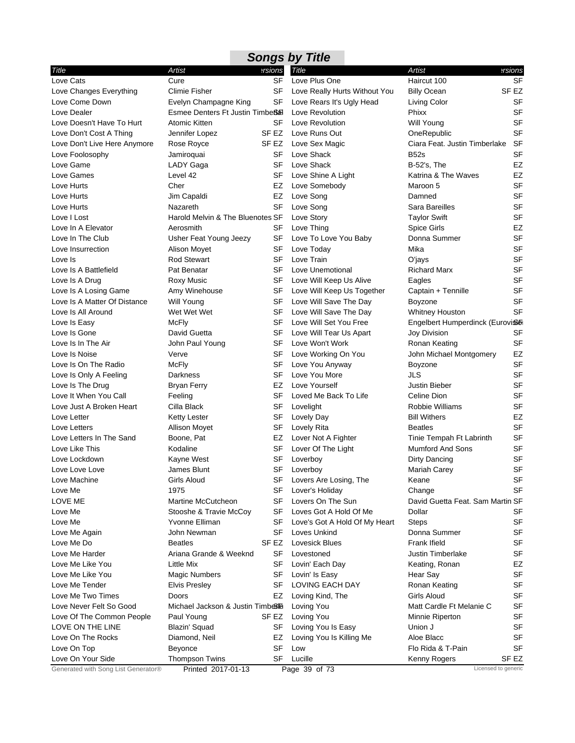## Songs by Title

| Title | Artist | Versions |
|---|---|---|
| Love Cats | Cure | SF |
| Love Changes Everything | Climie Fisher | SF |
| Love Come Down | Evelyn Champagne King | SF |
| Love Dealer | Esmee Denters Ft Justin Timberlake | SF |
| Love Doesn't Have To Hurt | Atomic Kitten | SF |
| Love Don't Cost A Thing | Jennifer Lopez | SF EZ |
| Love Don't Live Here Anymore | Rose Royce | SF EZ |
| Love Foolosophy | Jamiroquai | SF |
| Love Game | LADY Gaga | SF |
| Love Games | Level 42 | SF |
| Love Hurts | Cher | EZ |
| Love Hurts | Jim Capaldi | EZ |
| Love Hurts | Nazareth | SF |
| Love I Lost | Harold Melvin & The Bluenotes | SF |
| Love In A Elevator | Aerosmith | SF |
| Love In The Club | Usher Feat Young Jeezy | SF |
| Love Insurrection | Alison Moyet | SF |
| Love Is | Rod Stewart | SF |
| Love Is A Battlefield | Pat Benatar | SF |
| Love Is A Drug | Roxy Music | SF |
| Love Is A Losing Game | Amy Winehouse | SF |
| Love Is A Matter Of Distance | Will Young | SF |
| Love Is All Around | Wet Wet Wet | SF |
| Love Is Easy | McFly | SF |
| Love Is Gone | David Guetta | SF |
| Love Is In The Air | John Paul Young | SF |
| Love Is Noise | Verve | SF |
| Love Is On The Radio | McFly | SF |
| Love Is Only A Feeling | Darkness | SF |
| Love Is The Drug | Bryan Ferry | EZ |
| Love It When You Call | Feeling | SF |
| Love Just A Broken Heart | Cilla Black | SF |
| Love Letter | Ketty Lester | SF |
| Love Letters | Allison Moyet | SF |
| Love Letters In The Sand | Boone, Pat | EZ |
| Love Like This | Kodaline | SF |
| Love Lockdown | Kayne West | SF |
| Love Love Love | James Blunt | SF |
| Love Machine | Girls Aloud | SF |
| Love Me | 1975 | SF |
| LOVE ME | Martine McCutcheon | SF |
| Love Me | Stooshe & Travie McCoy | SF |
| Love Me | Yvonne Elliman | SF |
| Love Me Again | John Newman | SF |
| Love Me Do | Beatles | SF EZ |
| Love Me Harder | Ariana Grande & Weeknd | SF |
| Love Me Like You | Little Mix | SF |
| Love Me Like You | Magic Numbers | SF |
| Love Me Tender | Elvis Presley | SF |
| Love Me Two Times | Doors | EZ |
| Love Never Felt So Good | Michael Jackson & Justin Timberlake | SF |
| Love Of The Common People | Paul Young | SF EZ |
| LOVE ON THE LINE | Blazin' Squad | SF |
| Love On The Rocks | Diamond, Neil | EZ |
| Love On Top | Beyonce | SF |
| Love On Your Side | Thompson Twins | SF |
| Love Plus One | Haircut 100 | SF |
| Love Really Hurts Without You | Billy Ocean | SF EZ |
| Love Rears It's Ugly Head | Living Color | SF |
| Love Revolution | Phixx | SF |
| Love Revolution | Will Young | SF |
| Love Runs Out | OneRepublic | SF |
| Love Sex Magic | Ciara Feat. Justin Timberlake | SF |
| Love Shack | B52s | SF |
| Love Shack | B-52's, The | EZ |
| Love Shine A Light | Katrina & The Waves | EZ |
| Love Somebody | Maroon 5 | SF |
| Love Song | Damned | SF |
| Love Song | Sara Bareilles | SF |
| Love Story | Taylor Swift | SF |
| Love Thing | Spice Girls | EZ |
| Love To Love You Baby | Donna Summer | SF |
| Love Today | Mika | SF |
| Love Train | O'jays | SF |
| Love Unemotional | Richard Marx | SF |
| Love Will Keep Us Alive | Eagles | SF |
| Love Will Keep Us Together | Captain + Tennille | SF |
| Love Will Save The Day | Boyzone | SF |
| Love Will Save The Day | Whitney Houston | SF |
| Love Will Set You Free | Engelbert Humperdinck (Eurovision) | SF |
| Love Will Tear Us Apart | Joy Division | SF |
| Love Won't Work | Ronan Keating | SF |
| Love Working On You | John Michael Montgomery | EZ |
| Love You Anyway | Boyzone | SF |
| Love You More | JLS | SF |
| Love Yourself | Justin Bieber | SF |
| Loved Me Back To Life | Celine Dion | SF |
| Lovelight | Robbie Williams | SF |
| Lovely Day | Bill Withers | EZ |
| Lovely Rita | Beatles | SF |
| Lover Not A Fighter | Tinie Tempah Ft Labrinth | SF |
| Lover Of The Light | Mumford And Sons | SF |
| Loverboy | Dirty Dancing | SF |
| Loverboy | Mariah Carey | SF |
| Lovers Are Losing, The | Keane | SF |
| Lover's Holiday | Change | SF |
| Lovers On The Sun | David Guetta Feat. Sam Martin | SF |
| Loves Got A Hold Of Me | Dollar | SF |
| Love's Got A Hold Of My Heart | Steps | SF |
| Loves Unkind | Donna Summer | SF |
| Lovesick Blues | Frank Ifield | SF |
| Lovestoned | Justin Timberlake | SF |
| Lovin' Each Day | Keating, Ronan | EZ |
| Lovin' Is Easy | Hear Say | SF |
| LOVING EACH DAY | Ronan Keating | SF |
| Loving Kind, The | Girls Aloud | SF |
| Loving You | Matt Cardle Ft Melanie C | SF |
| Loving You | Minnie Riperton | SF |
| Loving You Is Easy | Union J | SF |
| Loving You Is Killing Me | Aloe Blacc | SF |
| Low | Flo Rida & T-Pain | SF |
| Lucille | Kenny Rogers | SF EZ |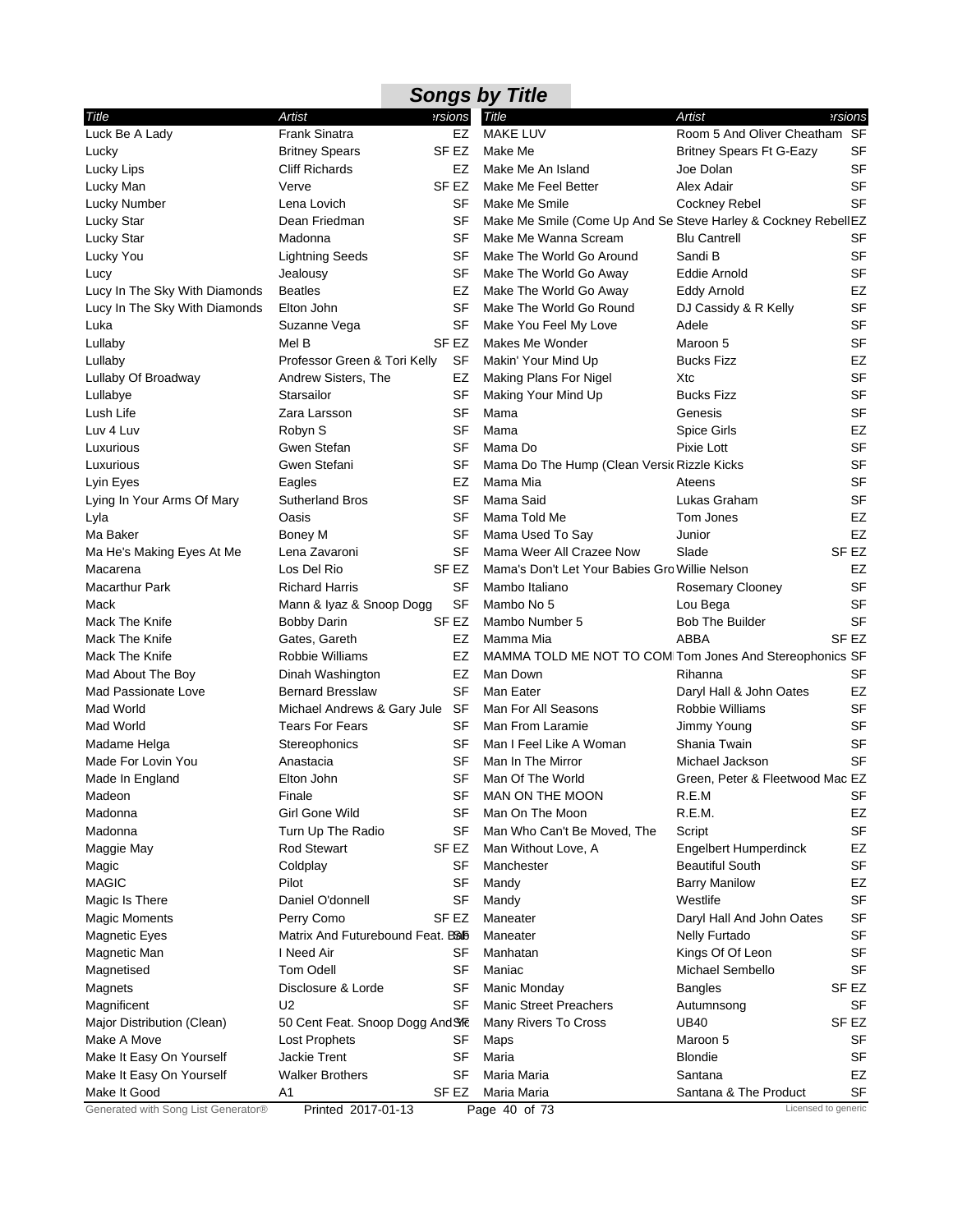## Songs by Title

| Title | Artist | Versions |
|---|---|---|
| Luck Be A Lady | Frank Sinatra | EZ |
| Lucky | Britney Spears | SF EZ |
| Lucky Lips | Cliff Richards | EZ |
| Lucky Man | Verve | SF EZ |
| Lucky Number | Lena Lovich | SF |
| Lucky Star | Dean Friedman | SF |
| Lucky Star | Madonna | SF |
| Lucky You | Lightning Seeds | SF |
| Lucy | Jealousy | SF |
| Lucy In The Sky With Diamonds | Beatles | EZ |
| Lucy In The Sky With Diamonds | Elton John | SF |
| Luka | Suzanne Vega | SF |
| Lullaby | Mel B | SF EZ |
| Lullaby | Professor Green & Tori Kelly | SF |
| Lullaby Of Broadway | Andrew Sisters, The | EZ |
| Lullabye | Starsailor | SF |
| Lush Life | Zara Larsson | SF |
| Luv 4 Luv | Robyn S | SF |
| Luxurious | Gwen Stefan | SF |
| Luxurious | Gwen Stefani | SF |
| Lyin Eyes | Eagles | EZ |
| Lying In Your Arms Of Mary | Sutherland Bros | SF |
| Lyla | Oasis | SF |
| Ma Baker | Boney M | SF |
| Ma He's Making Eyes At Me | Lena Zavaroni | SF |
| Macarena | Los Del Rio | SF EZ |
| Macarthur Park | Richard Harris | SF |
| Mack | Mann & Iyaz & Snoop Dogg | SF |
| Mack The Knife | Bobby Darin | SF EZ |
| Mack The Knife | Gates, Gareth | EZ |
| Mack The Knife | Robbie Williams | EZ |
| Mad About The Boy | Dinah Washington | EZ |
| Mad Passionate Love | Bernard Bresslaw | SF |
| Mad World | Michael Andrews & Gary Jule | SF |
| Mad World | Tears For Fears | SF |
| Madame Helga | Stereophonics | SF |
| Made For Lovin You | Anastacia | SF |
| Made In England | Elton John | SF |
| Madeon | Finale | SF |
| Madonna | Girl Gone Wild | SF |
| Madonna | Turn Up The Radio | SF |
| Maggie May | Rod Stewart | SF EZ |
| Magic | Coldplay | SF |
| MAGIC | Pilot | SF |
| Magic Is There | Daniel O'donnell | SF |
| Magic Moments | Perry Como | SF EZ |
| Magnetic Eyes | Matrix And Futurebound Feat. Baby | SF |
| Magnetic Man | I Need Air | SF |
| Magnetised | Tom Odell | SF |
| Magnets | Disclosure & Lorde | SF |
| Magnificent | U2 | SF |
| Major Distribution (Clean) | 50 Cent Feat. Snoop Dogg And Young | SF |
| Make A Move | Lost Prophets | SF |
| Make It Easy On Yourself | Jackie Trent | SF |
| Make It Easy On Yourself | Walker Brothers | SF |
| Make It Good | A1 | SF EZ |
| MAKE LUV | Room 5 And Oliver Cheatham | SF |
| Make Me | Britney Spears Ft G-Eazy | SF |
| Make Me An Island | Joe Dolan | SF |
| Make Me Feel Better | Alex Adair | SF |
| Make Me Smile | Cockney Rebel | SF |
| Make Me Smile (Come Up And Se | Steve Harley & Cockney Rebel | EZ |
| Make Me Wanna Scream | Blu Cantrell | SF |
| Make The World Go Around | Sandi B | SF |
| Make The World Go Away | Eddie Arnold | SF |
| Make The World Go Away | Eddy Arnold | EZ |
| Make The World Go Round | DJ Cassidy & R Kelly | SF |
| Make You Feel My Love | Adele | SF |
| Makes Me Wonder | Maroon 5 | SF |
| Makin' Your Mind Up | Bucks Fizz | EZ |
| Making Plans For Nigel | Xtc | SF |
| Making Your Mind Up | Bucks Fizz | SF |
| Mama | Genesis | SF |
| Mama | Spice Girls | EZ |
| Mama Do | Pixie Lott | SF |
| Mama Do The Hump (Clean Versi | Rizzle Kicks | SF |
| Mama Mia | Ateens | SF |
| Mama Said | Lukas Graham | SF |
| Mama Told Me | Tom Jones | EZ |
| Mama Used To Say | Junior | EZ |
| Mama Weer All Crazee Now | Slade | SF EZ |
| Mama's Don't Let Your Babies Gro | Willie Nelson | EZ |
| Mambo Italiano | Rosemary Clooney | SF |
| Mambo No 5 | Lou Bega | SF |
| Mambo Number 5 | Bob The Builder | SF |
| Mamma Mia | ABBA | SF EZ |
| MAMMA TOLD ME NOT TO COM | Tom Jones And Stereophonics | SF |
| Man Down | Rihanna | SF |
| Man Eater | Daryl Hall & John Oates | EZ |
| Man For All Seasons | Robbie Williams | SF |
| Man From Laramie | Jimmy Young | SF |
| Man I Feel Like A Woman | Shania Twain | SF |
| Man In The Mirror | Michael Jackson | SF |
| Man Of The World | Green, Peter & Fleetwood Mac | EZ |
| MAN ON THE MOON | R.E.M | SF |
| Man On The Moon | R.E.M. | EZ |
| Man Who Can't Be Moved, The | Script | SF |
| Man Without Love, A | Engelbert Humperdinck | EZ |
| Manchester | Beautiful South | SF |
| Mandy | Barry Manilow | EZ |
| Mandy | Westlife | SF |
| Maneater | Daryl Hall And John Oates | SF |
| Maneater | Nelly Furtado | SF |
| Manhatan | Kings Of Of Leon | SF |
| Maniac | Michael Sembello | SF |
| Manic Monday | Bangles | SF EZ |
| Manic Street Preachers | Autumnsong | SF |
| Many Rivers To Cross | UB40 | SF EZ |
| Maps | Maroon 5 | SF |
| Maria | Blondie | SF |
| Maria Maria | Santana | EZ |
| Maria Maria | Santana & The Product | SF |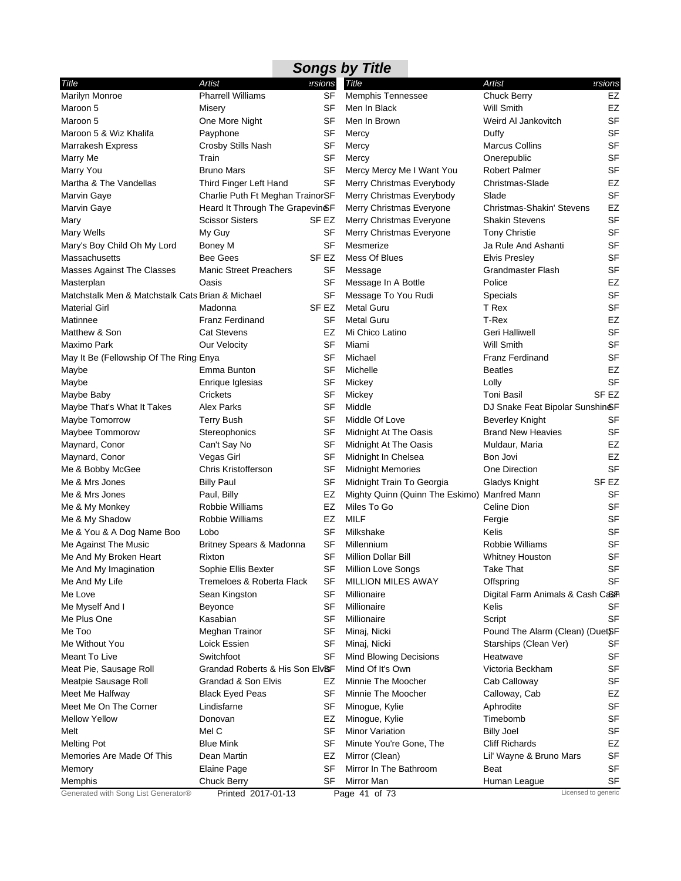## Songs by Title

| Title | Artist | Versions |
|---|---|---|
| Marilyn Monroe | Pharrell Williams | SF |
| Maroon 5 | Misery | SF |
| Maroon 5 | One More Night | SF |
| Maroon 5 & Wiz Khalifa | Payphone | SF |
| Marrakesh Express | Crosby Stills Nash | SF |
| Marry Me | Train | SF |
| Marry You | Bruno Mars | SF |
| Martha & The Vandellas | Third Finger Left Hand | SF |
| Marvin Gaye | Charlie Puth Ft Meghan Trainor | SF |
| Marvin Gaye | Heard It Through The Grapevine | SF |
| Mary | Scissor Sisters | SF EZ |
| Mary Wells | My Guy | SF |
| Mary's Boy Child Oh My Lord | Boney M | SF |
| Massachusetts | Bee Gees | SF EZ |
| Masses Against The Classes | Manic Street Preachers | SF |
| Masterplan | Oasis | SF |
| Matchstalk Men & Matchstalk Cats | Brian & Michael | SF |
| Material Girl | Madonna | SF EZ |
| Matinnee | Franz Ferdinand | SF |
| Matthew & Son | Cat Stevens | EZ |
| Maximo Park | Our Velocity | SF |
| May It Be (Fellowship Of The Ring | Enya | SF |
| Maybe | Emma Bunton | SF |
| Maybe | Enrique Iglesias | SF |
| Maybe Baby | Crickets | SF |
| Maybe That's What It Takes | Alex Parks | SF |
| Maybe Tomorrow | Terry Bush | SF |
| Maybee Tommorow | Stereophonics | SF |
| Maynard, Conor | Can't Say No | SF |
| Maynard, Conor | Vegas Girl | SF |
| Me & Bobby McGee | Chris Kristofferson | SF |
| Me & Mrs Jones | Billy Paul | SF |
| Me & Mrs Jones | Paul, Billy | EZ |
| Me & My Monkey | Robbie Williams | EZ |
| Me & My Shadow | Robbie Williams | EZ |
| Me & You & A Dog Name Boo | Lobo | SF |
| Me Against The Music | Britney Spears & Madonna | SF |
| Me And My Broken Heart | Rixton | SF |
| Me And My Imagination | Sophie Ellis Bexter | SF |
| Me And My Life | Tremeloes & Roberta Flack | SF |
| Me Love | Sean Kingston | SF |
| Me Myself And I | Beyonce | SF |
| Me Plus One | Kasabian | SF |
| Me Too | Meghan Trainor | SF |
| Me Without You | Loick Essien | SF |
| Meant To Live | Switchfoot | SF |
| Meat Pie, Sausage Roll | Grandad Roberts & His Son Elvis | SF |
| Meatpie Sausage Roll | Grandad & Son Elvis | EZ |
| Meet Me Halfway | Black Eyed Peas | SF |
| Meet Me On The Corner | Lindisfarne | SF |
| Mellow Yellow | Donovan | EZ |
| Melt | Mel C | SF |
| Melting Pot | Blue Mink | SF |
| Memories Are Made Of This | Dean Martin | EZ |
| Memory | Elaine Page | SF |
| Memphis | Chuck Berry | SF |
| Memphis Tennessee | Chuck Berry | EZ |
| Men In Black | Will Smith | EZ |
| Men In Brown | Weird Al Jankovitch | SF |
| Mercy | Duffy | SF |
| Mercy | Marcus Collins | SF |
| Mercy | Onerepublic | SF |
| Mercy Mercy Me I Want You | Robert Palmer | SF |
| Merry Christmas Everybody | Christmas-Slade | EZ |
| Merry Christmas Everybody | Slade | SF |
| Merry Christmas Everyone | Christmas-Shakin' Stevens | EZ |
| Merry Christmas Everyone | Shakin Stevens | SF |
| Merry Christmas Everyone | Tony Christie | SF |
| Mesmerize | Ja Rule And Ashanti | SF |
| Mess Of Blues | Elvis Presley | SF |
| Message | Grandmaster Flash | SF |
| Message In A Bottle | Police | EZ |
| Message To You Rudi | Specials | SF |
| Metal Guru | T Rex | SF |
| Metal Guru | T-Rex | EZ |
| Mi Chico Latino | Geri Halliwell | SF |
| Miami | Will Smith | SF |
| Michael | Franz Ferdinand | SF |
| Michelle | Beatles | EZ |
| Mickey | Lolly | SF |
| Mickey | Toni Basil | SF EZ |
| Middle | DJ Snake Feat Bipolar Sunshine | SF |
| Middle Of Love | Beverley Knight | SF |
| Midnight At The Oasis | Brand New Heavies | SF |
| Midnight At The Oasis | Muldaur, Maria | EZ |
| Midnight In Chelsea | Bon Jovi | EZ |
| Midnight Memories | One Direction | SF |
| Midnight Train To Georgia | Gladys Knight | SF EZ |
| Mighty Quinn (Quinn The Eskimo) | Manfred Mann | SF |
| Miles To Go | Celine Dion | SF |
| MILF | Fergie | SF |
| Milkshake | Kelis | SF |
| Millennium | Robbie Williams | SF |
| Million Dollar Bill | Whitney Houston | SF |
| Million Love Songs | Take That | SF |
| MILLION MILES AWAY | Offspring | SF |
| Millionaire | Digital Farm Animals & Cash Cash | SF |
| Millionaire | Kelis | SF |
| Millionaire | Script | SF |
| Minaj, Nicki | Pound The Alarm (Clean) (Duet) | SF |
| Minaj, Nicki | Starships (Clean Ver) | SF |
| Mind Blowing Decisions | Heatwave | SF |
| Mind Of It's Own | Victoria Beckham | SF |
| Minnie The Moocher | Cab Calloway | SF |
| Minnie The Moocher | Calloway, Cab | EZ |
| Minogue, Kylie | Aphrodite | SF |
| Minogue, Kylie | Timebomb | SF |
| Minor Variation | Billy Joel | SF |
| Minute You're Gone, The | Cliff Richards | EZ |
| Mirror (Clean) | Lil' Wayne & Bruno Mars | SF |
| Mirror In The Bathroom | Beat | SF |
| Mirror Man | Human League | SF |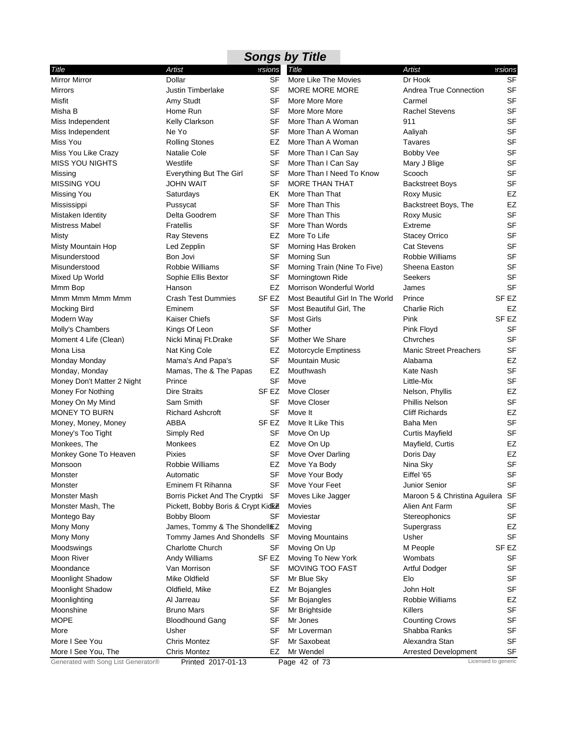## Songs by Title

| Title | Artist | Versions |
|---|---|---|
| Mirror Mirror | Dollar | SF |
| Mirrors | Justin Timberlake | SF |
| Misfit | Amy Studt | SF |
| Misha B | Home Run | SF |
| Miss Independent | Kelly Clarkson | SF |
| Miss Independent | Ne Yo | SF |
| Miss You | Rolling Stones | EZ |
| Miss You Like Crazy | Natalie Cole | SF |
| MISS YOU NIGHTS | Westlife | SF |
| Missing | Everything But The Girl | SF |
| MISSING YOU | JOHN WAIT | SF |
| Missing You | Saturdays | EK |
| Mississippi | Pussycat | SF |
| Mistaken Identity | Delta Goodrem | SF |
| Mistress Mabel | Fratellis | SF |
| Misty | Ray Stevens | EZ |
| Misty Mountain Hop | Led Zepplin | SF |
| Misunderstood | Bon Jovi | SF |
| Misunderstood | Robbie Williams | SF |
| Mixed Up World | Sophie Ellis Bextor | SF |
| Mmm Bop | Hanson | EZ |
| Mmm Mmm Mmm Mmm | Crash Test Dummies | SF EZ |
| Mocking Bird | Eminem | SF |
| Modern Way | Kaiser Chiefs | SF |
| Molly's Chambers | Kings Of Leon | SF |
| Moment 4 Life (Clean) | Nicki Minaj Ft.Drake | SF |
| Mona Lisa | Nat King Cole | EZ |
| Monday Monday | Mama's And Papa's | SF |
| Monday, Monday | Mamas, The & The Papas | EZ |
| Money Don't Matter 2 Night | Prince | SF |
| Money For Nothing | Dire Straits | SF EZ |
| Money On My Mind | Sam Smith | SF |
| MONEY TO BURN | Richard Ashcroft | SF |
| Money, Money, Money | ABBA | SF EZ |
| Money's Too Tight | Simply Red | SF |
| Monkees, The | Monkees | EZ |
| Monkey Gone To Heaven | Pixies | SF |
| Monsoon | Robbie Williams | EZ |
| Monster | Automatic | SF |
| Monster | Eminem Ft Rihanna | SF |
| Monster Mash | Borris Picket And The Cryptki | SF |
| Monster Mash, The | Pickett, Bobby Boris & Crypt Kicke | EZ |
| Montego Bay | Bobby Bloom | SF |
| Mony Mony | James, Tommy & The Shondells | EZ |
| Mony Mony | Tommy James And Shondells | SF |
| Moodswings | Charlotte Church | SF |
| Moon River | Andy Williams | SF EZ |
| Moondance | Van Morrison | SF |
| Moonlight Shadow | Mike Oldfield | SF |
| Moonlight Shadow | Oldfield, Mike | EZ |
| Moonlighting | Al Jarreau | SF |
| Moonshine | Bruno Mars | SF |
| MOPE | Bloodhound Gang | SF |
| More | Usher | SF |
| More I See You | Chris Montez | SF |
| More I See You, The | Chris Montez | EZ |
| More Like The Movies | Dr Hook | SF |
| MORE MORE MORE | Andrea True Connection | SF |
| More More More | Carmel | SF |
| More More More | Rachel Stevens | SF |
| More Than A Woman | 911 | SF |
| More Than A Woman | Aaliyah | SF |
| More Than A Woman | Tavares | SF |
| More Than I Can Say | Bobby Vee | SF |
| More Than I Can Say | Mary J Blige | SF |
| More Than I Need To Know | Scooch | SF |
| MORE THAN THAT | Backstreet Boys | SF |
| More Than That | Roxy Music | EZ |
| More Than This | Backstreet Boys, The | EZ |
| More Than This | Roxy Music | SF |
| More Than Words | Extreme | SF |
| More To Life | Stacey Orrico | SF |
| Morning Has Broken | Cat Stevens | SF |
| Morning Sun | Robbie Williams | SF |
| Morning Train (Nine To Five) | Sheena Easton | SF |
| Morningtown Ride | Seekers | SF |
| Morrison Wonderful World | James | SF |
| Most Beautiful Girl In The World | Prince | SF EZ |
| Most Beautiful Girl, The | Charlie Rich | EZ |
| Most Girls | Pink | SF EZ |
| Mother | Pink Floyd | SF |
| Mother We Share | Chvrches | SF |
| Motorcycle Emptiness | Manic Street Preachers | SF |
| Mountain Music | Alabama | EZ |
| Mouthwash | Kate Nash | SF |
| Move | Little-Mix | SF |
| Move Closer | Nelson, Phyllis | EZ |
| Move Closer | Phillis Nelson | SF |
| Move It | Cliff Richards | EZ |
| Move It Like This | Baha Men | SF |
| Move On Up | Curtis Mayfield | SF |
| Move On Up | Mayfield, Curtis | EZ |
| Move Over Darling | Doris Day | EZ |
| Move Ya Body | Nina Sky | SF |
| Move Your Body | Eiffel '65 | SF |
| Move Your Feet | Junior Senior | SF |
| Moves Like Jagger | Maroon 5 & Christina Aguilera | SF |
| Movies | Alien Ant Farm | SF |
| Moviestar | Stereophonics | SF |
| Moving | Supergrass | EZ |
| Moving Mountains | Usher | SF |
| Moving On Up | M People | SF EZ |
| Moving To New York | Wombats | SF |
| MOVING TOO FAST | Artful Dodger | SF |
| Mr Blue Sky | Elo | SF |
| Mr Bojangles | John Holt | SF |
| Mr Bojangles | Robbie Williams | EZ |
| Mr Brightside | Killers | SF |
| Mr Jones | Counting Crows | SF |
| Mr Loverman | Shabba Ranks | SF |
| Mr Saxobeat | Alexandra Stan | SF |
| Mr Wendel | Arrested Development | SF |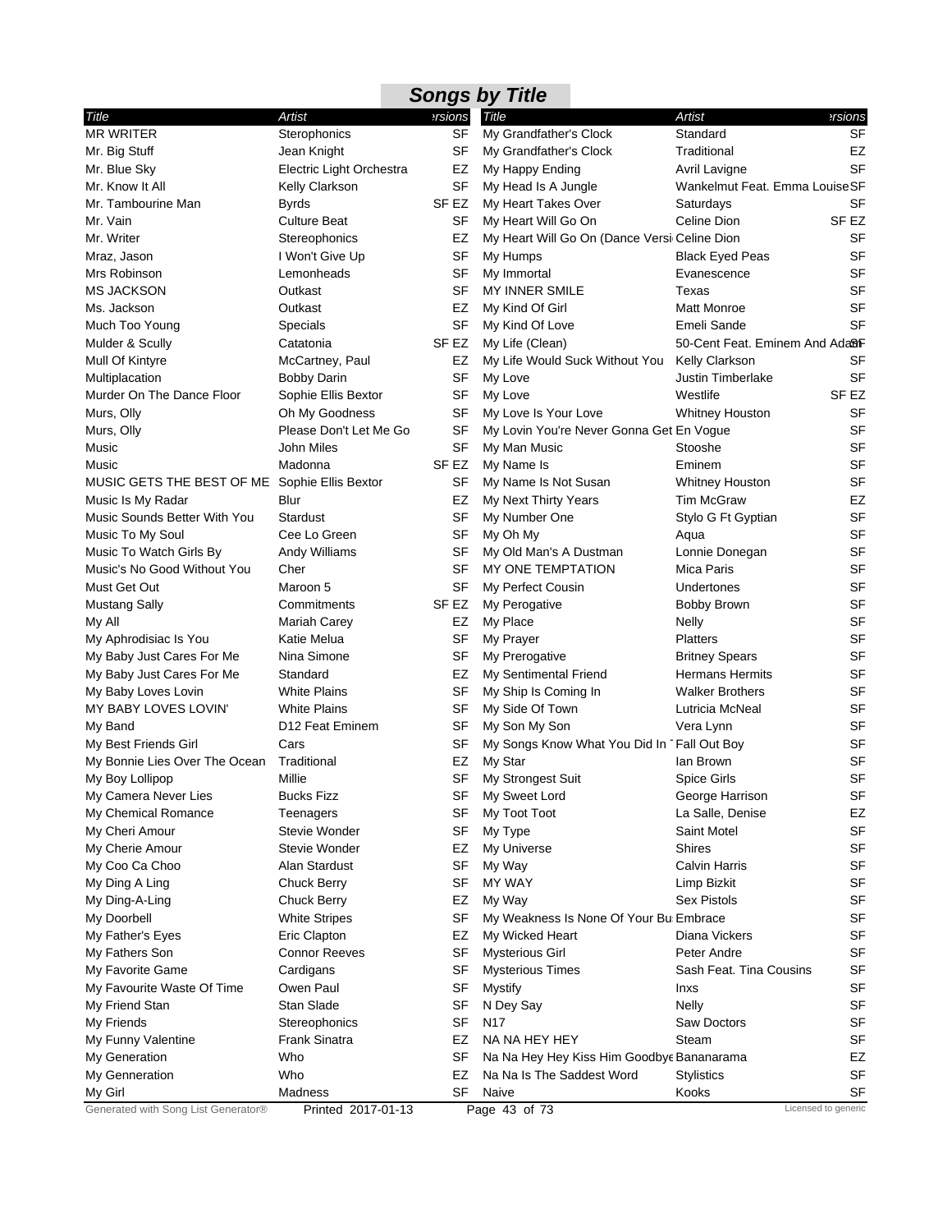## Songs by Title

| Title | Artist | Versions |
|---|---|---|
| MR WRITER | Sterophonics | SF |
| Mr. Big Stuff | Jean Knight | SF |
| Mr. Blue Sky | Electric Light Orchestra | EZ |
| Mr. Know It All | Kelly Clarkson | SF |
| Mr. Tambourine Man | Byrds | SF EZ |
| Mr. Vain | Culture Beat | SF |
| Mr. Writer | Stereophonics | EZ |
| Mraz, Jason | I Won't Give Up | SF |
| Mrs Robinson | Lemonheads | SF |
| MS JACKSON | Outkast | SF |
| Ms. Jackson | Outkast | EZ |
| Much Too Young | Specials | SF |
| Mulder & Scully | Catatonia | SF EZ |
| Mull Of Kintyre | McCartney, Paul | EZ |
| Multiplacation | Bobby Darin | SF |
| Murder On The Dance Floor | Sophie Ellis Bextor | SF |
| Murs, Olly | Oh My Goodness | SF |
| Murs, Olly | Please Don't Let Me Go | SF |
| Music | John Miles | SF |
| Music | Madonna | SF EZ |
| MUSIC GETS THE BEST OF ME | Sophie Ellis Bextor | SF |
| Music Is My Radar | Blur | EZ |
| Music Sounds Better With You | Stardust | SF |
| Music To My Soul | Cee Lo Green | SF |
| Music To Watch Girls By | Andy Williams | SF |
| Music's No Good Without You | Cher | SF |
| Must Get Out | Maroon 5 | SF |
| Mustang Sally | Commitments | SF EZ |
| My All | Mariah Carey | EZ |
| My Aphrodisiac Is You | Katie Melua | SF |
| My Baby Just Cares For Me | Nina Simone | SF |
| My Baby Just Cares For Me | Standard | EZ |
| My Baby Loves Lovin | White Plains | SF |
| MY BABY LOVES LOVIN' | White Plains | SF |
| My Band | D12 Feat Eminem | SF |
| My Best Friends Girl | Cars | SF |
| My Bonnie Lies Over The Ocean | Traditional | EZ |
| My Boy Lollipop | Millie | SF |
| My Camera Never Lies | Bucks Fizz | SF |
| My Chemical Romance | Teenagers | SF |
| My Cheri Amour | Stevie Wonder | SF |
| My Cherie Amour | Stevie Wonder | EZ |
| My Coo Ca Choo | Alan Stardust | SF |
| My Ding A Ling | Chuck Berry | SF |
| My Ding-A-Ling | Chuck Berry | EZ |
| My Doorbell | White Stripes | SF |
| My Father's Eyes | Eric Clapton | EZ |
| My Fathers Son | Connor Reeves | SF |
| My Favorite Game | Cardigans | SF |
| My Favourite Waste Of Time | Owen Paul | SF |
| My Friend Stan | Stan Slade | SF |
| My Friends | Stereophonics | SF |
| My Funny Valentine | Frank Sinatra | EZ |
| My Generation | Who | SF |
| My Genneration | Who | EZ |
| My Girl | Madness | SF |
| My Grandfather's Clock | Standard | SF |
| My Grandfather's Clock | Traditional | EZ |
| My Happy Ending | Avril Lavigne | SF |
| My Head Is A Jungle | Wankelmut Feat. Emma Louise | SF |
| My Heart Takes Over | Saturdays | SF |
| My Heart Will Go On | Celine Dion | SF EZ |
| My Heart Will Go On (Dance Versi | Celine Dion | SF |
| My Humps | Black Eyed Peas | SF |
| My Immortal | Evanescence | SF |
| MY INNER SMILE | Texas | SF |
| My Kind Of Girl | Matt Monroe | SF |
| My Kind Of Love | Emeli Sande | SF |
| My Life (Clean) | 50-Cent Feat. Eminem And Adam | SF |
| My Life Would Suck Without You | Kelly Clarkson | SF |
| My Love | Justin Timberlake | SF |
| My Love | Westlife | SF EZ |
| My Love Is Your Love | Whitney Houston | SF |
| My Lovin You're Never Gonna Get | En Vogue | SF |
| My Man Music | Stooshe | SF |
| My Name Is | Eminem | SF |
| My Name Is Not Susan | Whitney Houston | SF |
| My Next Thirty Years | Tim McGraw | EZ |
| My Number One | Stylo G Ft Gyptian | SF |
| My Oh My | Aqua | SF |
| My Old Man's A Dustman | Lonnie Donegan | SF |
| MY ONE TEMPTATION | Mica Paris | SF |
| My Perfect Cousin | Undertones | SF |
| My Perogative | Bobby Brown | SF |
| My Place | Nelly | SF |
| My Prayer | Platters | SF |
| My Prerogative | Britney Spears | SF |
| My Sentimental Friend | Hermans Hermits | SF |
| My Ship Is Coming In | Walker Brothers | SF |
| My Side Of Town | Lutricia McNeal | SF |
| My Son My Son | Vera Lynn | SF |
| My Songs Know What You Did In T | Fall Out Boy | SF |
| My Star | Ian Brown | SF |
| My Strongest Suit | Spice Girls | SF |
| My Sweet Lord | George Harrison | SF |
| My Toot Toot | La Salle, Denise | EZ |
| My Type | Saint Motel | SF |
| My Universe | Shires | SF |
| My Way | Calvin Harris | SF |
| MY WAY | Limp Bizkit | SF |
| My Way | Sex Pistols | SF |
| My Weakness Is None Of Your Bu | Embrace | SF |
| My Wicked Heart | Diana Vickers | SF |
| Mysterious Girl | Peter Andre | SF |
| Mysterious Times | Sash Feat. Tina Cousins | SF |
| Mystify | Inxs | SF |
| N Dey Say | Nelly | SF |
| N17 | Saw Doctors | SF |
| NA NA HEY HEY | Steam | SF |
| Na Na Hey Hey Kiss Him Goodbye | Bananarama | EZ |
| Na Na Is The Saddest Word | Stylistics | SF |
| Naive | Kooks | SF |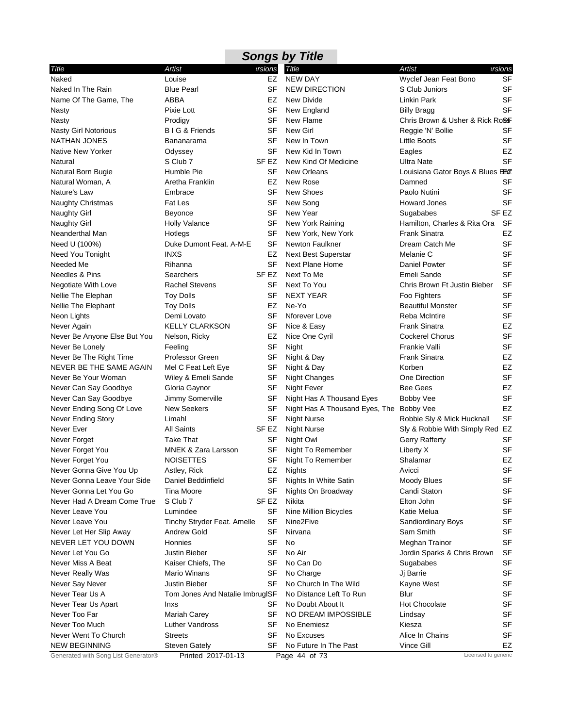# Songs by Title

| Title | Artist | Versions |
|---|---|---|
| Naked | Louise | EZ |
| Naked In The Rain | Blue Pearl | SF |
| Name Of The Game, The | ABBA | EZ |
| Nasty | Pixie Lott | SF |
| Nasty | Prodigy | SF |
| Nasty Girl Notorious | B I G & Friends | SF |
| NATHAN JONES | Bananarama | SF |
| Native New Yorker | Odyssey | SF |
| Natural | S Club 7 | SF EZ |
| Natural Born Bugie | Humble Pie | SF |
| Natural Woman, A | Aretha Franklin | EZ |
| Nature's Law | Embrace | SF |
| Naughty Christmas | Fat Les | SF |
| Naughty Girl | Beyonce | SF |
| Naughty Girl | Holly Valance | SF |
| Neanderthal Man | Hotlegs | SF |
| Need U (100%) | Duke Dumont Feat. A-M-E | SF |
| Need You Tonight | INXS | EZ |
| Needed Me | Rihanna | SF |
| Needles & Pins | Searchers | SF EZ |
| Negotiate With Love | Rachel Stevens | SF |
| Nellie The Elephan | Toy Dolls | SF |
| Nellie The Elephant | Toy Dolls | EZ |
| Neon Lights | Demi Lovato | SF |
| Never Again | KELLY CLARKSON | SF |
| Never Be Anyone Else But You | Nelson, Ricky | EZ |
| Never Be Lonely | Feeling | SF |
| Never Be The Right Time | Professor Green | SF |
| NEVER BE THE SAME AGAIN | Mel C Feat Left Eye | SF |
| Never Be Your Woman | Wiley & Emeli Sande | SF |
| Never Can Say Goodbye | Gloria Gaynor | SF |
| Never Can Say Goodbye | Jimmy Somerville | SF |
| Never Ending Song Of Love | New Seekers | SF |
| Never Ending Story | Limahl | SF |
| Never Ever | All Saints | SF EZ |
| Never Forget | Take That | SF |
| Never Forget You | MNEK & Zara Larsson | SF |
| Never Forget You | NOISETTES | SF |
| Never Gonna Give You Up | Astley, Rick | EZ |
| Never Gonna Leave Your Side | Daniel Beddinfield | SF |
| Never Gonna Let You Go | Tina Moore | SF |
| Never Had A Dream Come True | S Club 7 | SF EZ |
| Never Leave You | Lumindee | SF |
| Never Leave You | Tinchy Stryder Feat. Amelle | SF |
| Never Let Her Slip Away | Andrew Gold | SF |
| NEVER LET YOU DOWN | Honnies | SF |
| Never Let You Go | Justin Bieber | SF |
| Never Miss A Beat | Kaiser Chiefs, The | SF |
| Never Really Was | Mario Winans | SF |
| Never Say Never | Justin Bieber | SF |
| Never Tear Us A | Tom Jones And Natalie Imbrugl | SF |
| Never Tear Us Apart | Inxs | SF |
| Never Too Far | Mariah Carey | SF |
| Never Too Much | Luther Vandross | SF |
| Never Went To Church | Streets | SF |
| NEW BEGINNING | Steven Gately | SF |
| NEW DAY | Wyclef Jean Feat Bono | SF |
| NEW DIRECTION | S Club Juniors | SF |
| New Divide | Linkin Park | SF |
| New England | Billy Bragg | SF |
| New Flame | Chris Brown & Usher & Rick Ross | SF |
| New Girl | Reggie 'N' Bollie | SF |
| New In Town | Little Boots | SF |
| New Kid In Town | Eagles | EZ |
| New Kind Of Medicine | Ultra Nate | SF |
| New Orleans | Louisiana Gator Boys & Blues Bro | EZ |
| New Rose | Damned | SF |
| New Shoes | Paolo Nutini | SF |
| New Song | Howard Jones | SF |
| New Year | Sugababes | SF EZ |
| New York Raining | Hamilton, Charles & Rita Ora | SF |
| New York, New York | Frank Sinatra | EZ |
| Newton Faulkner | Dream Catch Me | SF |
| Next Best Superstar | Melanie C | SF |
| Next Plane Home | Daniel Powter | SF |
| Next To Me | Emeli Sande | SF |
| Next To You | Chris Brown Ft Justin Bieber | SF |
| NEXT YEAR | Foo Fighters | SF |
| Ne-Yo | Beautiful Monster | SF |
| Nforever Love | Reba McIntire | SF |
| Nice & Easy | Frank Sinatra | EZ |
| Nice One Cyril | Cockerel Chorus | SF |
| Night | Frankie Valli | SF |
| Night & Day | Frank Sinatra | EZ |
| Night & Day | Korben | EZ |
| Night Changes | One Direction | SF |
| Night Fever | Bee Gees | EZ |
| Night Has A Thousand Eyes | Bobby Vee | SF |
| Night Has A Thousand Eyes, The | Bobby Vee | EZ |
| Night Nurse | Robbie Sly & Mick Hucknall | SF |
| Night Nurse | Sly & Robbie With Simply Red | EZ |
| Night Owl | Gerry Rafferty | SF |
| Night To Remember | Liberty X | SF |
| Night To Remember | Shalamar | EZ |
| Nights | Avicci | SF |
| Nights In White Satin | Moody Blues | SF |
| Nights On Broadway | Candi Staton | SF |
| Nikita | Elton John | SF |
| Nine Million Bicycles | Katie Melua | SF |
| Nine2Five | Sandiordinary Boys | SF |
| Nirvana | Sam Smith | SF |
| No | Meghan Trainor | SF |
| No Air | Jordin Sparks & Chris Brown | SF |
| No Can Do | Sugababes | SF |
| No Charge | Jj Barrie | SF |
| No Church In The Wild | Kayne West | SF |
| No Distance Left To Run | Blur | SF |
| No Doubt About It | Hot Chocolate | SF |
| NO DREAM IMPOSSIBLE | Lindsay | SF |
| No Enemiesz | Kiesza | SF |
| No Excuses | Alice In Chains | SF |
| No Future In The Past | Vince Gill | EZ |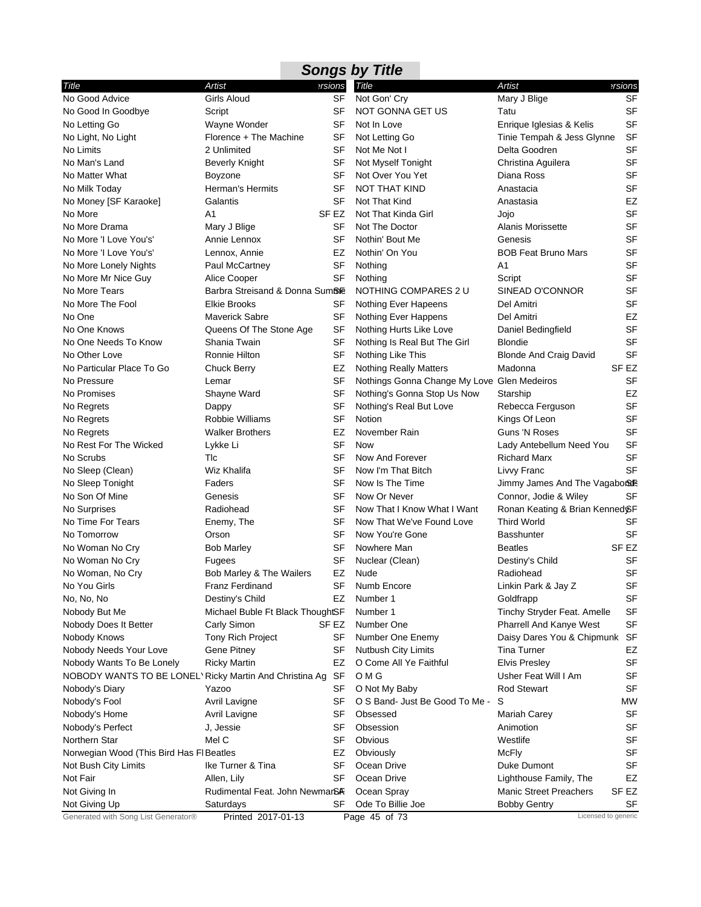# Songs by Title

| Title | Artist | Versions |
|---|---|---|
| No Good Advice | Girls Aloud | SF |
| No Good In Goodbye | Script | SF |
| No Letting Go | Wayne Wonder | SF |
| No Light, No Light | Florence + The Machine | SF |
| No Limits | 2 Unlimited | SF |
| No Man's Land | Beverly Knight | SF |
| No Matter What | Boyzone | SF |
| No Milk Today | Herman's Hermits | SF |
| No Money [SF Karaoke] | Galantis | SF |
| No More | A1 | SF EZ |
| No More Drama | Mary J Blige | SF |
| No More 'I Love You's' | Annie Lennox | SF |
| No More 'I Love You's' | Lennox, Annie | EZ |
| No More Lonely Nights | Paul McCartney | SF |
| No More Mr Nice Guy | Alice Cooper | SF |
| No More Tears | Barbra Streisand & Donna Summer | SF |
| No More The Fool | Elkie Brooks | SF |
| No One | Maverick Sabre | SF |
| No One Knows | Queens Of The Stone Age | SF |
| No One Needs To Know | Shania Twain | SF |
| No Other Love | Ronnie Hilton | SF |
| No Particular Place To Go | Chuck Berry | EZ |
| No Pressure | Lemar | SF |
| No Promises | Shayne Ward | SF |
| No Regrets | Dappy | SF |
| No Regrets | Robbie Williams | SF |
| No Regrets | Walker Brothers | EZ |
| No Rest For The Wicked | Lykke Li | SF |
| No Scrubs | Tlc | SF |
| No Sleep (Clean) | Wiz Khalifa | SF |
| No Sleep Tonight | Faders | SF |
| No Son Of Mine | Genesis | SF |
| No Surprises | Radiohead | SF |
| No Time For Tears | Enemy, The | SF |
| No Tomorrow | Orson | SF |
| No Woman No Cry | Bob Marley | SF |
| No Woman No Cry | Fugees | SF |
| No Woman, No Cry | Bob Marley & The Wailers | EZ |
| No You Girls | Franz Ferdinand | SF |
| No, No, No | Destiny's Child | EZ |
| Nobody But Me | Michael Buble Ft Black Thought | SF |
| Nobody Does It Better | Carly Simon | SF EZ |
| Nobody Knows | Tony Rich Project | SF |
| Nobody Needs Your Love | Gene Pitney | SF |
| Nobody Wants To Be Lonely | Ricky Martin | EZ |
| NOBODY WANTS TO BE LONEL | Ricky Martin And Christina Ag | SF |
| Nobody's Diary | Yazoo | SF |
| Nobody's Fool | Avril Lavigne | SF |
| Nobody's Home | Avril Lavigne | SF |
| Nobody's Perfect | J, Jessie | SF |
| Northern Star | Mel C | SF |
| Norwegian Wood (This Bird Has Fl | Beatles | EZ |
| Not Bush City Limits | Ike Turner & Tina | SF |
| Not Fair | Allen, Lily | SF |
| Not Giving In | Rudimental Feat. John Newman | SF |
| Not Giving Up | Saturdays | SF |
| Not Gon' Cry | Mary J Blige | SF |
| NOT GONNA GET US | Tatu | SF |
| Not In Love | Enrique Iglesias & Kelis | SF |
| Not Letting Go | Tinie Tempah & Jess Glynne | SF |
| Not Me Not I | Delta Goodren | SF |
| Not Myself Tonight | Christina Aguilera | SF |
| Not Over You Yet | Diana Ross | SF |
| NOT THAT KIND | Anastacia | SF |
| Not That Kind | Anastasia | EZ |
| Not That Kinda Girl | Jojo | SF |
| Not The Doctor | Alanis Morissette | SF |
| Nothin' Bout Me | Genesis | SF |
| Nothin' On You | BOB Feat Bruno Mars | SF |
| Nothing | A1 | SF |
| Nothing | Script | SF |
| NOTHING COMPARES 2 U | SINEAD O'CONNOR | SF |
| Nothing Ever Hapeens | Del Amitri | SF |
| Nothing Ever Happens | Del Amitri | EZ |
| Nothing Hurts Like Love | Daniel Bedingfield | SF |
| Nothing Is Real But The Girl | Blondie | SF |
| Nothing Like This | Blonde And Craig David | SF |
| Nothing Really Matters | Madonna | SF EZ |
| Nothings Gonna Change My Love | Glen Medeiros | SF |
| Nothing's Gonna Stop Us Now | Starship | EZ |
| Nothing's Real But Love | Rebecca Ferguson | SF |
| Notion | Kings Of Leon | SF |
| November Rain | Guns 'N Roses | SF |
| Now | Lady Antebellum Need You | SF |
| Now And Forever | Richard Marx | SF |
| Now I'm That Bitch | Livvy Franc | SF |
| Now Is The Time | Jimmy James And The Vagabonds | SF |
| Now Or Never | Connor, Jodie & Wiley | SF |
| Now That I Know What I Want | Ronan Keating & Brian Kennedy | SF |
| Now That We've Found Love | Third World | SF |
| Now You're Gone | Basshunter | SF |
| Nowhere Man | Beatles | SF EZ |
| Nuclear (Clean) | Destiny's Child | SF |
| Nude | Radiohead | SF |
| Numb Encore | Linkin Park & Jay Z | SF |
| Number 1 | Goldfrapp | SF |
| Number 1 | Tinchy Stryder Feat. Amelle | SF |
| Number One | Pharrell And Kanye West | SF |
| Number One Enemy | Daisy Dares You & Chipmunk | SF |
| Nutbush City Limits | Tina Turner | EZ |
| O Come All Ye Faithful | Elvis Presley | SF |
| O M G | Usher Feat Will I Am | SF |
| O Not My Baby | Rod Stewart | SF |
| O S Band- Just Be Good To Me - | S | MW |
| Obsessed | Mariah Carey | SF |
| Obsession | Animotion | SF |
| Obvious | Westlife | SF |
| Obviously | McFly | SF |
| Ocean Drive | Duke Dumont | SF |
| Ocean Drive | Lighthouse Family, The | EZ |
| Ocean Spray | Manic Street Preachers | SF EZ |
| Ode To Billie Joe | Bobby Gentry | SF |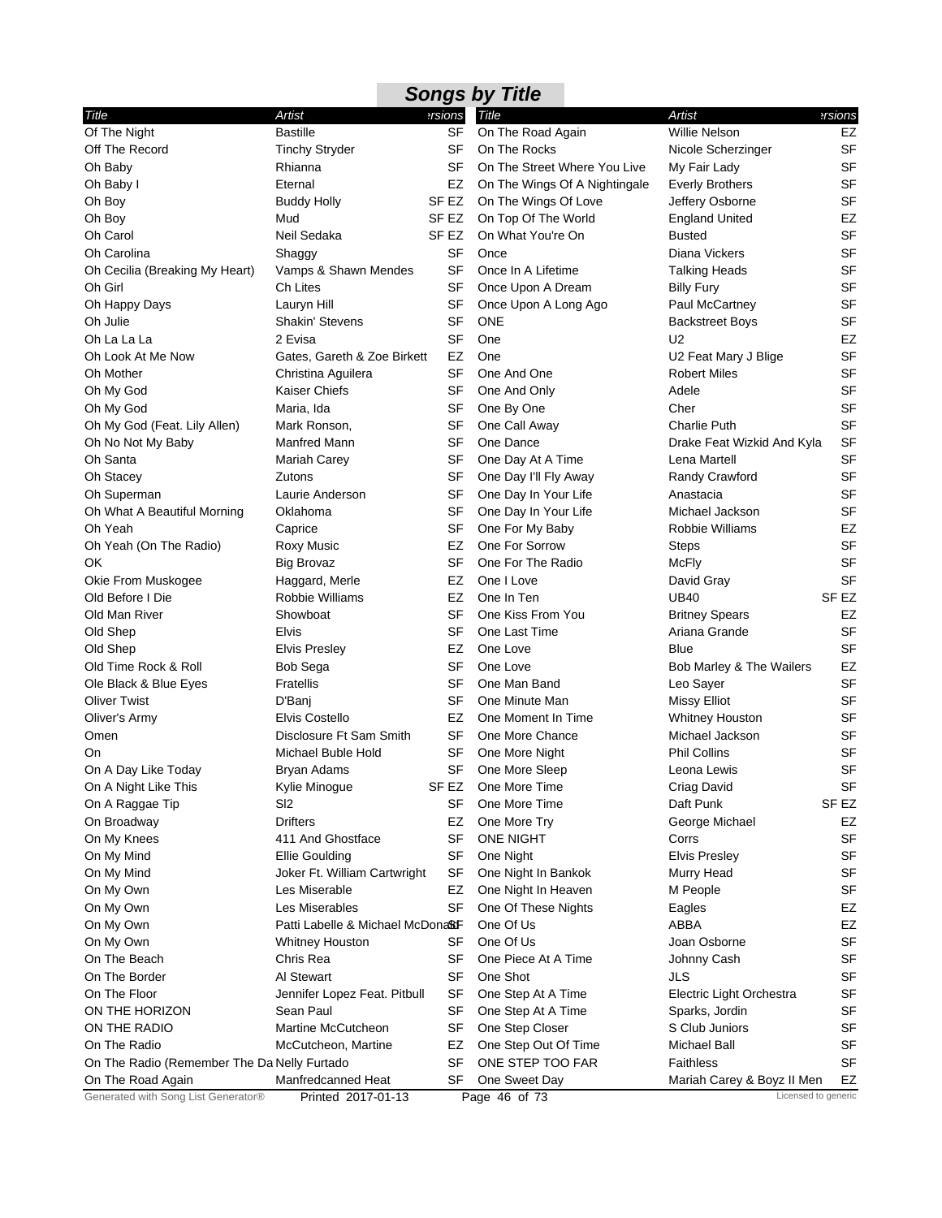## Songs by Title

| Title | Artist | Versions |
|---|---|---|
| Of The Night | Bastille | SF |
| Off The Record | Tinchy Stryder | SF |
| Oh Baby | Rhianna | SF |
| Oh Baby I | Eternal | EZ |
| Oh Boy | Buddy Holly | SF EZ |
| Oh Boy | Mud | SF EZ |
| Oh Carol | Neil Sedaka | SF EZ |
| Oh Carolina | Shaggy | SF |
| Oh Cecilia (Breaking My Heart) | Vamps & Shawn Mendes | SF |
| Oh Girl | Ch Lites | SF |
| Oh Happy Days | Lauryn Hill | SF |
| Oh Julie | Shakin' Stevens | SF |
| Oh La La La | 2 Evisa | SF |
| Oh Look At Me Now | Gates, Gareth & Zoe Birkett | EZ |
| Oh Mother | Christina Aguilera | SF |
| Oh My God | Kaiser Chiefs | SF |
| Oh My God | Maria, Ida | SF |
| Oh My God (Feat. Lily Allen) | Mark Ronson, | SF |
| Oh No Not My Baby | Manfred Mann | SF |
| Oh Santa | Mariah Carey | SF |
| Oh Stacey | Zutons | SF |
| Oh Superman | Laurie Anderson | SF |
| Oh What A Beautiful Morning | Oklahoma | SF |
| Oh Yeah | Caprice | SF |
| Oh Yeah (On The Radio) | Roxy Music | EZ |
| OK | Big Brovaz | SF |
| Okie From Muskogee | Haggard, Merle | EZ |
| Old Before I Die | Robbie Williams | EZ |
| Old Man River | Showboat | SF |
| Old Shep | Elvis | SF |
| Old Shep | Elvis Presley | EZ |
| Old Time Rock & Roll | Bob Sega | SF |
| Ole Black & Blue Eyes | Fratellis | SF |
| Oliver Twist | D'Banj | SF |
| Oliver's Army | Elvis Costello | EZ |
| Omen | Disclosure Ft Sam Smith | SF |
| On | Michael Buble Hold | SF |
| On A Day Like Today | Bryan Adams | SF |
| On A Night Like This | Kylie Minogue | SF EZ |
| On A Raggae Tip | Sl2 | SF |
| On Broadway | Drifters | EZ |
| On My Knees | 411 And Ghostface | SF |
| On My Mind | Ellie Goulding | SF |
| On My Mind | Joker Ft. William Cartwright | SF |
| On My Own | Les Miserable | EZ |
| On My Own | Les Miserables | SF |
| On My Own | Patti Labelle & Michael McDonald | SF |
| On My Own | Whitney Houston | SF |
| On The Beach | Chris Rea | SF |
| On The Border | Al Stewart | SF |
| On The Floor | Jennifer Lopez Feat. Pitbull | SF |
| ON THE HORIZON | Sean Paul | SF |
| ON THE RADIO | Martine McCutcheon | SF |
| On The Radio | McCutcheon, Martine | EZ |
| On The Radio (Remember The Da | Nelly Furtado | SF |
| On The Road Again | Manfredcanned Heat | SF |
| On The Road Again | Willie Nelson | EZ |
| On The Rocks | Nicole Scherzinger | SF |
| On The Street Where You Live | My Fair Lady | SF |
| On The Wings Of A Nightingale | Everly Brothers | SF |
| On The Wings Of Love | Jeffery Osborne | SF |
| On Top Of The World | England United | EZ |
| On What You're On | Busted | SF |
| Once | Diana Vickers | SF |
| Once In A Lifetime | Talking Heads | SF |
| Once Upon A Dream | Billy Fury | SF |
| Once Upon A Long Ago | Paul McCartney | SF |
| ONE | Backstreet Boys | SF |
| One | U2 | EZ |
| One | U2 Feat Mary J Blige | SF |
| One And One | Robert Miles | SF |
| One And Only | Adele | SF |
| One By One | Cher | SF |
| One Call Away | Charlie Puth | SF |
| One Dance | Drake Feat Wizkid And Kyla | SF |
| One Day At A Time | Lena Martell | SF |
| One Day I'll Fly Away | Randy Crawford | SF |
| One Day In Your Life | Anastacia | SF |
| One Day In Your Life | Michael Jackson | SF |
| One For My Baby | Robbie Williams | EZ |
| One For Sorrow | Steps | SF |
| One For The Radio | McFly | SF |
| One I Love | David Gray | SF |
| One In Ten | UB40 | SF EZ |
| One Kiss From You | Britney Spears | EZ |
| One Last Time | Ariana Grande | SF |
| One Love | Blue | SF |
| One Love | Bob Marley & The Wailers | EZ |
| One Man Band | Leo Sayer | SF |
| One Minute Man | Missy Elliot | SF |
| One Moment In Time | Whitney Houston | SF |
| One More Chance | Michael Jackson | SF |
| One More Night | Phil Collins | SF |
| One More Sleep | Leona Lewis | SF |
| One More Time | Criag David | SF |
| One More Time | Daft Punk | SF EZ |
| One More Try | George Michael | EZ |
| ONE NIGHT | Corrs | SF |
| One Night | Elvis Presley | SF |
| One Night In Bankok | Murry Head | SF |
| One Night In Heaven | M People | SF |
| One Of These Nights | Eagles | EZ |
| One Of Us | ABBA | EZ |
| One Of Us | Joan Osborne | SF |
| One Piece At A Time | Johnny Cash | SF |
| One Shot | JLS | SF |
| One Step At A Time | Electric Light Orchestra | SF |
| One Step At A Time | Sparks, Jordin | SF |
| One Step Closer | S Club Juniors | SF |
| One Step Out Of Time | Michael Ball | SF |
| ONE STEP TOO FAR | Faithless | SF |
| One Sweet Day | Mariah Carey & Boyz II Men | EZ |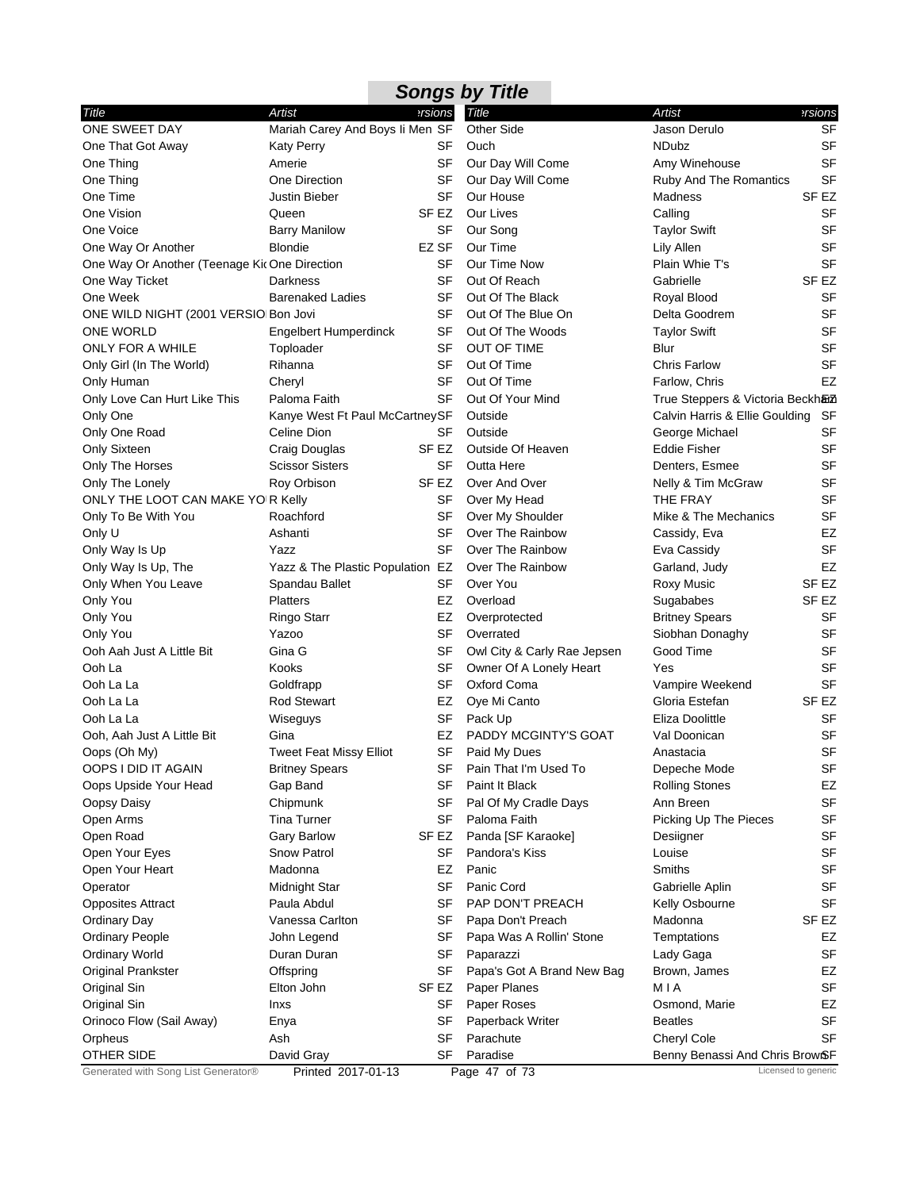## Songs by Title

| Title | Artist | Versions |
|---|---|---|
| ONE SWEET DAY | Mariah Carey And Boys Ii Men | SF |
| One That Got Away | Katy Perry | SF |
| One Thing | Amerie | SF |
| One Thing | One Direction | SF |
| One Time | Justin Bieber | SF |
| One Vision | Queen | SF EZ |
| One Voice | Barry Manilow | SF |
| One Way Or Another | Blondie | EZ SF |
| One Way Or Another (Teenage Ki | One Direction | SF |
| One Way Ticket | Darkness | SF |
| One Week | Barenaked Ladies | SF |
| ONE WILD NIGHT (2001 VERSIO | Bon Jovi | SF |
| ONE WORLD | Engelbert Humperdinck | SF |
| ONLY FOR A WHILE | Toploader | SF |
| Only Girl (In The World) | Rihanna | SF |
| Only Human | Cheryl | SF |
| Only Love Can Hurt Like This | Paloma Faith | SF |
| Only One | Kanye West Ft Paul McCartney | SF |
| Only One Road | Celine Dion | SF |
| Only Sixteen | Craig Douglas | SF EZ |
| Only The Horses | Scissor Sisters | SF |
| Only The Lonely | Roy Orbison | SF EZ |
| ONLY THE LOOT CAN MAKE YO | R Kelly | SF |
| Only To Be With You | Roachford | SF |
| Only U | Ashanti | SF |
| Only Way Is Up | Yazz | SF |
| Only Way Is Up, The | Yazz & The Plastic Population | EZ |
| Only When You Leave | Spandau Ballet | SF |
| Only You | Platters | EZ |
| Only You | Ringo Starr | EZ |
| Only You | Yazoo | SF |
| Ooh Aah Just A Little Bit | Gina G | SF |
| Ooh La | Kooks | SF |
| Ooh La La | Goldfrapp | SF |
| Ooh La La | Rod Stewart | EZ |
| Ooh La La | Wiseguys | SF |
| Ooh, Aah Just A Little Bit | Gina | EZ |
| Oops (Oh My) | Tweet Feat Missy Elliot | SF |
| OOPS I DID IT AGAIN | Britney Spears | SF |
| Oops Upside Your Head | Gap Band | SF |
| Oopsy Daisy | Chipmunk | SF |
| Open Arms | Tina Turner | SF |
| Open Road | Gary Barlow | SF EZ |
| Open Your Eyes | Snow Patrol | SF |
| Open Your Heart | Madonna | EZ |
| Operator | Midnight Star | SF |
| Opposites Attract | Paula Abdul | SF |
| Ordinary Day | Vanessa Carlton | SF |
| Ordinary People | John Legend | SF |
| Ordinary World | Duran Duran | SF |
| Original Prankster | Offspring | SF |
| Original Sin | Elton John | SF EZ |
| Original Sin | Inxs | SF |
| Orinoco Flow (Sail Away) | Enya | SF |
| Orpheus | Ash | SF |
| OTHER SIDE | David Gray | SF |
| Other Side | Jason Derulo | SF |
| Ouch | NDubz | SF |
| Our Day Will Come | Amy Winehouse | SF |
| Our Day Will Come | Ruby And The Romantics | SF |
| Our House | Madness | SF EZ |
| Our Lives | Calling | SF |
| Our Song | Taylor Swift | SF |
| Our Time | Lily Allen | SF |
| Our Time Now | Plain Whie T's | SF |
| Out Of Reach | Gabrielle | SF EZ |
| Out Of The Black | Royal Blood | SF |
| Out Of The Blue On | Delta Goodrem | SF |
| Out Of The Woods | Taylor Swift | SF |
| OUT OF TIME | Blur | SF |
| Out Of Time | Chris Farlow | SF |
| Out Of Time | Farlow, Chris | EZ |
| Out Of Your Mind | True Steppers & Victoria Beckham | EZ |
| Outside | Calvin Harris & Ellie Goulding | SF |
| Outside | George Michael | SF |
| Outside Of Heaven | Eddie Fisher | SF |
| Outta Here | Denters, Esmee | SF |
| Over And Over | Nelly & Tim McGraw | SF |
| Over My Head | THE FRAY | SF |
| Over My Shoulder | Mike & The Mechanics | SF |
| Over The Rainbow | Cassidy, Eva | EZ |
| Over The Rainbow | Eva Cassidy | SF |
| Over The Rainbow | Garland, Judy | EZ |
| Over You | Roxy Music | SF EZ |
| Overload | Sugababes | SF EZ |
| Overprotected | Britney Spears | SF |
| Overrated | Siobhan Donaghy | SF |
| Owl City & Carly Rae Jepsen | Good Time | SF |
| Owner Of A Lonely Heart | Yes | SF |
| Oxford Coma | Vampire Weekend | SF |
| Oye Mi Canto | Gloria Estefan | SF EZ |
| Pack Up | Eliza Doolittle | SF |
| PADDY MCGINTY'S GOAT | Val Doonican | SF |
| Paid My Dues | Anastacia | SF |
| Pain That I'm Used To | Depeche Mode | SF |
| Paint It Black | Rolling Stones | EZ |
| Pal Of My Cradle Days | Ann Breen | SF |
| Paloma Faith | Picking Up The Pieces | SF |
| Panda [SF Karaoke] | Desiigner | SF |
| Pandora's Kiss | Louise | SF |
| Panic | Smiths | SF |
| Panic Cord | Gabrielle Aplin | SF |
| PAP DON'T PREACH | Kelly Osbourne | SF |
| Papa Don't Preach | Madonna | SF EZ |
| Papa Was A Rollin' Stone | Temptations | EZ |
| Paparazzi | Lady Gaga | SF |
| Papa's Got A Brand New Bag | Brown, James | EZ |
| Paper Planes | M I A | SF |
| Paper Roses | Osmond, Marie | EZ |
| Paperback Writer | Beatles | SF |
| Parachute | Cheryl Cole | SF |
| Paradise | Benny Benassi And Chris Brown | SF |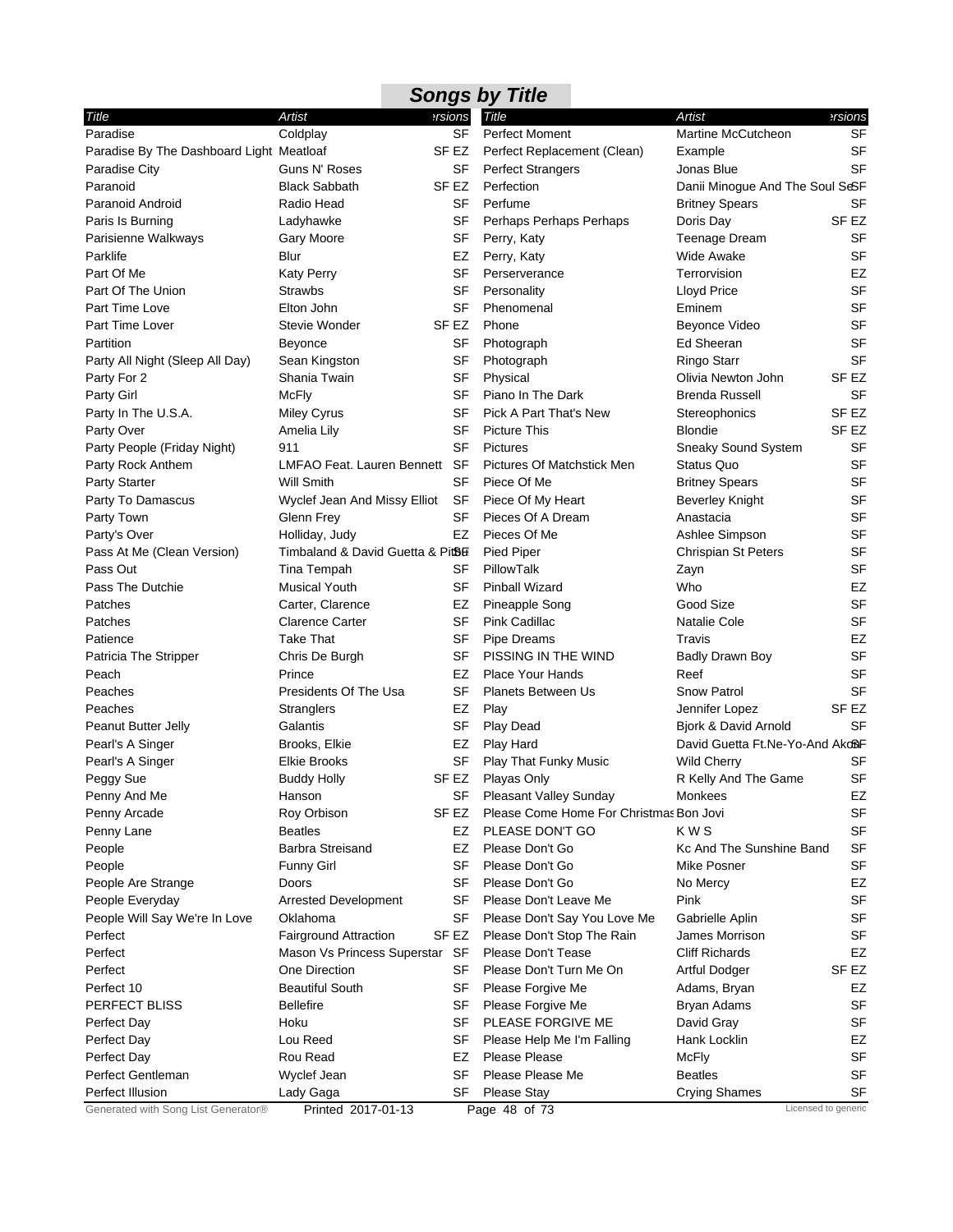## Songs by Title

| Title | Artist | Versions |
|---|---|---|
| Paradise | Coldplay | SF |
| Paradise By The Dashboard Light | Meatloaf | SF EZ |
| Paradise City | Guns N' Roses | SF |
| Paranoid | Black Sabbath | SF EZ |
| Paranoid Android | Radio Head | SF |
| Paris Is Burning | Ladyhawke | SF |
| Parisienne Walkways | Gary Moore | SF |
| Parklife | Blur | EZ |
| Part Of Me | Katy Perry | SF |
| Part Of The Union | Strawbs | SF |
| Part Time Love | Elton John | SF |
| Part Time Lover | Stevie Wonder | SF EZ |
| Partition | Beyonce | SF |
| Party All Night (Sleep All Day) | Sean Kingston | SF |
| Party For 2 | Shania Twain | SF |
| Party Girl | McFly | SF |
| Party In The U.S.A. | Miley Cyrus | SF |
| Party Over | Amelia Lily | SF |
| Party People (Friday Night) | 911 | SF |
| Party Rock Anthem | LMFAO Feat. Lauren Bennett | SF |
| Party Starter | Will Smith | SF |
| Party To Damascus | Wyclef Jean And Missy Elliot | SF |
| Party Town | Glenn Frey | SF |
| Party's Over | Holliday, Judy | EZ |
| Pass At Me (Clean Version) | Timbaland & David Guetta & Pitbull | SF |
| Pass Out | Tina Tempah | SF |
| Pass The Dutchie | Musical Youth | SF |
| Patches | Carter, Clarence | EZ |
| Patches | Clarence Carter | SF |
| Patience | Take That | SF |
| Patricia The Stripper | Chris De Burgh | SF |
| Peach | Prince | EZ |
| Peaches | Presidents Of The Usa | SF |
| Peaches | Stranglers | EZ |
| Peanut Butter Jelly | Galantis | SF |
| Pearl's A Singer | Brooks, Elkie | EZ |
| Pearl's A Singer | Elkie Brooks | SF |
| Peggy Sue | Buddy Holly | SF EZ |
| Penny And Me | Hanson | SF |
| Penny Arcade | Roy Orbison | SF EZ |
| Penny Lane | Beatles | EZ |
| People | Barbra Streisand | EZ |
| People | Funny Girl | SF |
| People Are Strange | Doors | SF |
| People Everyday | Arrested Development | SF |
| People Will Say We're In Love | Oklahoma | SF |
| Perfect | Fairground Attraction | SF EZ |
| Perfect | Mason Vs Princess Superstar | SF |
| Perfect | One Direction | SF |
| Perfect 10 | Beautiful South | SF |
| PERFECT BLISS | Bellefire | SF |
| Perfect Day | Hoku | SF |
| Perfect Day | Lou Reed | SF |
| Perfect Day | Rou Read | EZ |
| Perfect Gentleman | Wyclef Jean | SF |
| Perfect Illusion | Lady Gaga | SF |
| Perfect Moment | Martine McCutcheon | SF |
| Perfect Replacement (Clean) | Example | SF |
| Perfect Strangers | Jonas Blue | SF |
| Perfection | Danii Minogue And The Soul Seekerz | SF |
| Perfume | Britney Spears | SF |
| Perhaps Perhaps Perhaps | Doris Day | SF EZ |
| Perry, Katy | Teenage Dream | SF |
| Perry, Katy | Wide Awake | SF |
| Perserverance | Terrorvision | EZ |
| Personality | Lloyd Price | SF |
| Phenomenal | Eminem | SF |
| Phone | Beyonce Video | SF |
| Photograph | Ed Sheeran | SF |
| Photograph | Ringo Starr | SF |
| Physical | Olivia Newton John | SF EZ |
| Piano In The Dark | Brenda Russell | SF |
| Pick A Part That's New | Stereophonics | SF EZ |
| Picture This | Blondie | SF EZ |
| Pictures | Sneaky Sound System | SF |
| Pictures Of Matchstick Men | Status Quo | SF |
| Piece Of Me | Britney Spears | SF |
| Piece Of My Heart | Beverley Knight | SF |
| Pieces Of A Dream | Anastacia | SF |
| Pieces Of Me | Ashlee Simpson | SF |
| Pied Piper | Chrispian St Peters | SF |
| PillowTalk | Zayn | SF |
| Pinball Wizard | Who | EZ |
| Pineapple Song | Good Size | SF |
| Pink Cadillac | Natalie Cole | SF |
| Pipe Dreams | Travis | EZ |
| PISSING IN THE WIND | Badly Drawn Boy | SF |
| Place Your Hands | Reef | SF |
| Planets Between Us | Snow Patrol | SF |
| Play | Jennifer Lopez | SF EZ |
| Play Dead | Bjork & David Arnold | SF |
| Play Hard | David Guetta Ft.Ne-Yo-And Akon | SF |
| Play That Funky Music | Wild Cherry | SF |
| Playas Only | R Kelly And The Game | SF |
| Pleasant Valley Sunday | Monkees | EZ |
| Please Come Home For Christmas | Bon Jovi | SF |
| PLEASE DON'T GO | K W S | SF |
| Please Don't Go | Kc And The Sunshine Band | SF |
| Please Don't Go | Mike Posner | SF |
| Please Don't Go | No Mercy | EZ |
| Please Don't Leave Me | Pink | SF |
| Please Don't Say You Love Me | Gabrielle Aplin | SF |
| Please Don't Stop The Rain | James Morrison | SF |
| Please Don't Tease | Cliff Richards | EZ |
| Please Don't Turn Me On | Artful Dodger | SF EZ |
| Please Forgive Me | Adams, Bryan | EZ |
| Please Forgive Me | Bryan Adams | SF |
| PLEASE FORGIVE ME | David Gray | SF |
| Please Help Me I'm Falling | Hank Locklin | EZ |
| Please Please | McFly | SF |
| Please Please Me | Beatles | SF |
| Please Stay | Crying Shames | SF |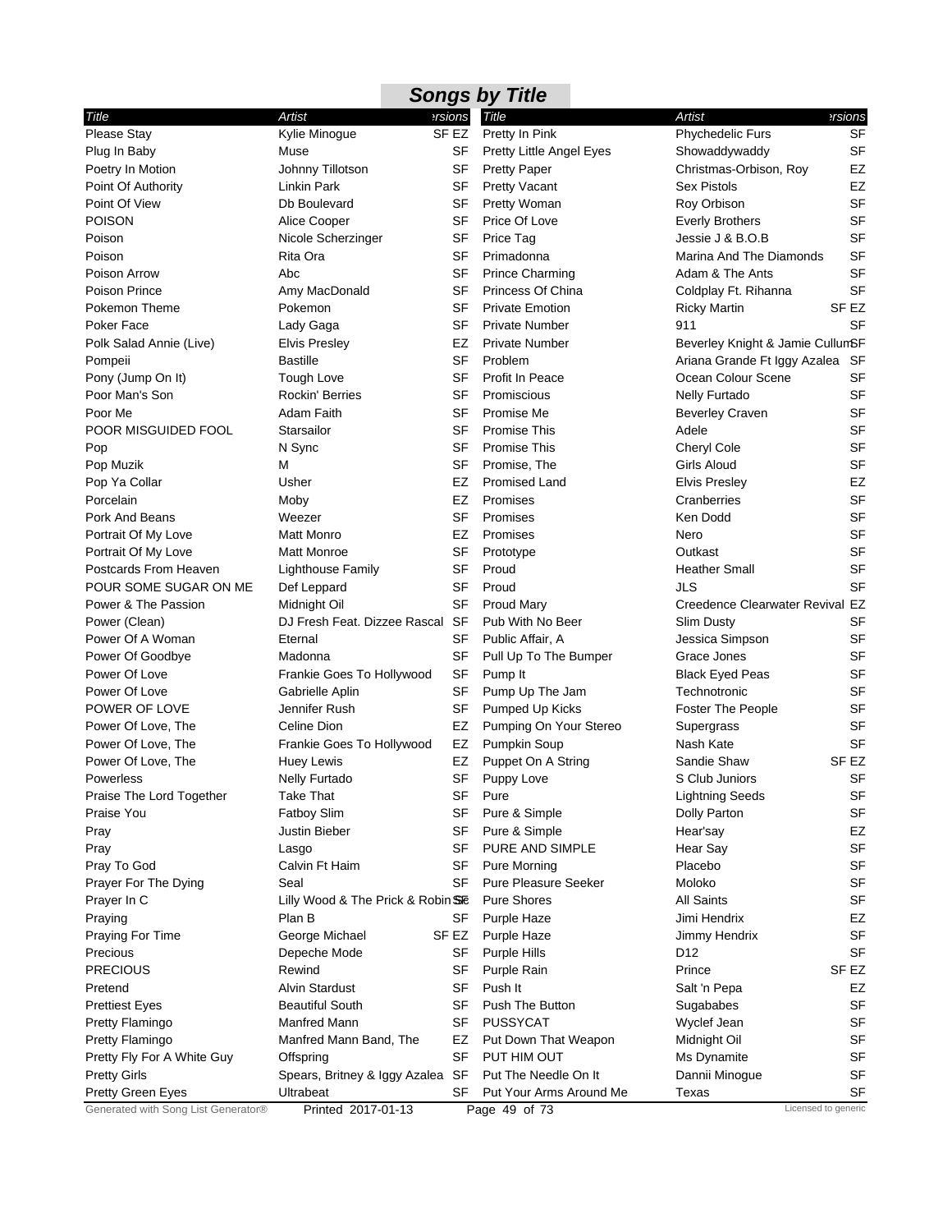## Songs by Title

| Title | Artist | Versions | Title | Artist | Versions |
|---|---|---|---|---|---|
| Please Stay | Kylie Minogue | SF EZ | Pretty In Pink | Phychedelic Furs | SF |
| Plug In Baby | Muse | SF | Pretty Little Angel Eyes | Showaddywaddy | SF |
| Poetry In Motion | Johnny Tillotson | SF | Pretty Paper | Christmas-Orbison, Roy | EZ |
| Point Of Authority | Linkin Park | SF | Pretty Vacant | Sex Pistols | EZ |
| Point Of View | Db Boulevard | SF | Pretty Woman | Roy Orbison | SF |
| POISON | Alice Cooper | SF | Price Of Love | Everly Brothers | SF |
| Poison | Nicole Scherzinger | SF | Price Tag | Jessie J & B.O.B | SF |
| Poison | Rita Ora | SF | Primadonna | Marina And The Diamonds | SF |
| Poison Arrow | Abc | SF | Prince Charming | Adam & The Ants | SF |
| Poison Prince | Amy MacDonald | SF | Princess Of China | Coldplay Ft. Rihanna | SF |
| Pokemon Theme | Pokemon | SF | Private Emotion | Ricky Martin | SF EZ |
| Poker Face | Lady Gaga | SF | Private Number | 911 | SF |
| Polk Salad Annie (Live) | Elvis Presley | EZ | Private Number | Beverley Knight & Jamie Cullum | SF |
| Pompeii | Bastille | SF | Problem | Ariana Grande Ft Iggy Azalea | SF |
| Pony (Jump On It) | Tough Love | SF | Profit In Peace | Ocean Colour Scene | SF |
| Poor Man's Son | Rockin' Berries | SF | Promiscious | Nelly Furtado | SF |
| Poor Me | Adam Faith | SF | Promise Me | Beverley Craven | SF |
| POOR MISGUIDED FOOL | Starsailor | SF | Promise This | Adele | SF |
| Pop | N Sync | SF | Promise This | Cheryl Cole | SF |
| Pop Muzik | M | SF | Promise, The | Girls Aloud | SF |
| Pop Ya Collar | Usher | EZ | Promised Land | Elvis Presley | EZ |
| Porcelain | Moby | EZ | Promises | Cranberries | SF |
| Pork And Beans | Weezer | SF | Promises | Ken Dodd | SF |
| Portrait Of My Love | Matt Monro | EZ | Promises | Nero | SF |
| Portrait Of My Love | Matt Monroe | SF | Prototype | Outkast | SF |
| Postcards From Heaven | Lighthouse Family | SF | Proud | Heather Small | SF |
| POUR SOME SUGAR ON ME | Def Leppard | SF | Proud | JLS | SF |
| Power & The Passion | Midnight Oil | SF | Proud Mary | Creedence Clearwater Revival | EZ |
| Power (Clean) | DJ Fresh Feat. Dizzee Rascal | SF | Pub With No Beer | Slim Dusty | SF |
| Power Of A Woman | Eternal | SF | Public Affair, A | Jessica Simpson | SF |
| Power Of Goodbye | Madonna | SF | Pull Up To The Bumper | Grace Jones | SF |
| Power Of Love | Frankie Goes To Hollywood | SF | Pump It | Black Eyed Peas | SF |
| Power Of Love | Gabrielle Aplin | SF | Pump Up The Jam | Technotronic | SF |
| POWER OF LOVE | Jennifer Rush | SF | Pumped Up Kicks | Foster The People | SF |
| Power Of Love, The | Celine Dion | EZ | Pumping On Your Stereo | Supergrass | SF |
| Power Of Love, The | Frankie Goes To Hollywood | EZ | Pumpkin Soup | Nash Kate | SF |
| Power Of Love, The | Huey Lewis | EZ | Puppet On A String | Sandie Shaw | SF EZ |
| Powerless | Nelly Furtado | SF | Puppy Love | S Club Juniors | SF |
| Praise The Lord Together | Take That | SF | Pure | Lightning Seeds | SF |
| Praise You | Fatboy Slim | SF | Pure & Simple | Dolly Parton | SF |
| Pray | Justin Bieber | SF | Pure & Simple | Hear'say | EZ |
| Pray | Lasgo | SF | PURE AND SIMPLE | Hear Say | SF |
| Pray To God | Calvin Ft Haim | SF | Pure Morning | Placebo | SF |
| Prayer For The Dying | Seal | SF | Pure Pleasure Seeker | Moloko | SF |
| Prayer In C | Lilly Wood & The Prick & Robin Schulz | SF | Pure Shores | All Saints | SF |
| Praying | Plan B | SF | Purple Haze | Jimi Hendrix | EZ |
| Praying For Time | George Michael | SF EZ | Purple Haze | Jimmy Hendrix | SF |
| Precious | Depeche Mode | SF | Purple Hills | D12 | SF |
| PRECIOUS | Rewind | SF | Purple Rain | Prince | SF EZ |
| Pretend | Alvin Stardust | SF | Push It | Salt 'n Pepa | EZ |
| Prettiest Eyes | Beautiful South | SF | Push The Button | Sugababes | SF |
| Pretty Flamingo | Manfred Mann | SF | PUSSYCAT | Wyclef Jean | SF |
| Pretty Flamingo | Manfred Mann Band, The | EZ | Put Down That Weapon | Midnight Oil | SF |
| Pretty Fly For A White Guy | Offspring | SF | PUT HIM OUT | Ms Dynamite | SF |
| Pretty Girls | Spears, Britney & Iggy Azalea | SF | Put The Needle On It | Dannii Minogue | SF |
| Pretty Green Eyes | Ultrabeat | SF | Put Your Arms Around Me | Texas | SF |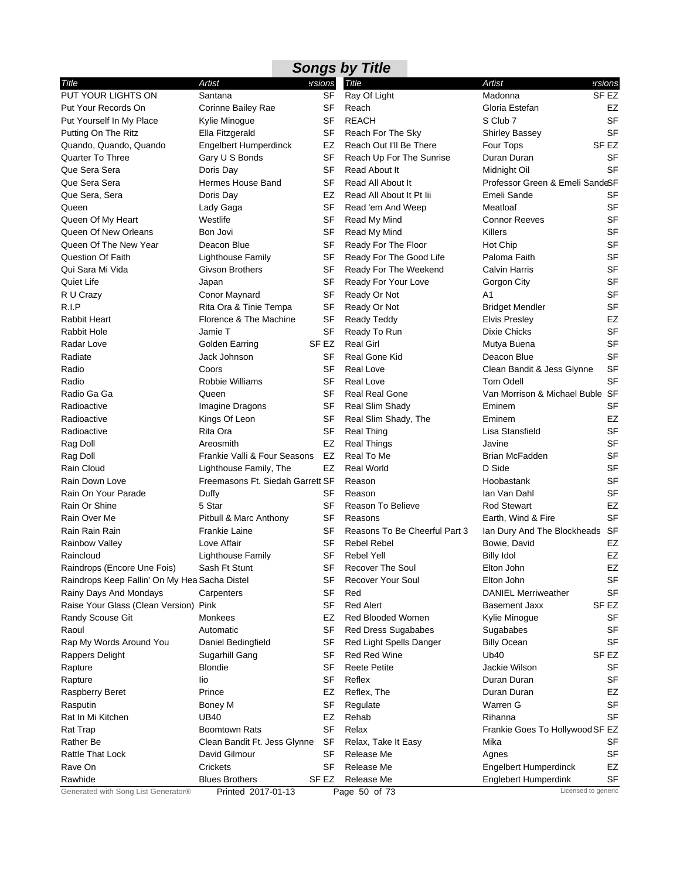## Songs by Title

| Title | Artist | Versions |
| --- | --- | --- |
| PUT YOUR LIGHTS ON | Santana | SF |
| Put Your Records On | Corinne Bailey Rae | SF |
| Put Yourself In My Place | Kylie Minogue | SF |
| Putting On The Ritz | Ella Fitzgerald | SF |
| Quando, Quando, Quando | Engelbert Humperdinck | EZ |
| Quarter To Three | Gary U S Bonds | SF |
| Que Sera Sera | Doris Day | SF |
| Que Sera Sera | Hermes House Band | SF |
| Que Sera, Sera | Doris Day | EZ |
| Queen | Lady Gaga | SF |
| Queen Of My Heart | Westlife | SF |
| Queen Of New Orleans | Bon Jovi | SF |
| Queen Of The New Year | Deacon Blue | SF |
| Question Of Faith | Lighthouse Family | SF |
| Qui Sara Mi Vida | Givson Brothers | SF |
| Quiet Life | Japan | SF |
| R U Crazy | Conor Maynard | SF |
| R.I.P | Rita Ora & Tinie Tempa | SF |
| Rabbit Heart | Florence & The Machine | SF |
| Rabbit Hole | Jamie T | SF |
| Radar Love | Golden Earring | SF EZ |
| Radiate | Jack Johnson | SF |
| Radio | Coors | SF |
| Radio | Robbie Williams | SF |
| Radio Ga Ga | Queen | SF |
| Radioactive | Imagine Dragons | SF |
| Radioactive | Kings Of Leon | SF |
| Radioactive | Rita Ora | SF |
| Rag Doll | Areosmith | EZ |
| Rag Doll | Frankie Valli & Four Seasons | EZ |
| Rain Cloud | Lighthouse Family, The | EZ |
| Rain Down Love | Freemasons Ft. Siedah Garrett | SF |
| Rain On Your Parade | Duffy | SF |
| Rain Or Shine | 5 Star | SF |
| Rain Over Me | Pitbull & Marc Anthony | SF |
| Rain Rain Rain | Frankie Laine | SF |
| Rainbow Valley | Love Affair | SF |
| Raincloud | Lighthouse Family | SF |
| Raindrops (Encore Une Fois) | Sash Ft Stunt | SF |
| Raindrops Keep Fallin' On My Hea | Sacha Distel | SF |
| Rainy Days And Mondays | Carpenters | SF |
| Raise Your Glass (Clean Version) | Pink | SF |
| Randy Scouse Git | Monkees | EZ |
| Raoul | Automatic | SF |
| Rap My Words Around You | Daniel Bedingfield | SF |
| Rappers Delight | Sugarhill Gang | SF |
| Rapture | Blondie | SF |
| Rapture | Iio | SF |
| Raspberry Beret | Prince | EZ |
| Rasputin | Boney M | SF |
| Rat In Mi Kitchen | UB40 | EZ |
| Rat Trap | Boomtown Rats | SF |
| Rather Be | Clean Bandit Ft. Jess Glynne | SF |
| Rattle That Lock | David Gilmour | SF |
| Rave On | Crickets | SF |
| Rawhide | Blues Brothers | SF EZ |
| Ray Of Light | Madonna | SF EZ |
| Reach | Gloria Estefan | EZ |
| REACH | S Club 7 | SF |
| Reach For The Sky | Shirley Bassey | SF |
| Reach Out I'll Be There | Four Tops | SF EZ |
| Reach Up For The Sunrise | Duran Duran | SF |
| Read About It | Midnight Oil | SF |
| Read All About It | Professor Green & Emeli Sande | SF |
| Read All About It Pt Iii | Emeli Sande | SF |
| Read 'em And Weep | Meatloaf | SF |
| Read My Mind | Connor Reeves | SF |
| Read My Mind | Killers | SF |
| Ready For The Floor | Hot Chip | SF |
| Ready For The Good Life | Paloma Faith | SF |
| Ready For The Weekend | Calvin Harris | SF |
| Ready For Your Love | Gorgon City | SF |
| Ready Or Not | A1 | SF |
| Ready Or Not | Bridget Mendler | SF |
| Ready Teddy | Elvis Presley | EZ |
| Ready To Run | Dixie Chicks | SF |
| Real Girl | Mutya Buena | SF |
| Real Gone Kid | Deacon Blue | SF |
| Real Love | Clean Bandit & Jess Glynne | SF |
| Real Love | Tom Odell | SF |
| Real Real Gone | Van Morrison & Michael Buble | SF |
| Real Slim Shady | Eminem | SF |
| Real Slim Shady, The | Eminem | EZ |
| Real Thing | Lisa Stansfield | SF |
| Real Things | Javine | SF |
| Real To Me | Brian McFadden | SF |
| Real World | D Side | SF |
| Reason | Hoobastank | SF |
| Reason | Ian Van Dahl | SF |
| Reason To Believe | Rod Stewart | EZ |
| Reasons | Earth, Wind & Fire | SF |
| Reasons To Be Cheerful Part 3 | Ian Dury And The Blockheads | SF |
| Rebel Rebel | Bowie, David | EZ |
| Rebel Yell | Billy Idol | EZ |
| Recover The Soul | Elton John | EZ |
| Recover Your Soul | Elton John | SF |
| Red | DANIEL Merriweather | SF |
| Red Alert | Basement Jaxx | SF EZ |
| Red Blooded Women | Kylie Minogue | SF |
| Red Dress Sugababes | Sugababes | SF |
| Red Light Spells Danger | Billy Ocean | SF |
| Red Red Wine | Ub40 | SF EZ |
| Reete Petite | Jackie Wilson | SF |
| Reflex | Duran Duran | SF |
| Reflex, The | Duran Duran | EZ |
| Regulate | Warren G | SF |
| Rehab | Rihanna | SF |
| Relax | Frankie Goes To Hollywood | SF EZ |
| Relax, Take It Easy | Mika | SF |
| Release Me | Agnes | SF |
| Release Me | Engelbert Humperdinck | EZ |
| Release Me | Englebert Humperdink | SF |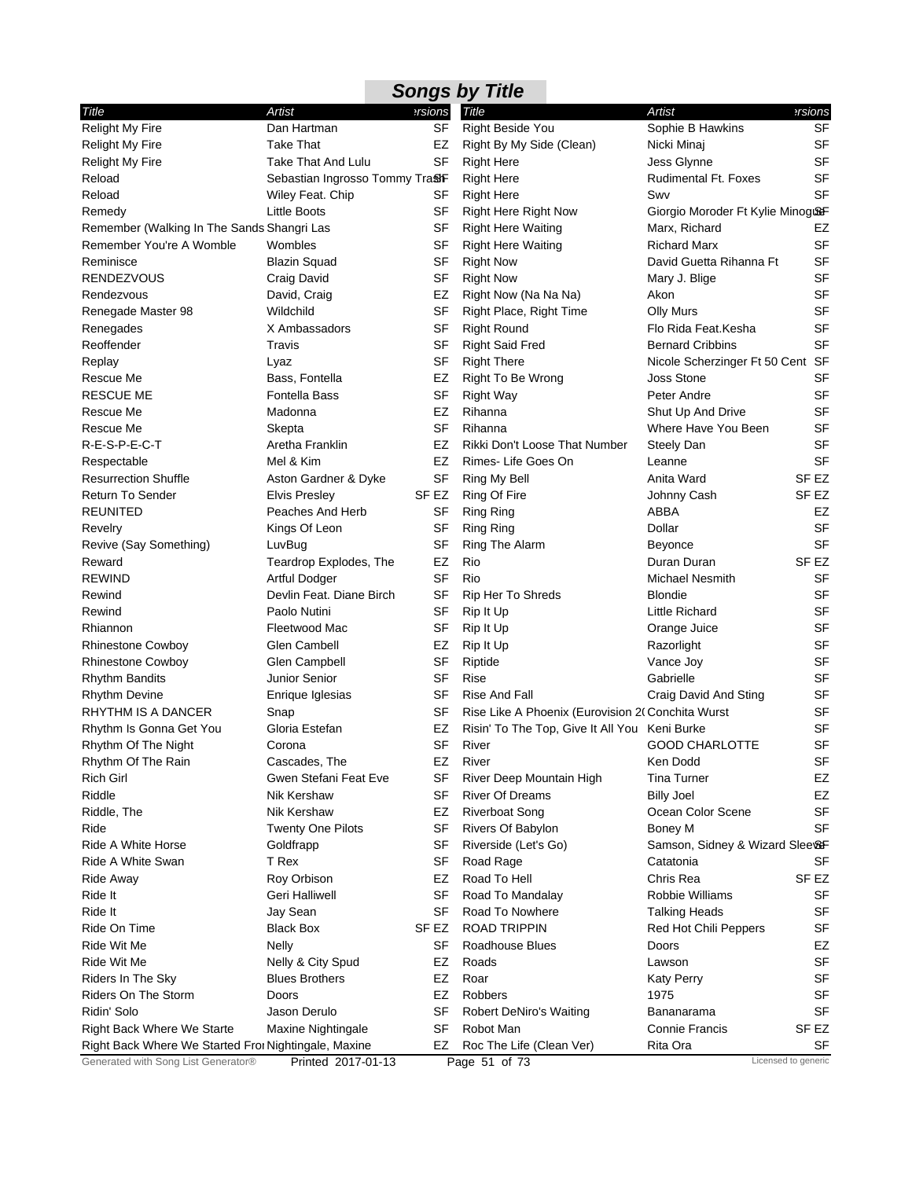# Songs by Title

| Title | Artist | Versions |
|---|---|---|
| Relight My Fire | Dan Hartman | SF |
| Relight My Fire | Take That | EZ |
| Relight My Fire | Take That And Lulu | SF |
| Reload | Sebastian Ingrosso Tommy Trash | SF |
| Reload | Wiley Feat. Chip | SF |
| Remedy | Little Boots | SF |
| Remember (Walking In The Sands | Shangri Las | SF |
| Remember You're A Womble | Wombles | SF |
| Reminisce | Blazin Squad | SF |
| RENDEZVOUS | Craig David | SF |
| Rendezvous | David, Craig | EZ |
| Renegade Master 98 | Wildchild | SF |
| Renegades | X Ambassadors | SF |
| Reoffender | Travis | SF |
| Replay | Lyaz | SF |
| Rescue Me | Bass, Fontella | EZ |
| RESCUE ME | Fontella Bass | SF |
| Rescue Me | Madonna | EZ |
| Rescue Me | Skepta | SF |
| R-E-S-P-E-C-T | Aretha Franklin | EZ |
| Respectable | Mel & Kim | EZ |
| Resurrection Shuffle | Aston Gardner & Dyke | SF |
| Return To Sender | Elvis Presley | SF EZ |
| REUNITED | Peaches And Herb | SF |
| Revelry | Kings Of Leon | SF |
| Revive (Say Something) | LuvBug | SF |
| Reward | Teardrop Explodes, The | EZ |
| REWIND | Artful Dodger | SF |
| Rewind | Devlin Feat. Diane Birch | SF |
| Rewind | Paolo Nutini | SF |
| Rhiannon | Fleetwood Mac | SF |
| Rhinestone Cowboy | Glen Cambell | EZ |
| Rhinestone Cowboy | Glen Campbell | SF |
| Rhythm Bandits | Junior Senior | SF |
| Rhythm Devine | Enrique Iglesias | SF |
| RHYTHM IS A DANCER | Snap | SF |
| Rhythm Is Gonna Get You | Gloria Estefan | EZ |
| Rhythm Of The Night | Corona | SF |
| Rhythm Of The Rain | Cascades, The | EZ |
| Rich Girl | Gwen Stefani Feat Eve | SF |
| Riddle | Nik Kershaw | SF |
| Riddle, The | Nik Kershaw | EZ |
| Ride | Twenty One Pilots | SF |
| Ride A White Horse | Goldfrapp | SF |
| Ride A White Swan | T Rex | SF |
| Ride Away | Roy Orbison | EZ |
| Ride It | Geri Halliwell | SF |
| Ride It | Jay Sean | SF |
| Ride On Time | Black Box | SF EZ |
| Ride Wit Me | Nelly | SF |
| Ride Wit Me | Nelly & City Spud | EZ |
| Riders In The Sky | Blues Brothers | EZ |
| Riders On The Storm | Doors | EZ |
| Ridin' Solo | Jason Derulo | SF |
| Right Back Where We Starte | Maxine Nightingale | SF |
| Right Back Where We Started Fro | Nightingale, Maxine | EZ |
| Right Beside You | Sophie B Hawkins | SF |
| Right By My Side (Clean) | Nicki Minaj | SF |
| Right Here | Jess Glynne | SF |
| Right Here | Rudimental Ft. Foxes | SF |
| Right Here | Swv | SF |
| Right Here Right Now | Giorgio Moroder Ft Kylie Minogue | SF |
| Right Here Waiting | Marx, Richard | EZ |
| Right Here Waiting | Richard Marx | SF |
| Right Now | David Guetta Rihanna Ft | SF |
| Right Now | Mary J. Blige | SF |
| Right Now (Na Na Na) | Akon | SF |
| Right Place, Right Time | Olly Murs | SF |
| Right Round | Flo Rida Feat.Kesha | SF |
| Right Said Fred | Bernard Cribbins | SF |
| Right There | Nicole Scherzinger Ft 50 Cent | SF |
| Right To Be Wrong | Joss Stone | SF |
| Right Way | Peter Andre | SF |
| Rihanna | Shut Up And Drive | SF |
| Rihanna | Where Have You Been | SF |
| Rikki Don't Loose That Number | Steely Dan | SF |
| Rimes- Life Goes On | Leanne | SF |
| Ring My Bell | Anita Ward | SF EZ |
| Ring Of Fire | Johnny Cash | SF EZ |
| Ring Ring | ABBA | EZ |
| Ring Ring | Dollar | SF |
| Ring The Alarm | Beyonce | SF |
| Rio | Duran Duran | SF EZ |
| Rio | Michael Nesmith | SF |
| Rip Her To Shreds | Blondie | SF |
| Rip It Up | Little Richard | SF |
| Rip It Up | Orange Juice | SF |
| Rip It Up | Razorlight | SF |
| Riptide | Vance Joy | SF |
| Rise | Gabrielle | SF |
| Rise And Fall | Craig David And Sting | SF |
| Rise Like A Phoenix (Eurovision 2( | Conchita Wurst | SF |
| Risin' To The Top, Give It All You | Keni Burke | SF |
| River | GOOD CHARLOTTE | SF |
| River | Ken Dodd | SF |
| River Deep Mountain High | Tina Turner | EZ |
| River Of Dreams | Billy Joel | EZ |
| Riverboat Song | Ocean Color Scene | SF |
| Rivers Of Babylon | Boney M | SF |
| Riverside (Let's Go) | Samson, Sidney & Wizard Sleeve | SF |
| Road Rage | Catatonia | SF |
| Road To Hell | Chris Rea | SF EZ |
| Road To Mandalay | Robbie Williams | SF |
| Road To Nowhere | Talking Heads | SF |
| ROAD TRIPPIN | Red Hot Chili Peppers | SF |
| Roadhouse Blues | Doors | EZ |
| Roads | Lawson | SF |
| Roar | Katy Perry | SF |
| Robbers | 1975 | SF |
| Robert DeNiro's Waiting | Bananarama | SF |
| Robot Man | Connie Francis | SF EZ |
| Roc The Life (Clean Ver) | Rita Ora | SF |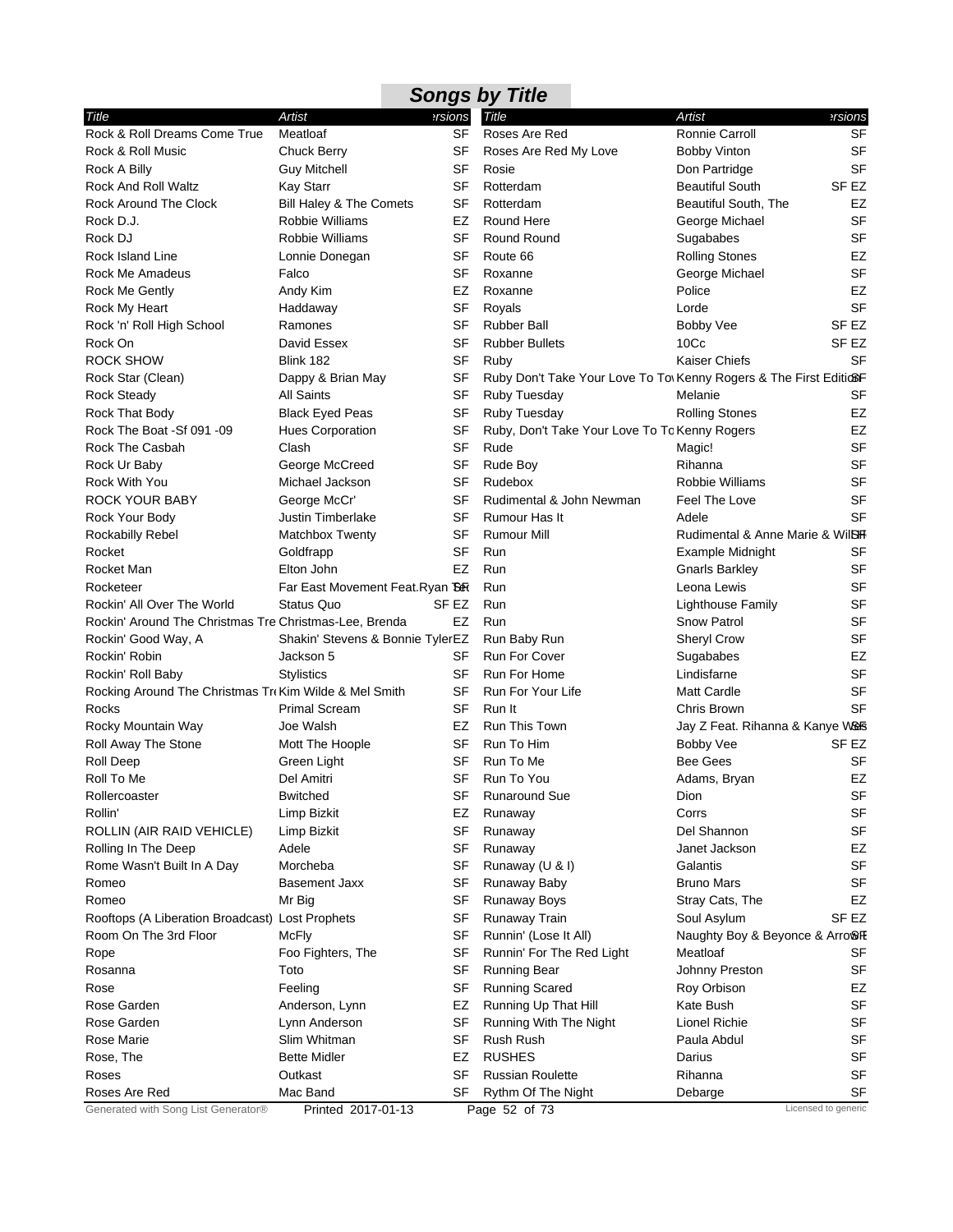# Songs by Title

| Title | Artist | Versions |
|---|---|---|
| Rock & Roll Dreams Come True | Meatloaf | SF |
| Rock & Roll Music | Chuck Berry | SF |
| Rock A Billy | Guy Mitchell | SF |
| Rock And Roll Waltz | Kay Starr | SF |
| Rock Around The Clock | Bill Haley & The Comets | SF |
| Rock D.J. | Robbie Williams | EZ |
| Rock DJ | Robbie Williams | SF |
| Rock Island Line | Lonnie Donegan | SF |
| Rock Me Amadeus | Falco | SF |
| Rock Me Gently | Andy Kim | EZ |
| Rock My Heart | Haddaway | SF |
| Rock 'n' Roll High School | Ramones | SF |
| Rock On | David Essex | SF |
| ROCK SHOW | Blink 182 | SF |
| Rock Star (Clean) | Dappy & Brian May | SF |
| Rock Steady | All Saints | SF |
| Rock That Body | Black Eyed Peas | SF |
| Rock The Boat -Sf 091 -09 | Hues Corporation | SF |
| Rock The Casbah | Clash | SF |
| Rock Ur Baby | George McCreed | SF |
| Rock With You | Michael Jackson | SF |
| ROCK YOUR BABY | George McCr' | SF |
| Rock Your Body | Justin Timberlake | SF |
| Rockabilly Rebel | Matchbox Twenty | SF |
| Rocket | Goldfrapp | SF |
| Rocket Man | Elton John | EZ |
| Rocketeer | Far East Movement Feat.Ryan Tedder | SF |
| Rockin' All Over The World | Status Quo | SF EZ |
| Rockin' Around The Christmas Tree | Christmas-Lee, Brenda | EZ |
| Rockin' Good Way, A | Shakin' Stevens & Bonnie Tyler | EZ |
| Rockin' Robin | Jackson 5 | SF |
| Rockin' Roll Baby | Stylistics | SF |
| Rocking Around The Christmas Tree | Kim Wilde & Mel Smith | SF |
| Rocks | Primal Scream | SF |
| Rocky Mountain Way | Joe Walsh | EZ |
| Roll Away The Stone | Mott The Hoople | SF |
| Roll Deep | Green Light | SF |
| Roll To Me | Del Amitri | SF |
| Rollercoaster | Bwitched | SF |
| Rollin' | Limp Bizkit | EZ |
| ROLLIN (AIR RAID VEHICLE) | Limp Bizkit | SF |
| Rolling In The Deep | Adele | SF |
| Rome Wasn't Built In A Day | Morcheba | SF |
| Romeo | Basement Jaxx | SF |
| Romeo | Mr Big | SF |
| Rooftops (A Liberation Broadcast) | Lost Prophets | SF |
| Room On The 3rd Floor | McFly | SF |
| Rope | Foo Fighters, The | SF |
| Rosanna | Toto | SF |
| Rose | Feeling | SF |
| Rose Garden | Anderson, Lynn | EZ |
| Rose Garden | Lynn Anderson | SF |
| Rose Marie | Slim Whitman | SF |
| Rose, The | Bette Midler | EZ |
| Roses | Outkast | SF |
| Roses Are Red | Mac Band | SF |
| Roses Are Red | Ronnie Carroll | SF |
| Roses Are Red My Love | Bobby Vinton | SF |
| Rosie | Don Partridge | SF |
| Rotterdam | Beautiful South | SF EZ |
| Rotterdam | Beautiful South, The | EZ |
| Round Here | George Michael | SF |
| Round Round | Sugababes | SF |
| Route 66 | Rolling Stones | EZ |
| Roxanne | George Michael | SF |
| Roxanne | Police | EZ |
| Royals | Lorde | SF |
| Rubber Ball | Bobby Vee | SF EZ |
| Rubber Bullets | 10Cc | SF EZ |
| Ruby | Kaiser Chiefs | SF |
| Ruby Don't Take Your Love To Town | Kenny Rogers & The First Edition | SF |
| Ruby Tuesday | Melanie | SF |
| Ruby Tuesday | Rolling Stones | EZ |
| Ruby, Don't Take Your Love To Town | Kenny Rogers | EZ |
| Rude | Magic! | SF |
| Rude Boy | Rihanna | SF |
| Rudebox | Robbie Williams | SF |
| Rudimental & John Newman | Feel The Love | SF |
| Rumour Has It | Adele | SF |
| Rumour Mill | Rudimental & Anne Marie & Will H | SF |
| Run | Example Midnight | SF |
| Run | Gnarls Barkley | SF |
| Run | Leona Lewis | SF |
| Run | Lighthouse Family | SF |
| Run | Snow Patrol | SF |
| Run Baby Run | Sheryl Crow | SF |
| Run For Cover | Sugababes | EZ |
| Run For Home | Lindisfarne | SF |
| Run For Your Life | Matt Cardle | SF |
| Run It | Chris Brown | SF |
| Run This Town | Jay Z Feat. Rihanna & Kanye West | SF |
| Run To Him | Bobby Vee | SF EZ |
| Run To Me | Bee Gees | SF |
| Run To You | Adams, Bryan | EZ |
| Runaround Sue | Dion | SF |
| Runaway | Corrs | SF |
| Runaway | Del Shannon | SF |
| Runaway | Janet Jackson | EZ |
| Runaway (U & I) | Galantis | SF |
| Runaway Baby | Bruno Mars | SF |
| Runaway Boys | Stray Cats, The | EZ |
| Runaway Train | Soul Asylum | SF EZ |
| Runnin' (Lose It All) | Naughty Boy & Beyonce & Arrow B | SF |
| Runnin' For The Red Light | Meatloaf | SF |
| Running Bear | Johnny Preston | SF |
| Running Scared | Roy Orbison | EZ |
| Running Up That Hill | Kate Bush | SF |
| Running With The Night | Lionel Richie | SF |
| Rush Rush | Paula Abdul | SF |
| RUSHES | Darius | SF |
| Russian Roulette | Rihanna | SF |
| Rythm Of The Night | Debarge | SF |

Generated with Song List Generator® Printed 2017-01-13 Licensed to generic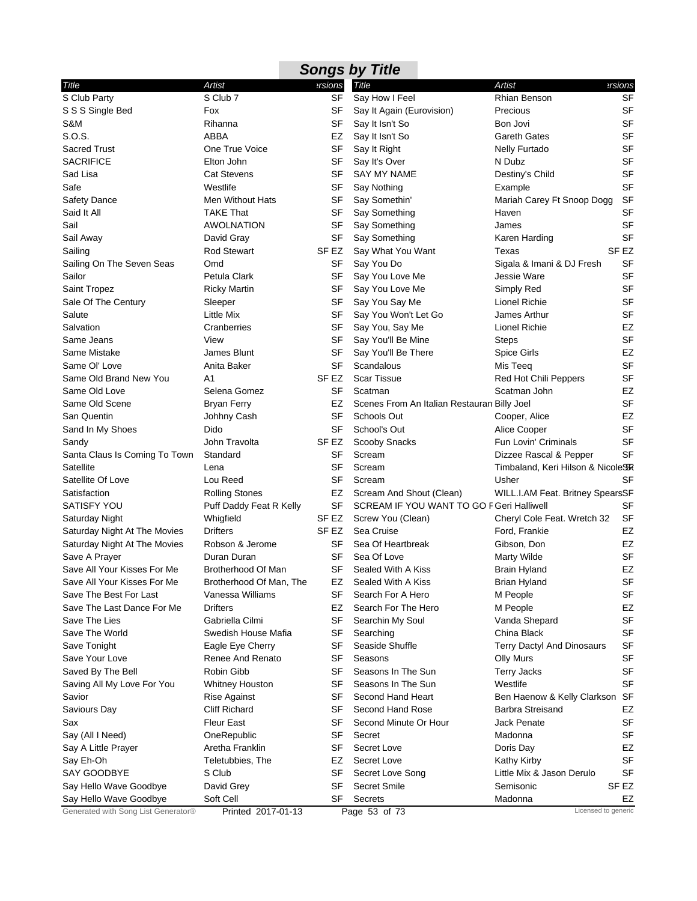# Songs by Title

| Title | Artist | Versions |
|---|---|---|
| S Club Party | S Club 7 | SF |
| S S S Single Bed | Fox | SF |
| S&M | Rihanna | SF |
| S.O.S. | ABBA | EZ |
| Sacred Trust | One True Voice | SF |
| SACRIFICE | Elton John | SF |
| Sad Lisa | Cat Stevens | SF |
| Safe | Westlife | SF |
| Safety Dance | Men Without Hats | SF |
| Said It All | TAKE That | SF |
| Sail | AWOLNATION | SF |
| Sail Away | David Gray | SF |
| Sailing | Rod Stewart | SF EZ |
| Sailing On The Seven Seas | Omd | SF |
| Sailor | Petula Clark | SF |
| Saint Tropez | Ricky Martin | SF |
| Sale Of The Century | Sleeper | SF |
| Salute | Little Mix | SF |
| Salvation | Cranberries | SF |
| Same Jeans | View | SF |
| Same Mistake | James Blunt | SF |
| Same Ol' Love | Anita Baker | SF |
| Same Old Brand New You | A1 | SF EZ |
| Same Old Love | Selena Gomez | SF |
| Same Old Scene | Bryan Ferry | EZ |
| San Quentin | Johhny Cash | SF |
| Sand In My Shoes | Dido | SF |
| Sandy | John Travolta | SF EZ |
| Santa Claus Is Coming To Town | Standard | SF |
| Satellite | Lena | SF |
| Satellite Of Love | Lou Reed | SF |
| Satisfaction | Rolling Stones | EZ |
| SATISFY YOU | Puff Daddy Feat R Kelly | SF |
| Saturday Night | Whigfield | SF EZ |
| Saturday Night At The Movies | Drifters | SF EZ |
| Saturday Night At The Movies | Robson & Jerome | SF |
| Save A Prayer | Duran Duran | SF |
| Save All Your Kisses For Me | Brotherhood Of Man | SF |
| Save All Your Kisses For Me | Brotherhood Of Man, The | EZ |
| Save The Best For Last | Vanessa Williams | SF |
| Save The Last Dance For Me | Drifters | EZ |
| Save The Lies | Gabriella Cilmi | SF |
| Save The World | Swedish House Mafia | SF |
| Save Tonight | Eagle Eye Cherry | SF |
| Save Your Love | Renee And Renato | SF |
| Saved By The Bell | Robin Gibb | SF |
| Saving All My Love For You | Whitney Houston | SF |
| Savior | Rise Against | SF |
| Saviours Day | Cliff Richard | SF |
| Sax | Fleur East | SF |
| Say (All I Need) | OneRepublic | SF |
| Say A Little Prayer | Aretha Franklin | SF |
| Say Eh-Oh | Teletubbies, The | EZ |
| SAY GOODBYE | S Club | SF |
| Say Hello Wave Goodbye | David Grey | SF |
| Say Hello Wave Goodbye | Soft Cell | SF |
| Say How I Feel | Rhian Benson | SF |
| Say It Again (Eurovision) | Precious | SF |
| Say It Isn't So | Bon Jovi | SF |
| Say It Isn't So | Gareth Gates | SF |
| Say It Right | Nelly Furtado | SF |
| Say It's Over | N Dubz | SF |
| SAY MY NAME | Destiny's Child | SF |
| Say Nothing | Example | SF |
| Say Somethin' | Mariah Carey Ft Snoop Dogg | SF |
| Say Something | Haven | SF |
| Say Something | James | SF |
| Say Something | Karen Harding | SF |
| Say What You Want | Texas | SF EZ |
| Say You Do | Sigala & Imani & DJ Fresh | SF |
| Say You Love Me | Jessie Ware | SF |
| Say You Love Me | Simply Red | SF |
| Say You Say Me | Lionel Richie | SF |
| Say You Won't Let Go | James Arthur | SF |
| Say You, Say Me | Lionel Richie | EZ |
| Say You'll Be Mine | Steps | SF |
| Say You'll Be There | Spice Girls | EZ |
| Scandalous | Mis Teeq | SF |
| Scar Tissue | Red Hot Chili Peppers | SF |
| Scatman | Scatman John | EZ |
| Scenes From An Italian Restauran | Billy Joel | SF |
| Schools Out | Cooper, Alice | EZ |
| School's Out | Alice Cooper | SF |
| Scooby Snacks | Fun Lovin' Criminals | SF |
| Scream | Dizzee Rascal & Pepper | SF |
| Scream | Timbaland, Keri Hilson & NicoleSc | SF |
| Scream | Usher | SF |
| Scream And Shout (Clean) | WILL.I.AM Feat. Britney Spears | SF |
| SCREAM IF YOU WANT TO GO F | Geri Halliwell | SF |
| Screw You (Clean) | Cheryl Cole Feat. Wretch 32 | SF |
| Sea Cruise | Ford, Frankie | EZ |
| Sea Of Heartbreak | Gibson, Don | EZ |
| Sea Of Love | Marty Wilde | SF |
| Sealed With A Kiss | Brain Hyland | EZ |
| Sealed With A Kiss | Brian Hyland | SF |
| Search For A Hero | M People | SF |
| Search For The Hero | M People | EZ |
| Searchin My Soul | Vanda Shepard | SF |
| Searching | China Black | SF |
| Seaside Shuffle | Terry Dactyl And Dinosaurs | SF |
| Seasons | Olly Murs | SF |
| Seasons In The Sun | Terry Jacks | SF |
| Seasons In The Sun | Westlife | SF |
| Second Hand Heart | Ben Haenow & Kelly Clarkson | SF |
| Second Hand Rose | Barbra Streisand | EZ |
| Second Minute Or Hour | Jack Penate | SF |
| Secret | Madonna | SF |
| Secret Love | Doris Day | EZ |
| Secret Love | Kathy Kirby | SF |
| Secret Love Song | Little Mix & Jason Derulo | SF |
| Secret Smile | Semisonic | SF EZ |
| Secrets | Madonna | EZ |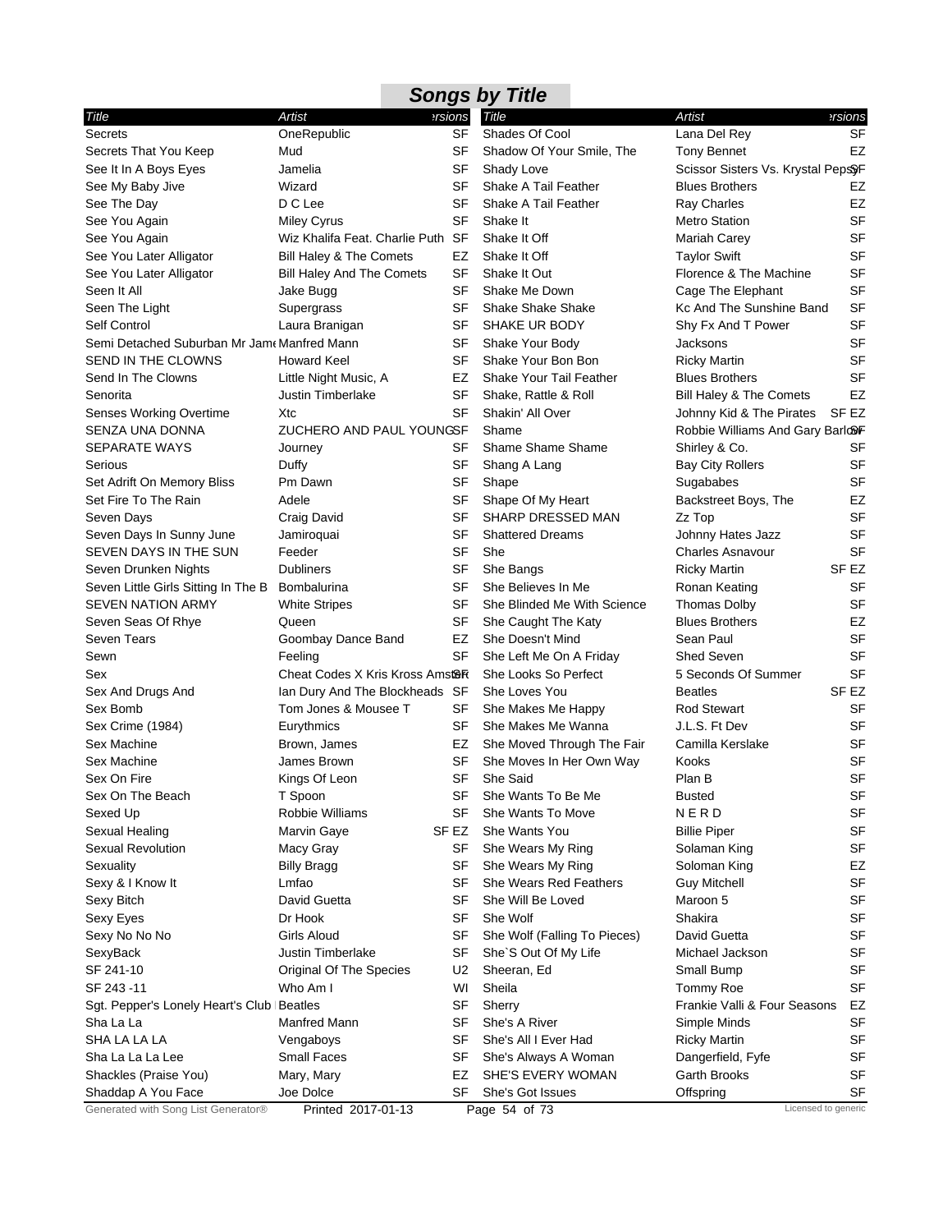## Songs by Title

| Title | Artist | Versions | Title | Artist | Versions |
|---|---|---|---|---|---|
| Secrets | OneRepublic | SF | Shades Of Cool | Lana Del Rey | SF |
| Secrets That You Keep | Mud | SF | Shadow Of Your Smile, The | Tony Bennet | EZ |
| See It In A Boys Eyes | Jamelia | SF | Shady Love | Scissor Sisters Vs. Krystal Pepsy | SF |
| See My Baby Jive | Wizard | SF | Shake A Tail Feather | Blues Brothers | EZ |
| See The Day | D C Lee | SF | Shake A Tail Feather | Ray Charles | EZ |
| See You Again | Miley Cyrus | SF | Shake It | Metro Station | SF |
| See You Again | Wiz Khalifa Feat. Charlie Puth | SF | Shake It Off | Mariah Carey | SF |
| See You Later Alligator | Bill Haley & The Comets | EZ | Shake It Off | Taylor Swift | SF |
| See You Later Alligator | Bill Haley And The Comets | SF | Shake It Out | Florence & The Machine | SF |
| Seen It All | Jake Bugg | SF | Shake Me Down | Cage The Elephant | SF |
| Seen The Light | Supergrass | SF | Shake Shake Shake | Kc And The Sunshine Band | SF |
| Self Control | Laura Branigan | SF | SHAKE UR BODY | Shy Fx And T Power | SF |
| Semi Detached Suburban Mr James | Manfred Mann | SF | Shake Your Body | Jacksons | SF |
| SEND IN THE CLOWNS | Howard Keel | SF | Shake Your Bon Bon | Ricky Martin | SF |
| Send In The Clowns | Little Night Music, A | EZ | Shake Your Tail Feather | Blues Brothers | SF |
| Senorita | Justin Timberlake | SF | Shake, Rattle & Roll | Bill Haley & The Comets | EZ |
| Senses Working Overtime | Xtc | SF | Shakin' All Over | Johnny Kid & The Pirates | SF EZ |
| SENZA UNA DONNA | ZUCHERO AND PAUL YOUNG | SF | Shame | Robbie Williams And Gary Barlow | SF |
| SEPARATE WAYS | Journey | SF | Shame Shame Shame | Shirley & Co. | SF |
| Serious | Duffy | SF | Shang A Lang | Bay City Rollers | SF |
| Set Adrift On Memory Bliss | Pm Dawn | SF | Shape | Sugababes | SF |
| Set Fire To The Rain | Adele | SF | Shape Of My Heart | Backstreet Boys, The | EZ |
| Seven Days | Craig David | SF | SHARP DRESSED MAN | Zz Top | SF |
| Seven Days In Sunny June | Jamiroquai | SF | Shattered Dreams | Johnny Hates Jazz | SF |
| SEVEN DAYS IN THE SUN | Feeder | SF | She | Charles Asnavour | SF |
| Seven Drunken Nights | Dubliners | SF | She Bangs | Ricky Martin | SF EZ |
| Seven Little Girls Sitting In The B | Bombalurina | SF | She Believes In Me | Ronan Keating | SF |
| SEVEN NATION ARMY | White Stripes | SF | She Blinded Me With Science | Thomas Dolby | SF |
| Seven Seas Of Rhye | Queen | SF | She Caught The Katy | Blues Brothers | EZ |
| Seven Tears | Goombay Dance Band | EZ | She Doesn't Mind | Sean Paul | SF |
| Sewn | Feeling | SF | She Left Me On A Friday | Shed Seven | SF |
| Sex | Cheat Codes X Kris Kross Amsterdam | SF | She Looks So Perfect | 5 Seconds Of Summer | SF |
| Sex And Drugs And | Ian Dury And The Blockheads | SF | She Loves You | Beatles | SF EZ |
| Sex Bomb | Tom Jones & Mousee T | SF | She Makes Me Happy | Rod Stewart | SF |
| Sex Crime (1984) | Eurythmics | SF | She Makes Me Wanna | J.L.S. Ft Dev | SF |
| Sex Machine | Brown, James | EZ | She Moved Through The Fair | Camilla Kerslake | SF |
| Sex Machine | James Brown | SF | She Moves In Her Own Way | Kooks | SF |
| Sex On Fire | Kings Of Leon | SF | She Said | Plan B | SF |
| Sex On The Beach | T Spoon | SF | She Wants To Be Me | Busted | SF |
| Sexed Up | Robbie Williams | SF | She Wants To Move | N E R D | SF |
| Sexual Healing | Marvin Gaye | SF EZ | She Wants You | Billie Piper | SF |
| Sexual Revolution | Macy Gray | SF | She Wears My Ring | Solaman King | SF |
| Sexuality | Billy Bragg | SF | She Wears My Ring | Soloman King | EZ |
| Sexy & I Know It | Lmfao | SF | She Wears Red Feathers | Guy Mitchell | SF |
| Sexy Bitch | David Guetta | SF | She Will Be Loved | Maroon 5 | SF |
| Sexy Eyes | Dr Hook | SF | She Wolf | Shakira | SF |
| Sexy No No No | Girls Aloud | SF | She Wolf (Falling To Pieces) | David Guetta | SF |
| SexyBack | Justin Timberlake | SF | She`S Out Of My Life | Michael Jackson | SF |
| SF 241-10 | Original Of The Species | U2 | Sheeran, Ed | Small Bump | SF |
| SF 243 -11 | Who Am I | WI | Sheila | Tommy Roe | SF |
| Sgt. Pepper's Lonely Heart's Club | Beatles | SF | Sherry | Frankie Valli & Four Seasons | EZ |
| Sha La La | Manfred Mann | SF | She's A River | Simple Minds | SF |
| SHA LA LA LA | Vengaboys | SF | She's All I Ever Had | Ricky Martin | SF |
| Sha La La La Lee | Small Faces | SF | She's Always A Woman | Dangerfield, Fyfe | SF |
| Shackles (Praise You) | Mary, Mary | EZ | SHE'S EVERY WOMAN | Garth Brooks | SF |
| Shaddap A You Face | Joe Dolce | SF | She's Got Issues | Offspring | SF |

Generated with Song List Generator® Printed 2017-01-13 Licensed to generic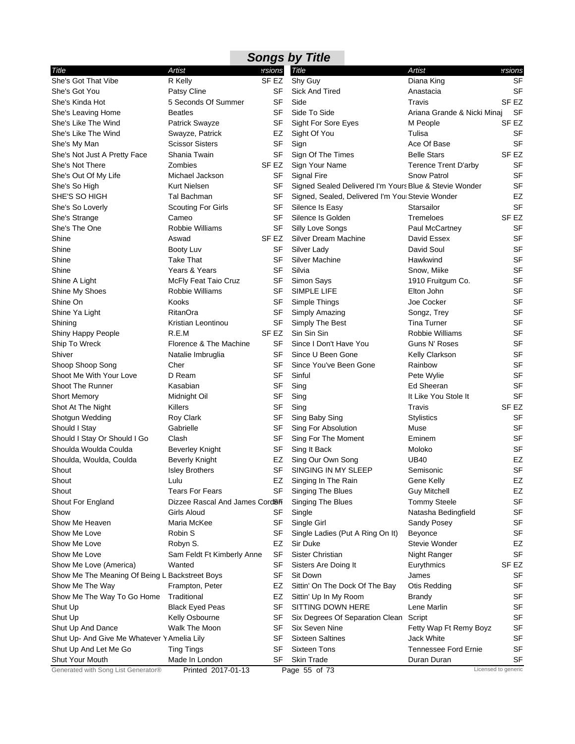## Songs by Title

| Title | Artist | Versions |
|---|---|---|
| She's Got That Vibe | R Kelly | SF EZ |
| She's Got You | Patsy Cline | SF |
| She's Kinda Hot | 5 Seconds Of Summer | SF |
| She's Leaving Home | Beatles | SF |
| She's Like The Wind | Patrick Swayze | SF |
| She's Like The Wind | Swayze, Patrick | EZ |
| She's My Man | Scissor Sisters | SF |
| She's Not Just A Pretty Face | Shania Twain | SF |
| She's Not There | Zombies | SF EZ |
| She's Out Of My Life | Michael Jackson | SF |
| She's So High | Kurt Nielsen | SF |
| SHE'S SO HIGH | Tal Bachman | SF |
| She's So Loverly | Scouting For Girls | SF |
| She's Strange | Cameo | SF |
| She's The One | Robbie Williams | SF |
| Shine | Aswad | SF EZ |
| Shine | Booty Luv | SF |
| Shine | Take That | SF |
| Shine | Years & Years | SF |
| Shine A Light | McFly Feat Taio Cruz | SF |
| Shine My Shoes | Robbie Williams | SF |
| Shine On | Kooks | SF |
| Shine Ya Light | RitanOra | SF |
| Shining | Kristian Leontinou | SF |
| Shiny Happy People | R.E.M | SF EZ |
| Ship To Wreck | Florence & The Machine | SF |
| Shiver | Natalie Imbruglia | SF |
| Shoop Shoop Song | Cher | SF |
| Shoot Me With Your Love | D Ream | SF |
| Shoot The Runner | Kasabian | SF |
| Short Memory | Midnight Oil | SF |
| Shot At The Night | Killers | SF |
| Shotgun Wedding | Roy Clark | SF |
| Should I Stay | Gabrielle | SF |
| Should I Stay Or Should I Go | Clash | SF |
| Shoulda Woulda Coulda | Beverley Knight | SF |
| Shoulda, Woulda, Coulda | Beverly Knight | EZ |
| Shout | Isley Brothers | SF |
| Shout | Lulu | EZ |
| Shout | Tears For Fears | SF |
| Shout For England | Dizzee Rascal And James Corden | SF |
| Show | Girls Aloud | SF |
| Show Me Heaven | Maria McKee | SF |
| Show Me Love | Robin S | SF |
| Show Me Love | Robyn S. | EZ |
| Show Me Love | Sam Feldt Ft Kimberly Anne | SF |
| Show Me Love (America) | Wanted | SF |
| Show Me The Meaning Of Being L | Backstreet Boys | SF |
| Show Me The Way | Frampton, Peter | EZ |
| Show Me The Way To Go Home | Traditional | EZ |
| Shut Up | Black Eyed Peas | SF |
| Shut Up | Kelly Osbourne | SF |
| Shut Up And Dance | Walk The Moon | SF |
| Shut Up- And Give Me Whatever Y | Amelia Lily | SF |
| Shut Up And Let Me Go | Ting Tings | SF |
| Shut Your Mouth | Made In London | SF |
| Shy Guy | Diana King | SF |
| Sick And Tired | Anastacia | SF |
| Side | Travis | SF EZ |
| Side To Side | Ariana Grande & Nicki Minaj | SF |
| Sight For Sore Eyes | M People | SF EZ |
| Sight Of You | Tulisa | SF |
| Sign | Ace Of Base | SF |
| Sign Of The Times | Belle Stars | SF EZ |
| Sign Your Name | Terence Trent D'arby | SF |
| Signal Fire | Snow Patrol | SF |
| Signed Sealed Delivered I'm Yours | Blue & Stevie Wonder | SF |
| Signed, Sealed, Delivered I'm You | Stevie Wonder | EZ |
| Silence Is Easy | Starsailor | SF |
| Silence Is Golden | Tremeloes | SF EZ |
| Silly Love Songs | Paul McCartney | SF |
| Silver Dream Machine | David Essex | SF |
| Silver Lady | David Soul | SF |
| Silver Machine | Hawkwind | SF |
| Silvia | Snow, Miike | SF |
| Simon Says | 1910 Fruitgum Co. | SF |
| SIMPLE LIFE | Elton John | SF |
| Simple Things | Joe Cocker | SF |
| Simply Amazing | Songz, Trey | SF |
| Simply The Best | Tina Turner | SF |
| Sin Sin Sin | Robbie Williams | SF |
| Since I Don't Have You | Guns N' Roses | SF |
| Since U Been Gone | Kelly Clarkson | SF |
| Since You've Been Gone | Rainbow | SF |
| Sinful | Pete Wylie | SF |
| Sing | Ed Sheeran | SF |
| Sing | It Like You Stole It | SF |
| Sing | Travis | SF EZ |
| Sing Baby Sing | Stylistics | SF |
| Sing For Absolution | Muse | SF |
| Sing For The Moment | Eminem | SF |
| Sing It Back | Moloko | SF |
| Sing Our Own Song | UB40 | EZ |
| SINGING IN MY SLEEP | Semisonic | SF |
| Singing In The Rain | Gene Kelly | EZ |
| Singing The Blues | Guy Mitchell | EZ |
| Singing The Blues | Tommy Steele | SF |
| Single | Natasha Bedingfield | SF |
| Single Girl | Sandy Posey | SF |
| Single Ladies (Put A Ring On It) | Beyonce | SF |
| Sir Duke | Stevie Wonder | EZ |
| Sister Christian | Night Ranger | SF |
| Sisters Are Doing It | Eurythmics | SF EZ |
| Sit Down | James | SF |
| Sittin' On The Dock Of The Bay | Otis Redding | SF |
| Sittin' Up In My Room | Brandy | SF |
| SITTING DOWN HERE | Lene Marlin | SF |
| Six Degrees Of Separation Clean | Script | SF |
| Six Seven Nine | Fetty Wap Ft Remy Boyz | SF |
| Sixteen Saltines | Jack White | SF |
| Sixteen Tons | Tennessee Ford Ernie | SF |
| Skin Trade | Duran Duran | SF |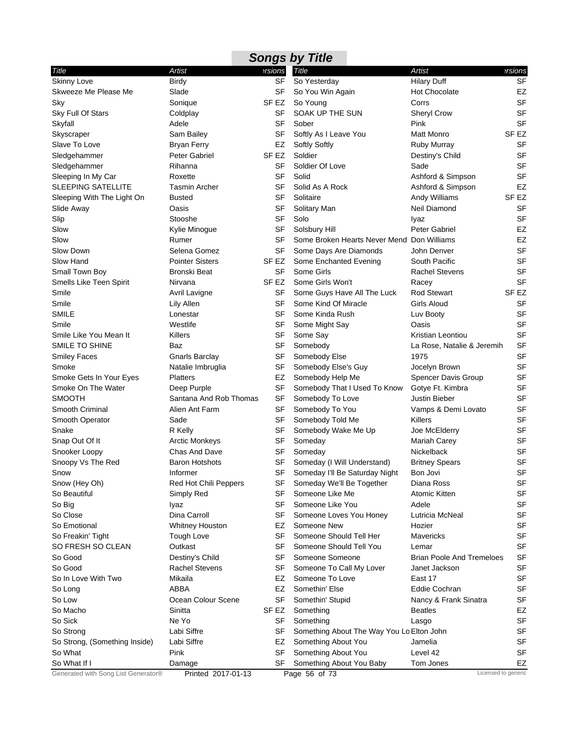# Songs by Title

| Title | Artist | Versions |
|---|---|---|
| Skinny Love | Birdy | SF |
| Skweeze Me Please Me | Slade | SF |
| Sky | Sonique | SF EZ |
| Sky Full Of Stars | Coldplay | SF |
| Skyfall | Adele | SF |
| Skyscraper | Sam Bailey | SF |
| Slave To Love | Bryan Ferry | EZ |
| Sledgehammer | Peter Gabriel | SF EZ |
| Sledgehammer | Rihanna | SF |
| Sleeping In My Car | Roxette | SF |
| SLEEPING SATELLITE | Tasmin Archer | SF |
| Sleeping With The Light On | Busted | SF |
| Slide Away | Oasis | SF |
| Slip | Stooshe | SF |
| Slow | Kylie Minogue | SF |
| Slow | Rumer | SF |
| Slow Down | Selena Gomez | SF |
| Slow Hand | Pointer Sisters | SF EZ |
| Small Town Boy | Bronski Beat | SF |
| Smells Like Teen Spirit | Nirvana | SF EZ |
| Smile | Avril Lavigne | SF |
| Smile | Lily Allen | SF |
| SMILE | Lonestar | SF |
| Smile | Westlife | SF |
| Smile Like You Mean It | Killers | SF |
| SMILE TO SHINE | Baz | SF |
| Smiley Faces | Gnarls Barclay | SF |
| Smoke | Natalie Imbruglia | SF |
| Smoke Gets In Your Eyes | Platters | EZ |
| Smoke On The Water | Deep Purple | SF |
| SMOOTH | Santana And Rob Thomas | SF |
| Smooth Criminal | Alien Ant Farm | SF |
| Smooth Operator | Sade | SF |
| Snake | R Kelly | SF |
| Snap Out Of It | Arctic Monkeys | SF |
| Snooker Loopy | Chas And Dave | SF |
| Snoopy Vs The Red | Baron Hotshots | SF |
| Snow | Informer | SF |
| Snow (Hey Oh) | Red Hot Chili Peppers | SF |
| So Beautiful | Simply Red | SF |
| So Big | Iyaz | SF |
| So Close | Dina Carroll | SF |
| So Emotional | Whitney Houston | EZ |
| So Freakin' Tight | Tough Love | SF |
| SO FRESH SO CLEAN | Outkast | SF |
| So Good | Destiny's Child | SF |
| So Good | Rachel Stevens | SF |
| So In Love With Two | Mikaila | EZ |
| So Long | ABBA | EZ |
| So Low | Ocean Colour Scene | SF |
| So Macho | Sinitta | SF EZ |
| So Sick | Ne Yo | SF |
| So Strong | Labi Siffre | SF |
| So Strong, (Something Inside) | Labi Siffre | EZ |
| So What | Pink | SF |
| So What If I | Damage | SF |
| So Yesterday | Hilary Duff | SF |
| So You Win Again | Hot Chocolate | EZ |
| So Young | Corrs | SF |
| SOAK UP THE SUN | Sheryl Crow | SF |
| Sober | Pink | SF |
| Softly As I Leave You | Matt Monro | SF EZ |
| Softly Softly | Ruby Murray | SF |
| Soldier | Destiny's Child | SF |
| Soldier Of Love | Sade | SF |
| Solid | Ashford & Simpson | SF |
| Solid As A Rock | Ashford & Simpson | EZ |
| Solitaire | Andy Williams | SF EZ |
| Solitary Man | Neil Diamond | SF |
| Solo | Iyaz | SF |
| Solsbury Hill | Peter Gabriel | EZ |
| Some Broken Hearts Never Mend | Don Williams | EZ |
| Some Days Are Diamonds | John Denver | SF |
| Some Enchanted Evening | South Pacific | SF |
| Some Girls | Rachel Stevens | SF |
| Some Girls Won't | Racey | SF |
| Some Guys Have All The Luck | Rod Stewart | SF EZ |
| Some Kind Of Miracle | Girls Aloud | SF |
| Some Kinda Rush | Luv Booty | SF |
| Some Might Say | Oasis | SF |
| Some Say | Kristian Leontiou | SF |
| Somebody | La Rose, Natalie & Jeremih | SF |
| Somebody Else | 1975 | SF |
| Somebody Else's Guy | Jocelyn Brown | SF |
| Somebody Help Me | Spencer Davis Group | SF |
| Somebody That I Used To Know | Gotye Ft. Kimbra | SF |
| Somebody To Love | Justin Bieber | SF |
| Somebody To You | Vamps & Demi Lovato | SF |
| Somebody Told Me | Killers | SF |
| Somebody Wake Me Up | Joe McElderry | SF |
| Someday | Mariah Carey | SF |
| Someday | Nickelback | SF |
| Someday (I Will Understand) | Britney Spears | SF |
| Someday I'll Be Saturday Night | Bon Jovi | SF |
| Someday We'll Be Together | Diana Ross | SF |
| Someone Like Me | Atomic Kitten | SF |
| Someone Like You | Adele | SF |
| Someone Loves You Honey | Lutricia McNeal | SF |
| Someone New | Hozier | SF |
| Someone Should Tell Her | Mavericks | SF |
| Someone Should Tell You | Lemar | SF |
| Someone Someone | Brian Poole And Tremeloes | SF |
| Someone To Call My Lover | Janet Jackson | SF |
| Someone To Love | East 17 | SF |
| Somethin' Else | Eddie Cochran | SF |
| Somethin' Stupid | Nancy & Frank Sinatra | SF |
| Something | Beatles | EZ |
| Something | Lasgo | SF |
| Something About The Way You Lo | Elton John | SF |
| Something About You | Jamelia | SF |
| Something About You | Level 42 | SF |
| Something About You Baby | Tom Jones | EZ |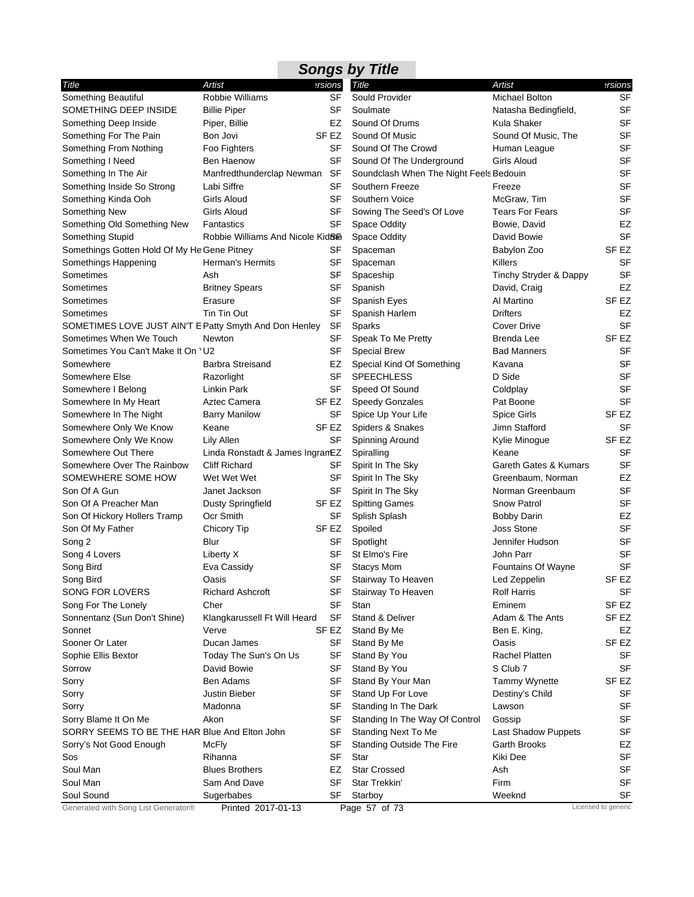## Songs by Title

| Title | Artist | Versions |
|---|---|---|
| Something Beautiful | Robbie Williams | SF |
| SOMETHING DEEP INSIDE | Billie Piper | SF |
| Something Deep Inside | Piper, Billie | EZ |
| Something For The Pain | Bon Jovi | SF EZ |
| Something From Nothing | Foo Fighters | SF |
| Something I Need | Ben Haenow | SF |
| Something In The Air | Manfredthunderclap Newman | SF |
| Something Inside So Strong | Labi Siffre | SF |
| Something Kinda Ooh | Girls Aloud | SF |
| Something New | Girls Aloud | SF |
| Something Old Something New | Fantastics | SF |
| Something Stupid | Robbie Williams And Nicole Kidman | SF |
| Somethings Gotten Hold Of My He | Gene Pitney | SF |
| Somethings Happening | Herman's Hermits | SF |
| Sometimes | Ash | SF |
| Sometimes | Britney Spears | SF |
| Sometimes | Erasure | SF |
| Sometimes | Tin Tin Out | SF |
| SOMETIMES LOVE JUST AIN'T E | Patty Smyth And Don Henley | SF |
| Sometimes When We Touch | Newton | SF |
| Sometimes You Can't Make It On ' | U2 | SF |
| Somewhere | Barbra Streisand | EZ |
| Somewhere Else | Razorlight | SF |
| Somewhere I Belong | Linkin Park | SF |
| Somewhere In My Heart | Aztec Camera | SF EZ |
| Somewhere In The Night | Barry Manilow | SF |
| Somewhere Only We Know | Keane | SF EZ |
| Somewhere Only We Know | Lily Allen | SF |
| Somewhere Out There | Linda Ronstadt & James Ingram | EZ |
| Somewhere Over The Rainbow | Cliff Richard | SF |
| SOMEWHERE SOME HOW | Wet Wet Wet | SF |
| Son Of A Gun | Janet Jackson | SF |
| Son Of A Preacher Man | Dusty Springfield | SF EZ |
| Son Of Hickory Hollers Tramp | Ocr Smith | SF |
| Son Of My Father | Chicory Tip | SF EZ |
| Song 2 | Blur | SF |
| Song 4 Lovers | Liberty X | SF |
| Song Bird | Eva Cassidy | SF |
| Song Bird | Oasis | SF |
| SONG FOR LOVERS | Richard Ashcroft | SF |
| Song For The Lonely | Cher | SF |
| Sonnentanz (Sun Don't Shine) | Klangkarussell Ft Will Heard | SF |
| Sonnet | Verve | SF EZ |
| Sooner Or Later | Ducan James | SF |
| Sophie Ellis Bextor | Today The Sun's On Us | SF |
| Sorrow | David Bowie | SF |
| Sorry | Ben Adams | SF |
| Sorry | Justin Bieber | SF |
| Sorry | Madonna | SF |
| Sorry Blame It On Me | Akon | SF |
| SORRY SEEMS TO BE THE HAR | Blue And Elton John | SF |
| Sorry's Not Good Enough | McFly | SF |
| Sos | Rihanna | SF |
| Soul Man | Blues Brothers | EZ |
| Soul Man | Sam And Dave | SF |
| Soul Sound | Sugerbabes | SF |
| Sould Provider | Michael Bolton | SF |
| Soulmate | Natasha Bedingfield, | SF |
| Sound Of Drums | Kula Shaker | SF |
| Sound Of Music | Sound Of Music, The | SF |
| Sound Of The Crowd | Human League | SF |
| Sound Of The Underground | Girls Aloud | SF |
| Soundclash When The Night Feels | Bedouin | SF |
| Southern Freeze | Freeze | SF |
| Southern Voice | McGraw, Tim | SF |
| Sowing The Seed's Of Love | Tears For Fears | SF |
| Space Oddity | Bowie, David | EZ |
| Space Oddity | David Bowie | SF |
| Spaceman | Babylon Zoo | SF EZ |
| Spaceman | Killers | SF |
| Spaceship | Tinchy Stryder & Dappy | SF |
| Spanish | David, Craig | EZ |
| Spanish Eyes | Al Martino | SF EZ |
| Spanish Harlem | Drifters | EZ |
| Sparks | Cover Drive | SF |
| Speak To Me Pretty | Brenda Lee | SF EZ |
| Special Brew | Bad Manners | SF |
| Special Kind Of Something | Kavana | SF |
| SPEECHLESS | D Side | SF |
| Speed Of Sound | Coldplay | SF |
| Speedy Gonzales | Pat Boone | SF |
| Spice Up Your Life | Spice Girls | SF EZ |
| Spiders & Snakes | Jimn Stafford | SF |
| Spinning Around | Kylie Minogue | SF EZ |
| Spiralling | Keane | SF |
| Spirit In The Sky | Gareth Gates & Kumars | SF |
| Spirit In The Sky | Greenbaum, Norman | EZ |
| Spirit In The Sky | Norman Greenbaum | SF |
| Spitting Games | Snow Patrol | SF |
| Splish Splash | Bobby Darin | EZ |
| Spoiled | Joss Stone | SF |
| Spotlight | Jennifer Hudson | SF |
| St Elmo's Fire | John Parr | SF |
| Stacys Mom | Fountains Of Wayne | SF |
| Stairway To Heaven | Led Zeppelin | SF EZ |
| Stairway To Heaven | Rolf Harris | SF |
| Stan | Eminem | SF EZ |
| Stand & Deliver | Adam & The Ants | SF EZ |
| Stand By Me | Ben E. King, | EZ |
| Stand By Me | Oasis | SF EZ |
| Stand By You | Rachel Platten | SF |
| Stand By You | S Club 7 | SF |
| Stand By Your Man | Tammy Wynette | SF EZ |
| Stand Up For Love | Destiny's Child | SF |
| Standing In The Dark | Lawson | SF |
| Standing In The Way Of Control | Gossip | SF |
| Standing Next To Me | Last Shadow Puppets | SF |
| Standing Outside The Fire | Garth Brooks | EZ |
| Star | Kiki Dee | SF |
| Star Crossed | Ash | SF |
| Star Trekkin' | Firm | SF |
| Starboy | Weeknd | SF |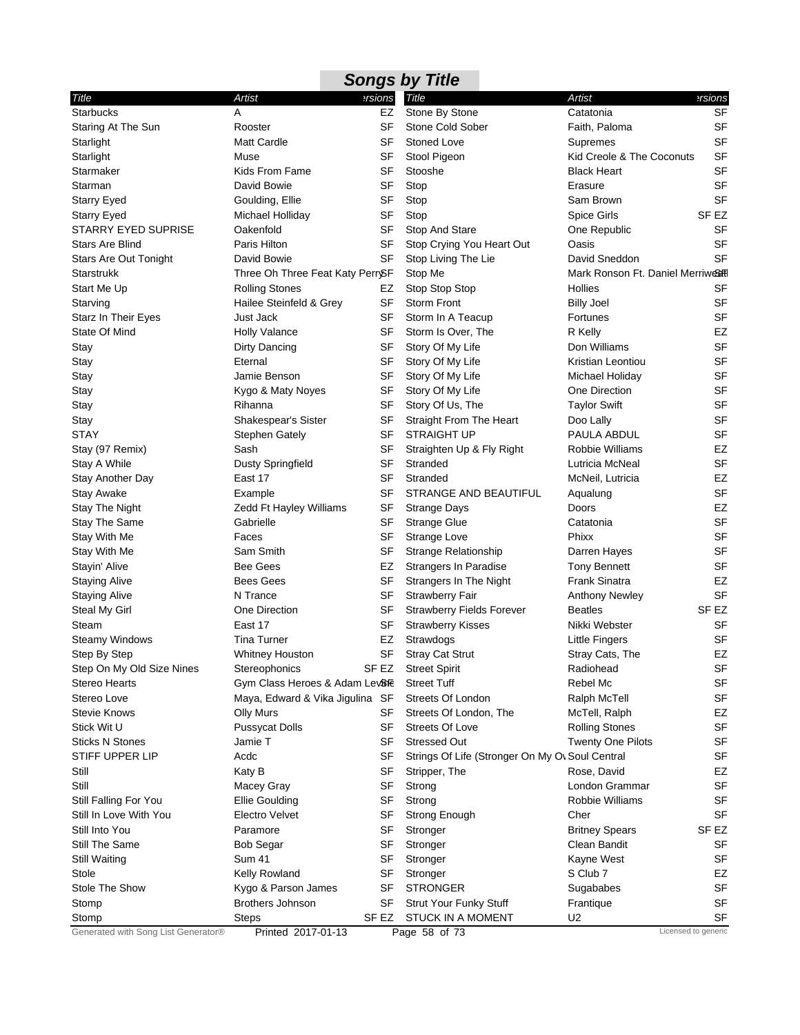## Songs by Title

| Title | Artist | Versions |
|---|---|---|
| Starbucks | A | EZ |
| Staring At The Sun | Rooster | SF |
| Starlight | Matt Cardle | SF |
| Starlight | Muse | SF |
| Starmaker | Kids From Fame | SF |
| Starman | David Bowie | SF |
| Starry Eyed | Goulding, Ellie | SF |
| Starry Eyed | Michael Holliday | SF |
| STARRY EYED SUPRISE | Oakenfold | SF |
| Stars Are Blind | Paris Hilton | SF |
| Stars Are Out Tonight | David Bowie | SF |
| Starstrukk | Three Oh Three Feat Katy Perry | SF |
| Start Me Up | Rolling Stones | EZ |
| Starving | Hailee Steinfeld & Grey | SF |
| Starz In Their Eyes | Just Jack | SF |
| State Of Mind | Holly Valance | SF |
| Stay | Dirty Dancing | SF |
| Stay | Eternal | SF |
| Stay | Jamie Benson | SF |
| Stay | Kygo & Maty Noyes | SF |
| Stay | Rihanna | SF |
| Stay | Shakespear's Sister | SF |
| STAY | Stephen Gately | SF |
| Stay (97 Remix) | Sash | SF |
| Stay A While | Dusty Springfield | SF |
| Stay Another Day | East 17 | SF |
| Stay Awake | Example | SF |
| Stay The Night | Zedd Ft Hayley Williams | SF |
| Stay The Same | Gabrielle | SF |
| Stay With Me | Faces | SF |
| Stay With Me | Sam Smith | SF |
| Stayin' Alive | Bee Gees | EZ |
| Staying Alive | Bees Gees | SF |
| Staying Alive | N Trance | SF |
| Steal My Girl | One Direction | SF |
| Steam | East 17 | SF |
| Steamy Windows | Tina Turner | EZ |
| Step By Step | Whitney Houston | SF |
| Step On My Old Size Nines | Stereophonics | SF EZ |
| Stereo Hearts | Gym Class Heroes & Adam Levine | SF |
| Stereo Love | Maya, Edward & Vika Jigulina | SF |
| Stevie Knows | Olly Murs | SF |
| Stick Wit U | Pussycat Dolls | SF |
| Sticks N Stones | Jamie T | SF |
| STIFF UPPER LIP | Acdc | SF |
| Still | Katy B | SF |
| Still | Macey Gray | SF |
| Still Falling For You | Ellie Goulding | SF |
| Still In Love With You | Electro Velvet | SF |
| Still Into You | Paramore | SF |
| Still The Same | Bob Segar | SF |
| Still Waiting | Sum 41 | SF |
| Stole | Kelly Rowland | SF |
| Stole The Show | Kygo & Parson James | SF |
| Stomp | Brothers Johnson | SF |
| Stomp | Steps | SF EZ |
| Stone By Stone | Catatonia | SF |
| Stone Cold Sober | Faith, Paloma | SF |
| Stoned Love | Supremes | SF |
| Stool Pigeon | Kid Creole & The Coconuts | SF |
| Stooshe | Black Heart | SF |
| Stop | Erasure | SF |
| Stop | Sam Brown | SF |
| Stop | Spice Girls | SF EZ |
| Stop And Stare | One Republic | SF |
| Stop Crying You Heart Out | Oasis | SF |
| Stop Living The Lie | David Sneddon | SF |
| Stop Me | Mark Ronson Ft. Daniel Merriweather | SF |
| Stop Stop Stop | Hollies | SF |
| Storm Front | Billy Joel | SF |
| Storm In A Teacup | Fortunes | SF |
| Storm Is Over, The | R Kelly | EZ |
| Story Of My Life | Don Williams | SF |
| Story Of My Life | Kristian Leontiou | SF |
| Story Of My Life | Michael Holiday | SF |
| Story Of My Life | One Direction | SF |
| Story Of Us, The | Taylor Swift | SF |
| Straight From The Heart | Doo Lally | SF |
| STRAIGHT UP | PAULA ABDUL | SF |
| Straighten Up & Fly Right | Robbie Williams | EZ |
| Stranded | Lutricia McNeal | SF |
| Stranded | McNeil, Lutricia | EZ |
| STRANGE AND BEAUTIFUL | Aqualung | SF |
| Strange Days | Doors | EZ |
| Strange Glue | Catatonia | SF |
| Strange Love | Phixx | SF |
| Strange Relationship | Darren Hayes | SF |
| Strangers In Paradise | Tony Bennett | SF |
| Strangers In The Night | Frank Sinatra | EZ |
| Strawberry Fair | Anthony Newley | SF |
| Strawberry Fields Forever | Beatles | SF EZ |
| Strawberry Kisses | Nikki Webster | SF |
| Strawdogs | Little Fingers | SF |
| Stray Cat Strut | Stray Cats, The | EZ |
| Street Spirit | Radiohead | SF |
| Street Tuff | Rebel Mc | SF |
| Streets Of London | Ralph McTell | SF |
| Streets Of London, The | McTell, Ralph | EZ |
| Streets Of Love | Rolling Stones | SF |
| Stressed Out | Twenty One Pilots | SF |
| Strings Of Life (Stronger On My Ov | Soul Central | SF |
| Stripper, The | Rose, David | EZ |
| Strong | London Grammar | SF |
| Strong | Robbie Williams | SF |
| Strong Enough | Cher | SF |
| Stronger | Britney Spears | SF EZ |
| Stronger | Clean Bandit | SF |
| Stronger | Kayne West | SF |
| Stronger | S Club 7 | EZ |
| STRONGER | Sugababes | SF |
| Strut Your Funky Stuff | Frantique | SF |
| STUCK IN A MOMENT | U2 | SF |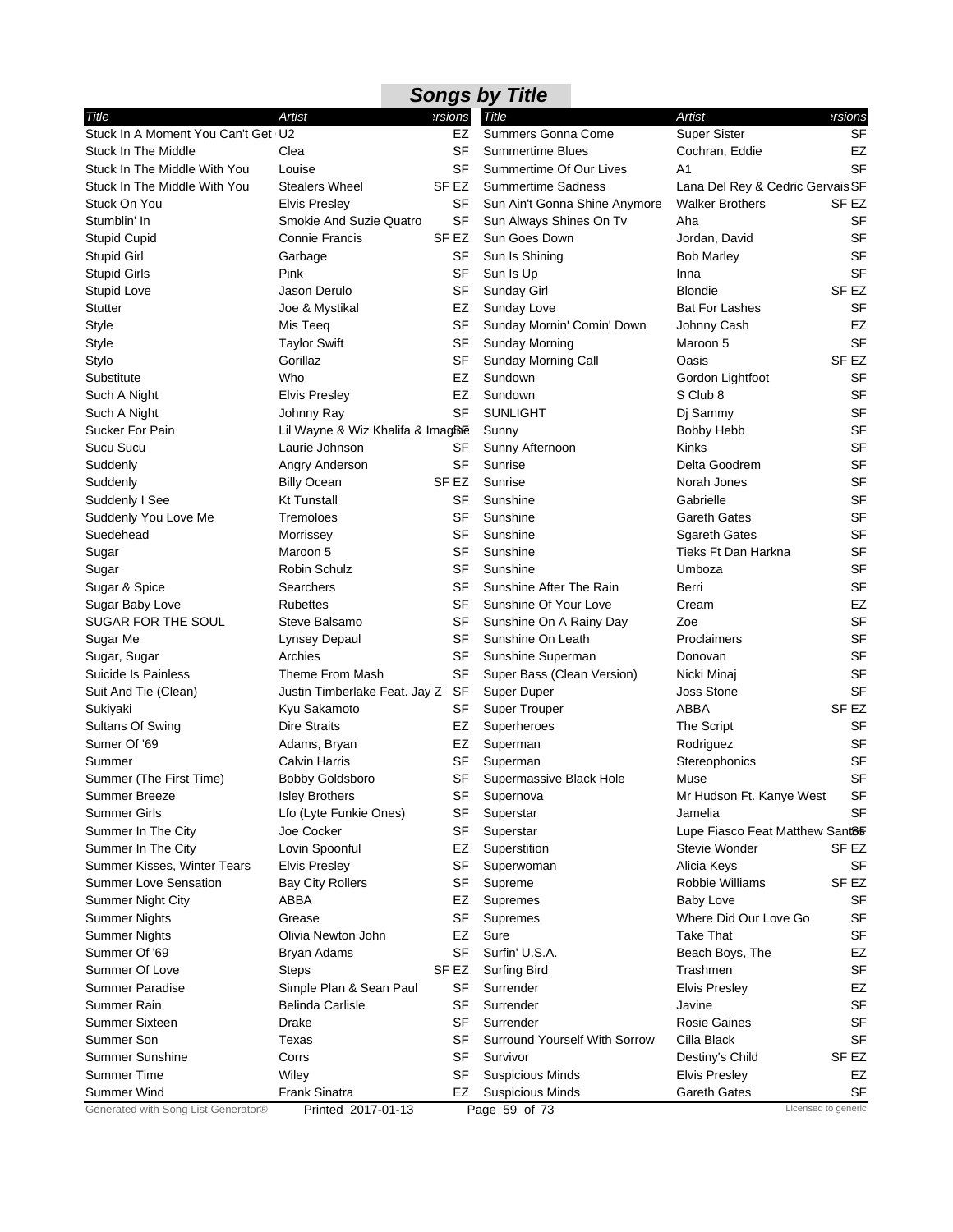# Songs by Title

| Title | Artist | Versions |
|---|---|---|
| Stuck In A Moment You Can't Get | U2 | EZ |
| Stuck In The Middle | Clea | SF |
| Stuck In The Middle With You | Louise | SF |
| Stuck In The Middle With You | Stealers Wheel | SF EZ |
| Stuck On You | Elvis Presley | SF |
| Stumblin' In | Smokie And Suzie Quatro | SF |
| Stupid Cupid | Connie Francis | SF EZ |
| Stupid Girl | Garbage | SF |
| Stupid Girls | Pink | SF |
| Stupid Love | Jason Derulo | SF |
| Stutter | Joe & Mystikal | EZ |
| Style | Mis Teeq | SF |
| Style | Taylor Swift | SF |
| Stylo | Gorillaz | SF |
| Substitute | Who | EZ |
| Such A Night | Elvis Presley | EZ |
| Such A Night | Johnny Ray | SF |
| Sucker For Pain | Lil Wayne & Wiz Khalifa & Imagine | SF |
| Sucu Sucu | Laurie Johnson | SF |
| Suddenly | Angry Anderson | SF |
| Suddenly | Billy Ocean | SF EZ |
| Suddenly I See | Kt Tunstall | SF |
| Suddenly You Love Me | Tremoloes | SF |
| Suedehead | Morrissey | SF |
| Sugar | Maroon 5 | SF |
| Sugar | Robin Schulz | SF |
| Sugar & Spice | Searchers | SF |
| Sugar Baby Love | Rubettes | SF |
| SUGAR FOR THE SOUL | Steve Balsamo | SF |
| Sugar Me | Lynsey Depaul | SF |
| Sugar, Sugar | Archies | SF |
| Suicide Is Painless | Theme From Mash | SF |
| Suit And Tie (Clean) | Justin Timberlake Feat. Jay Z | SF |
| Sukiyaki | Kyu Sakamoto | SF |
| Sultans Of Swing | Dire Straits | EZ |
| Sumer Of '69 | Adams, Bryan | EZ |
| Summer | Calvin Harris | SF |
| Summer (The First Time) | Bobby Goldsboro | SF |
| Summer Breeze | Isley Brothers | SF |
| Summer Girls | Lfo (Lyte Funkie Ones) | SF |
| Summer In The City | Joe Cocker | SF |
| Summer In The City | Lovin Spoonful | EZ |
| Summer Kisses, Winter Tears | Elvis Presley | SF |
| Summer Love Sensation | Bay City Rollers | SF |
| Summer Night City | ABBA | EZ |
| Summer Nights | Grease | SF |
| Summer Nights | Olivia Newton John | EZ |
| Summer Of '69 | Bryan Adams | SF |
| Summer Of Love | Steps | SF EZ |
| Summer Paradise | Simple Plan & Sean Paul | SF |
| Summer Rain | Belinda Carlisle | SF |
| Summer Sixteen | Drake | SF |
| Summer Son | Texas | SF |
| Summer Sunshine | Corrs | SF |
| Summer Time | Wiley | SF |
| Summer Wind | Frank Sinatra | EZ |
| Summers Gonna Come | Super Sister | SF |
| Summertime Blues | Cochran, Eddie | EZ |
| Summertime Of Our Lives | A1 | SF |
| Summertime Sadness | Lana Del Rey & Cedric Gervais | SF |
| Sun Ain't Gonna Shine Anymore | Walker Brothers | SF EZ |
| Sun Always Shines On Tv | Aha | SF |
| Sun Goes Down | Jordan, David | SF |
| Sun Is Shining | Bob Marley | SF |
| Sun Is Up | Inna | SF |
| Sunday Girl | Blondie | SF EZ |
| Sunday Love | Bat For Lashes | SF |
| Sunday Mornin' Comin' Down | Johnny Cash | EZ |
| Sunday Morning | Maroon 5 | SF |
| Sunday Morning Call | Oasis | SF EZ |
| Sundown | Gordon Lightfoot | SF |
| Sundown | S Club 8 | SF |
| SUNLIGHT | Dj Sammy | SF |
| Sunny | Bobby Hebb | SF |
| Sunny Afternoon | Kinks | SF |
| Sunrise | Delta Goodrem | SF |
| Sunrise | Norah Jones | SF |
| Sunshine | Gabrielle | SF |
| Sunshine | Gareth Gates | SF |
| Sunshine | Sgareth Gates | SF |
| Sunshine | Tieks Ft Dan Harkna | SF |
| Sunshine | Umboza | SF |
| Sunshine After The Rain | Berri | SF |
| Sunshine Of Your Love | Cream | EZ |
| Sunshine On A Rainy Day | Zoe | SF |
| Sunshine On Leath | Proclaimers | SF |
| Sunshine Superman | Donovan | SF |
| Super Bass (Clean Version) | Nicki Minaj | SF |
| Super Duper | Joss Stone | SF |
| Super Trouper | ABBA | SF EZ |
| Superheroes | The Script | SF |
| Superman | Rodriguez | SF |
| Superman | Stereophonics | SF |
| Supermassive Black Hole | Muse | SF |
| Supernova | Mr Hudson Ft. Kanye West | SF |
| Superstar | Jamelia | SF |
| Superstar | Lupe Fiasco Feat Matthew Santos | SF |
| Superstition | Stevie Wonder | SF EZ |
| Superwoman | Alicia Keys | SF |
| Supreme | Robbie Williams | SF EZ |
| Supremes | Baby Love | SF |
| Supremes | Where Did Our Love Go | SF |
| Sure | Take That | SF |
| Surfin' U.S.A. | Beach Boys, The | EZ |
| Surfing Bird | Trashmen | SF |
| Surrender | Elvis Presley | EZ |
| Surrender | Javine | SF |
| Surrender | Rosie Gaines | SF |
| Surround Yourself With Sorrow | Cilla Black | SF |
| Survivor | Destiny's Child | SF EZ |
| Suspicious Minds | Elvis Presley | EZ |
| Suspicious Minds | Gareth Gates | SF |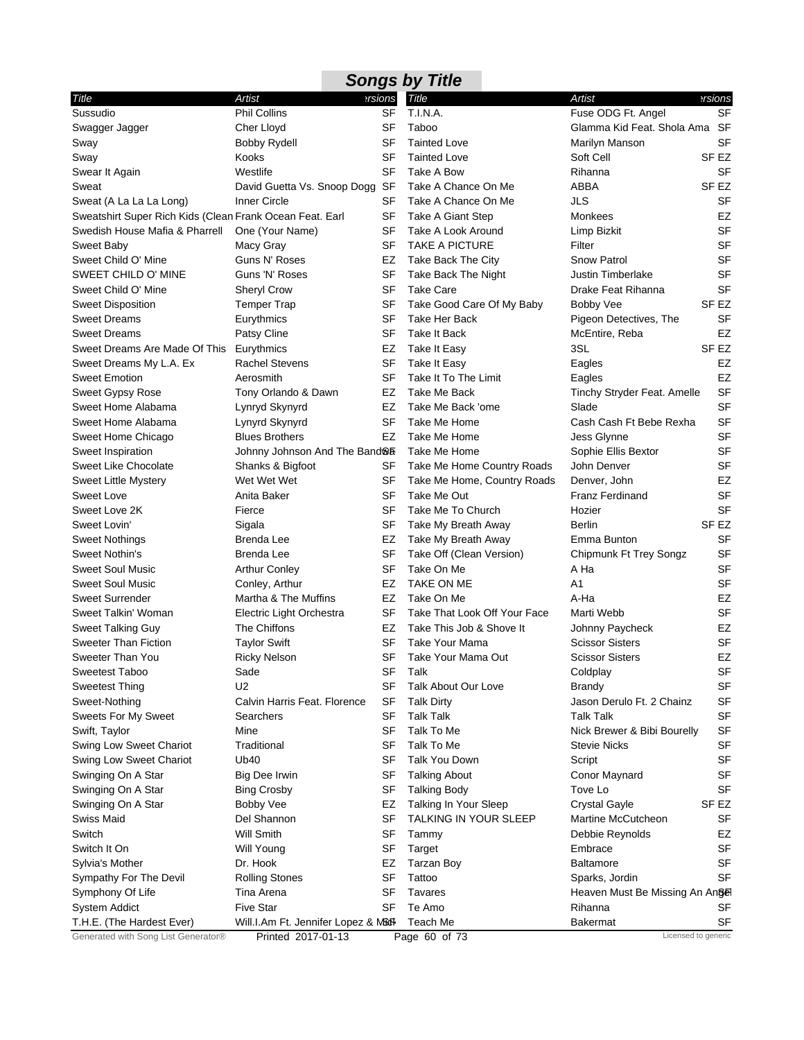# Songs by Title

| Title | Artist | Versions |
|---|---|---|
| Sussudio | Phil Collins | SF |
| Swagger Jagger | Cher Lloyd | SF |
| Sway | Bobby Rydell | SF |
| Sway | Kooks | SF |
| Swear It Again | Westlife | SF |
| Sweat | David Guetta Vs. Snoop Dogg | SF |
| Sweat (A La La La La Long) | Inner Circle | SF |
| Sweatshirt Super Rich Kids (Clean | Frank Ocean Feat. Earl | SF |
| Swedish House Mafia & Pharrell | One (Your Name) | SF |
| Sweet Baby | Macy Gray | SF |
| Sweet Child O' Mine | Guns N' Roses | EZ |
| SWEET CHILD O' MINE | Guns 'N' Roses | SF |
| Sweet Child O' Mine | Sheryl Crow | SF |
| Sweet Disposition | Temper Trap | SF |
| Sweet Dreams | Eurythmics | SF |
| Sweet Dreams | Patsy Cline | SF |
| Sweet Dreams Are Made Of This | Eurythmics | EZ |
| Sweet Dreams My L.A. Ex | Rachel Stevens | SF |
| Sweet Emotion | Aerosmith | SF |
| Sweet Gypsy Rose | Tony Orlando & Dawn | EZ |
| Sweet Home Alabama | Lynyrd Skynyrd | EZ |
| Sweet Home Alabama | Lynyrd Skynyrd | SF |
| Sweet Home Chicago | Blues Brothers | EZ |
| Sweet Inspiration | Johnny Johnson And The Bandwagon | SF |
| Sweet Like Chocolate | Shanks & Bigfoot | SF |
| Sweet Little Mystery | Wet Wet Wet | SF |
| Sweet Love | Anita Baker | SF |
| Sweet Love 2K | Fierce | SF |
| Sweet Lovin' | Sigala | SF |
| Sweet Nothings | Brenda Lee | EZ |
| Sweet Nothin's | Brenda Lee | SF |
| Sweet Soul Music | Arthur Conley | SF |
| Sweet Soul Music | Conley, Arthur | EZ |
| Sweet Surrender | Martha & The Muffins | EZ |
| Sweet Talkin' Woman | Electric Light Orchestra | SF |
| Sweet Talking Guy | The Chiffons | EZ |
| Sweeter Than Fiction | Taylor Swift | SF |
| Sweeter Than You | Ricky Nelson | SF |
| Sweetest Taboo | Sade | SF |
| Sweetest Thing | U2 | SF |
| Sweet-Nothing | Calvin Harris Feat. Florence | SF |
| Sweets For My Sweet | Searchers | SF |
| Swift, Taylor | Mine | SF |
| Swing Low Sweet Chariot | Traditional | SF |
| Swing Low Sweet Chariot | Ub40 | SF |
| Swinging On A Star | Big Dee Irwin | SF |
| Swinging On A Star | Bing Crosby | SF |
| Swinging On A Star | Bobby Vee | EZ |
| Swiss Maid | Del Shannon | SF |
| Switch | Will Smith | SF |
| Switch It On | Will Young | SF |
| Sylvia's Mother | Dr. Hook | EZ |
| Sympathy For The Devil | Rolling Stones | SF |
| Symphony Of Life | Tina Arena | SF |
| System Addict | Five Star | SF |
| T.H.E. (The Hardest Ever) | Will.I.Am Ft. Jennifer Lopez & Mick | SF |
| T.I.N.A. | Fuse ODG Ft. Angel | SF |
| Taboo | Glamma Kid Feat. Shola Ama | SF |
| Tainted Love | Marilyn Manson | SF |
| Tainted Love | Soft Cell | SF EZ |
| Take A Bow | Rihanna | SF |
| Take A Chance On Me | ABBA | SF EZ |
| Take A Chance On Me | JLS | SF |
| Take A Giant Step | Monkees | EZ |
| Take A Look Around | Limp Bizkit | SF |
| TAKE A PICTURE | Filter | SF |
| Take Back The City | Snow Patrol | SF |
| Take Back The Night | Justin Timberlake | SF |
| Take Care | Drake Feat Rihanna | SF |
| Take Good Care Of My Baby | Bobby Vee | SF EZ |
| Take Her Back | Pigeon Detectives, The | SF |
| Take It Back | McEntire, Reba | EZ |
| Take It Easy | 3SL | SF EZ |
| Take It Easy | Eagles | EZ |
| Take It To The Limit | Eagles | EZ |
| Take Me Back | Tinchy Stryder Feat. Amelle | SF |
| Take Me Back 'ome | Slade | SF |
| Take Me Home | Cash Cash Ft Bebe Rexha | SF |
| Take Me Home | Jess Glynne | SF |
| Take Me Home | Sophie Ellis Bextor | SF |
| Take Me Home Country Roads | John Denver | SF |
| Take Me Home, Country Roads | Denver, John | EZ |
| Take Me Out | Franz Ferdinand | SF |
| Take Me To Church | Hozier | SF |
| Take My Breath Away | Berlin | SF EZ |
| Take My Breath Away | Emma Bunton | SF |
| Take Off (Clean Version) | Chipmunk Ft Trey Songz | SF |
| Take On Me | A Ha | SF |
| TAKE ON ME | A1 | SF |
| Take On Me | A-Ha | EZ |
| Take That Look Off Your Face | Marti Webb | SF |
| Take This Job & Shove It | Johnny Paycheck | EZ |
| Take Your Mama | Scissor Sisters | SF |
| Take Your Mama Out | Scissor Sisters | EZ |
| Talk | Coldplay | SF |
| Talk About Our Love | Brandy | SF |
| Talk Dirty | Jason Derulo Ft. 2 Chainz | SF |
| Talk Talk | Talk Talk | SF |
| Talk To Me | Nick Brewer & Bibi Bourelly | SF |
| Talk To Me | Stevie Nicks | SF |
| Talk You Down | Script | SF |
| Talking About | Conor Maynard | SF |
| Talking Body | Tove Lo | SF |
| Talking In Your Sleep | Crystal Gayle | SF EZ |
| TALKING IN YOUR SLEEP | Martine McCutcheon | SF |
| Tammy | Debbie Reynolds | EZ |
| Target | Embrace | SF |
| Tarzan Boy | Baltamore | SF |
| Tattoo | Sparks, Jordin | SF |
| Tavares | Heaven Must Be Missing An Angel | SF |
| Te Amo | Rihanna | SF |
| Teach Me | Bakermat | SF |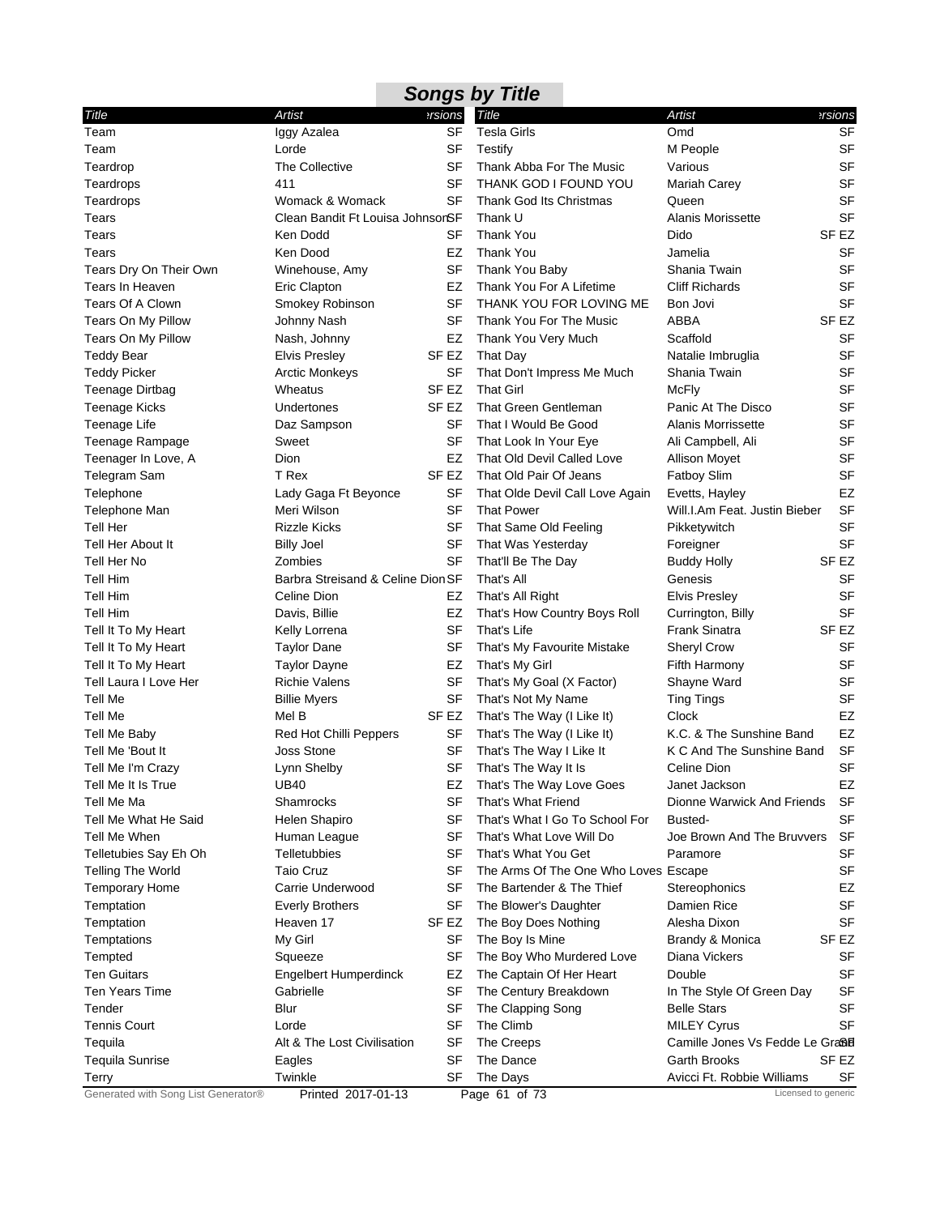## Songs by Title

| Title | Artist | Versions |
|---|---|---|
| Team | Iggy Azalea | SF |
| Team | Lorde | SF |
| Teardrop | The Collective | SF |
| Teardrops | 411 | SF |
| Teardrops | Womack & Womack | SF |
| Tears | Clean Bandit Ft Louisa Johnson | SF |
| Tears | Ken Dodd | SF |
| Tears | Ken Dood | EZ |
| Tears Dry On Their Own | Winehouse, Amy | SF |
| Tears In Heaven | Eric Clapton | EZ |
| Tears Of A Clown | Smokey Robinson | SF |
| Tears On My Pillow | Johnny Nash | SF |
| Tears On My Pillow | Nash, Johnny | EZ |
| Teddy Bear | Elvis Presley | SF EZ |
| Teddy Picker | Arctic Monkeys | SF |
| Teenage Dirtbag | Wheatus | SF EZ |
| Teenage Kicks | Undertones | SF EZ |
| Teenage Life | Daz Sampson | SF |
| Teenage Rampage | Sweet | SF |
| Teenager In Love, A | Dion | EZ |
| Telegram Sam | T Rex | SF EZ |
| Telephone | Lady Gaga Ft Beyonce | SF |
| Telephone Man | Meri Wilson | SF |
| Tell Her | Rizzle Kicks | SF |
| Tell Her About It | Billy Joel | SF |
| Tell Her No | Zombies | SF |
| Tell Him | Barbra Streisand & Celine Dion | SF |
| Tell Him | Celine Dion | EZ |
| Tell Him | Davis, Billie | EZ |
| Tell It To My Heart | Kelly Lorrena | SF |
| Tell It To My Heart | Taylor Dane | SF |
| Tell It To My Heart | Taylor Dayne | EZ |
| Tell Laura I Love Her | Richie Valens | SF |
| Tell Me | Billie Myers | SF |
| Tell Me | Mel B | SF EZ |
| Tell Me Baby | Red Hot Chilli Peppers | SF |
| Tell Me 'Bout It | Joss Stone | SF |
| Tell Me I'm Crazy | Lynn Shelby | SF |
| Tell Me It Is True | UB40 | EZ |
| Tell Me Ma | Shamrocks | SF |
| Tell Me What He Said | Helen Shapiro | SF |
| Tell Me When | Human League | SF |
| Telletubies Say Eh Oh | Telletubbies | SF |
| Telling The World | Taio Cruz | SF |
| Temporary Home | Carrie Underwood | SF |
| Temptation | Everly Brothers | SF |
| Temptation | Heaven 17 | SF EZ |
| Temptations | My Girl | SF |
| Tempted | Squeeze | SF |
| Ten Guitars | Engelbert Humperdinck | EZ |
| Ten Years Time | Gabrielle | SF |
| Tender | Blur | SF |
| Tennis Court | Lorde | SF |
| Tequila | Alt & The Lost Civilisation | SF |
| Tequila Sunrise | Eagles | SF |
| Terry | Twinkle | SF |
| Tesla Girls | Omd | SF |
| Testify | M People | SF |
| Thank Abba For The Music | Various | SF |
| THANK GOD I FOUND YOU | Mariah Carey | SF |
| Thank God Its Christmas | Queen | SF |
| Thank U | Alanis Morissette | SF |
| Thank You | Dido | SF EZ |
| Thank You | Jamelia | SF |
| Thank You Baby | Shania Twain | SF |
| Thank You For A Lifetime | Cliff Richards | SF |
| THANK YOU FOR LOVING ME | Bon Jovi | SF |
| Thank You For The Music | ABBA | SF EZ |
| Thank You Very Much | Scaffold | SF |
| That Day | Natalie Imbruglia | SF |
| That Don't Impress Me Much | Shania Twain | SF |
| That Girl | McFly | SF |
| That Green Gentleman | Panic At The Disco | SF |
| That I Would Be Good | Alanis Morrissette | SF |
| That Look In Your Eye | Ali Campbell, Ali | SF |
| That Old Devil Called Love | Allison Moyet | SF |
| That Old Pair Of Jeans | Fatboy Slim | SF |
| That Olde Devil Call Love Again | Evetts, Hayley | EZ |
| That Power | Will.I.Am Feat. Justin Bieber | SF |
| That Same Old Feeling | Pikketywitch | SF |
| That Was Yesterday | Foreigner | SF |
| That'll Be The Day | Buddy Holly | SF EZ |
| That's All | Genesis | SF |
| That's All Right | Elvis Presley | SF |
| That's How Country Boys Roll | Currington, Billy | SF |
| That's Life | Frank Sinatra | SF EZ |
| That's My Favourite Mistake | Sheryl Crow | SF |
| That's My Girl | Fifth Harmony | SF |
| That's My Goal (X Factor) | Shayne Ward | SF |
| That's Not My Name | Ting Tings | SF |
| That's The Way (I Like It) | Clock | EZ |
| That's The Way (I Like It) | K.C. & The Sunshine Band | EZ |
| That's The Way I Like It | K C And The Sunshine Band | SF |
| That's The Way It Is | Celine Dion | SF |
| That's The Way Love Goes | Janet Jackson | EZ |
| That's What Friend | Dionne Warwick And Friends | SF |
| That's What I Go To School For | Busted- | SF |
| That's What Love Will Do | Joe Brown And The Bruvvers | SF |
| That's What You Get | Paramore | SF |
| The Arms Of The One Who Loves | Escape | SF |
| The Bartender & The Thief | Stereophonics | EZ |
| The Blower's Daughter | Damien Rice | SF |
| The Boy Does Nothing | Alesha Dixon | SF |
| The Boy Is Mine | Brandy & Monica | SF EZ |
| The Boy Who Murdered Love | Diana Vickers | SF |
| The Captain Of Her Heart | Double | SF |
| The Century Breakdown | In The Style Of Green Day | SF |
| The Clapping Song | Belle Stars | SF |
| The Climb | MILEY Cyrus | SF |
| The Creeps | Camille Jones Vs Fedde Le Grand | SF |
| The Dance | Garth Brooks | SF EZ |
| The Days | Avicci Ft. Robbie Williams | SF |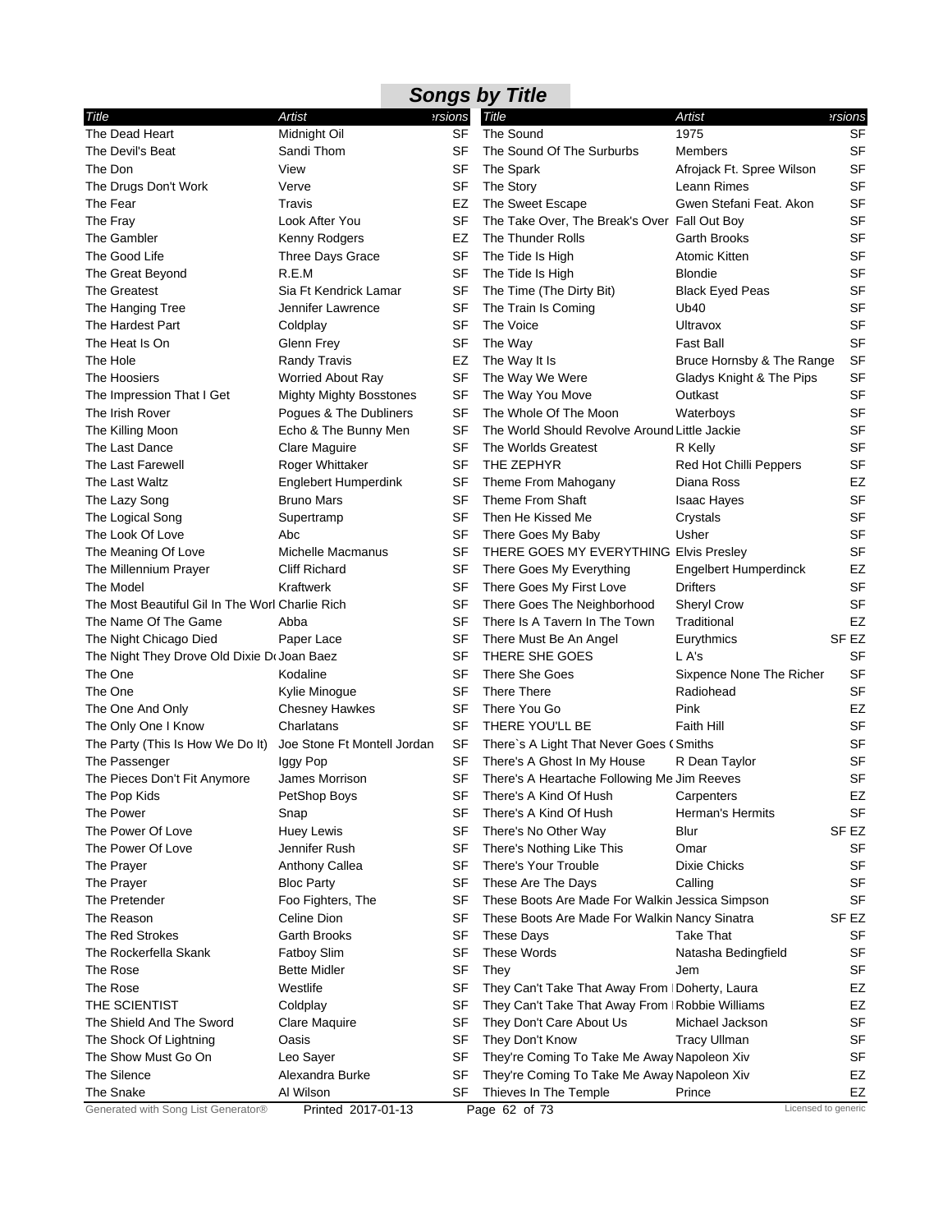## Songs by Title

| Title | Artist | Versions |
|---|---|---|
| The Dead Heart | Midnight Oil | SF |
| The Devil's Beat | Sandi Thom | SF |
| The Don | View | SF |
| The Drugs Don't Work | Verve | SF |
| The Fear | Travis | EZ |
| The Fray | Look After You | SF |
| The Gambler | Kenny Rodgers | EZ |
| The Good Life | Three Days Grace | SF |
| The Great Beyond | R.E.M | SF |
| The Greatest | Sia Ft Kendrick Lamar | SF |
| The Hanging Tree | Jennifer Lawrence | SF |
| The Hardest Part | Coldplay | SF |
| The Heat Is On | Glenn Frey | SF |
| The Hole | Randy Travis | EZ |
| The Hoosiers | Worried About Ray | SF |
| The Impression That I Get | Mighty Mighty Bosstones | SF |
| The Irish Rover | Pogues & The Dubliners | SF |
| The Killing Moon | Echo & The Bunny Men | SF |
| The Last Dance | Clare Maguire | SF |
| The Last Farewell | Roger Whittaker | SF |
| The Last Waltz | Englebert Humperdink | SF |
| The Lazy Song | Bruno Mars | SF |
| The Logical Song | Supertramp | SF |
| The Look Of Love | Abc | SF |
| The Meaning Of Love | Michelle Macmanus | SF |
| The Millennium Prayer | Cliff Richard | SF |
| The Model | Kraftwerk | SF |
| The Most Beautiful Gil In The Worl | Charlie Rich | SF |
| The Name Of The Game | Abba | SF |
| The Night Chicago Died | Paper Lace | SF |
| The Night They Drove Old Dixie Do | Joan Baez | SF |
| The One | Kodaline | SF |
| The One | Kylie Minogue | SF |
| The One And Only | Chesney Hawkes | SF |
| The Only One I Know | Charlatans | SF |
| The Party (This Is How We Do It) | Joe Stone Ft Montell Jordan | SF |
| The Passenger | Iggy Pop | SF |
| The Pieces Don't Fit Anymore | James Morrison | SF |
| The Pop Kids | PetShop Boys | SF |
| The Power | Snap | SF |
| The Power Of Love | Huey Lewis | SF |
| The Power Of Love | Jennifer Rush | SF |
| The Prayer | Anthony Callea | SF |
| The Prayer | Bloc Party | SF |
| The Pretender | Foo Fighters, The | SF |
| The Reason | Celine Dion | SF |
| The Red Strokes | Garth Brooks | SF |
| The Rockerfella Skank | Fatboy Slim | SF |
| The Rose | Bette Midler | SF |
| The Rose | Westlife | SF |
| THE SCIENTIST | Coldplay | SF |
| The Shield And The Sword | Clare Maquire | SF |
| The Shock Of Lightning | Oasis | SF |
| The Show Must Go On | Leo Sayer | SF |
| The Silence | Alexandra Burke | SF |
| The Snake | Al Wilson | SF |
| The Sound | 1975 | SF |
| The Sound Of The Surburbs | Members | SF |
| The Spark | Afrojack Ft. Spree Wilson | SF |
| The Story | Leann Rimes | SF |
| The Sweet Escape | Gwen Stefani Feat. Akon | SF |
| The Take Over, The Break's Over | Fall Out Boy | SF |
| The Thunder Rolls | Garth Brooks | SF |
| The Tide Is High | Atomic Kitten | SF |
| The Tide Is High | Blondie | SF |
| The Time (The Dirty Bit) | Black Eyed Peas | SF |
| The Train Is Coming | Ub40 | SF |
| The Voice | Ultravox | SF |
| The Way | Fast Ball | SF |
| The Way It Is | Bruce Hornsby & The Range | SF |
| The Way We Were | Gladys Knight & The Pips | SF |
| The Way You Move | Outkast | SF |
| The Whole Of The Moon | Waterboys | SF |
| The World Should Revolve Around | Little Jackie | SF |
| The Worlds Greatest | R Kelly | SF |
| THE ZEPHYR | Red Hot Chilli Peppers | SF |
| Theme From Mahogany | Diana Ross | EZ |
| Theme From Shaft | Isaac Hayes | SF |
| Then He Kissed Me | Crystals | SF |
| There Goes My Baby | Usher | SF |
| THERE GOES MY EVERYTHING | Elvis Presley | SF |
| There Goes My Everything | Engelbert Humperdinck | EZ |
| There Goes My First Love | Drifters | SF |
| There Goes The Neighborhood | Sheryl Crow | SF |
| There Is A Tavern In The Town | Traditional | EZ |
| There Must Be An Angel | Eurythmics | SF EZ |
| THERE SHE GOES | L A's | SF |
| There She Goes | Sixpence None The Richer | SF |
| There There | Radiohead | SF |
| There You Go | Pink | EZ |
| THERE YOU'LL BE | Faith Hill | SF |
| There`s A Light That Never Goes ( | Smiths | SF |
| There's A Ghost In My House | R Dean Taylor | SF |
| There's A Heartache Following Me | Jim Reeves | SF |
| There's A Kind Of Hush | Carpenters | EZ |
| There's A Kind Of Hush | Herman's Hermits | SF |
| There's No Other Way | Blur | SF EZ |
| There's Nothing Like This | Omar | SF |
| There's Your Trouble | Dixie Chicks | SF |
| These Are The Days | Calling | SF |
| These Boots Are Made For Walkin | Jessica Simpson | SF |
| These Boots Are Made For Walkin | Nancy Sinatra | SF EZ |
| These Days | Take That | SF |
| These Words | Natasha Bedingfield | SF |
| They | Jem | SF |
| They Can't Take That Away From | Doherty, Laura | EZ |
| They Can't Take That Away From | Robbie Williams | EZ |
| They Don't Care About Us | Michael Jackson | SF |
| They Don't Know | Tracy Ullman | SF |
| They're Coming To Take Me Away | Napoleon Xiv | SF |
| They're Coming To Take Me Away | Napoleon Xiv | EZ |
| Thieves In The Temple | Prince | EZ |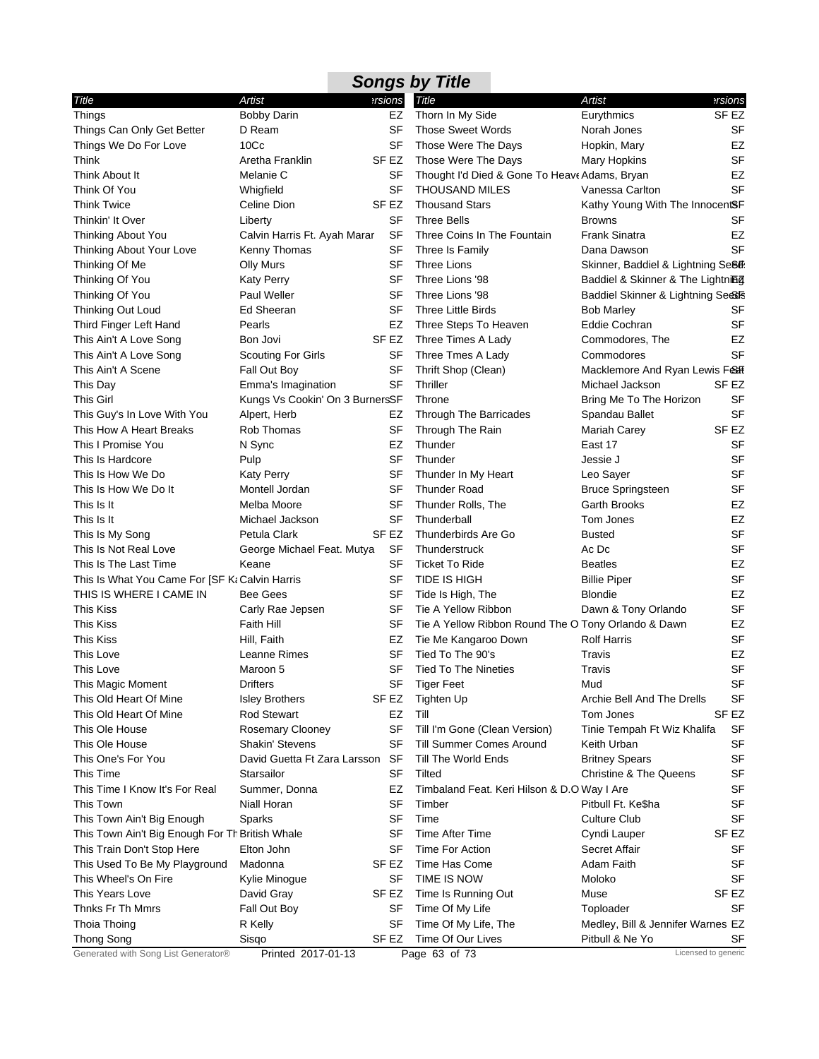# Songs by Title

| Title | Artist | Versions |
|---|---|---|
| Things | Bobby Darin | EZ |
| Things Can Only Get Better | D Ream | SF |
| Things We Do For Love | 10Cc | SF |
| Think | Aretha Franklin | SF EZ |
| Think About It | Melanie C | SF |
| Think Of You | Whigfield | SF |
| Think Twice | Celine Dion | SF EZ |
| Thinkin' It Over | Liberty | SF |
| Thinking About You | Calvin Harris Ft. Ayah Marar | SF |
| Thinking About Your Love | Kenny Thomas | SF |
| Thinking Of Me | Olly Murs | SF |
| Thinking Of You | Katy Perry | SF |
| Thinking Of You | Paul Weller | SF |
| Thinking Out Loud | Ed Sheeran | SF |
| Third Finger Left Hand | Pearls | EZ |
| This Ain't A Love Song | Bon Jovi | SF EZ |
| This Ain't A Love Song | Scouting For Girls | SF |
| This Ain't A Scene | Fall Out Boy | SF |
| This Day | Emma's Imagination | SF |
| This Girl | Kungs Vs Cookin' On 3 Burners | SF |
| This Guy's In Love With You | Alpert, Herb | EZ |
| This How A Heart Breaks | Rob Thomas | SF |
| This I Promise You | N Sync | EZ |
| This Is Hardcore | Pulp | SF |
| This Is How We Do | Katy Perry | SF |
| This Is How We Do It | Montell Jordan | SF |
| This Is It | Melba Moore | SF |
| This Is It | Michael Jackson | SF |
| This Is My Song | Petula Clark | SF EZ |
| This Is Not Real Love | George Michael Feat. Mutya | SF |
| This Is The Last Time | Keane | SF |
| This Is What You Came For [SF Ka | Calvin Harris | SF |
| THIS IS WHERE I CAME IN | Bee Gees | SF |
| This Kiss | Carly Rae Jepsen | SF |
| This Kiss | Faith Hill | SF |
| This Kiss | Hill, Faith | EZ |
| This Love | Leanne Rimes | SF |
| This Love | Maroon 5 | SF |
| This Magic Moment | Drifters | SF |
| This Old Heart Of Mine | Isley Brothers | SF EZ |
| This Old Heart Of Mine | Rod Stewart | EZ |
| This Ole House | Rosemary Clooney | SF |
| This Ole House | Shakin' Stevens | SF |
| This One's For You | David Guetta Ft Zara Larsson | SF |
| This Time | Starsailor | SF |
| This Time I Know It's For Real | Summer, Donna | EZ |
| This Town | Niall Horan | SF |
| This Town Ain't Big Enough | Sparks | SF |
| This Town Ain't Big Enough For Th | British Whale | SF |
| This Train Don't Stop Here | Elton John | SF |
| This Used To Be My Playground | Madonna | SF EZ |
| This Wheel's On Fire | Kylie Minogue | SF |
| This Years Love | David Gray | SF EZ |
| Thnks Fr Th Mmrs | Fall Out Boy | SF |
| Thoia Thoing | R Kelly | SF |
| Thong Song | Sisqo | SF EZ |
| Thorn In My Side | Eurythmics | SF EZ |
| Those Sweet Words | Norah Jones | SF |
| Those Were The Days | Hopkin, Mary | EZ |
| Those Were The Days | Mary Hopkins | SF |
| Thought I'd Died & Gone To Heave | Adams, Bryan | EZ |
| THOUSAND MILES | Vanessa Carlton | SF |
| Thousand Stars | Kathy Young With The Innocents | SF |
| Three Bells | Browns | SF |
| Three Coins In The Fountain | Frank Sinatra | EZ |
| Three Is Family | Dana Dawson | SF |
| Three Lions | Skinner, Baddiel & Lightning Seeds | SF |
| Three Lions '98 | Baddiel & Skinner & The Lightning | EZ |
| Three Lions '98 | Baddiel Skinner & Lightning Seeds | SF |
| Three Little Birds | Bob Marley | SF |
| Three Steps To Heaven | Eddie Cochran | SF |
| Three Times A Lady | Commodores, The | EZ |
| Three Tmes A Lady | Commodores | SF |
| Thrift Shop (Clean) | Macklemore And Ryan Lewis Feat | SF |
| Thriller | Michael Jackson | SF EZ |
| Throne | Bring Me To The Horizon | SF |
| Through The Barricades | Spandau Ballet | SF |
| Through The Rain | Mariah Carey | SF EZ |
| Thunder | East 17 | SF |
| Thunder | Jessie J | SF |
| Thunder In My Heart | Leo Sayer | SF |
| Thunder Road | Bruce Springsteen | SF |
| Thunder Rolls, The | Garth Brooks | EZ |
| Thunderball | Tom Jones | EZ |
| Thunderbirds Are Go | Busted | SF |
| Thunderstruck | Ac Dc | SF |
| Ticket To Ride | Beatles | EZ |
| TIDE IS HIGH | Billie Piper | SF |
| Tide Is High, The | Blondie | EZ |
| Tie A Yellow Ribbon | Dawn & Tony Orlando | SF |
| Tie A Yellow Ribbon Round The O | Tony Orlando & Dawn | EZ |
| Tie Me Kangaroo Down | Rolf Harris | SF |
| Tied To The 90's | Travis | EZ |
| Tied To The Nineties | Travis | SF |
| Tiger Feet | Mud | SF |
| Tighten Up | Archie Bell And The Drells | SF |
| Till | Tom Jones | SF EZ |
| Till I'm Gone (Clean Version) | Tinie Tempah Ft Wiz Khalifa | SF |
| Till Summer Comes Around | Keith Urban | SF |
| Till The World Ends | Britney Spears | SF |
| Tilted | Christine & The Queens | SF |
| Timbaland Feat. Keri Hilson & D.O | Way I Are | SF |
| Timber | Pitbull Ft. Ke$ha | SF |
| Time | Culture Club | SF |
| Time After Time | Cyndi Lauper | SF EZ |
| Time For Action | Secret Affair | SF |
| Time Has Come | Adam Faith | SF |
| TIME IS NOW | Moloko | SF |
| Time Is Running Out | Muse | SF EZ |
| Time Of My Life | Toploader | SF |
| Time Of My Life, The | Medley, Bill & Jennifer Warnes | EZ |
| Time Of Our Lives | Pitbull & Ne Yo | SF |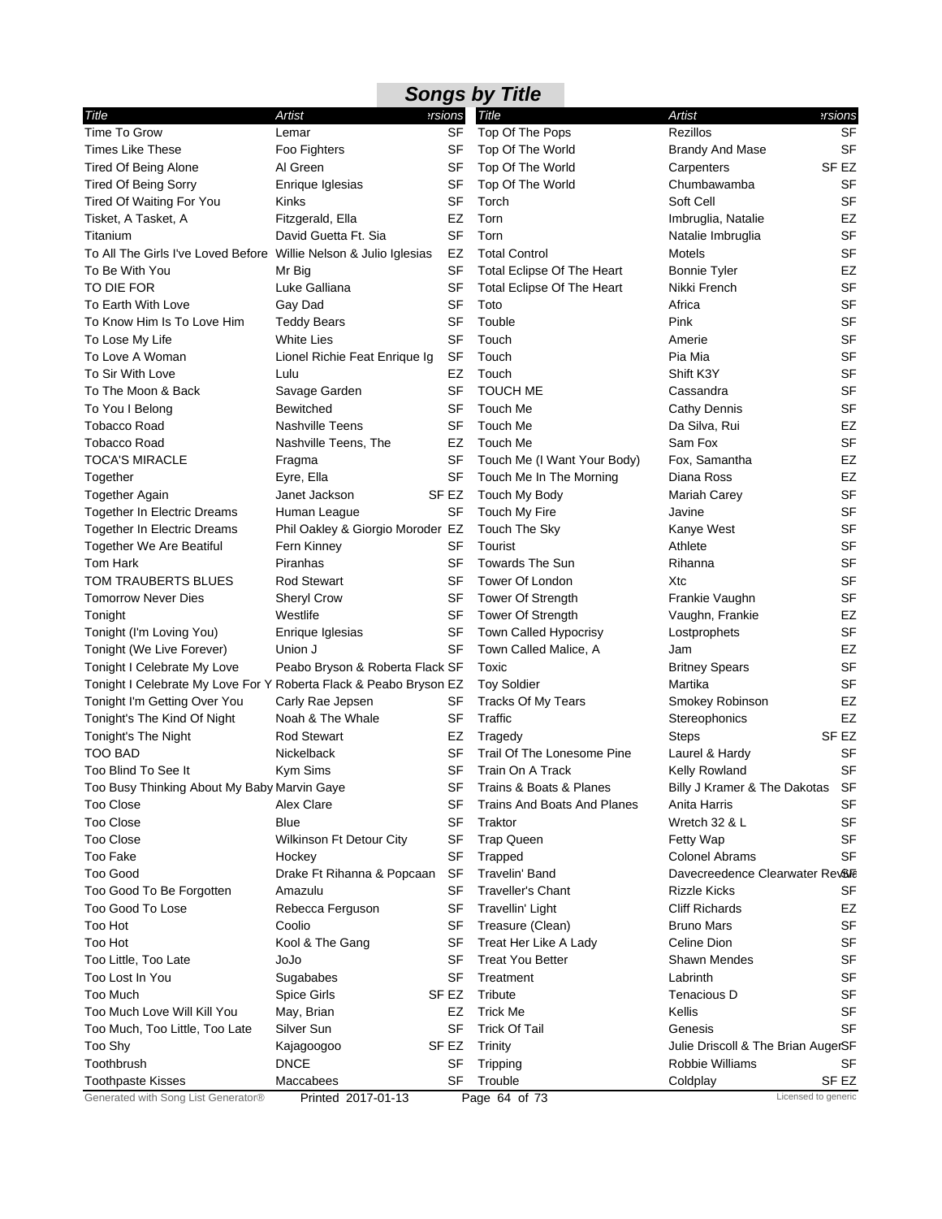## Songs by Title

| Title | Artist | Versions |
|---|---|---|
| Time To Grow | Lemar | SF |
| Times Like These | Foo Fighters | SF |
| Tired Of Being Alone | Al Green | SF |
| Tired Of Being Sorry | Enrique Iglesias | SF |
| Tired Of Waiting For You | Kinks | SF |
| Tisket, A Tasket, A | Fitzgerald, Ella | EZ |
| Titanium | David Guetta Ft. Sia | SF |
| To All The Girls I've Loved Before | Willie Nelson & Julio Iglesias | EZ |
| To Be With You | Mr Big | SF |
| TO DIE FOR | Luke Galliana | SF |
| To Earth With Love | Gay Dad | SF |
| To Know Him Is To Love Him | Teddy Bears | SF |
| To Lose My Life | White Lies | SF |
| To Love A Woman | Lionel Richie Feat Enrique Ig | SF |
| To Sir With Love | Lulu | EZ |
| To The Moon & Back | Savage Garden | SF |
| To You I Belong | Bewitched | SF |
| Tobacco Road | Nashville Teens | SF |
| Tobacco Road | Nashville Teens, The | EZ |
| TOCA'S MIRACLE | Fragma | SF |
| Together | Eyre, Ella | SF |
| Together Again | Janet Jackson | SF EZ |
| Together In Electric Dreams | Human League | SF |
| Together In Electric Dreams | Phil Oakley & Giorgio Moroder | EZ |
| Together We Are Beatiful | Fern Kinney | SF |
| Tom Hark | Piranhas | SF |
| TOM TRAUBERTS BLUES | Rod Stewart | SF |
| Tomorrow Never Dies | Sheryl Crow | SF |
| Tonight | Westlife | SF |
| Tonight (I'm Loving You) | Enrique Iglesias | SF |
| Tonight (We Live Forever) | Union J | SF |
| Tonight I Celebrate My Love | Peabo Bryson & Roberta Flack | SF |
| Tonight I Celebrate My Love For Y | Roberta Flack & Peabo Bryson | EZ |
| Tonight I'm Getting Over You | Carly Rae Jepsen | SF |
| Tonight's The Kind Of Night | Noah & The Whale | SF |
| Tonight's The Night | Rod Stewart | EZ |
| TOO BAD | Nickelback | SF |
| Too Blind To See It | Kym Sims | SF |
| Too Busy Thinking About My Baby | Marvin Gaye | SF |
| Too Close | Alex Clare | SF |
| Too Close | Blue | SF |
| Too Close | Wilkinson Ft Detour City | SF |
| Too Fake | Hockey | SF |
| Too Good | Drake Ft Rihanna & Popcaan | SF |
| Too Good To Be Forgotten | Amazulu | SF |
| Too Good To Lose | Rebecca Ferguson | SF |
| Too Hot | Coolio | SF |
| Too Hot | Kool & The Gang | SF |
| Too Little, Too Late | JoJo | SF |
| Too Lost In You | Sugababes | SF |
| Too Much | Spice Girls | SF EZ |
| Too Much Love Will Kill You | May, Brian | EZ |
| Too Much, Too Little, Too Late | Silver Sun | SF |
| Too Shy | Kajagoogoo | SF EZ |
| Toothbrush | DNCE | SF |
| Toothpaste Kisses | Maccabees | SF |
| Top Of The Pops | Rezillos | SF |
| Top Of The World | Brandy And Mase | SF |
| Top Of The World | Carpenters | SF EZ |
| Top Of The World | Chumbawamba | SF |
| Torch | Soft Cell | SF |
| Torn | Imbruglia, Natalie | EZ |
| Torn | Natalie Imbruglia | SF |
| Total Control | Motels | SF |
| Total Eclipse Of The Heart | Bonnie Tyler | EZ |
| Total Eclipse Of The Heart | Nikki French | SF |
| Toto | Africa | SF |
| Touble | Pink | SF |
| Touch | Amerie | SF |
| Touch | Pia Mia | SF |
| Touch | Shift K3Y | SF |
| TOUCH ME | Cassandra | SF |
| Touch Me | Cathy Dennis | SF |
| Touch Me | Da Silva, Rui | EZ |
| Touch Me | Sam Fox | SF |
| Touch Me (I Want Your Body) | Fox, Samantha | EZ |
| Touch Me In The Morning | Diana Ross | EZ |
| Touch My Body | Mariah Carey | SF |
| Touch My Fire | Javine | SF |
| Touch The Sky | Kanye West | SF |
| Tourist | Athlete | SF |
| Towards The Sun | Rihanna | SF |
| Tower Of London | Xtc | SF |
| Tower Of Strength | Frankie Vaughn | SF |
| Tower Of Strength | Vaughn, Frankie | EZ |
| Town Called Hypocrisy | Lostprophets | SF |
| Town Called Malice, A | Jam | EZ |
| Toxic | Britney Spears | SF |
| Toy Soldier | Martika | SF |
| Tracks Of My Tears | Smokey Robinson | EZ |
| Traffic | Stereophonics | EZ |
| Tragedy | Steps | SF EZ |
| Trail Of The Lonesome Pine | Laurel & Hardy | SF |
| Train On A Track | Kelly Rowland | SF |
| Trains & Boats & Planes | Billy J Kramer & The Dakotas | SF |
| Trains And Boats And Planes | Anita Harris | SF |
| Traktor | Wretch 32 & L | SF |
| Trap Queen | Fetty Wap | SF |
| Trapped | Colonel Abrams | SF |
| Travelin' Band | Davecreedence Clearwater Revival | SF |
| Traveller's Chant | Rizzle Kicks | SF |
| Travellin' Light | Cliff Richards | EZ |
| Treasure (Clean) | Bruno Mars | SF |
| Treat Her Like A Lady | Celine Dion | SF |
| Treat You Better | Shawn Mendes | SF |
| Treatment | Labrinth | SF |
| Tribute | Tenacious D | SF |
| Trick Me | Kellis | SF |
| Trick Of Tail | Genesis | SF |
| Trinity | Julie Driscoll & The Brian Auger | SF |
| Tripping | Robbie Williams | SF |
| Trouble | Coldplay | SF EZ |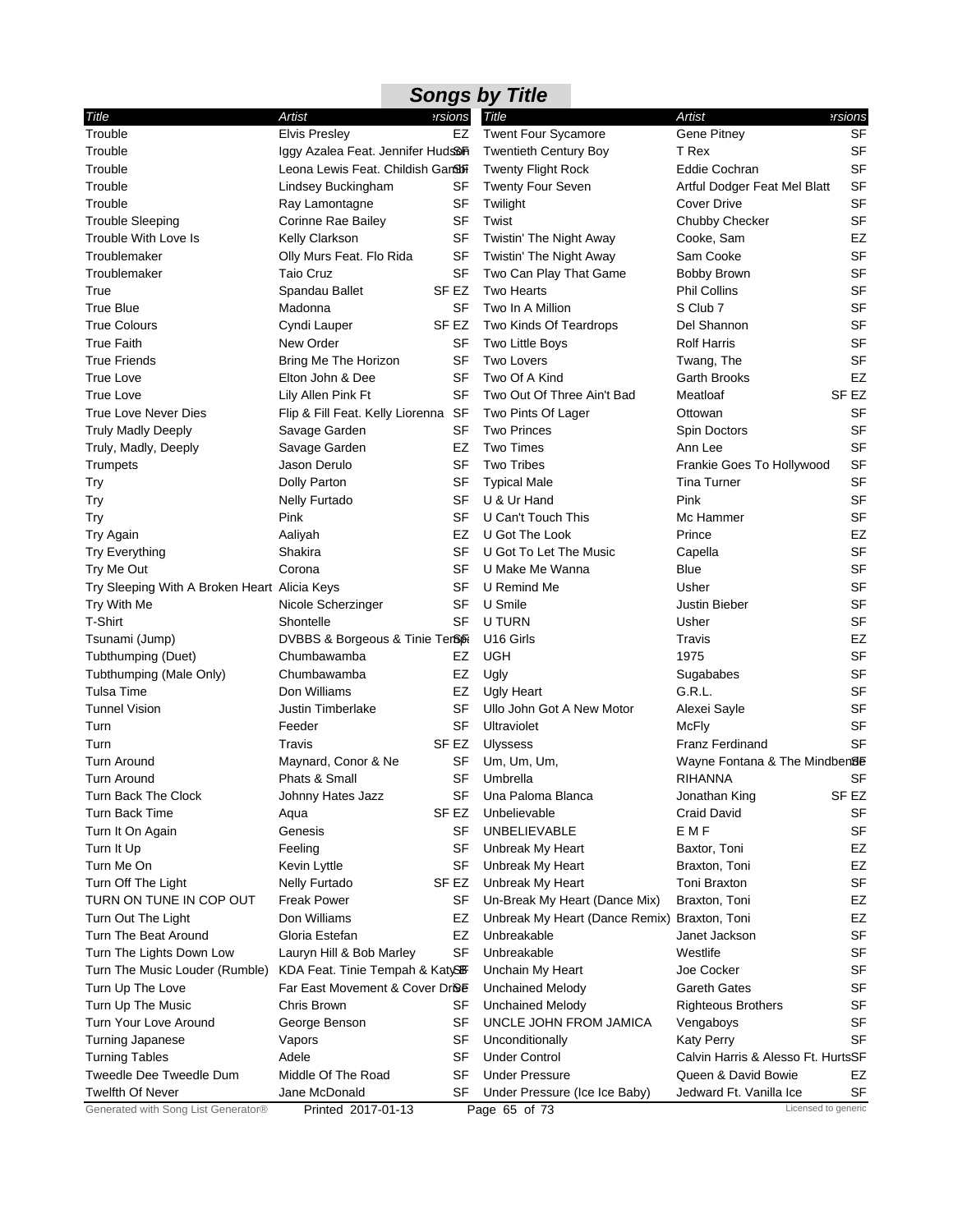# Songs by Title

| Title | Artist | Versions |
|---|---|---|
| Trouble | Elvis Presley | EZ |
| Trouble | Iggy Azalea Feat. Jennifer Hudson | SF |
| Trouble | Leona Lewis Feat. Childish Gambino | SF |
| Trouble | Lindsey Buckingham | SF |
| Trouble | Ray Lamontagne | SF |
| Trouble Sleeping | Corinne Rae Bailey | SF |
| Trouble With Love Is | Kelly Clarkson | SF |
| Troublemaker | Olly Murs Feat. Flo Rida | SF |
| Troublemaker | Taio Cruz | SF |
| True | Spandau Ballet | SF EZ |
| True Blue | Madonna | SF |
| True Colours | Cyndi Lauper | SF EZ |
| True Faith | New Order | SF |
| True Friends | Bring Me The Horizon | SF |
| True Love | Elton John & Dee | SF |
| True Love | Lily Allen Pink Ft | SF |
| True Love Never Dies | Flip & Fill Feat. Kelly Liorenna | SF |
| Truly Madly Deeply | Savage Garden | SF |
| Truly, Madly, Deeply | Savage Garden | EZ |
| Trumpets | Jason Derulo | SF |
| Try | Dolly Parton | SF |
| Try | Nelly Furtado | SF |
| Try | Pink | SF |
| Try Again | Aaliyah | EZ |
| Try Everything | Shakira | SF |
| Try Me Out | Corona | SF |
| Try Sleeping With A Broken Heart | Alicia Keys | SF |
| Try With Me | Nicole Scherzinger | SF |
| T-Shirt | Shontelle | SF |
| Tsunami (Jump) | DVBBS & Borgeous & Tinie Tempah | SF |
| Tubthumping (Duet) | Chumbawamba | EZ |
| Tubthumping (Male Only) | Chumbawamba | EZ |
| Tulsa Time | Don Williams | EZ |
| Tunnel Vision | Justin Timberlake | SF |
| Turn | Feeder | SF |
| Turn | Travis | SF EZ |
| Turn Around | Maynard, Conor & Ne | SF |
| Turn Around | Phats & Small | SF |
| Turn Back The Clock | Johnny Hates Jazz | SF |
| Turn Back Time | Aqua | SF EZ |
| Turn It On Again | Genesis | SF |
| Turn It Up | Feeling | SF |
| Turn Me On | Kevin Lyttle | SF |
| Turn Off The Light | Nelly Furtado | SF EZ |
| TURN ON TUNE IN COP OUT | Freak Power | SF |
| Turn Out The Light | Don Williams | EZ |
| Turn The Beat Around | Gloria Estefan | EZ |
| Turn The Lights Down Low | Lauryn Hill & Bob Marley | SF |
| Turn The Music Louder (Rumble) | KDA Feat. Tinie Tempah & Katy B | SF |
| Turn Up The Love | Far East Movement & Cover Drive | SF |
| Turn Up The Music | Chris Brown | SF |
| Turn Your Love Around | George Benson | SF |
| Turning Japanese | Vapors | SF |
| Turning Tables | Adele | SF |
| Tweedle Dee Tweedle Dum | Middle Of The Road | SF |
| Twelfth Of Never | Jane McDonald | SF |
| Twent Four Sycamore | Gene Pitney | SF |
| Twentieth Century Boy | T Rex | SF |
| Twenty Flight Rock | Eddie Cochran | SF |
| Twenty Four Seven | Artful Dodger Feat Mel Blatt | SF |
| Twilight | Cover Drive | SF |
| Twist | Chubby Checker | SF |
| Twistin' The Night Away | Cooke, Sam | EZ |
| Twistin' The Night Away | Sam Cooke | SF |
| Two Can Play That Game | Bobby Brown | SF |
| Two Hearts | Phil Collins | SF |
| Two In A Million | S Club 7 | SF |
| Two Kinds Of Teardrops | Del Shannon | SF |
| Two Little Boys | Rolf Harris | SF |
| Two Lovers | Twang, The | SF |
| Two Of A Kind | Garth Brooks | EZ |
| Two Out Of Three Ain't Bad | Meatloaf | SF EZ |
| Two Pints Of Lager | Ottowan | SF |
| Two Princes | Spin Doctors | SF |
| Two Times | Ann Lee | SF |
| Two Tribes | Frankie Goes To Hollywood | SF |
| Typical Male | Tina Turner | SF |
| U & Ur Hand | Pink | SF |
| U Can't Touch This | Mc Hammer | SF |
| U Got The Look | Prince | EZ |
| U Got To Let The Music | Capella | SF |
| U Make Me Wanna | Blue | SF |
| U Remind Me | Usher | SF |
| U Smile | Justin Bieber | SF |
| U TURN | Usher | SF |
| U16 Girls | Travis | EZ |
| UGH | 1975 | SF |
| Ugly | Sugababes | SF |
| Ugly Heart | G.R.L. | SF |
| Ullo John Got A New Motor | Alexei Sayle | SF |
| Ultraviolet | McFly | SF |
| Ulyssess | Franz Ferdinand | SF |
| Um, Um, Um, | Wayne Fontana & The Mindbenders | SF |
| Umbrella | RIHANNA | SF |
| Una Paloma Blanca | Jonathan King | SF EZ |
| Unbelievable | Craid David | SF |
| UNBELIEVABLE | E M F | SF |
| Unbreak My Heart | Baxtor, Toni | EZ |
| Unbreak My Heart | Braxton, Toni | EZ |
| Unbreak My Heart | Toni Braxton | SF |
| Un-Break My Heart (Dance Mix) | Braxton, Toni | EZ |
| Unbreak My Heart (Dance Remix) | Braxton, Toni | EZ |
| Unbreakable | Janet Jackson | SF |
| Unbreakable | Westlife | SF |
| Unchain My Heart | Joe Cocker | SF |
| Unchained Melody | Gareth Gates | SF |
| Unchained Melody | Righteous Brothers | SF |
| UNCLE JOHN FROM JAMICA | Vengaboys | SF |
| Unconditionally | Katy Perry | SF |
| Under Control | Calvin Harris & Alesso Ft. Hurts | SF |
| Under Pressure | Queen & David Bowie | EZ |
| Under Pressure (Ice Ice Baby) | Jedward Ft. Vanilla Ice | SF |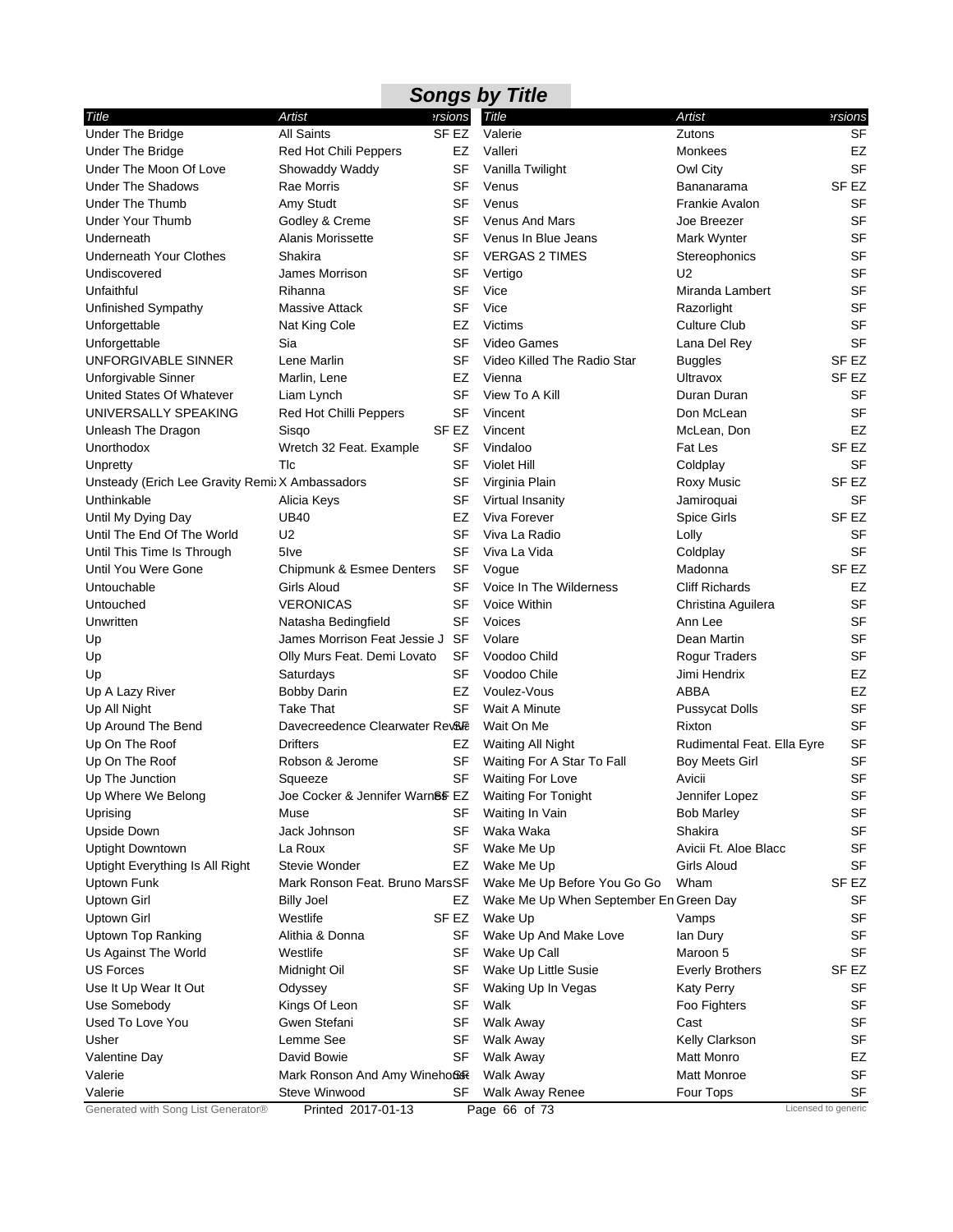## Songs by Title

| Title | Artist | Versions |
|---|---|---|
| Under The Bridge | All Saints | SF EZ |
| Under The Bridge | Red Hot Chili Peppers | EZ |
| Under The Moon Of Love | Showaddy Waddy | SF |
| Under The Shadows | Rae Morris | SF |
| Under The Thumb | Amy Studt | SF |
| Under Your Thumb | Godley & Creme | SF |
| Underneath | Alanis Morissette | SF |
| Underneath Your Clothes | Shakira | SF |
| Undiscovered | James Morrison | SF |
| Unfaithful | Rihanna | SF |
| Unfinished Sympathy | Massive Attack | SF |
| Unforgettable | Nat King Cole | EZ |
| Unforgettable | Sia | SF |
| UNFORGIVABLE SINNER | Lene Marlin | SF |
| Unforgivable Sinner | Marlin, Lene | EZ |
| United States Of Whatever | Liam Lynch | SF |
| UNIVERSALLY SPEAKING | Red Hot Chilli Peppers | SF |
| Unleash The Dragon | Sisqo | SF EZ |
| Unorthodox | Wretch 32 Feat. Example | SF |
| Unpretty | Tlc | SF |
| Unsteady (Erich Lee Gravity Remix) | X Ambassadors | SF |
| Unthinkable | Alicia Keys | SF |
| Until My Dying Day | UB40 | EZ |
| Until The End Of The World | U2 | SF |
| Until This Time Is Through | 5Ive | SF |
| Until You Were Gone | Chipmunk & Esmee Denters | SF |
| Untouchable | Girls Aloud | SF |
| Untouched | VERONICAS | SF |
| Unwritten | Natasha Bedingfield | SF |
| Up | James Morrison Feat Jessie J | SF |
| Up | Olly Murs Feat. Demi Lovato | SF |
| Up | Saturdays | SF |
| Up A Lazy River | Bobby Darin | EZ |
| Up All Night | Take That | SF |
| Up Around The Bend | Davecreedence Clearwater Revival | SF |
| Up On The Roof | Drifters | EZ |
| Up On The Roof | Robson & Jerome | SF |
| Up The Junction | Squeeze | SF |
| Up Where We Belong | Joe Cocker & Jennifer Warnes | SF EZ |
| Uprising | Muse | SF |
| Upside Down | Jack Johnson | SF |
| Uptight Downtown | La Roux | SF |
| Uptight Everything Is All Right | Stevie Wonder | EZ |
| Uptown Funk | Mark Ronson Feat. Bruno Mars | SF |
| Uptown Girl | Billy Joel | EZ |
| Uptown Girl | Westlife | SF EZ |
| Uptown Top Ranking | Alithia & Donna | SF |
| Us Against The World | Westlife | SF |
| US Forces | Midnight Oil | SF |
| Use It Up Wear It Out | Odyssey | SF |
| Use Somebody | Kings Of Leon | SF |
| Used To Love You | Gwen Stefani | SF |
| Usher | Lemme See | SF |
| Valentine Day | David Bowie | SF |
| Valerie | Mark Ronson And Amy Winehouse | SF |
| Valerie | Steve Winwood | SF |
| Valerie | Zutons | SF |
| Valleri | Monkees | EZ |
| Vanilla Twilight | Owl City | SF |
| Venus | Bananarama | SF EZ |
| Venus | Frankie Avalon | SF |
| Venus And Mars | Joe Breezer | SF |
| Venus In Blue Jeans | Mark Wynter | SF |
| VERGAS 2 TIMES | Stereophonics | SF |
| Vertigo | U2 | SF |
| Vice | Miranda Lambert | SF |
| Vice | Razorlight | SF |
| Victims | Culture Club | SF |
| Video Games | Lana Del Rey | SF |
| Video Killed The Radio Star | Buggles | SF EZ |
| Vienna | Ultravox | SF EZ |
| View To A Kill | Duran Duran | SF |
| Vincent | Don McLean | SF |
| Vincent | McLean, Don | EZ |
| Vindaloo | Fat Les | SF EZ |
| Violet Hill | Coldplay | SF |
| Virginia Plain | Roxy Music | SF EZ |
| Virtual Insanity | Jamiroquai | SF |
| Viva Forever | Spice Girls | SF EZ |
| Viva La Radio | Lolly | SF |
| Viva La Vida | Coldplay | SF |
| Vogue | Madonna | SF EZ |
| Voice In The Wilderness | Cliff Richards | EZ |
| Voice Within | Christina Aguilera | SF |
| Voices | Ann Lee | SF |
| Volare | Dean Martin | SF |
| Voodoo Child | Rogur Traders | SF |
| Voodoo Chile | Jimi Hendrix | EZ |
| Voulez-Vous | ABBA | EZ |
| Wait A Minute | Pussycat Dolls | SF |
| Wait On Me | Rixton | SF |
| Waiting All Night | Rudimental Feat. Ella Eyre | SF |
| Waiting For A Star To Fall | Boy Meets Girl | SF |
| Waiting For Love | Avicii | SF |
| Waiting For Tonight | Jennifer Lopez | SF |
| Waiting In Vain | Bob Marley | SF |
| Waka Waka | Shakira | SF |
| Wake Me Up | Avicii Ft. Aloe Blacc | SF |
| Wake Me Up | Girls Aloud | SF |
| Wake Me Up Before You Go Go | Wham | SF EZ |
| Wake Me Up When September Ends | Green Day | SF |
| Wake Up | Vamps | SF |
| Wake Up And Make Love | Ian Dury | SF |
| Wake Up Call | Maroon 5 | SF |
| Wake Up Little Susie | Everly Brothers | SF EZ |
| Waking Up In Vegas | Katy Perry | SF |
| Walk | Foo Fighters | SF |
| Walk Away | Cast | SF |
| Walk Away | Kelly Clarkson | SF |
| Walk Away | Matt Monro | EZ |
| Walk Away | Matt Monroe | SF |
| Walk Away Renee | Four Tops | SF |

Generated with Song List Generator® Printed 2017-01-13 Licensed to generic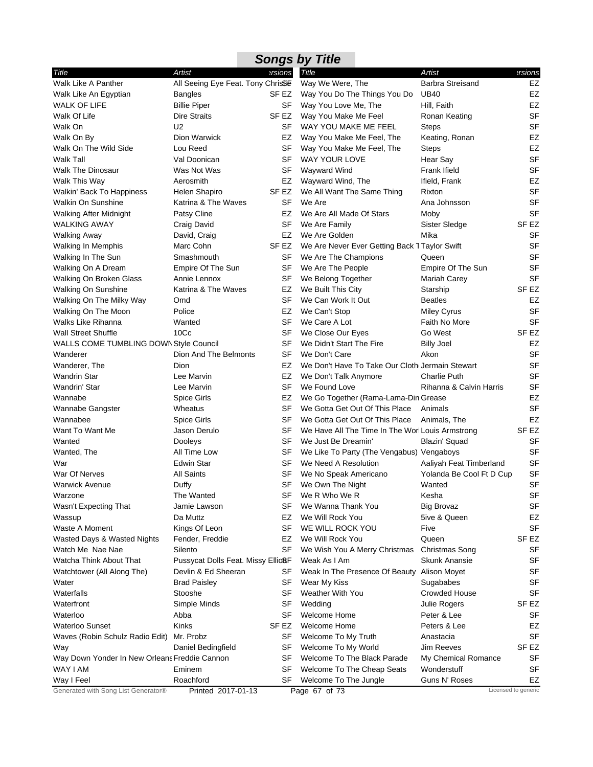## Songs by Title

| Title | Artist | Versions |
|---|---|---|
| Walk Like A Panther | All Seeing Eye Feat. Tony Christie | SF |
| Walk Like An Egyptian | Bangles | SF EZ |
| WALK OF LIFE | Billie Piper | SF |
| Walk Of Life | Dire Straits | SF EZ |
| Walk On | U2 | SF |
| Walk On By | Dion Warwick | EZ |
| Walk On The Wild Side | Lou Reed | SF |
| Walk Tall | Val Doonican | SF |
| Walk The Dinosaur | Was Not Was | SF |
| Walk This Way | Aerosmith | EZ |
| Walkin' Back To Happiness | Helen Shapiro | SF EZ |
| Walkin On Sunshine | Katrina & The Waves | SF |
| Walking After Midnight | Patsy Cline | EZ |
| WALKING AWAY | Craig David | SF |
| Walking Away | David, Craig | EZ |
| Walking In Memphis | Marc Cohn | SF EZ |
| Walking In The Sun | Smashmouth | SF |
| Walking On A Dream | Empire Of The Sun | SF |
| Walking On Broken Glass | Annie Lennox | SF |
| Walking On Sunshine | Katrina & The Waves | EZ |
| Walking On The Milky Way | Omd | SF |
| Walking On The Moon | Police | EZ |
| Walks Like Rihanna | Wanted | SF |
| Wall Street Shuffle | 10Cc | SF |
| WALLS COME TUMBLING DOWN | Style Council | SF |
| Wanderer | Dion And The Belmonts | SF |
| Wanderer, The | Dion | EZ |
| Wandrin Star | Lee Marvin | EZ |
| Wandrin' Star | Lee Marvin | SF |
| Wannabe | Spice Girls | EZ |
| Wannabe Gangster | Wheatus | SF |
| Wannabee | Spice Girls | SF |
| Want To Want Me | Jason Derulo | SF |
| Wanted | Dooleys | SF |
| Wanted, The | All Time Low | SF |
| War | Edwin Star | SF |
| War Of Nerves | All Saints | SF |
| Warwick Avenue | Duffy | SF |
| Warzone | The Wanted | SF |
| Wasn't Expecting That | Jamie Lawson | SF |
| Wassup | Da Muttz | EZ |
| Waste A Moment | Kings Of Leon | SF |
| Wasted Days & Wasted Nights | Fender, Freddie | EZ |
| Watch Me Nae Nae | Silento | SF |
| Watcha Think About That | Pussycat Dolls Feat. Missy Elliott | SF |
| Watchtower (All Along The) | Devlin & Ed Sheeran | SF |
| Water | Brad Paisley | SF |
| Waterfalls | Stooshe | SF |
| Waterfront | Simple Minds | SF |
| Waterloo | Abba | SF |
| Waterloo Sunset | Kinks | SF EZ |
| Waves (Robin Schulz Radio Edit) | Mr. Probz | SF |
| Way | Daniel Bedingfield | SF |
| Way Down Yonder In New Orleans | Freddie Cannon | SF |
| WAY I AM | Eminem | SF |
| Way I Feel | Roachford | SF |
| Way We Were, The | Barbra Streisand | EZ |
| Way You Do The Things You Do | UB40 | EZ |
| Way You Love Me, The | Hill, Faith | EZ |
| Way You Make Me Feel | Ronan Keating | SF |
| WAY YOU MAKE ME FEEL | Steps | SF |
| Way You Make Me Feel, The | Keating, Ronan | EZ |
| Way You Make Me Feel, The | Steps | EZ |
| WAY YOUR LOVE | Hear Say | SF |
| Wayward Wind | Frank Ifield | SF |
| Wayward Wind, The | Ifield, Frank | EZ |
| We All Want The Same Thing | Rixton | SF |
| We Are | Ana Johnsson | SF |
| We Are All Made Of Stars | Moby | SF |
| We Are Family | Sister Sledge | SF EZ |
| We Are Golden | Mika | SF |
| We Are Never Ever Getting Back Together | Taylor Swift | SF |
| We Are The Champions | Queen | SF |
| We Are The People | Empire Of The Sun | SF |
| We Belong Together | Mariah Carey | SF |
| We Built This City | Starship | SF EZ |
| We Can Work It Out | Beatles | EZ |
| We Can't Stop | Miley Cyrus | SF |
| We Care A Lot | Faith No More | SF |
| We Close Our Eyes | Go West | SF EZ |
| We Didn't Start The Fire | Billy Joel | EZ |
| We Don't Care | Akon | SF |
| We Don't Have To Take Our Clothes Off | Jermain Stewart | SF |
| We Don't Talk Anymore | Charlie Puth | SF |
| We Found Love | Rihanna & Calvin Harris | SF |
| We Go Together (Rama-Lama-Ding-Dong) | Grease | EZ |
| We Gotta Get Out Of This Place | Animals | SF |
| We Gotta Get Out Of This Place | Animals, The | EZ |
| We Have All The Time In The World | Louis Armstrong | SF EZ |
| We Just Be Dreamin' | Blazin' Squad | SF |
| We Like To Party (The Vengabus) | Vengaboys | SF |
| We Need A Resolution | Aaliyah Feat Timberland | SF |
| We No Speak Americano | Yolanda Be Cool Ft D Cup | SF |
| We Own The Night | Wanted | SF |
| We R Who We R | Kesha | SF |
| We Wanna Thank You | Big Brovaz | SF |
| We Will Rock You | 5ive & Queen | EZ |
| WE WILL ROCK YOU | Five | SF |
| We Will Rock You | Queen | SF EZ |
| We Wish You A Merry Christmas | Christmas Song | SF |
| Weak As I Am | Skunk Anansie | SF |
| Weak In The Presence Of Beauty | Alison Moyet | SF |
| Wear My Kiss | Sugababes | SF |
| Weather With You | Crowded House | SF |
| Wedding | Julie Rogers | SF EZ |
| Welcome Home | Peter & Lee | SF |
| Welcome Home | Peters & Lee | EZ |
| Welcome To My Truth | Anastacia | SF |
| Welcome To My World | Jim Reeves | SF EZ |
| Welcome To The Black Parade | My Chemical Romance | SF |
| Welcome To The Cheap Seats | Wonderstuff | SF |
| Welcome To The Jungle | Guns N' Roses | EZ |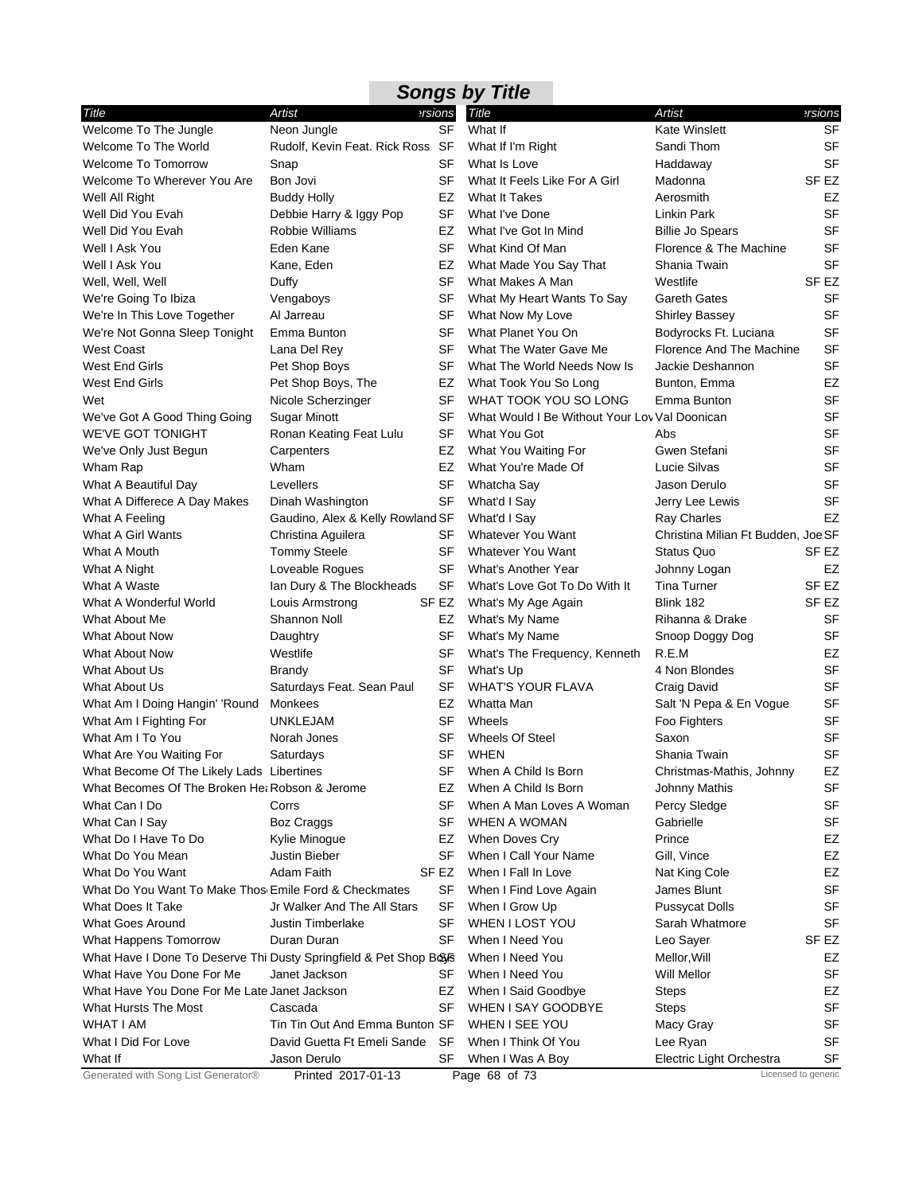## Songs by Title

| Title | Artist | Versions |
|---|---|---|
| Welcome To The Jungle | Neon Jungle | SF |
| Welcome To The World | Rudolf, Kevin Feat. Rick Ross | SF |
| Welcome To Tomorrow | Snap | SF |
| Welcome To Wherever You Are | Bon Jovi | SF |
| Well All Right | Buddy Holly | EZ |
| Well Did You Evah | Debbie Harry & Iggy Pop | SF |
| Well Did You Evah | Robbie Williams | EZ |
| Well I Ask You | Eden Kane | SF |
| Well I Ask You | Kane, Eden | EZ |
| Well, Well, Well | Duffy | SF |
| We're Going To Ibiza | Vengaboys | SF |
| We're In This Love Together | Al Jarreau | SF |
| We're Not Gonna Sleep Tonight | Emma Bunton | SF |
| West Coast | Lana Del Rey | SF |
| West End Girls | Pet Shop Boys | SF |
| West End Girls | Pet Shop Boys, The | EZ |
| Wet | Nicole Scherzinger | SF |
| We've Got A Good Thing Going | Sugar Minott | SF |
| WE'VE GOT TONIGHT | Ronan Keating Feat Lulu | SF |
| We've Only Just Begun | Carpenters | EZ |
| Wham Rap | Wham | EZ |
| What A Beautiful Day | Levellers | SF |
| What A Differece A Day Makes | Dinah Washington | SF |
| What A Feeling | Gaudino, Alex & Kelly Rowland | SF |
| What A Girl Wants | Christina Aguilera | SF |
| What A Mouth | Tommy Steele | SF |
| What A Night | Loveable Rogues | SF |
| What A Waste | Ian Dury & The Blockheads | SF |
| What A Wonderful World | Louis Armstrong | SF EZ |
| What About Me | Shannon Noll | EZ |
| What About Now | Daughtry | SF |
| What About Now | Westlife | SF |
| What About Us | Brandy | SF |
| What About Us | Saturdays Feat. Sean Paul | SF |
| What Am I Doing Hangin' 'Round | Monkees | EZ |
| What Am I Fighting For | UNKLEJAM | SF |
| What Am I To You | Norah Jones | SF |
| What Are You Waiting For | Saturdays | SF |
| What Become Of The Likely Lads | Libertines | SF |
| What Becomes Of The Broken He | Robson & Jerome | EZ |
| What Can I Do | Corrs | SF |
| What Can I Say | Boz Craggs | SF |
| What Do I Have To Do | Kylie Minogue | EZ |
| What Do You Mean | Justin Bieber | SF |
| What Do You Want | Adam Faith | SF EZ |
| What Do You Want To Make Thos | Emile Ford & Checkmates | SF |
| What Does It Take | Jr Walker And The All Stars | SF |
| What Goes Around | Justin Timberlake | SF |
| What Happens Tomorrow | Duran Duran | SF |
| What Have I Done To Deserve Thi | Dusty Springfield & Pet Shop Boys | SF |
| What Have You Done For Me | Janet Jackson | SF |
| What Have You Done For Me Late | Janet Jackson | EZ |
| What Hursts The Most | Cascada | SF |
| WHAT I AM | Tin Tin Out And Emma Bunton | SF |
| What I Did For Love | David Guetta Ft Emeli Sande | SF |
| What If | Jason Derulo | SF |
| What If | Kate Winslett | SF |
| What If I'm Right | Sandi Thom | SF |
| What Is Love | Haddaway | SF |
| What It Feels Like For A Girl | Madonna | SF EZ |
| What It Takes | Aerosmith | EZ |
| What I've Done | Linkin Park | SF |
| What I've Got In Mind | Billie Jo Spears | SF |
| What Kind Of Man | Florence & The Machine | SF |
| What Made You Say That | Shania Twain | SF |
| What Makes A Man | Westlife | SF EZ |
| What My Heart Wants To Say | Gareth Gates | SF |
| What Now My Love | Shirley Bassey | SF |
| What Planet You On | Bodyrocks Ft. Luciana | SF |
| What The Water Gave Me | Florence And The Machine | SF |
| What The World Needs Now Is | Jackie Deshannon | SF |
| What Took You So Long | Bunton, Emma | EZ |
| WHAT TOOK YOU SO LONG | Emma Bunton | SF |
| What Would I Be Without Your Lov | Val Doonican | SF |
| What You Got | Abs | SF |
| What You Waiting For | Gwen Stefani | SF |
| What You're Made Of | Lucie Silvas | SF |
| Whatcha Say | Jason Derulo | SF |
| What'd I Say | Jerry Lee Lewis | SF |
| What'd I Say | Ray Charles | EZ |
| Whatever You Want | Christina Milian Ft Budden, Joe | SF |
| Whatever You Want | Status Quo | SF EZ |
| What's Another Year | Johnny Logan | EZ |
| What's Love Got To Do With It | Tina Turner | SF EZ |
| What's My Age Again | Blink 182 | SF EZ |
| What's My Name | Rihanna & Drake | SF |
| What's My Name | Snoop Doggy Dog | SF |
| What's The Frequency, Kenneth | R.E.M | EZ |
| What's Up | 4 Non Blondes | SF |
| WHAT'S YOUR FLAVA | Craig David | SF |
| Whatta Man | Salt 'N Pepa & En Vogue | SF |
| Wheels | Foo Fighters | SF |
| Wheels Of Steel | Saxon | SF |
| WHEN | Shania Twain | SF |
| When A Child Is Born | Christmas-Mathis, Johnny | EZ |
| When A Child Is Born | Johnny Mathis | SF |
| When A Man Loves A Woman | Percy Sledge | SF |
| WHEN A WOMAN | Gabrielle | SF |
| When Doves Cry | Prince | EZ |
| When I Call Your Name | Gill, Vince | EZ |
| When I Fall In Love | Nat King Cole | EZ |
| When I Find Love Again | James Blunt | SF |
| When I Grow Up | Pussycat Dolls | SF |
| WHEN I LOST YOU | Sarah Whatmore | SF |
| When I Need You | Leo Sayer | SF EZ |
| When I Need You | Mellor,Will | EZ |
| When I Need You | Will Mellor | SF |
| When I Said Goodbye | Steps | EZ |
| WHEN I SAY GOODBYE | Steps | SF |
| WHEN I SEE YOU | Macy Gray | SF |
| When I Think Of You | Lee Ryan | SF |
| When I Was A Boy | Electric Light Orchestra | SF |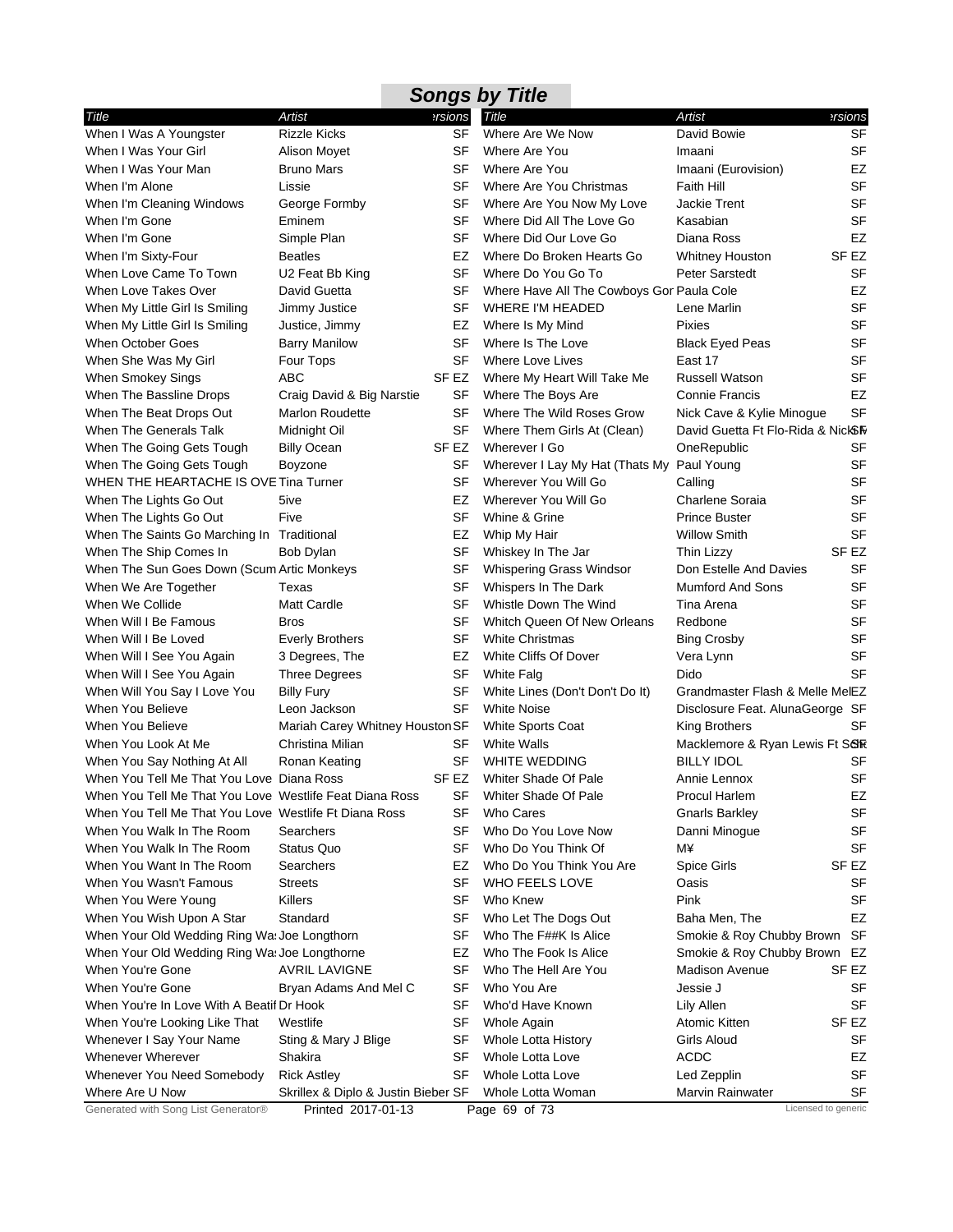# Songs by Title

| Title | Artist | Versions |
|---|---|---|
| When I Was A Youngster | Rizzle Kicks | SF |
| When I Was Your Girl | Alison Moyet | SF |
| When I Was Your Man | Bruno Mars | SF |
| When I'm Alone | Lissie | SF |
| When I'm Cleaning Windows | George Formby | SF |
| When I'm Gone | Eminem | SF |
| When I'm Gone | Simple Plan | SF |
| When I'm Sixty-Four | Beatles | EZ |
| When Love Came To Town | U2 Feat Bb King | SF |
| When Love Takes Over | David Guetta | SF |
| When My Little Girl Is Smiling | Jimmy Justice | SF |
| When My Little Girl Is Smiling | Justice, Jimmy | EZ |
| When October Goes | Barry Manilow | SF |
| When She Was My Girl | Four Tops | SF |
| When Smokey Sings | ABC | SF EZ |
| When The Bassline Drops | Craig David & Big Narstie | SF |
| When The Beat Drops Out | Marlon Roudette | SF |
| When The Generals Talk | Midnight Oil | SF |
| When The Going Gets Tough | Billy Ocean | SF EZ |
| When The Going Gets Tough | Boyzone | SF |
| WHEN THE HEARTACHE IS OVE | Tina Turner | SF |
| When The Lights Go Out | 5ive | EZ |
| When The Lights Go Out | Five | SF |
| When The Saints Go Marching In | Traditional | EZ |
| When The Ship Comes In | Bob Dylan | SF |
| When The Sun Goes Down (Scum | Artic Monkeys | SF |
| When We Are Together | Texas | SF |
| When We Collide | Matt Cardle | SF |
| When Will I Be Famous | Bros | SF |
| When Will I Be Loved | Everly Brothers | SF |
| When Will I See You Again | 3 Degrees, The | EZ |
| When Will I See You Again | Three Degrees | SF |
| When Will You Say I Love You | Billy Fury | SF |
| When You Believe | Leon Jackson | SF |
| When You Believe | Mariah Carey Whitney Houston | SF |
| When You Look At Me | Christina Milian | SF |
| When You Say Nothing At All | Ronan Keating | SF |
| When You Tell Me That You Love | Diana Ross | SF EZ |
| When You Tell Me That You Love | Westlife Feat Diana Ross | SF |
| When You Tell Me That You Love | Westlife Ft Diana Ross | SF |
| When You Walk In The Room | Searchers | SF |
| When You Walk In The Room | Status Quo | SF |
| When You Want In The Room | Searchers | EZ |
| When You Wasn't Famous | Streets | SF |
| When You Were Young | Killers | SF |
| When You Wish Upon A Star | Standard | SF |
| When Your Old Wedding Ring Wa | Joe Longthorn | SF |
| When Your Old Wedding Ring Wa | Joe Longthorne | EZ |
| When You're Gone | AVRIL LAVIGNE | SF |
| When You're Gone | Bryan Adams And Mel C | SF |
| When You're In Love With A Beatif | Dr Hook | SF |
| When You're Looking Like That | Westlife | SF |
| Whenever I Say Your Name | Sting & Mary J Blige | SF |
| Whenever Wherever | Shakira | SF |
| Whenever You Need Somebody | Rick Astley | SF |
| Where Are U Now | Skrillex & Diplo & Justin Bieber | SF |
| Where Are We Now | David Bowie | SF |
| Where Are You | Imaani | SF |
| Where Are You | Imaani (Eurovision) | EZ |
| Where Are You Christmas | Faith Hill | SF |
| Where Are You Now My Love | Jackie Trent | SF |
| Where Did All The Love Go | Kasabian | SF |
| Where Did Our Love Go | Diana Ross | EZ |
| Where Do Broken Hearts Go | Whitney Houston | SF EZ |
| Where Do You Go To | Peter Sarstedt | SF |
| Where Have All The Cowboys Gor | Paula Cole | EZ |
| WHERE I'M HEADED | Lene Marlin | SF |
| Where Is My Mind | Pixies | SF |
| Where Is The Love | Black Eyed Peas | SF |
| Where Love Lives | East 17 | SF |
| Where My Heart Will Take Me | Russell Watson | SF |
| Where The Boys Are | Connie Francis | EZ |
| Where The Wild Roses Grow | Nick Cave & Kylie Minogue | SF |
| Where Them Girls At (Clean) | David Guetta Ft Flo-Rida & Nicki M | SF |
| Wherever I Go | OneRepublic | SF |
| Wherever I Lay My Hat (Thats My | Paul Young | SF |
| Wherever You Will Go | Calling | SF |
| Wherever You Will Go | Charlene Soraia | SF |
| Whine & Grine | Prince Buster | SF |
| Whip My Hair | Willow Smith | SF |
| Whiskey In The Jar | Thin Lizzy | SF EZ |
| Whispering Grass Windsor | Don Estelle And Davies | SF |
| Whispers In The Dark | Mumford And Sons | SF |
| Whistle Down The Wind | Tina Arena | SF |
| Whitch Queen Of New Orleans | Redbone | SF |
| White Christmas | Bing Crosby | SF |
| White Cliffs Of Dover | Vera Lynn | SF |
| White Falg | Dido | SF |
| White Lines (Don't Don't Do It) | Grandmaster Flash & Melle Mel | EZ |
| White Noise | Disclosure Feat. AlunaGeorge | SF |
| White Sports Coat | King Brothers | SF |
| White Walls | Macklemore & Ryan Lewis Ft Sch | SF |
| WHITE WEDDING | BILLY IDOL | SF |
| Whiter Shade Of Pale | Annie Lennox | SF |
| Whiter Shade Of Pale | Procul Harlem | EZ |
| Who Cares | Gnarls Barkley | SF |
| Who Do You Love Now | Danni Minogue | SF |
| Who Do You Think Of | M¥ | SF |
| Who Do You Think You Are | Spice Girls | SF EZ |
| WHO FEELS LOVE | Oasis | SF |
| Who Knew | Pink | SF |
| Who Let The Dogs Out | Baha Men, The | EZ |
| Who The F##K Is Alice | Smokie & Roy Chubby Brown | SF |
| Who The Fook Is Alice | Smokie & Roy Chubby Brown | EZ |
| Who The Hell Are You | Madison Avenue | SF EZ |
| Who You Are | Jessie J | SF |
| Who'd Have Known | Lily Allen | SF |
| Whole Again | Atomic Kitten | SF EZ |
| Whole Lotta History | Girls Aloud | SF |
| Whole Lotta Love | ACDC | EZ |
| Whole Lotta Love | Led Zepplin | SF |
| Whole Lotta Woman | Marvin Rainwater | SF |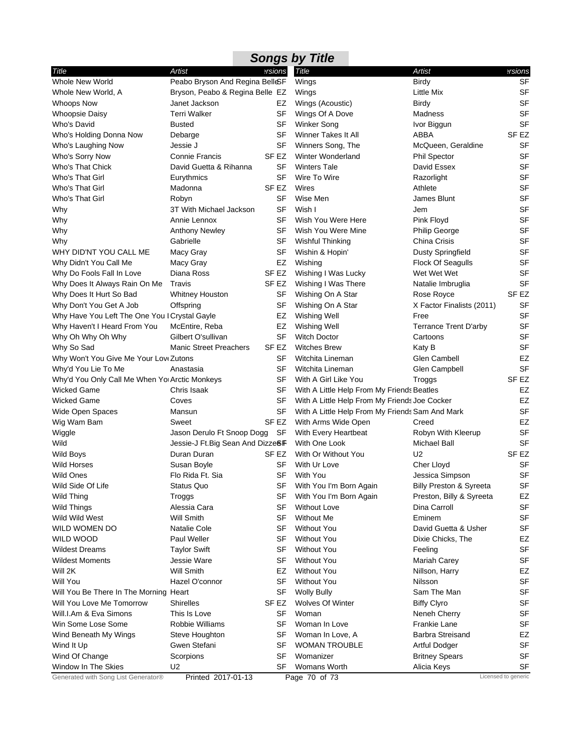# Songs by Title

| Title | Artist | Versions |
|---|---|---|
| Whole New World | Peabo Bryson And Regina Belle | SF |
| Whole New World, A | Bryson, Peabo & Regina Belle | EZ |
| Whoops Now | Janet Jackson | EZ |
| Whoopsie Daisy | Terri Walker | SF |
| Who's David | Busted | SF |
| Who's Holding Donna Now | Debarge | SF |
| Who's Laughing Now | Jessie J | SF |
| Who's Sorry Now | Connie Francis | SF EZ |
| Who's That Chick | David Guetta & Rihanna | SF |
| Who's That Girl | Eurythmics | SF |
| Who's That Girl | Madonna | SF EZ |
| Who's That Girl | Robyn | SF |
| Why | 3T With Michael Jackson | SF |
| Why | Annie Lennox | SF |
| Why | Anthony Newley | SF |
| Why | Gabrielle | SF |
| WHY DID'NT YOU CALL ME | Macy Gray | SF |
| Why Didn't You Call Me | Macy Gray | EZ |
| Why Do Fools Fall In Love | Diana Ross | SF EZ |
| Why Does It Always Rain On Me | Travis | SF EZ |
| Why Does It Hurt So Bad | Whitney Houston | SF |
| Why Don't You Get A Job | Offspring | SF |
| Why Have You Left The One You L | Crystal Gayle | EZ |
| Why Haven't I Heard From You | McEntire, Reba | EZ |
| Why Oh Why Oh Why | Gilbert O'sullivan | SF |
| Why So Sad | Manic Street Preachers | SF EZ |
| Why Won't You Give Me Your Love | Zutons | SF |
| Why'd You Lie To Me | Anastasia | SF |
| Why'd You Only Call Me When You | Arctic Monkeys | SF |
| Wicked Game | Chris Isaak | SF |
| Wicked Game | Coves | SF |
| Wide Open Spaces | Mansun | SF |
| Wig Wam Bam | Sweet | SF EZ |
| Wiggle | Jason Derulo Ft Snoop Dogg | SF |
| Wild | Jessie-J Ft.Big Sean And Dizzee R | SF |
| Wild Boys | Duran Duran | SF EZ |
| Wild Horses | Susan Boyle | SF |
| Wild Ones | Flo Rida Ft. Sia | SF |
| Wild Side Of Life | Status Quo | SF |
| Wild Thing | Troggs | SF |
| Wild Things | Alessia Cara | SF |
| Wild Wild West | Will Smith | SF |
| WILD WOMEN DO | Natalie Cole | SF |
| WILD WOOD | Paul Weller | SF |
| Wildest Dreams | Taylor Swift | SF |
| Wildest Moments | Jessie Ware | SF |
| Will 2K | Will Smith | EZ |
| Will You | Hazel O'connor | SF |
| Will You Be There In The Morning | Heart | SF |
| Will You Love Me Tomorrow | Shirelles | SF EZ |
| Will.I.Am & Eva Simons | This Is Love | SF |
| Win Some Lose Some | Robbie Williams | SF |
| Wind Beneath My Wings | Steve Houghton | SF |
| Wind It Up | Gwen Stefani | SF |
| Wind Of Change | Scorpions | SF |
| Window In The Skies | U2 | SF |
| Wings | Birdy | SF |
| Wings | Little Mix | SF |
| Wings (Acoustic) | Birdy | SF |
| Wings Of A Dove | Madness | SF |
| Winker Song | Ivor Biggun | SF |
| Winner Takes It All | ABBA | SF EZ |
| Winners Song, The | McQueen, Geraldine | SF |
| Winter Wonderland | Phil Spector | SF |
| Winters Tale | David Essex | SF |
| Wire To Wire | Razorlight | SF |
| Wires | Athlete | SF |
| Wise Men | James Blunt | SF |
| Wish I | Jem | SF |
| Wish You Were Here | Pink Floyd | SF |
| Wish You Were Mine | Philip George | SF |
| Wishful Thinking | China Crisis | SF |
| Wishin & Hopin' | Dusty Springfield | SF |
| Wishing | Flock Of Seagulls | SF |
| Wishing I Was Lucky | Wet Wet Wet | SF |
| Wishing I Was There | Natalie Imbruglia | SF |
| Wishing On A Star | Rose Royce | SF EZ |
| Wishing On A Star | X Factor Finalists (2011) | SF |
| Wishing Well | Free | SF |
| Wishing Well | Terrance Trent D'arby | SF |
| Witch Doctor | Cartoons | SF |
| Witches Brew | Katy B | SF |
| Witchita Lineman | Glen Cambell | EZ |
| Witchita Lineman | Glen Campbell | SF |
| With A Girl Like You | Troggs | SF EZ |
| With A Little Help From My Friends | Beatles | EZ |
| With A Little Help From My Friends | Joe Cocker | EZ |
| With A Little Help From My Friends | Sam And Mark | SF |
| With Arms Wide Open | Creed | EZ |
| With Every Heartbeat | Robyn With Kleerup | SF |
| With One Look | Michael Ball | SF |
| With Or Without You | U2 | SF EZ |
| With Ur Love | Cher Lloyd | SF |
| With You | Jessica Simpson | SF |
| With You I'm Born Again | Billy Preston & Syreeta | SF |
| With You I'm Born Again | Preston, Billy & Syreeta | EZ |
| Without Love | Dina Carroll | SF |
| Without Me | Eminem | SF |
| Without You | David Guetta & Usher | SF |
| Without You | Dixie Chicks, The | EZ |
| Without You | Feeling | SF |
| Without You | Mariah Carey | SF |
| Without You | Nillson, Harry | EZ |
| Without You | Nilsson | SF |
| Wolly Bully | Sam The Man | SF |
| Wolves Of Winter | Biffy Clyro | SF |
| Woman | Neneh Cherry | SF |
| Woman In Love | Frankie Lane | SF |
| Woman In Love, A | Barbra Streisand | EZ |
| WOMAN TROUBLE | Artful Dodger | SF |
| Womanizer | Britney Spears | SF |
| Womans Worth | Alicia Keys | SF |

Generated with Song List Generator® Printed 2017-01-13 Licensed to generic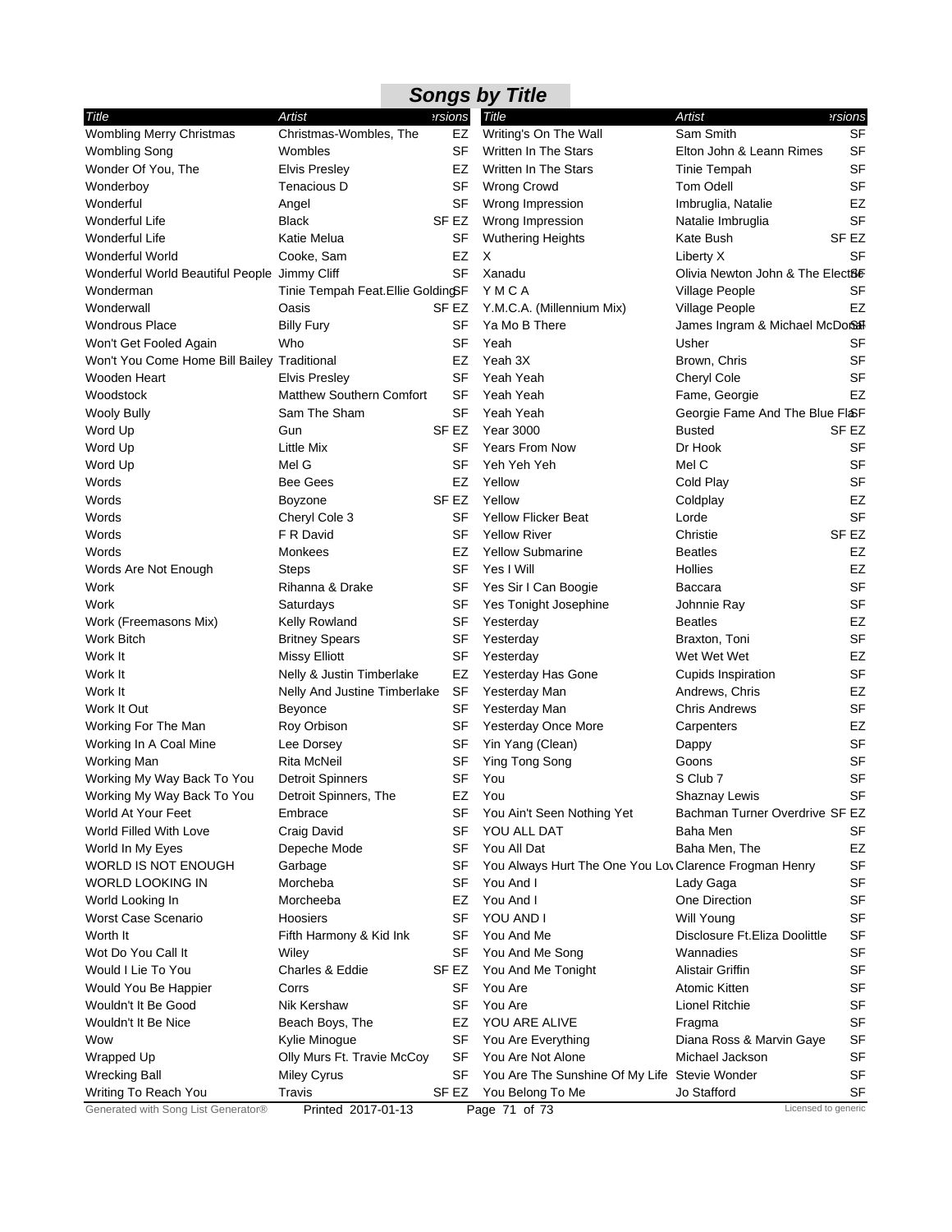## Songs by Title

| Title | Artist | Versions |
|---|---|---|
| Wombling Merry Christmas | Christmas-Wombles, The | EZ |
| Wombling Song | Wombles | SF |
| Wonder Of You, The | Elvis Presley | EZ |
| Wonderboy | Tenacious D | SF |
| Wonderful | Angel | SF |
| Wonderful Life | Black | SF EZ |
| Wonderful Life | Katie Melua | SF |
| Wonderful World | Cooke, Sam | EZ |
| Wonderful World Beautiful People | Jimmy Cliff | SF |
| Wonderman | Tinie Tempah Feat.Ellie Golding | SF |
| Wonderwall | Oasis | SF EZ |
| Wondrous Place | Billy Fury | SF |
| Won't Get Fooled Again | Who | SF |
| Won't You Come Home Bill Bailey | Traditional | EZ |
| Wooden Heart | Elvis Presley | SF |
| Woodstock | Matthew Southern Comfort | SF |
| Wooly Bully | Sam The Sham | SF |
| Word Up | Gun | SF EZ |
| Word Up | Little Mix | SF |
| Word Up | Mel G | SF |
| Words | Bee Gees | EZ |
| Words | Boyzone | SF EZ |
| Words | Cheryl Cole 3 | SF |
| Words | F R David | SF |
| Words | Monkees | EZ |
| Words Are Not Enough | Steps | SF |
| Work | Rihanna & Drake | SF |
| Work | Saturdays | SF |
| Work (Freemasons Mix) | Kelly Rowland | SF |
| Work Bitch | Britney Spears | SF |
| Work It | Missy Elliott | SF |
| Work It | Nelly & Justin Timberlake | EZ |
| Work It | Nelly And Justine Timberlake | SF |
| Work It Out | Beyonce | SF |
| Working For The Man | Roy Orbison | SF |
| Working In A Coal Mine | Lee Dorsey | SF |
| Working Man | Rita McNeil | SF |
| Working My Way Back To You | Detroit Spinners | SF |
| Working My Way Back To You | Detroit Spinners, The | EZ |
| World At Your Feet | Embrace | SF |
| World Filled With Love | Craig David | SF |
| World In My Eyes | Depeche Mode | SF |
| WORLD IS NOT ENOUGH | Garbage | SF |
| WORLD LOOKING IN | Morcheba | SF |
| World Looking In | Morcheeba | EZ |
| Worst Case Scenario | Hoosiers | SF |
| Worth It | Fifth Harmony & Kid Ink | SF |
| Wot Do You Call It | Wiley | SF |
| Would I Lie To You | Charles & Eddie | SF EZ |
| Would You Be Happier | Corrs | SF |
| Wouldn't It Be Good | Nik Kershaw | SF |
| Wouldn't It Be Nice | Beach Boys, The | EZ |
| Wow | Kylie Minogue | SF |
| Wrapped Up | Olly Murs Ft. Travie McCoy | SF |
| Wrecking Ball | Miley Cyrus | SF |
| Writing To Reach You | Travis | SF EZ |
| Writing's On The Wall | Sam Smith | SF |
| Written In The Stars | Elton John & Leann Rimes | SF |
| Written In The Stars | Tinie Tempah | SF |
| Wrong Crowd | Tom Odell | SF |
| Wrong Impression | Imbruglia, Natalie | EZ |
| Wrong Impression | Natalie Imbruglia | SF |
| Wuthering Heights | Kate Bush | SF EZ |
| X | Liberty X | SF |
| Xanadu | Olivia Newton John & The Electr | SF |
| Y M C A | Village People | SF |
| Y.M.C.A. (Millennium Mix) | Village People | EZ |
| Ya Mo B There | James Ingram & Michael McDonal | SF |
| Yeah | Usher | SF |
| Yeah 3X | Brown, Chris | SF |
| Yeah Yeah | Cheryl Cole | SF |
| Yeah Yeah | Fame, Georgie | EZ |
| Yeah Yeah | Georgie Fame And The Blue Fla | SF |
| Year 3000 | Busted | SF EZ |
| Years From Now | Dr Hook | SF |
| Yeh Yeh Yeh | Mel C | SF |
| Yellow | Cold Play | SF |
| Yellow | Coldplay | EZ |
| Yellow Flicker Beat | Lorde | SF |
| Yellow River | Christie | SF EZ |
| Yellow Submarine | Beatles | EZ |
| Yes I Will | Hollies | EZ |
| Yes Sir I Can Boogie | Baccara | SF |
| Yes Tonight Josephine | Johnnie Ray | SF |
| Yesterday | Beatles | EZ |
| Yesterday | Braxton, Toni | SF |
| Yesterday | Wet Wet Wet | EZ |
| Yesterday Has Gone | Cupids Inspiration | SF |
| Yesterday Man | Andrews, Chris | EZ |
| Yesterday Man | Chris Andrews | SF |
| Yesterday Once More | Carpenters | EZ |
| Yin Yang (Clean) | Dappy | SF |
| Ying Tong Song | Goons | SF |
| You | S Club 7 | SF |
| You | Shaznay Lewis | SF |
| You Ain't Seen Nothing Yet | Bachman Turner Overdrive | SF EZ |
| YOU ALL DAT | Baha Men | SF |
| You All Dat | Baha Men, The | EZ |
| You Always Hurt The One You Lov | Clarence Frogman Henry | SF |
| You And I | Lady Gaga | SF |
| You And I | One Direction | SF |
| YOU AND I | Will Young | SF |
| You And Me | Disclosure Ft.Eliza Doolittle | SF |
| You And Me Song | Wannadies | SF |
| You And Me Tonight | Alistair Griffin | SF |
| You Are | Atomic Kitten | SF |
| You Are | Lionel Ritchie | SF |
| YOU ARE ALIVE | Fragma | SF |
| You Are Everything | Diana Ross & Marvin Gaye | SF |
| You Are Not Alone | Michael Jackson | SF |
| You Are The Sunshine Of My Life | Stevie Wonder | SF |
| You Belong To Me | Jo Stafford | SF |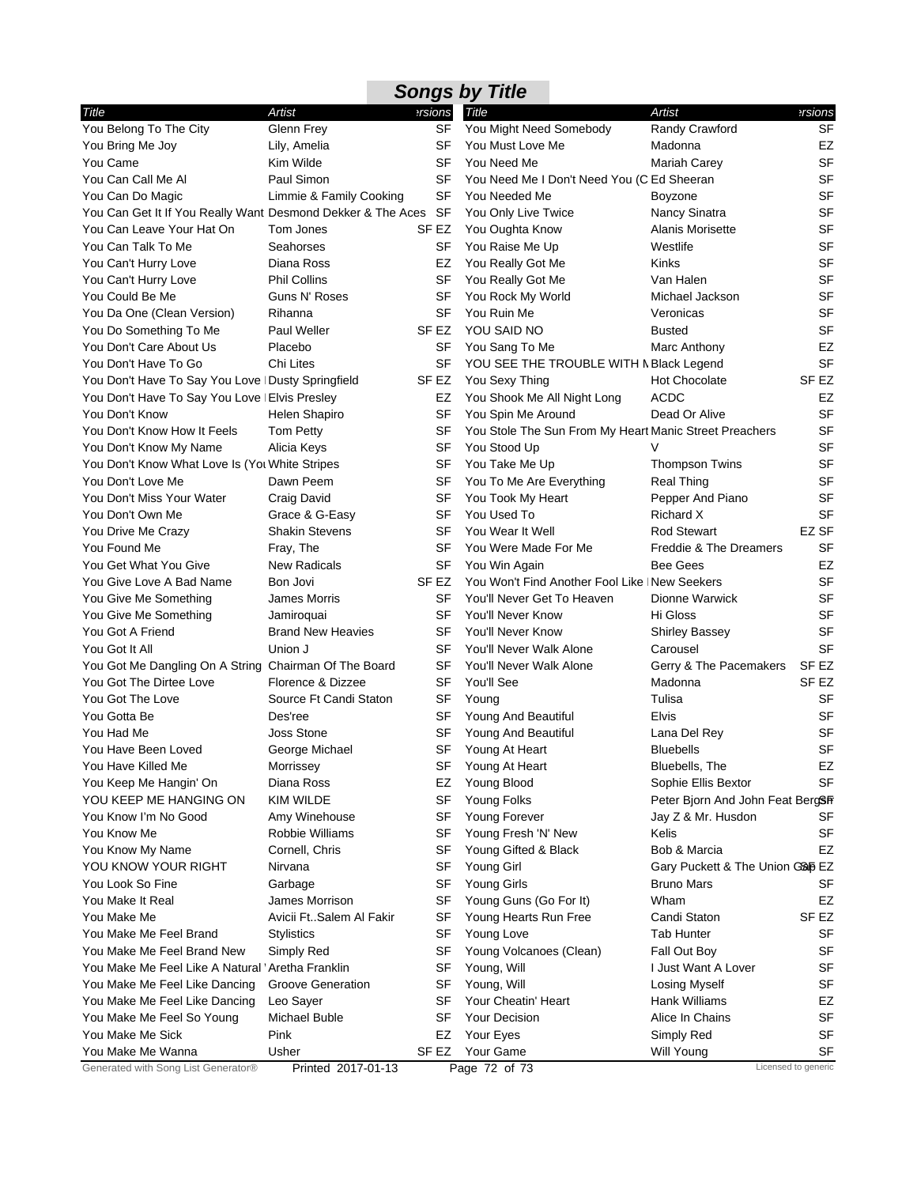# Songs by Title

| Title | Artist | Versions |
|---|---|---|
| You Belong To The City | Glenn Frey | SF |
| You Bring Me Joy | Lily, Amelia | SF |
| You Came | Kim Wilde | SF |
| You Can Call Me Al | Paul Simon | SF |
| You Can Do Magic | Limmie & Family Cooking | SF |
| You Can Get It If You Really Want | Desmond Dekker & The Aces | SF |
| You Can Leave Your Hat On | Tom Jones | SF EZ |
| You Can Talk To Me | Seahorses | SF |
| You Can't Hurry Love | Diana Ross | EZ |
| You Can't Hurry Love | Phil Collins | SF |
| You Could Be Me | Guns N' Roses | SF |
| You Da One (Clean Version) | Rihanna | SF |
| You Do Something To Me | Paul Weller | SF EZ |
| You Don't Care About Us | Placebo | SF |
| You Don't Have To Go | Chi Lites | SF |
| You Don't Have To Say You Love | Dusty Springfield | SF EZ |
| You Don't Have To Say You Love | Elvis Presley | EZ |
| You Don't Know | Helen Shapiro | SF |
| You Don't Know How It Feels | Tom Petty | SF |
| You Don't Know My Name | Alicia Keys | SF |
| You Don't Know What Love Is (You | White Stripes | SF |
| You Don't Love Me | Dawn Peem | SF |
| You Don't Miss Your Water | Craig David | SF |
| You Don't Own Me | Grace & G-Easy | SF |
| You Drive Me Crazy | Shakin Stevens | SF |
| You Found Me | Fray, The | SF |
| You Get What You Give | New Radicals | SF |
| You Give Love A Bad Name | Bon Jovi | SF EZ |
| You Give Me Something | James Morris | SF |
| You Give Me Something | Jamiroquai | SF |
| You Got A Friend | Brand New Heavies | SF |
| You Got It All | Union J | SF |
| You Got Me Dangling On A String | Chairman Of The Board | SF |
| You Got The Dirtee Love | Florence & Dizzee | SF |
| You Got The Love | Source Ft Candi Staton | SF |
| You Gotta Be | Des'ree | SF |
| You Had Me | Joss Stone | SF |
| You Have Been Loved | George Michael | SF |
| You Have Killed Me | Morrissey | SF |
| You Keep Me Hangin' On | Diana Ross | EZ |
| YOU KEEP ME HANGING ON | KIM WILDE | SF |
| You Know I'm No Good | Amy Winehouse | SF |
| You Know Me | Robbie Williams | SF |
| You Know My Name | Cornell, Chris | SF |
| YOU KNOW YOUR RIGHT | Nirvana | SF |
| You Look So Fine | Garbage | SF |
| You Make It Real | James Morrison | SF |
| You Make Me | Avicii Ft..Salem Al Fakir | SF |
| You Make Me Feel Brand | Stylistics | SF |
| You Make Me Feel Brand New | Simply Red | SF |
| You Make Me Feel Like A Natural | Aretha Franklin | SF |
| You Make Me Feel Like Dancing | Groove Generation | SF |
| You Make Me Feel Like Dancing | Leo Sayer | SF |
| You Make Me Feel So Young | Michael Buble | SF |
| You Make Me Sick | Pink | EZ |
| You Make Me Wanna | Usher | SF EZ |
| You Might Need Somebody | Randy Crawford | SF |
| You Must Love Me | Madonna | EZ |
| You Need Me | Mariah Carey | SF |
| You Need Me I Don't Need You (C | Ed Sheeran | SF |
| You Needed Me | Boyzone | SF |
| You Only Live Twice | Nancy Sinatra | SF |
| You Oughta Know | Alanis Morisette | SF |
| You Raise Me Up | Westlife | SF |
| You Really Got Me | Kinks | SF |
| You Really Got Me | Van Halen | SF |
| You Rock My World | Michael Jackson | SF |
| You Ruin Me | Veronicas | SF |
| YOU SAID NO | Busted | SF |
| You Sang To Me | Marc Anthony | EZ |
| YOU SEE THE TROUBLE WITH M | Black Legend | SF |
| You Sexy Thing | Hot Chocolate | SF EZ |
| You Shook Me All Night Long | ACDC | EZ |
| You Spin Me Around | Dead Or Alive | SF |
| You Stole The Sun From My Heart | Manic Street Preachers | SF |
| You Stood Up | V | SF |
| You Take Me Up | Thompson Twins | SF |
| You To Me Are Everything | Real Thing | SF |
| You Took My Heart | Pepper And Piano | SF |
| You Used To | Richard X | SF |
| You Wear It Well | Rod Stewart | EZ SF |
| You Were Made For Me | Freddie & The Dreamers | SF |
| You Win Again | Bee Gees | EZ |
| You Won't Find Another Fool Like | New Seekers | SF |
| You'll Never Get To Heaven | Dionne Warwick | SF |
| You'll Never Know | Hi Gloss | SF |
| You'll Never Know | Shirley Bassey | SF |
| You'll Never Walk Alone | Carousel | SF |
| You'll Never Walk Alone | Gerry & The Pacemakers | SF EZ |
| You'll See | Madonna | SF EZ |
| Young | Tulisa | SF |
| Young And Beautiful | Elvis | SF |
| Young And Beautiful | Lana Del Rey | SF |
| Young At Heart | Bluebells | SF |
| Young At Heart | Bluebells, The | EZ |
| Young Blood | Sophie Ellis Bextor | SF |
| Young Folks | Peter Bjorn And John Feat Bergsm | SF |
| Young Forever | Jay Z & Mr. Husdon | SF |
| Young Fresh 'N' New | Kelis | SF |
| Young Gifted & Black | Bob & Marcia | EZ |
| Young Girl | Gary Puckett & The Union Gap | SF EZ |
| Young Girls | Bruno Mars | SF |
| Young Guns (Go For It) | Wham | EZ |
| Young Hearts Run Free | Candi Staton | SF EZ |
| Young Love | Tab Hunter | SF |
| Young Volcanoes (Clean) | Fall Out Boy | SF |
| Young, Will | I Just Want A Lover | SF |
| Young, Will | Losing Myself | SF |
| Your Cheatin' Heart | Hank Williams | EZ |
| Your Decision | Alice In Chains | SF |
| Your Eyes | Simply Red | SF |
| Your Game | Will Young | SF |

Generated with Song List Generator® Printed 2017-01-13 Licensed to generic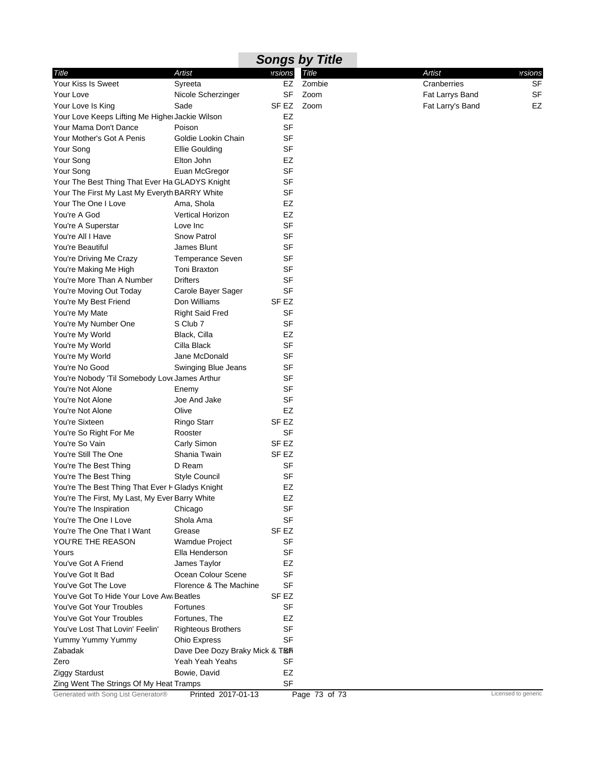## Songs by Title

| Title | Artist | Versions |
|---|---|---|
| Your Kiss Is Sweet | Syreeta | EZ |
| Your Love | Nicole Scherzinger | SF |
| Your Love Is King | Sade | SF EZ |
| Your Love Keeps Lifting Me Higher | Jackie Wilson | EZ |
| Your Mama Don't Dance | Poison | SF |
| Your Mother's Got A Penis | Goldie Lookin Chain | SF |
| Your Song | Ellie Goulding | SF |
| Your Song | Elton John | EZ |
| Your Song | Euan McGregor | SF |
| Your The Best Thing That Ever Ha | GLADYS Knight | SF |
| Your The First My Last My Everyth | BARRY White | SF |
| Your The One I Love | Ama, Shola | EZ |
| You're A God | Vertical Horizon | EZ |
| You're A Superstar | Love Inc | SF |
| You're All I Have | Snow Patrol | SF |
| You're Beautiful | James Blunt | SF |
| You're Driving Me Crazy | Temperance Seven | SF |
| You're Making Me High | Toni Braxton | SF |
| You're More Than A Number | Drifters | SF |
| You're Moving Out Today | Carole Bayer Sager | SF |
| You're My Best Friend | Don Williams | SF EZ |
| You're My Mate | Right Said Fred | SF |
| You're My Number One | S Club 7 | SF |
| You're My World | Black, Cilla | EZ |
| You're My World | Cilla Black | SF |
| You're My World | Jane McDonald | SF |
| You're No Good | Swinging Blue Jeans | SF |
| You're Nobody 'Til Somebody Love | James Arthur | SF |
| You're Not Alone | Enemy | SF |
| You're Not Alone | Joe And Jake | SF |
| You're Not Alone | Olive | EZ |
| You're Sixteen | Ringo Starr | SF EZ |
| You're So Right For Me | Rooster | SF |
| You're So Vain | Carly Simon | SF EZ |
| You're Still The One | Shania Twain | SF EZ |
| You're The Best Thing | D Ream | SF |
| You're The Best Thing | Style Council | SF |
| You're The Best Thing That Ever H | Gladys Knight | EZ |
| You're The First, My Last, My Ever | Barry White | EZ |
| You're The Inspiration | Chicago | SF |
| You're The One I Love | Shola Ama | SF |
| You're The One That I Want | Grease | SF EZ |
| YOU'RE THE REASON | Wamdue Project | SF |
| Yours | Ella Henderson | SF |
| You've Got A Friend | James Taylor | EZ |
| You've Got It Bad | Ocean Colour Scene | SF |
| You've Got The Love | Florence & The Machine | SF |
| You've Got To Hide Your Love Aw | Beatles | SF EZ |
| You've Got Your Troubles | Fortunes | SF |
| You've Got Your Troubles | Fortunes, The | EZ |
| You've Lost That Lovin' Feelin' | Righteous Brothers | SF |
| Yummy Yummy Yummy | Ohio Express | SF |
| Zabadak | Dave Dee Dozy Braky Mick & Tich | SF |
| Zero | Yeah Yeah Yeahs | SF |
| Ziggy Stardust | Bowie, David | EZ |
| Zing Went The Strings Of My Heat | Tramps | SF |
| Zombie | Cranberries | SF |
| Zoom | Fat Larrys Band | SF |
| Zoom | Fat Larry's Band | EZ |